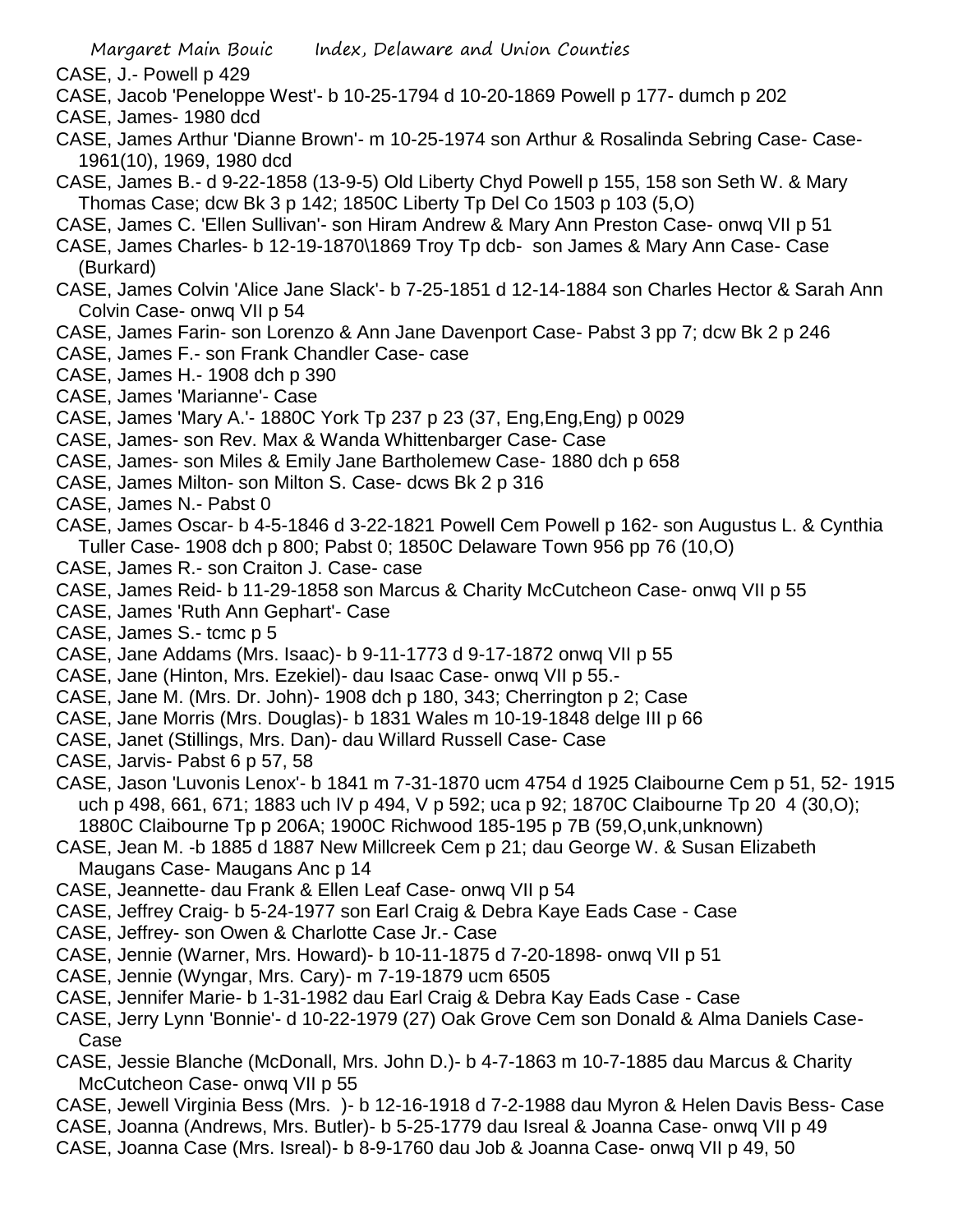CASE, J.- Powell p 429

CASE, Jacob 'Peneloppe West'- b 10-25-1794 d 10-20-1869 Powell p 177- dumch p 202

CASE, James- 1980 dcd

CASE, James Arthur 'Dianne Brown'- m 10-25-1974 son Arthur & Rosalinda Sebring Case- Case- 1961(10), 1969, 1980 dcd

CASE, James B.- d 9-22-1858 (13-9-5) Old Liberty Chyd Powell p 155, 158 son Seth W. & Mary Thomas Case; dcw Bk 3 p 142; 1850C Liberty Tp Del Co 1503 p 103 (5,O)

CASE, James C. 'Ellen Sullivan'- son Hiram Andrew & Mary Ann Preston Case- onwq VII p 51

CASE, James Charles- b 12-19-1870\1869 Troy Tp dcb- son James & Mary Ann Case- Case (Burkard)

CASE, James Colvin 'Alice Jane Slack'- b 7-25-1851 d 12-14-1884 son Charles Hector & Sarah Ann Colvin Case- onwq VII p 54

CASE, James Farin- son Lorenzo & Ann Jane Davenport Case- Pabst 3 pp 7; dcw Bk 2 p 246

CASE, James F.- son Frank Chandler Case- case

CASE, James H.- 1908 dch p 390

CASE, James 'Marianne'- Case

CASE, James 'Mary A.'- 1880C York Tp 237 p 23 (37, Eng,Eng,Eng) p 0029

CASE, James- son Rev. Max & Wanda Whittenbarger Case- Case

CASE, James- son Miles & Emily Jane Bartholemew Case- 1880 dch p 658

CASE, James Milton- son Milton S. Case- dcws Bk 2 p 316

CASE, James N.- Pabst 0

CASE, James Oscar- b 4-5-1846 d 3-22-1821 Powell Cem Powell p 162- son Augustus L. & Cynthia Tuller Case- 1908 dch p 800; Pabst 0; 1850C Delaware Town 956 pp 76 (10,O)

CASE, James R.- son Craiton J. Case- case

CASE, James Reid- b 11-29-1858 son Marcus & Charity McCutcheon Case- onwq VII p 55

CASE, James 'Ruth Ann Gephart'- Case

CASE, James S.- tcmc p 5

CASE, Jane Addams (Mrs. Isaac)- b 9-11-1773 d 9-17-1872 onwq VII p 55

CASE, Jane (Hinton, Mrs. Ezekiel)- dau Isaac Case- onwq VII p 55.-

CASE, Jane M. (Mrs. Dr. John)- 1908 dch p 180, 343; Cherrington p 2; Case

CASE, Jane Morris (Mrs. Douglas)- b 1831 Wales m 10-19-1848 delge III p 66

CASE, Janet (Stillings, Mrs. Dan)- dau Willard Russell Case- Case

CASE, Jarvis- Pabst 6 p 57, 58

CASE, Jason 'Luvonis Lenox'- b 1841 m 7-31-1870 ucm 4754 d 1925 Claibourne Cem p 51, 52- 1915 uch p 498, 661, 671; 1883 uch IV p 494, V p 592; uca p 92; 1870C Claibourne Tp 20 4 (30,O); 1880C Claibourne Tp p 206A; 1900C Richwood 185-195 p 7B (59,O,unk,unknown)

CASE, Jean M. -b 1885 d 1887 New Millcreek Cem p 21; dau George W. & Susan Elizabeth Maugans Case- Maugans Anc p 14

CASE, Jeannette- dau Frank & Ellen Leaf Case- onwq VII p 54

CASE, Jeffrey Craig- b 5-24-1977 son Earl Craig & Debra Kaye Eads Case - Case

CASE, Jeffrey- son Owen & Charlotte Case Jr.- Case

CASE, Jennie (Warner, Mrs. Howard)- b 10-11-1875 d 7-20-1898- onwq VII p 51

CASE, Jennie (Wyngar, Mrs. Cary)- m 7-19-1879 ucm 6505

CASE, Jennifer Marie- b 1-31-1982 dau Earl Craig & Debra Kay Eads Case - Case

CASE, Jerry Lynn 'Bonnie'- d 10-22-1979 (27) Oak Grove Cem son Donald & Alma Daniels Case- Case

CASE, Jessie Blanche (McDonall, Mrs. John D.)- b 4-7-1863 m 10-7-1885 dau Marcus & Charity McCutcheon Case- onwq VII p 55

CASE, Jewell Virginia Bess (Mrs. )- b 12-16-1918 d 7-2-1988 dau Myron & Helen Davis Bess- Case

CASE, Joanna (Andrews, Mrs. Butler)- b 5-25-1779 dau Isreal & Joanna Case- onwq VII p 49

CASE, Joanna Case (Mrs. Isreal)- b 8-9-1760 dau Job & Joanna Case- onwq VII p 49, 50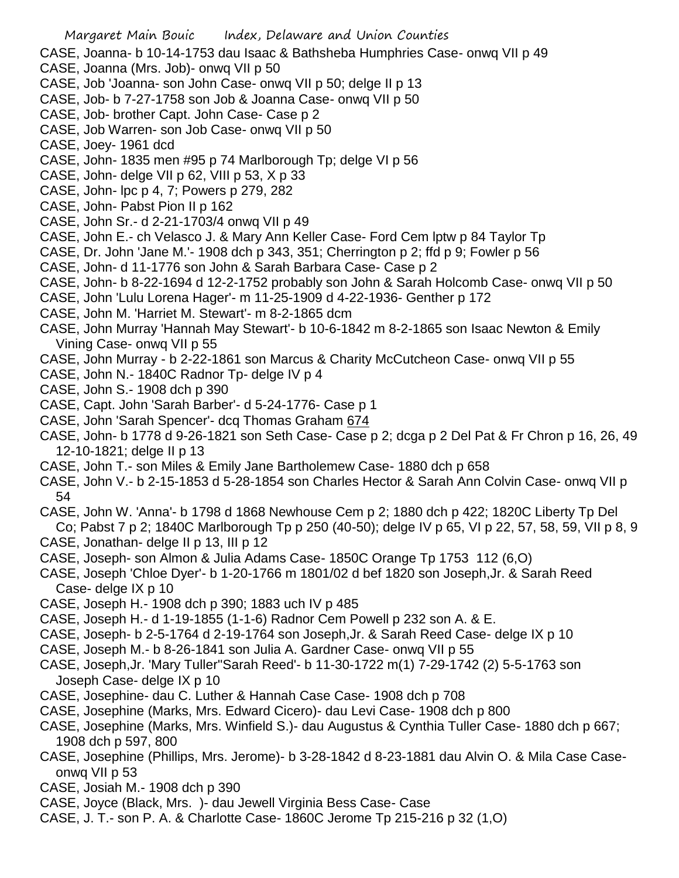CASE, Joanna- b 10-14-1753 dau Isaac & Bathsheba Humphries Case- onwq VII p 49

CASE, Joanna (Mrs. Job)- onwq VII p 50

CASE, Job 'Joanna- son John Case- onwq VII p 50; delge II p 13

CASE, Job- b 7-27-1758 son Job & Joanna Case- onwq VII p 50

CASE, Job- brother Capt. John Case- Case p 2

CASE, Job Warren- son Job Case- onwq VII p 50

CASE, Joey- 1961 dcd

CASE, John- 1835 men #95 p 74 Marlborough Tp; delge VI p 56

CASE, John- delge VII p 62, VIII p 53, X p 33

CASE, John- lpc p 4, 7; Powers p 279, 282

CASE, John- Pabst Pion II p 162

CASE, John Sr.- d 2-21-1703/4 onwq VII p 49

CASE, John E.- ch Velasco J. & Mary Ann Keller Case- Ford Cem lptw p 84 Taylor Tp

CASE, Dr. John 'Jane M.'- 1908 dch p 343, 351; Cherrington p 2; ffd p 9; Fowler p 56

CASE, John- d 11-1776 son John & Sarah Barbara Case- Case p 2

CASE, John- b 8-22-1694 d 12-2-1752 probably son John & Sarah Holcomb Case- onwq VII p 50

CASE, John 'Lulu Lorena Hager'- m 11-25-1909 d 4-22-1936- Genther p 172

CASE, John M. 'Harriet M. Stewart'- m 8-2-1865 dcm

CASE, John Murray 'Hannah May Stewart'- b 10-6-1842 m 8-2-1865 son Isaac Newton & Emily Vining Case- onwq VII p 55

CASE, John Murray - b 2-22-1861 son Marcus & Charity McCutcheon Case- onwq VII p 55

CASE, John N.- 1840C Radnor Tp- delge IV p 4

CASE, John S.- 1908 dch p 390

CASE, Capt. John 'Sarah Barber'- d 5-24-1776- Case p 1

CASE, John 'Sarah Spencer'- dcq Thomas Graham 674

CASE, John- b 1778 d 9-26-1821 son Seth Case- Case p 2; dcga p 2 Del Pat & Fr Chron p 16, 26, 49 12-10-1821; delge II p 13

CASE, John T.- son Miles & Emily Jane Bartholemew Case- 1880 dch p 658

CASE, John V.- b 2-15-1853 d 5-28-1854 son Charles Hector & Sarah Ann Colvin Case- onwq VII p 54

CASE, John W. 'Anna'- b 1798 d 1868 Newhouse Cem p 2; 1880 dch p 422; 1820C Liberty Tp Del Co; Pabst 7 p 2; 1840C Marlborough Tp p 250 (40-50); delge IV p 65, VI p 22, 57, 58, 59, VII p 8, 9

CASE, Jonathan- delge II p 13, III p 12

CASE, Joseph- son Almon & Julia Adams Case- 1850C Orange Tp 1753 112 (6,O)

CASE, Joseph 'Chloe Dyer'- b 1-20-1766 m 1801/02 d bef 1820 son Joseph,Jr. & Sarah Reed Case- delge IX p 10

CASE, Joseph H.- 1908 dch p 390; 1883 uch IV p 485

CASE, Joseph H.- d 1-19-1855 (1-1-6) Radnor Cem Powell p 232 son A. & E.

CASE, Joseph- b 2-5-1764 d 2-19-1764 son Joseph,Jr. & Sarah Reed Case- delge IX p 10

CASE, Joseph M.- b 8-26-1841 son Julia A. Gardner Case- onwq VII p 55

CASE, Joseph,Jr. 'Mary Tuller''Sarah Reed'- b 11-30-1722 m(1) 7-29-1742 (2) 5-5-1763 son Joseph Case- delge IX p 10

CASE, Josephine- dau C. Luther & Hannah Case Case- 1908 dch p 708

CASE, Josephine (Marks, Mrs. Edward Cicero)- dau Levi Case- 1908 dch p 800

CASE, Josephine (Marks, Mrs. Winfield S.)- dau Augustus & Cynthia Tuller Case- 1880 dch p 667; 1908 dch p 597, 800

CASE, Josephine (Phillips, Mrs. Jerome)- b 3-28-1842 d 8-23-1881 dau Alvin O. & Mila Case Case- onwq VII p 53

CASE, Josiah M.- 1908 dch p 390

CASE, Joyce (Black, Mrs. )- dau Jewell Virginia Bess Case- Case

CASE, J. T.- son P. A. & Charlotte Case- 1860C Jerome Tp 215-216 p 32 (1,O)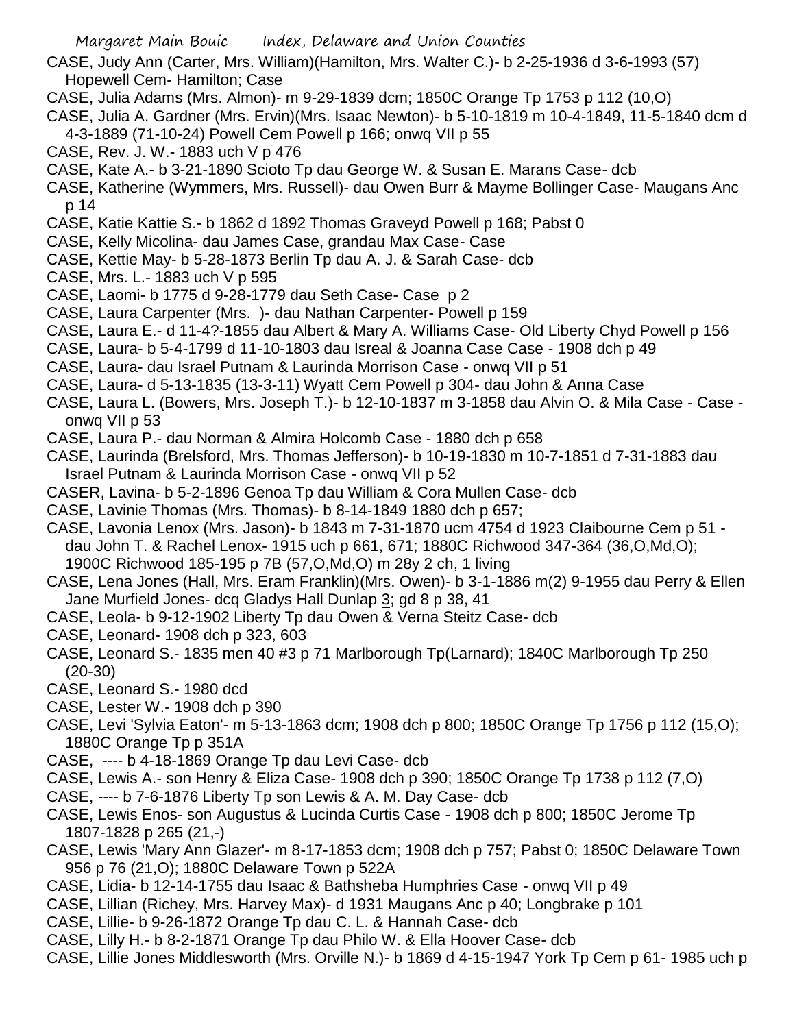CASE, Judy Ann (Carter, Mrs. William)(Hamilton, Mrs. Walter C.)- b 2-25-1936 d 3-6-1993 (57) Hopewell Cem- Hamilton; Case

CASE, Julia Adams (Mrs. Almon)- m 9-29-1839 dcm; 1850C Orange Tp 1753 p 112 (10,O)

CASE, Julia A. Gardner (Mrs. Ervin)(Mrs. Isaac Newton)- b 5-10-1819 m 10-4-1849, 11-5-1840 dcm d 4-3-1889 (71-10-24) Powell Cem Powell p 166; onwq VII p 55

CASE, Rev. J. W.- 1883 uch V p 476

CASE, Kate A.- b 3-21-1890 Scioto Tp dau George W. & Susan E. Marans Case- dcb

CASE, Katherine (Wymmers, Mrs. Russell)- dau Owen Burr & Mayme Bollinger Case- Maugans Anc p 14

CASE, Katie Kattie S.- b 1862 d 1892 Thomas Graveyd Powell p 168; Pabst 0

CASE, Kelly Micolina- dau James Case, grandau Max Case- Case

CASE, Kettie May- b 5-28-1873 Berlin Tp dau A. J. & Sarah Case- dcb

CASE, Mrs. L.- 1883 uch V p 595

CASE, Laomi- b 1775 d 9-28-1779 dau Seth Case- Case p 2

CASE, Laura Carpenter (Mrs. )- dau Nathan Carpenter- Powell p 159

CASE, Laura E.- d 11-4?-1855 dau Albert & Mary A. Williams Case- Old Liberty Chyd Powell p 156

CASE, Laura- b 5-4-1799 d 11-10-1803 dau Isreal & Joanna Case Case - 1908 dch p 49

CASE, Laura- dau Israel Putnam & Laurinda Morrison Case - onwq VII p 51

CASE, Laura- d 5-13-1835 (13-3-11) Wyatt Cem Powell p 304- dau John & Anna Case

CASE, Laura L. (Bowers, Mrs. Joseph T.)- b 12-10-1837 m 3-1858 dau Alvin O. & Mila Case - Case - onwq VII p 53

CASE, Laura P.- dau Norman & Almira Holcomb Case - 1880 dch p 658

CASE, Laurinda (Brelsford, Mrs. Thomas Jefferson)- b 10-19-1830 m 10-7-1851 d 7-31-1883 dau Israel Putnam & Laurinda Morrison Case - onwq VII p 52

CASER, Lavina- b 5-2-1896 Genoa Tp dau William & Cora Mullen Case- dcb

CASE, Lavinie Thomas (Mrs. Thomas)- b 8-14-1849 1880 dch p 657;

CASE, Lavonia Lenox (Mrs. Jason)- b 1843 m 7-31-1870 ucm 4754 d 1923 Claibourne Cem p 51 - dau John T. & Rachel Lenox- 1915 uch p 661, 671; 1880C Richwood 347-364 (36,O,Md,O); 1900C Richwood 185-195 p 7B (57,O,Md,O) m 28y 2 ch, 1 living

CASE, Lena Jones (Hall, Mrs. Eram Franklin)(Mrs. Owen)- b 3-1-1886 m(2) 9-1955 dau Perry & Ellen Jane Murfield Jones- dcq Gladys Hall Dunlap 3; gd 8 p 38, 41

CASE, Leola- b 9-12-1902 Liberty Tp dau Owen & Verna Steitz Case- dcb

CASE, Leonard- 1908 dch p 323, 603

CASE, Leonard S.- 1835 men 40 #3 p 71 Marlborough Tp(Larnard); 1840C Marlborough Tp 250 (20-30)

CASE, Leonard S.- 1980 dcd

CASE, Lester W.- 1908 dch p 390

CASE, Levi 'Sylvia Eaton'- m 5-13-1863 dcm; 1908 dch p 800; 1850C Orange Tp 1756 p 112 (15,O); 1880C Orange Tp p 351A

CASE, ---- b 4-18-1869 Orange Tp dau Levi Case- dcb

CASE, Lewis A.- son Henry & Eliza Case- 1908 dch p 390; 1850C Orange Tp 1738 p 112 (7,O)

CASE, ---- b 7-6-1876 Liberty Tp son Lewis & A. M. Day Case- dcb

CASE, Lewis Enos- son Augustus & Lucinda Curtis Case - 1908 dch p 800; 1850C Jerome Tp 1807-1828 p 265 (21,-)

CASE, Lewis 'Mary Ann Glazer'- m 8-17-1853 dcm; 1908 dch p 757; Pabst 0; 1850C Delaware Town 956 p 76 (21,O); 1880C Delaware Town p 522A

CASE, Lidia- b 12-14-1755 dau Isaac & Bathsheba Humphries Case - onwq VII p 49

CASE, Lillian (Richey, Mrs. Harvey Max)- d 1931 Maugans Anc p 40; Longbrake p 101

CASE, Lillie- b 9-26-1872 Orange Tp dau C. L. & Hannah Case- dcb

CASE, Lilly H.- b 8-2-1871 Orange Tp dau Philo W. & Ella Hoover Case- dcb

CASE, Lillie Jones Middlesworth (Mrs. Orville N.)- b 1869 d 4-15-1947 York Tp Cem p 61- 1985 uch p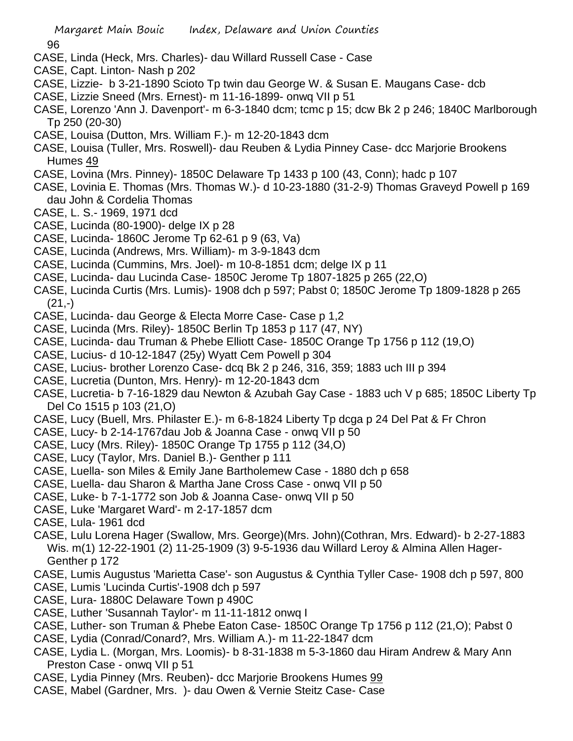CASE, Linda (Heck, Mrs. Charles)- dau Willard Russell Case - Case

CASE, Capt. Linton- Nash p 202

CASE, Lizzie- b 3-21-1890 Scioto Tp twin dau George W. & Susan E. Maugans Case- dcb

CASE, Lizzie Sneed (Mrs. Ernest)- m 11-16-1899- onwq VII p 51

CASE, Lorenzo 'Ann J. Davenport'- m 6-3-1840 dcm; tcmc p 15; dcw Bk 2 p 246; 1840C Marlborough Tp 250 (20-30)

CASE, Louisa (Dutton, Mrs. William F.)- m 12-20-1843 dcm

CASE, Louisa (Tuller, Mrs. Roswell)- dau Reuben & Lydia Pinney Case- dcc Marjorie Brookens Humes 49

CASE, Lovina (Mrs. Pinney)- 1850C Delaware Tp 1433 p 100 (43, Conn); hadc p 107

CASE, Lovinia E. Thomas (Mrs. Thomas W.)- d 10-23-1880 (31-2-9) Thomas Graveyd Powell p 169 dau John & Cordelia Thomas

CASE, L. S.- 1969, 1971 dcd

CASE, Lucinda (80-1900)- delge IX p 28

CASE, Lucinda- 1860C Jerome Tp 62-61 p 9 (63, Va)

CASE, Lucinda (Andrews, Mrs. William)- m 3-9-1843 dcm

CASE, Lucinda (Cummins, Mrs. Joel)- m 10-8-1851 dcm; delge IX p 11

CASE, Lucinda- dau Lucinda Case- 1850C Jerome Tp 1807-1825 p 265 (22,O)

CASE, Lucinda Curtis (Mrs. Lumis)- 1908 dch p 597; Pabst 0; 1850C Jerome Tp 1809-1828 p 265 (21,-)

CASE, Lucinda- dau George & Electa Morre Case- Case p 1,2

CASE, Lucinda (Mrs. Riley)- 1850C Berlin Tp 1853 p 117 (47, NY)

CASE, Lucinda- dau Truman & Phebe Elliott Case- 1850C Orange Tp 1756 p 112 (19,O)

CASE, Lucius- d 10-12-1847 (25y) Wyatt Cem Powell p 304

CASE, Lucius- brother Lorenzo Case- dcq Bk 2 p 246, 316, 359; 1883 uch III p 394

CASE, Lucretia (Dunton, Mrs. Henry)- m 12-20-1843 dcm

CASE, Lucretia- b 7-16-1829 dau Newton & Azubah Gay Case - 1883 uch V p 685; 1850C Liberty Tp Del Co 1515 p 103 (21,O)

CASE, Lucy (Buell, Mrs. Philaster E.)- m 6-8-1824 Liberty Tp dcga p 24 Del Pat & Fr Chron

CASE, Lucy- b 2-14-1767dau Job & Joanna Case - onwq VII p 50

CASE, Lucy (Mrs. Riley)- 1850C Orange Tp 1755 p 112 (34,O)

CASE, Lucy (Taylor, Mrs. Daniel B.)- Genther p 111

CASE, Luella- son Miles & Emily Jane Bartholemew Case - 1880 dch p 658

CASE, Luella- dau Sharon & Martha Jane Cross Case - onwq VII p 50

CASE, Luke- b 7-1-1772 son Job & Joanna Case- onwq VII p 50

CASE, Luke 'Margaret Ward'- m 2-17-1857 dcm

CASE, Lula- 1961 dcd

CASE, Lulu Lorena Hager (Swallow, Mrs. George)(Mrs. John)(Cothran, Mrs. Edward)- b 2-27-1883 Wis. m(1) 12-22-1901 (2) 11-25-1909 (3) 9-5-1936 dau Willard Leroy & Almina Allen Hager- Genther p 172

CASE, Lumis Augustus 'Marietta Case'- son Augustus & Cynthia Tyller Case- 1908 dch p 597, 800

CASE, Lumis 'Lucinda Curtis'-1908 dch p 597

CASE, Lura- 1880C Delaware Town p 490C

CASE, Luther 'Susannah Taylor'- m 11-11-1812 onwq I

CASE, Luther- son Truman & Phebe Eaton Case- 1850C Orange Tp 1756 p 112 (21,O); Pabst 0

CASE, Lydia (Conrad/Conard?, Mrs. William A.)- m 11-22-1847 dcm

CASE, Lydia L. (Morgan, Mrs. Loomis)- b 8-31-1838 m 5-3-1860 dau Hiram Andrew & Mary Ann Preston Case - onwq VII p 51

CASE, Lydia Pinney (Mrs. Reuben)- dcc Marjorie Brookens Humes 99

CASE, Mabel (Gardner, Mrs. )- dau Owen & Vernie Steitz Case- Case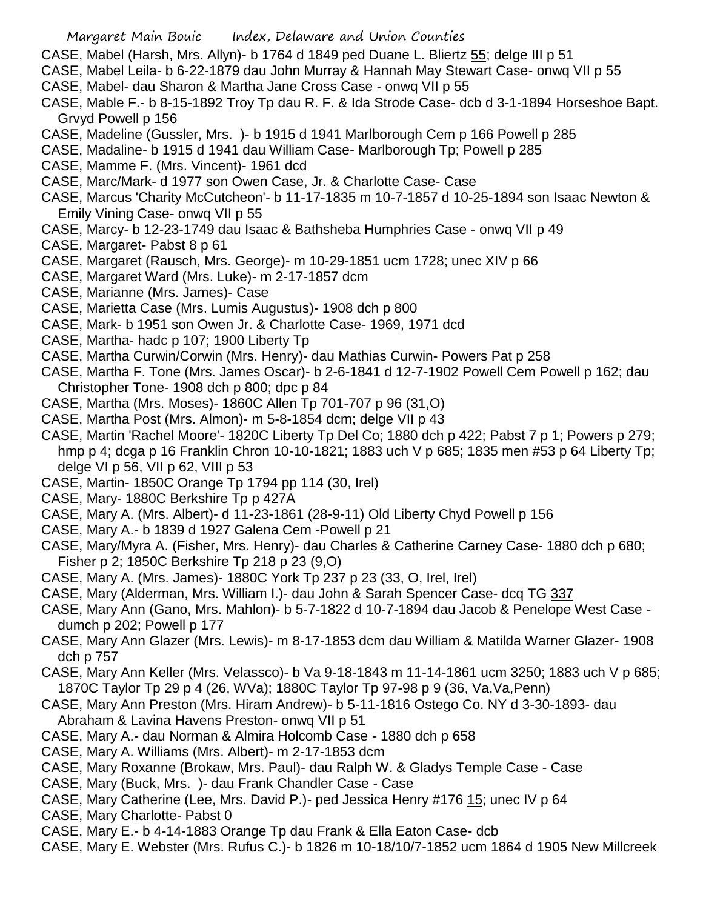CASE, Mabel (Harsh, Mrs. Allyn)- b 1764 d 1849 ped Duane L. Bliertz 55; delge III p 51
CASE, Mabel Leila- b 6-22-1879 dau John Murray & Hannah May Stewart Case- onwq VII p 55
CASE, Mabel- dau Sharon & Martha Jane Cross Case - onwq VII p 55
CASE, Mable F.- b 8-15-1892 Troy Tp dau R. F. & Ida Strode Case- dcb d 3-1-1894 Horseshoe Bapt. Grvyd Powell p 156
CASE, Madeline (Gussler, Mrs. )- b 1915 d 1941 Marlborough Cem p 166 Powell p 285
CASE, Madaline- b 1915 d 1941 dau William Case- Marlborough Tp; Powell p 285
CASE, Mamme F. (Mrs. Vincent)- 1961 dcd
CASE, Marc/Mark- d 1977 son Owen Case, Jr. & Charlotte Case- Case
CASE, Marcus 'Charity McCutcheon'- b 11-17-1835 m 10-7-1857 d 10-25-1894 son Isaac Newton & Emily Vining Case- onwq VII p 55
CASE, Marcy- b 12-23-1749 dau Isaac & Bathsheba Humphries Case - onwq VII p 49
CASE, Margaret- Pabst 8 p 61
CASE, Margaret (Rausch, Mrs. George)- m 10-29-1851 ucm 1728; unec XIV p 66
CASE, Margaret Ward (Mrs. Luke)- m 2-17-1857 dcm
CASE, Marianne (Mrs. James)- Case
CASE, Marietta Case (Mrs. Lumis Augustus)- 1908 dch p 800
CASE, Mark- b 1951 son Owen Jr. & Charlotte Case- 1969, 1971 dcd
CASE, Martha- hadc p 107; 1900 Liberty Tp
CASE, Martha Curwin/Corwin (Mrs. Henry)- dau Mathias Curwin- Powers Pat p 258
CASE, Martha F. Tone (Mrs. James Oscar)- b 2-6-1841 d 12-7-1902 Powell Cem Powell p 162; dau Christopher Tone- 1908 dch p 800; dpc p 84
CASE, Martha (Mrs. Moses)- 1860C Allen Tp 701-707 p 96 (31,O)
CASE, Martha Post (Mrs. Almon)- m 5-8-1854 dcm; delge VII p 43
CASE, Martin 'Rachel Moore'- 1820C Liberty Tp Del Co; 1880 dch p 422; Pabst 7 p 1; Powers p 279; hmp p 4; dcga p 16 Franklin Chron 10-10-1821; 1883 uch V p 685; 1835 men #53 p 64 Liberty Tp; delge VI p 56, VII p 62, VIII p 53
CASE, Martin- 1850C Orange Tp 1794 pp 114 (30, Irel)
CASE, Mary- 1880C Berkshire Tp p 427A
CASE, Mary A. (Mrs. Albert)- d 11-23-1861 (28-9-11) Old Liberty Chyd Powell p 156
CASE, Mary A.- b 1839 d 1927 Galena Cem -Powell p 21
CASE, Mary/Myra A. (Fisher, Mrs. Henry)- dau Charles & Catherine Carney Case- 1880 dch p 680; Fisher p 2; 1850C Berkshire Tp 218 p 23 (9,O)
CASE, Mary A. (Mrs. James)- 1880C York Tp 237 p 23 (33, O, Irel, Irel)
CASE, Mary (Alderman, Mrs. William I.)- dau John & Sarah Spencer Case- dcq TG 337
CASE, Mary Ann (Gano, Mrs. Mahlon)- b 5-7-1822 d 10-7-1894 dau Jacob & Penelope West Case - dumch p 202; Powell p 177
CASE, Mary Ann Glazer (Mrs. Lewis)- m 8-17-1853 dcm dau William & Matilda Warner Glazer- 1908 dch p 757
CASE, Mary Ann Keller (Mrs. Velassco)- b Va 9-18-1843 m 11-14-1861 ucm 3250; 1883 uch V p 685; 1870C Taylor Tp 29 p 4 (26, WVa); 1880C Taylor Tp 97-98 p 9 (36, Va,Va,Penn)
CASE, Mary Ann Preston (Mrs. Hiram Andrew)- b 5-11-1816 Ostego Co. NY d 3-30-1893- dau Abraham & Lavina Havens Preston- onwq VII p 51
CASE, Mary A.- dau Norman & Almira Holcomb Case - 1880 dch p 658
CASE, Mary A. Williams (Mrs. Albert)- m 2-17-1853 dcm
CASE, Mary Roxanne (Brokaw, Mrs. Paul)- dau Ralph W. & Gladys Temple Case - Case
CASE, Mary (Buck, Mrs. )- dau Frank Chandler Case - Case
CASE, Mary Catherine (Lee, Mrs. David P.)- ped Jessica Henry #176 15; unec IV p 64
CASE, Mary Charlotte- Pabst 0
CASE, Mary E.- b 4-14-1883 Orange Tp dau Frank & Ella Eaton Case- dcb
CASE, Mary E. Webster (Mrs. Rufus C.)- b 1826 m 10-18/10/7-1852 ucm 1864 d 1905 New Millcreek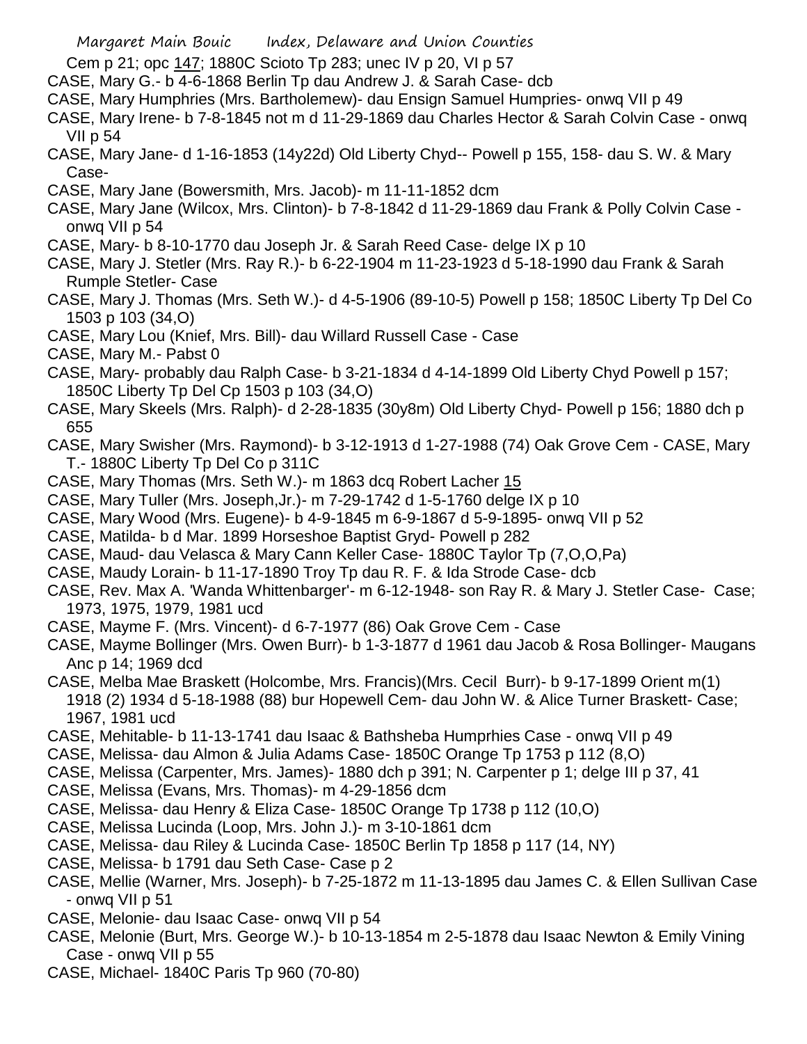Cem p 21; opc 147; 1880C Scioto Tp 283; unec IV p 20, VI p 57

CASE, Mary G.- b 4-6-1868 Berlin Tp dau Andrew J. & Sarah Case- dcb

CASE, Mary Humphries (Mrs. Bartholemew)- dau Ensign Samuel Humpries- onwq VII p 49

CASE, Mary Irene- b 7-8-1845 not m d 11-29-1869 dau Charles Hector & Sarah Colvin Case - onwq VII p 54

CASE, Mary Jane- d 1-16-1853 (14y22d) Old Liberty Chyd-- Powell p 155, 158- dau S. W. & Mary Case-

CASE, Mary Jane (Bowersmith, Mrs. Jacob)- m 11-11-1852 dcm

CASE, Mary Jane (Wilcox, Mrs. Clinton)- b 7-8-1842 d 11-29-1869 dau Frank & Polly Colvin Case - onwq VII p 54

CASE, Mary- b 8-10-1770 dau Joseph Jr. & Sarah Reed Case- delge IX p 10

CASE, Mary J. Stetler (Mrs. Ray R.)- b 6-22-1904 m 11-23-1923 d 5-18-1990 dau Frank & Sarah Rumple Stetler- Case

CASE, Mary J. Thomas (Mrs. Seth W.)- d 4-5-1906 (89-10-5) Powell p 158; 1850C Liberty Tp Del Co 1503 p 103 (34,O)

CASE, Mary Lou (Knief, Mrs. Bill)- dau Willard Russell Case - Case

CASE, Mary M.- Pabst 0

CASE, Mary- probably dau Ralph Case- b 3-21-1834 d 4-14-1899 Old Liberty Chyd Powell p 157; 1850C Liberty Tp Del Cp 1503 p 103 (34,O)

CASE, Mary Skeels (Mrs. Ralph)- d 2-28-1835 (30y8m) Old Liberty Chyd- Powell p 156; 1880 dch p 655

CASE, Mary Swisher (Mrs. Raymond)- b 3-12-1913 d 1-27-1988 (74) Oak Grove Cem - CASE, Mary T.- 1880C Liberty Tp Del Co p 311C

CASE, Mary Thomas (Mrs. Seth W.)- m 1863 dcq Robert Lacher 15

CASE, Mary Tuller (Mrs. Joseph,Jr.)- m 7-29-1742 d 1-5-1760 delge IX p 10

CASE, Mary Wood (Mrs. Eugene)- b 4-9-1845 m 6-9-1867 d 5-9-1895- onwq VII p 52

CASE, Matilda- b d Mar. 1899 Horseshoe Baptist Gryd- Powell p 282

CASE, Maud- dau Velasca & Mary Cann Keller Case- 1880C Taylor Tp (7,O,O,Pa)

CASE, Maudy Lorain- b 11-17-1890 Troy Tp dau R. F. & Ida Strode Case- dcb

CASE, Rev. Max A. 'Wanda Whittenbarger'- m 6-12-1948- son Ray R. & Mary J. Stetler Case- Case; 1973, 1975, 1979, 1981 ucd

CASE, Mayme F. (Mrs. Vincent)- d 6-7-1977 (86) Oak Grove Cem - Case

CASE, Mayme Bollinger (Mrs. Owen Burr)- b 1-3-1877 d 1961 dau Jacob & Rosa Bollinger- Maugans Anc p 14; 1969 dcd

CASE, Melba Mae Braskett (Holcombe, Mrs. Francis)(Mrs. Cecil Burr)- b 9-17-1899 Orient m(1) 1918 (2) 1934 d 5-18-1988 (88) bur Hopewell Cem- dau John W. & Alice Turner Braskett- Case; 1967, 1981 ucd

CASE, Mehitable- b 11-13-1741 dau Isaac & Bathsheba Humprhies Case - onwq VII p 49

CASE, Melissa- dau Almon & Julia Adams Case- 1850C Orange Tp 1753 p 112 (8,O)

CASE, Melissa (Carpenter, Mrs. James)- 1880 dch p 391; N. Carpenter p 1; delge III p 37, 41

CASE, Melissa (Evans, Mrs. Thomas)- m 4-29-1856 dcm

CASE, Melissa- dau Henry & Eliza Case- 1850C Orange Tp 1738 p 112 (10,O)

CASE, Melissa Lucinda (Loop, Mrs. John J.)- m 3-10-1861 dcm

CASE, Melissa- dau Riley & Lucinda Case- 1850C Berlin Tp 1858 p 117 (14, NY)

CASE, Melissa- b 1791 dau Seth Case- Case p 2

CASE, Mellie (Warner, Mrs. Joseph)- b 7-25-1872 m 11-13-1895 dau James C. & Ellen Sullivan Case - onwq VII p 51

CASE, Melonie- dau Isaac Case- onwq VII p 54

CASE, Melonie (Burt, Mrs. George W.)- b 10-13-1854 m 2-5-1878 dau Isaac Newton & Emily Vining Case - onwq VII p 55

CASE, Michael- 1840C Paris Tp 960 (70-80)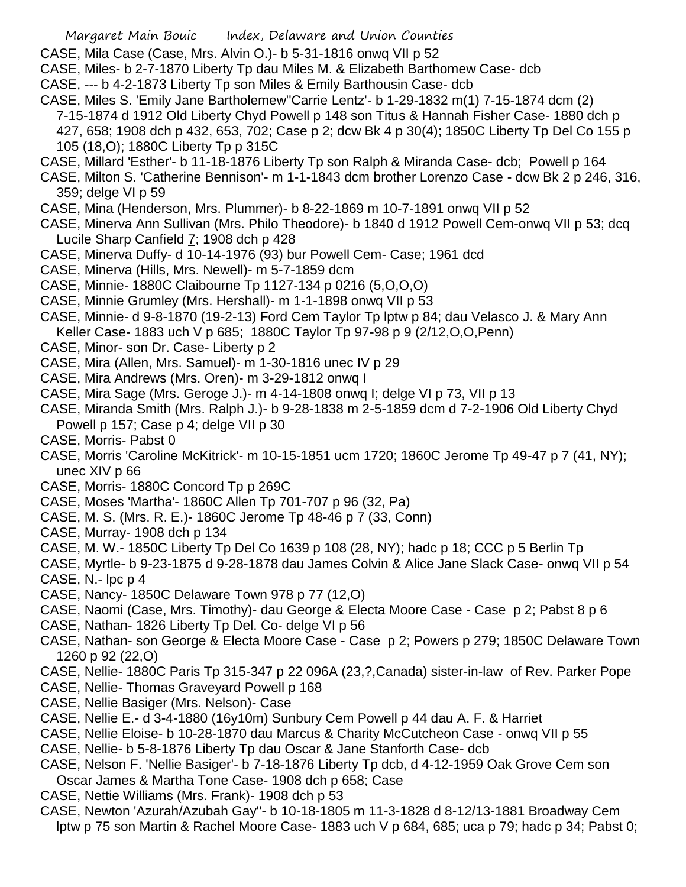CASE, Mila Case (Case, Mrs. Alvin O.)- b 5-31-1816 onwq VII p 52

CASE, Miles- b 2-7-1870 Liberty Tp dau Miles M. & Elizabeth Barthomew Case- dcb

CASE, --- b 4-2-1873 Liberty Tp son Miles & Emily Barthousin Case- dcb

CASE, Miles S. 'Emily Jane Bartholemew''Carrie Lentz'- b 1-29-1832 m(1) 7-15-1874 dcm (2) 7-15-1874 d 1912 Old Liberty Chyd Powell p 148 son Titus & Hannah Fisher Case- 1880 dch p 427, 658; 1908 dch p 432, 653, 702; Case p 2; dcw Bk 4 p 30(4); 1850C Liberty Tp Del Co 155 p 105 (18,O); 1880C Liberty Tp p 315C

CASE, Millard 'Esther'- b 11-18-1876 Liberty Tp son Ralph & Miranda Case- dcb; Powell p 164

CASE, Milton S. 'Catherine Bennison'- m 1-1-1843 dcm brother Lorenzo Case - dcw Bk 2 p 246, 316, 359; delge VI p 59

CASE, Mina (Henderson, Mrs. Plummer)- b 8-22-1869 m 10-7-1891 onwq VII p 52

CASE, Minerva Ann Sullivan (Mrs. Philo Theodore)- b 1840 d 1912 Powell Cem-onwq VII p 53; dcq Lucile Sharp Canfield 7; 1908 dch p 428

CASE, Minerva Duffy- d 10-14-1976 (93) bur Powell Cem- Case; 1961 dcd

CASE, Minerva (Hills, Mrs. Newell)- m 5-7-1859 dcm

CASE, Minnie- 1880C Claibourne Tp 1127-134 p 0216 (5,O,O,O)

CASE, Minnie Grumley (Mrs. Hershall)- m 1-1-1898 onwq VII p 53

CASE, Minnie- d 9-8-1870 (19-2-13) Ford Cem Taylor Tp lptw p 84; dau Velasco J. & Mary Ann Keller Case- 1883 uch V p 685; 1880C Taylor Tp 97-98 p 9 (2/12,O,O,Penn)

CASE, Minor- son Dr. Case- Liberty p 2

CASE, Mira (Allen, Mrs. Samuel)- m 1-30-1816 unec IV p 29

CASE, Mira Andrews (Mrs. Oren)- m 3-29-1812 onwq I

CASE, Mira Sage (Mrs. Geroge J.)- m 4-14-1808 onwq I; delge VI p 73, VII p 13

CASE, Miranda Smith (Mrs. Ralph J.)- b 9-28-1838 m 2-5-1859 dcm d 7-2-1906 Old Liberty Chyd Powell p 157; Case p 4; delge VII p 30

CASE, Morris- Pabst 0

CASE, Morris 'Caroline McKitrick'- m 10-15-1851 ucm 1720; 1860C Jerome Tp 49-47 p 7 (41, NY); unec XIV p 66

CASE, Morris- 1880C Concord Tp p 269C

CASE, Moses 'Martha'- 1860C Allen Tp 701-707 p 96 (32, Pa)

CASE, M. S. (Mrs. R. E.)- 1860C Jerome Tp 48-46 p 7 (33, Conn)

CASE, Murray- 1908 dch p 134

CASE, M. W.- 1850C Liberty Tp Del Co 1639 p 108 (28, NY); hadc p 18; CCC p 5 Berlin Tp

CASE, Myrtle- b 9-23-1875 d 9-28-1878 dau James Colvin & Alice Jane Slack Case- onwq VII p 54

CASE, N.- lpc p 4

CASE, Nancy- 1850C Delaware Town 978 p 77 (12,O)

CASE, Naomi (Case, Mrs. Timothy)- dau George & Electa Moore Case - Case p 2; Pabst 8 p 6

CASE, Nathan- 1826 Liberty Tp Del. Co- delge VI p 56

CASE, Nathan- son George & Electa Moore Case - Case p 2; Powers p 279; 1850C Delaware Town 1260 p 92 (22,O)

CASE, Nellie- 1880C Paris Tp 315-347 p 22 096A (23,?,Canada) sister-in-law of Rev. Parker Pope

CASE, Nellie- Thomas Graveyard Powell p 168

CASE, Nellie Basiger (Mrs. Nelson)- Case

CASE, Nellie E.- d 3-4-1880 (16y10m) Sunbury Cem Powell p 44 dau A. F. & Harriet

CASE, Nellie Eloise- b 10-28-1870 dau Marcus & Charity McCutcheon Case - onwq VII p 55

CASE, Nellie- b 5-8-1876 Liberty Tp dau Oscar & Jane Stanforth Case- dcb

CASE, Nelson F. 'Nellie Basiger'- b 7-18-1876 Liberty Tp dcb, d 4-12-1959 Oak Grove Cem son Oscar James & Martha Tone Case- 1908 dch p 658; Case

CASE, Nettie Williams (Mrs. Frank)- 1908 dch p 53

CASE, Newton 'Azurah/Azubah Gay''- b 10-18-1805 m 11-3-1828 d 8-12/13-1881 Broadway Cem lptw p 75 son Martin & Rachel Moore Case- 1883 uch V p 684, 685; uca p 79; hadc p 34; Pabst 0;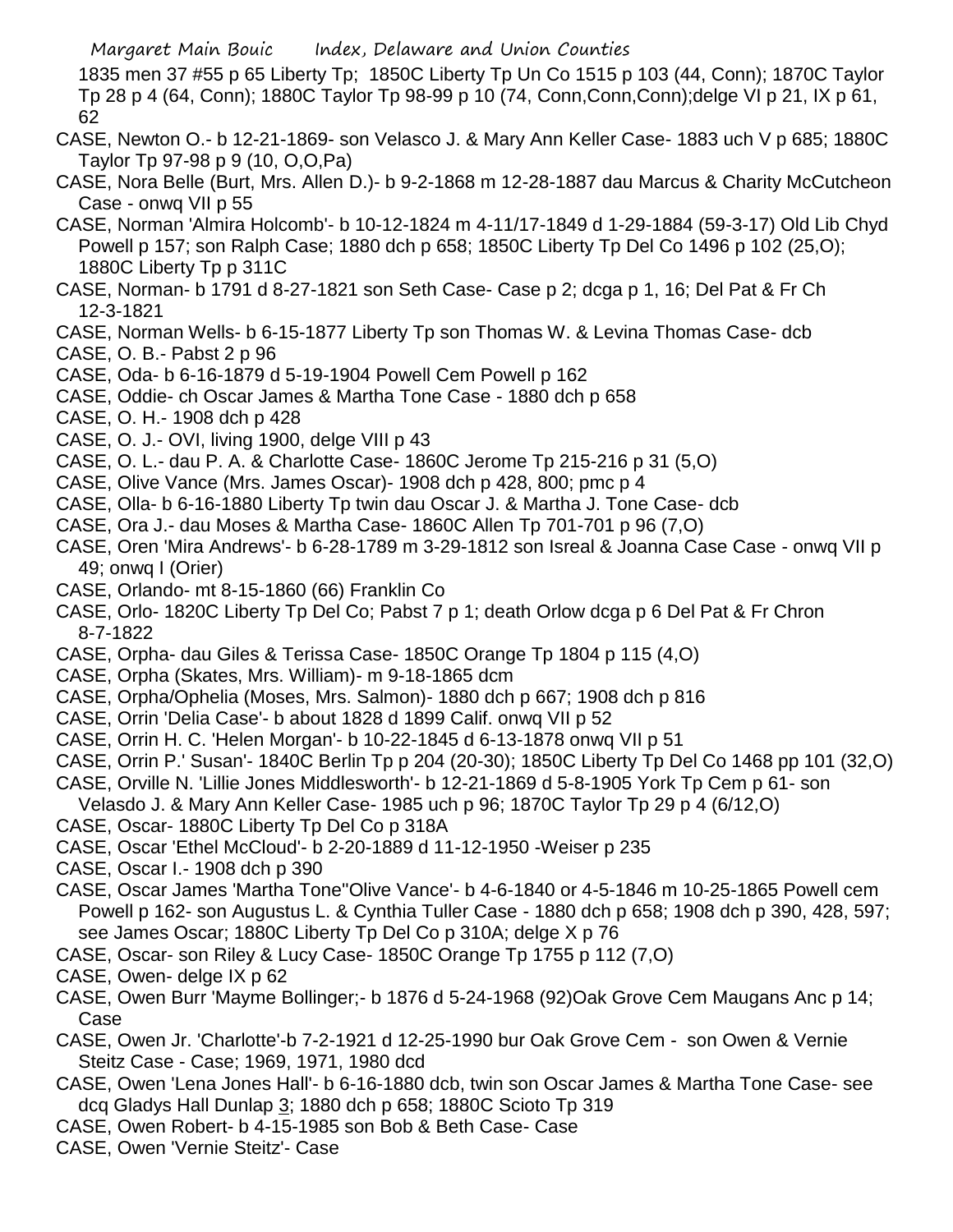1835 men 37 #55 p 65 Liberty Tp; 1850C Liberty Tp Un Co 1515 p 103 (44, Conn); 1870C Taylor Tp 28 p 4 (64, Conn); 1880C Taylor Tp 98-99 p 10 (74, Conn,Conn,Conn);delge VI p 21, IX p 61, 62

CASE, Newton O.- b 12-21-1869- son Velasco J. & Mary Ann Keller Case- 1883 uch V p 685; 1880C Taylor Tp 97-98 p 9 (10, O,O,Pa)

CASE, Nora Belle (Burt, Mrs. Allen D.)- b 9-2-1868 m 12-28-1887 dau Marcus & Charity McCutcheon Case - onwq VII p 55

CASE, Norman 'Almira Holcomb'- b 10-12-1824 m 4-11/17-1849 d 1-29-1884 (59-3-17) Old Lib Chyd Powell p 157; son Ralph Case; 1880 dch p 658; 1850C Liberty Tp Del Co 1496 p 102 (25,O); 1880C Liberty Tp p 311C

CASE, Norman- b 1791 d 8-27-1821 son Seth Case- Case p 2; dcga p 1, 16; Del Pat & Fr Ch 12-3-1821

CASE, Norman Wells- b 6-15-1877 Liberty Tp son Thomas W. & Levina Thomas Case- dcb

CASE, O. B.- Pabst 2 p 96

CASE, Oda- b 6-16-1879 d 5-19-1904 Powell Cem Powell p 162

CASE, Oddie- ch Oscar James & Martha Tone Case - 1880 dch p 658

CASE, O. H.- 1908 dch p 428

CASE, O. J.- OVI, living 1900, delge VIII p 43

CASE, O. L.- dau P. A. & Charlotte Case- 1860C Jerome Tp 215-216 p 31 (5,O)

CASE, Olive Vance (Mrs. James Oscar)- 1908 dch p 428, 800; pmc p 4

CASE, Olla- b 6-16-1880 Liberty Tp twin dau Oscar J. & Martha J. Tone Case- dcb

CASE, Ora J.- dau Moses & Martha Case- 1860C Allen Tp 701-701 p 96 (7,O)

CASE, Oren 'Mira Andrews'- b 6-28-1789 m 3-29-1812 son Isreal & Joanna Case Case - onwq VII p 49; onwq I (Orier)

CASE, Orlando- mt 8-15-1860 (66) Franklin Co

CASE, Orlo- 1820C Liberty Tp Del Co; Pabst 7 p 1; death Orlow dcga p 6 Del Pat & Fr Chron 8-7-1822

CASE, Orpha- dau Giles & Terissa Case- 1850C Orange Tp 1804 p 115 (4,O)

CASE, Orpha (Skates, Mrs. William)- m 9-18-1865 dcm

CASE, Orpha/Ophelia (Moses, Mrs. Salmon)- 1880 dch p 667; 1908 dch p 816

CASE, Orrin 'Delia Case'- b about 1828 d 1899 Calif. onwq VII p 52

CASE, Orrin H. C. 'Helen Morgan'- b 10-22-1845 d 6-13-1878 onwq VII p 51

CASE, Orrin P.' Susan'- 1840C Berlin Tp p 204 (20-30); 1850C Liberty Tp Del Co 1468 pp 101 (32,O)

CASE, Orville N. 'Lillie Jones Middlesworth'- b 12-21-1869 d 5-8-1905 York Tp Cem p 61- son Velasdo J. & Mary Ann Keller Case- 1985 uch p 96; 1870C Taylor Tp 29 p 4 (6/12,O)

CASE, Oscar- 1880C Liberty Tp Del Co p 318A

CASE, Oscar 'Ethel McCloud'- b 2-20-1889 d 11-12-1950 -Weiser p 235

CASE, Oscar I.- 1908 dch p 390

CASE, Oscar James 'Martha Tone''Olive Vance'- b 4-6-1840 or 4-5-1846 m 10-25-1865 Powell cem Powell p 162- son Augustus L. & Cynthia Tuller Case - 1880 dch p 658; 1908 dch p 390, 428, 597; see James Oscar; 1880C Liberty Tp Del Co p 310A; delge X p 76

CASE, Oscar- son Riley & Lucy Case- 1850C Orange Tp 1755 p 112 (7,O)

CASE, Owen- delge IX p 62

CASE, Owen Burr 'Mayme Bollinger;- b 1876 d 5-24-1968 (92)Oak Grove Cem Maugans Anc p 14; Case

CASE, Owen Jr. 'Charlotte'-b 7-2-1921 d 12-25-1990 bur Oak Grove Cem - son Owen & Vernie Steitz Case - Case; 1969, 1971, 1980 dcd

CASE, Owen 'Lena Jones Hall'- b 6-16-1880 dcb, twin son Oscar James & Martha Tone Case- see dcq Gladys Hall Dunlap 3; 1880 dch p 658; 1880C Scioto Tp 319

CASE, Owen Robert- b 4-15-1985 son Bob & Beth Case- Case

CASE, Owen 'Vernie Steitz'- Case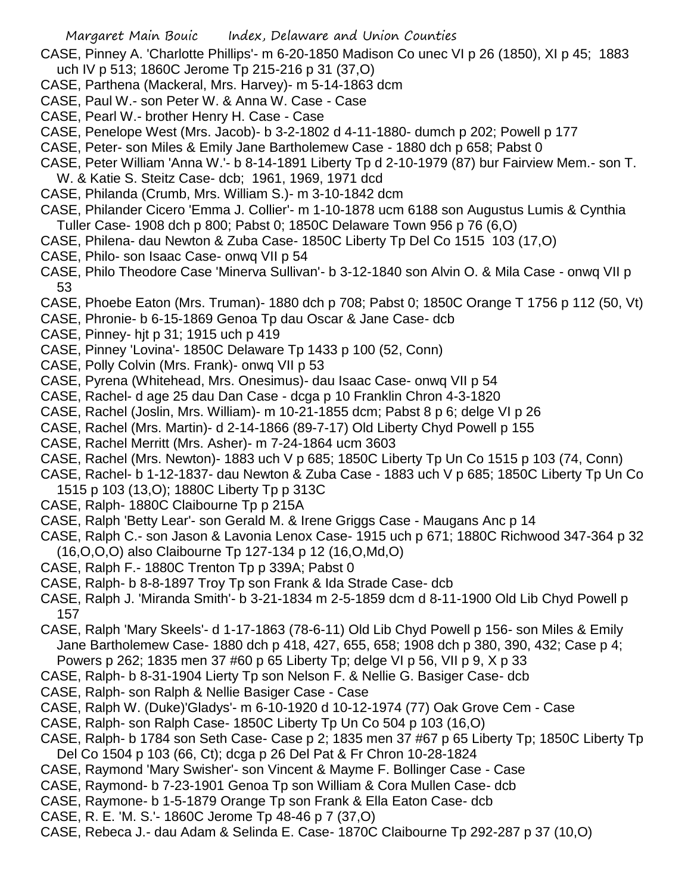CASE, Pinney A. 'Charlotte Phillips'- m 6-20-1850 Madison Co unec VI p 26 (1850), XI p 45; 1883 uch IV p 513; 1860C Jerome Tp 215-216 p 31 (37,O)

CASE, Parthena (Mackeral, Mrs. Harvey)- m 5-14-1863 dcm

CASE, Paul W.- son Peter W. & Anna W. Case - Case

CASE, Pearl W.- brother Henry H. Case - Case

CASE, Penelope West (Mrs. Jacob)- b 3-2-1802 d 4-11-1880- dumch p 202; Powell p 177

CASE, Peter- son Miles & Emily Jane Bartholemew Case - 1880 dch p 658; Pabst 0

CASE, Peter William 'Anna W.'- b 8-14-1891 Liberty Tp d 2-10-1979 (87) bur Fairview Mem.- son T. W. & Katie S. Steitz Case- dcb; 1961, 1969, 1971 dcd

CASE, Philanda (Crumb, Mrs. William S.)- m 3-10-1842 dcm

CASE, Philander Cicero 'Emma J. Collier'- m 1-10-1878 ucm 6188 son Augustus Lumis & Cynthia Tuller Case- 1908 dch p 800; Pabst 0; 1850C Delaware Town 956 p 76 (6,O)

CASE, Philena- dau Newton & Zuba Case- 1850C Liberty Tp Del Co 1515 103 (17,O)

CASE, Philo- son Isaac Case- onwq VII p 54

CASE, Philo Theodore Case 'Minerva Sullivan'- b 3-12-1840 son Alvin O. & Mila Case - onwq VII p 53

CASE, Phoebe Eaton (Mrs. Truman)- 1880 dch p 708; Pabst 0; 1850C Orange T 1756 p 112 (50, Vt)

CASE, Phronie- b 6-15-1869 Genoa Tp dau Oscar & Jane Case- dcb

CASE, Pinney- hjt p 31; 1915 uch p 419

CASE, Pinney 'Lovina'- 1850C Delaware Tp 1433 p 100 (52, Conn)

CASE, Polly Colvin (Mrs. Frank)- onwq VII p 53

CASE, Pyrena (Whitehead, Mrs. Onesimus)- dau Isaac Case- onwq VII p 54

CASE, Rachel- d age 25 dau Dan Case - dcga p 10 Franklin Chron 4-3-1820

CASE, Rachel (Joslin, Mrs. William)- m 10-21-1855 dcm; Pabst 8 p 6; delge VI p 26

CASE, Rachel (Mrs. Martin)- d 2-14-1866 (89-7-17) Old Liberty Chyd Powell p 155

CASE, Rachel Merritt (Mrs. Asher)- m 7-24-1864 ucm 3603

CASE, Rachel (Mrs. Newton)- 1883 uch V p 685; 1850C Liberty Tp Un Co 1515 p 103 (74, Conn)

CASE, Rachel- b 1-12-1837- dau Newton & Zuba Case - 1883 uch V p 685; 1850C Liberty Tp Un Co 1515 p 103 (13,O); 1880C Liberty Tp p 313C

CASE, Ralph- 1880C Claibourne Tp p 215A

CASE, Ralph 'Betty Lear'- son Gerald M. & Irene Griggs Case - Maugans Anc p 14

CASE, Ralph C.- son Jason & Lavonia Lenox Case- 1915 uch p 671; 1880C Richwood 347-364 p 32 (16,O,O,O) also Claibourne Tp 127-134 p 12 (16,O,Md,O)

CASE, Ralph F.- 1880C Trenton Tp p 339A; Pabst 0

CASE, Ralph- b 8-8-1897 Troy Tp son Frank & Ida Strade Case- dcb

CASE, Ralph J. 'Miranda Smith'- b 3-21-1834 m 2-5-1859 dcm d 8-11-1900 Old Lib Chyd Powell p 157

CASE, Ralph 'Mary Skeels'- d 1-17-1863 (78-6-11) Old Lib Chyd Powell p 156- son Miles & Emily Jane Bartholemew Case- 1880 dch p 418, 427, 655, 658; 1908 dch p 380, 390, 432; Case p 4; Powers p 262; 1835 men 37 #60 p 65 Liberty Tp; delge VI p 56, VII p 9, X p 33

CASE, Ralph- b 8-31-1904 Lierty Tp son Nelson F. & Nellie G. Basiger Case- dcb

CASE, Ralph- son Ralph & Nellie Basiger Case - Case

CASE, Ralph W. (Duke)'Gladys'- m 6-10-1920 d 10-12-1974 (77) Oak Grove Cem - Case

CASE, Ralph- son Ralph Case- 1850C Liberty Tp Un Co 504 p 103 (16,O)

CASE, Ralph- b 1784 son Seth Case- Case p 2; 1835 men 37 #67 p 65 Liberty Tp; 1850C Liberty Tp Del Co 1504 p 103 (66, Ct); dcga p 26 Del Pat & Fr Chron 10-28-1824

CASE, Raymond 'Mary Swisher'- son Vincent & Mayme F. Bollinger Case - Case

CASE, Raymond- b 7-23-1901 Genoa Tp son William & Cora Mullen Case- dcb

CASE, Raymone- b 1-5-1879 Orange Tp son Frank & Ella Eaton Case- dcb

CASE, R. E. 'M. S.'- 1860C Jerome Tp 48-46 p 7 (37,O)

CASE, Rebeca J.- dau Adam & Selinda E. Case- 1870C Claibourne Tp 292-287 p 37 (10,O)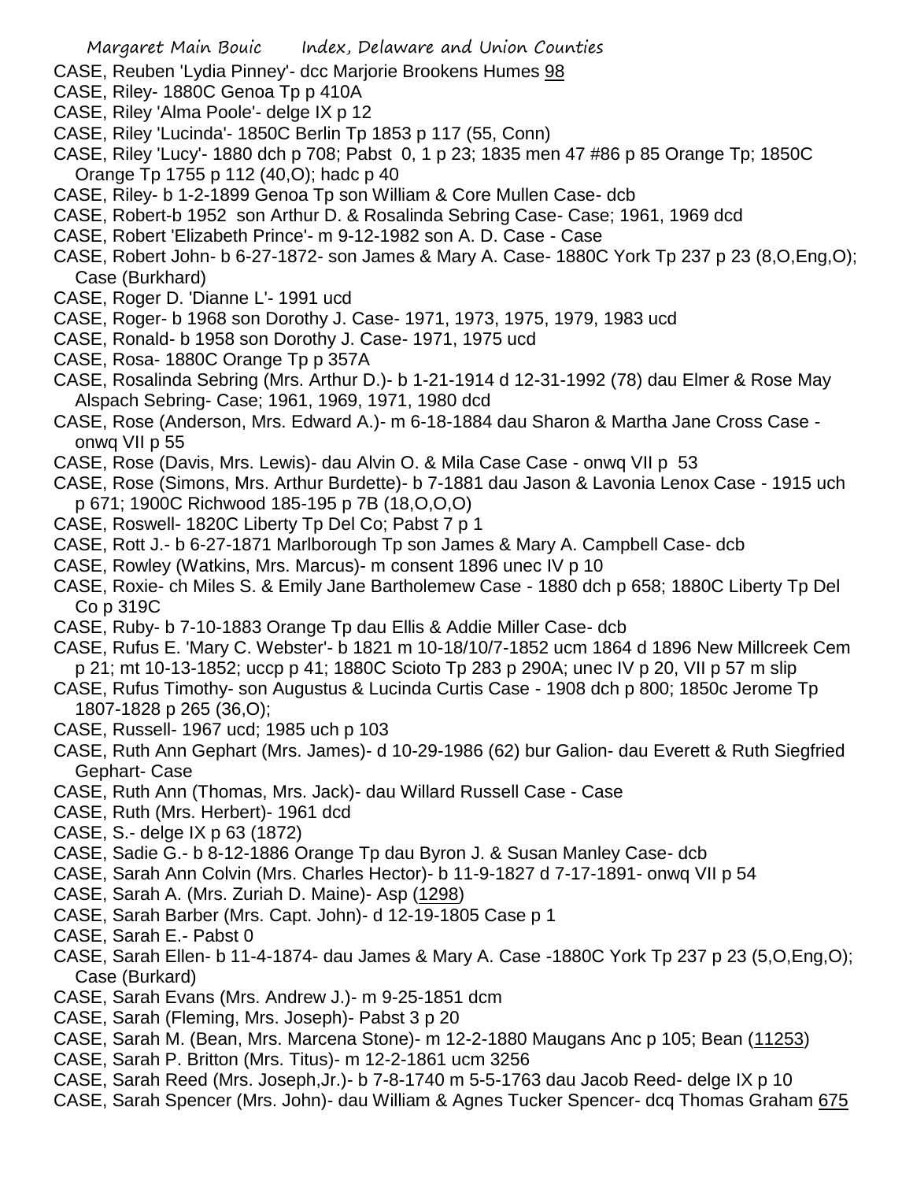CASE, Reuben 'Lydia Pinney'- dcc Marjorie Brookens Humes 98
CASE, Riley- 1880C Genoa Tp p 410A
CASE, Riley 'Alma Poole'- delge IX p 12
CASE, Riley 'Lucinda'- 1850C Berlin Tp 1853 p 117 (55, Conn)
CASE, Riley 'Lucy'- 1880 dch p 708; Pabst 0, 1 p 23; 1835 men 47 #86 p 85 Orange Tp; 1850C Orange Tp 1755 p 112 (40,O); hadc p 40
CASE, Riley- b 1-2-1899 Genoa Tp son William & Core Mullen Case- dcb
CASE, Robert-b 1952 son Arthur D. & Rosalinda Sebring Case- Case; 1961, 1969 dcd
CASE, Robert 'Elizabeth Prince'- m 9-12-1982 son A. D. Case - Case
CASE, Robert John- b 6-27-1872- son James & Mary A. Case- 1880C York Tp 237 p 23 (8,O,Eng,O); Case (Burkhard)
CASE, Roger D. 'Dianne L'- 1991 ucd
CASE, Roger- b 1968 son Dorothy J. Case- 1971, 1973, 1975, 1979, 1983 ucd
CASE, Ronald- b 1958 son Dorothy J. Case- 1971, 1975 ucd
CASE, Rosa- 1880C Orange Tp p 357A
CASE, Rosalinda Sebring (Mrs. Arthur D.)- b 1-21-1914 d 12-31-1992 (78) dau Elmer & Rose May Alspach Sebring- Case; 1961, 1969, 1971, 1980 dcd
CASE, Rose (Anderson, Mrs. Edward A.)- m 6-18-1884 dau Sharon & Martha Jane Cross Case - onwq VII p 55
CASE, Rose (Davis, Mrs. Lewis)- dau Alvin O. & Mila Case Case - onwq VII p 53
CASE, Rose (Simons, Mrs. Arthur Burdette)- b 7-1881 dau Jason & Lavonia Lenox Case - 1915 uch p 671; 1900C Richwood 185-195 p 7B (18,O,O,O)
CASE, Roswell- 1820C Liberty Tp Del Co; Pabst 7 p 1
CASE, Rott J.- b 6-27-1871 Marlborough Tp son James & Mary A. Campbell Case- dcb
CASE, Rowley (Watkins, Mrs. Marcus)- m consent 1896 unec IV p 10
CASE, Roxie- ch Miles S. & Emily Jane Bartholemew Case - 1880 dch p 658; 1880C Liberty Tp Del Co p 319C
CASE, Ruby- b 7-10-1883 Orange Tp dau Ellis & Addie Miller Case- dcb
CASE, Rufus E. 'Mary C. Webster'- b 1821 m 10-18/10/7-1852 ucm 1864 d 1896 New Millcreek Cem p 21; mt 10-13-1852; uccp p 41; 1880C Scioto Tp 283 p 290A; unec IV p 20, VII p 57 m slip
CASE, Rufus Timothy- son Augustus & Lucinda Curtis Case - 1908 dch p 800; 1850c Jerome Tp 1807-1828 p 265 (36,O);
CASE, Russell- 1967 ucd; 1985 uch p 103
CASE, Ruth Ann Gephart (Mrs. James)- d 10-29-1986 (62) bur Galion- dau Everett & Ruth Siegfried Gephart- Case
CASE, Ruth Ann (Thomas, Mrs. Jack)- dau Willard Russell Case - Case
CASE, Ruth (Mrs. Herbert)- 1961 dcd
CASE, S.- delge IX p 63 (1872)
CASE, Sadie G.- b 8-12-1886 Orange Tp dau Byron J. & Susan Manley Case- dcb
CASE, Sarah Ann Colvin (Mrs. Charles Hector)- b 11-9-1827 d 7-17-1891- onwq VII p 54
CASE, Sarah A. (Mrs. Zuriah D. Maine)- Asp (1298)
CASE, Sarah Barber (Mrs. Capt. John)- d 12-19-1805 Case p 1
CASE, Sarah E.- Pabst 0
CASE, Sarah Ellen- b 11-4-1874- dau James & Mary A. Case -1880C York Tp 237 p 23 (5,O,Eng,O); Case (Burkard)
CASE, Sarah Evans (Mrs. Andrew J.)- m 9-25-1851 dcm
CASE, Sarah (Fleming, Mrs. Joseph)- Pabst 3 p 20
CASE, Sarah M. (Bean, Mrs. Marcena Stone)- m 12-2-1880 Maugans Anc p 105; Bean (11253)
CASE, Sarah P. Britton (Mrs. Titus)- m 12-2-1861 ucm 3256
CASE, Sarah Reed (Mrs. Joseph,Jr.)- b 7-8-1740 m 5-5-1763 dau Jacob Reed- delge IX p 10
CASE, Sarah Spencer (Mrs. John)- dau William & Agnes Tucker Spencer- dcq Thomas Graham 675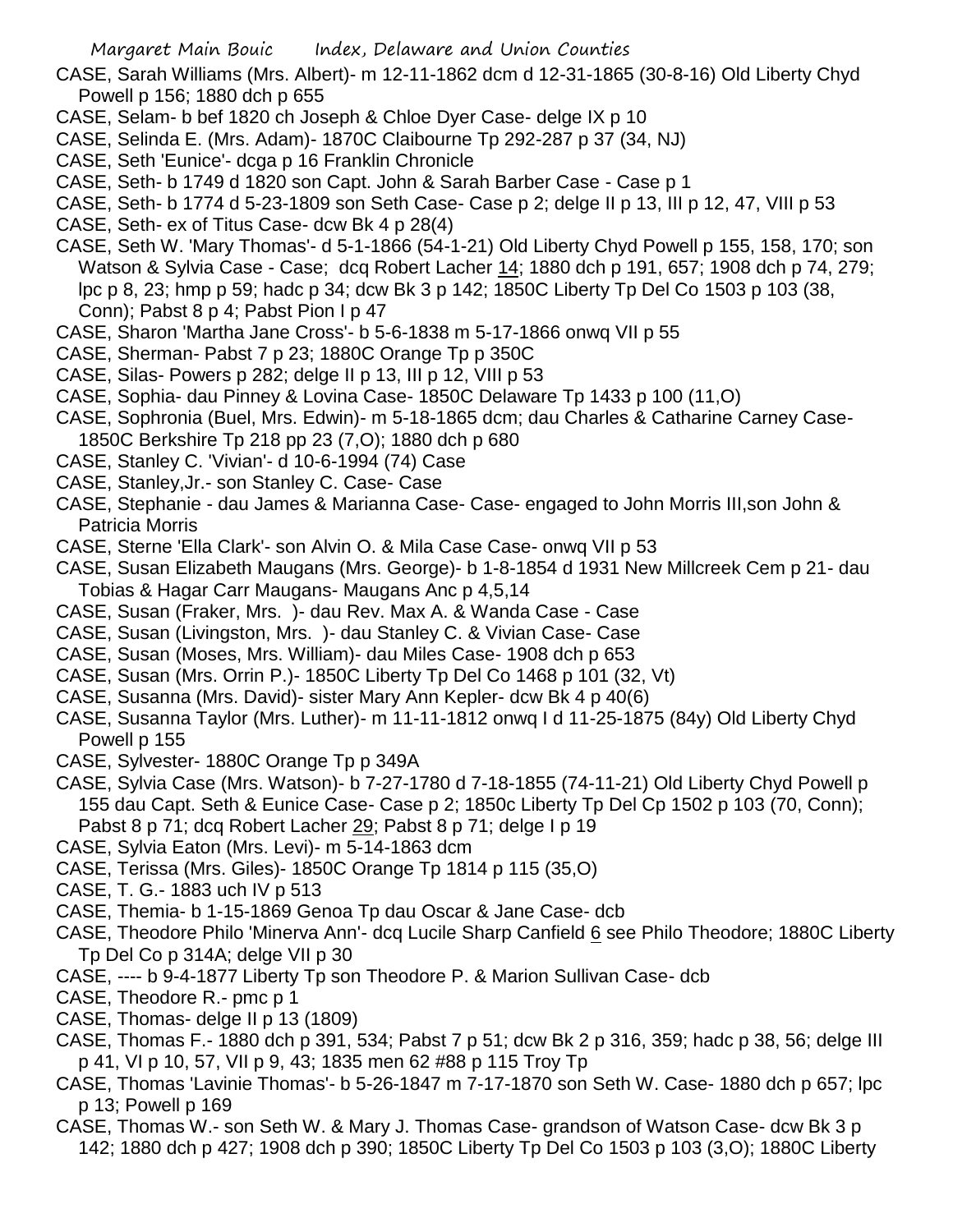CASE, Sarah Williams (Mrs. Albert)- m 12-11-1862 dcm d 12-31-1865 (30-8-16) Old Liberty Chyd Powell p 156; 1880 dch p 655

CASE, Selam- b bef 1820 ch Joseph & Chloe Dyer Case- delge IX p 10

CASE, Selinda E. (Mrs. Adam)- 1870C Claibourne Tp 292-287 p 37 (34, NJ)

CASE, Seth 'Eunice'- dcga p 16 Franklin Chronicle

CASE, Seth- b 1749 d 1820 son Capt. John & Sarah Barber Case - Case p 1

CASE, Seth- b 1774 d 5-23-1809 son Seth Case- Case p 2; delge II p 13, III p 12, 47, VIII p 53

CASE, Seth- ex of Titus Case- dcw Bk 4 p 28(4)

CASE, Seth W. 'Mary Thomas'- d 5-1-1866 (54-1-21) Old Liberty Chyd Powell p 155, 158, 170; son Watson & Sylvia Case - Case; dcq Robert Lacher 14; 1880 dch p 191, 657; 1908 dch p 74, 279; lpc p 8, 23; hmp p 59; hadc p 34; dcw Bk 3 p 142; 1850C Liberty Tp Del Co 1503 p 103 (38, Conn); Pabst 8 p 4; Pabst Pion I p 47

CASE, Sharon 'Martha Jane Cross'- b 5-6-1838 m 5-17-1866 onwq VII p 55

CASE, Sherman- Pabst 7 p 23; 1880C Orange Tp p 350C

CASE, Silas- Powers p 282; delge II p 13, III p 12, VIII p 53

CASE, Sophia- dau Pinney & Lovina Case- 1850C Delaware Tp 1433 p 100 (11,O)

CASE, Sophronia (Buel, Mrs. Edwin)- m 5-18-1865 dcm; dau Charles & Catharine Carney Case- 1850C Berkshire Tp 218 pp 23 (7,O); 1880 dch p 680

CASE, Stanley C. 'Vivian'- d 10-6-1994 (74) Case

CASE, Stanley,Jr.- son Stanley C. Case- Case

CASE, Stephanie - dau James & Marianna Case- Case- engaged to John Morris III,son John & Patricia Morris

CASE, Sterne 'Ella Clark'- son Alvin O. & Mila Case Case- onwq VII p 53

CASE, Susan Elizabeth Maugans (Mrs. George)- b 1-8-1854 d 1931 New Millcreek Cem p 21- dau Tobias & Hagar Carr Maugans- Maugans Anc p 4,5,14

CASE, Susan (Fraker, Mrs. )- dau Rev. Max A. & Wanda Case - Case

CASE, Susan (Livingston, Mrs. )- dau Stanley C. & Vivian Case- Case

CASE, Susan (Moses, Mrs. William)- dau Miles Case- 1908 dch p 653

CASE, Susan (Mrs. Orrin P.)- 1850C Liberty Tp Del Co 1468 p 101 (32, Vt)

CASE, Susanna (Mrs. David)- sister Mary Ann Kepler- dcw Bk 4 p 40(6)

CASE, Susanna Taylor (Mrs. Luther)- m 11-11-1812 onwq I d 11-25-1875 (84y) Old Liberty Chyd Powell p 155

CASE, Sylvester- 1880C Orange Tp p 349A

CASE, Sylvia Case (Mrs. Watson)- b 7-27-1780 d 7-18-1855 (74-11-21) Old Liberty Chyd Powell p 155 dau Capt. Seth & Eunice Case- Case p 2; 1850c Liberty Tp Del Cp 1502 p 103 (70, Conn); Pabst 8 p 71; dcq Robert Lacher 29; Pabst 8 p 71; delge I p 19

CASE, Sylvia Eaton (Mrs. Levi)- m 5-14-1863 dcm

CASE, Terissa (Mrs. Giles)- 1850C Orange Tp 1814 p 115 (35,O)

CASE, T. G.- 1883 uch IV p 513

CASE, Themia- b 1-15-1869 Genoa Tp dau Oscar & Jane Case- dcb

CASE, Theodore Philo 'Minerva Ann'- dcq Lucile Sharp Canfield 6 see Philo Theodore; 1880C Liberty Tp Del Co p 314A; delge VII p 30

CASE, ---- b 9-4-1877 Liberty Tp son Theodore P. & Marion Sullivan Case- dcb

CASE, Theodore R.- pmc p 1

CASE, Thomas- delge II p 13 (1809)

CASE, Thomas F.- 1880 dch p 391, 534; Pabst 7 p 51; dcw Bk 2 p 316, 359; hadc p 38, 56; delge III p 41, VI p 10, 57, VII p 9, 43; 1835 men 62 #88 p 115 Troy Tp

CASE, Thomas 'Lavinie Thomas'- b 5-26-1847 m 7-17-1870 son Seth W. Case- 1880 dch p 657; lpc p 13; Powell p 169

CASE, Thomas W.- son Seth W. & Mary J. Thomas Case- grandson of Watson Case- dcw Bk 3 p 142; 1880 dch p 427; 1908 dch p 390; 1850C Liberty Tp Del Co 1503 p 103 (3,O); 1880C Liberty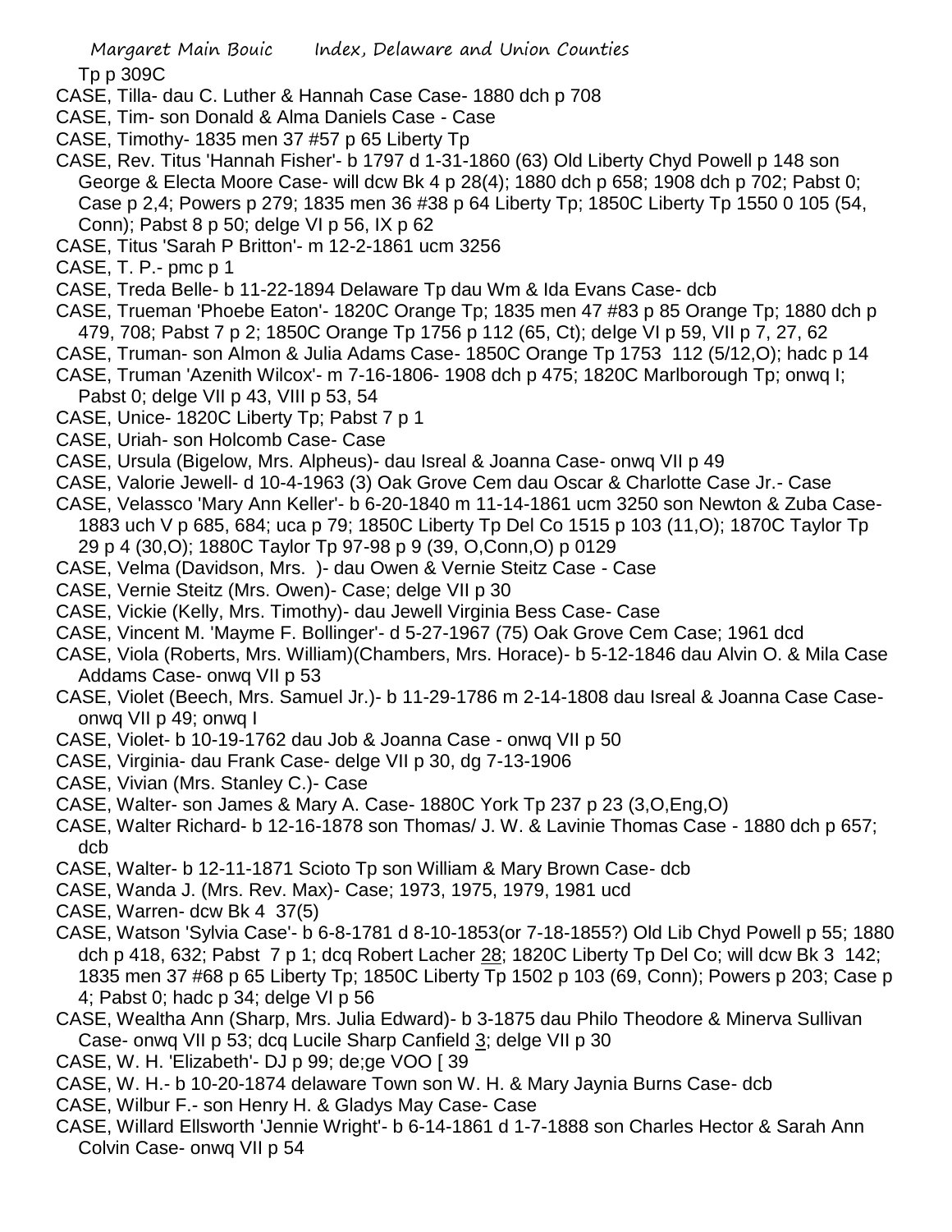Tp p 309C

CASE, Tilla- dau C. Luther & Hannah Case Case- 1880 dch p 708

CASE, Tim- son Donald & Alma Daniels Case - Case

CASE, Timothy- 1835 men 37 #57 p 65 Liberty Tp

CASE, Rev. Titus 'Hannah Fisher'- b 1797 d 1-31-1860 (63) Old Liberty Chyd Powell p 148 son George & Electa Moore Case- will dcw Bk 4 p 28(4); 1880 dch p 658; 1908 dch p 702; Pabst 0; Case p 2,4; Powers p 279; 1835 men 36 #38 p 64 Liberty Tp; 1850C Liberty Tp 1550 0 105 (54, Conn); Pabst 8 p 50; delge VI p 56, IX p 62

CASE, Titus 'Sarah P Britton'- m 12-2-1861 ucm 3256

CASE, T. P.- pmc p 1

CASE, Treda Belle- b 11-22-1894 Delaware Tp dau Wm & Ida Evans Case- dcb

CASE, Trueman 'Phoebe Eaton'- 1820C Orange Tp; 1835 men 47 #83 p 85 Orange Tp; 1880 dch p 479, 708; Pabst 7 p 2; 1850C Orange Tp 1756 p 112 (65, Ct); delge VI p 59, VII p 7, 27, 62

CASE, Truman- son Almon & Julia Adams Case- 1850C Orange Tp 1753 112 (5/12,O); hadc p 14

CASE, Truman 'Azenith Wilcox'- m 7-16-1806- 1908 dch p 475; 1820C Marlborough Tp; onwq I; Pabst 0; delge VII p 43, VIII p 53, 54

CASE, Unice- 1820C Liberty Tp; Pabst 7 p 1

CASE, Uriah- son Holcomb Case- Case

CASE, Ursula (Bigelow, Mrs. Alpheus)- dau Isreal & Joanna Case- onwq VII p 49

CASE, Valorie Jewell- d 10-4-1963 (3) Oak Grove Cem dau Oscar & Charlotte Case Jr.- Case

CASE, Velassco 'Mary Ann Keller'- b 6-20-1840 m 11-14-1861 ucm 3250 son Newton & Zuba Case- 1883 uch V p 685, 684; uca p 79; 1850C Liberty Tp Del Co 1515 p 103 (11,O); 1870C Taylor Tp 29 p 4 (30,O); 1880C Taylor Tp 97-98 p 9 (39, O,Conn,O) p 0129

CASE, Velma (Davidson, Mrs. )- dau Owen & Vernie Steitz Case - Case

CASE, Vernie Steitz (Mrs. Owen)- Case; delge VII p 30

CASE, Vickie (Kelly, Mrs. Timothy)- dau Jewell Virginia Bess Case- Case

CASE, Vincent M. 'Mayme F. Bollinger'- d 5-27-1967 (75) Oak Grove Cem Case; 1961 dcd

CASE, Viola (Roberts, Mrs. William)(Chambers, Mrs. Horace)- b 5-12-1846 dau Alvin O. & Mila Case Addams Case- onwq VII p 53

CASE, Violet (Beech, Mrs. Samuel Jr.)- b 11-29-1786 m 2-14-1808 dau Isreal & Joanna Case Case- onwq VII p 49; onwq I

CASE, Violet- b 10-19-1762 dau Job & Joanna Case - onwq VII p 50

CASE, Virginia- dau Frank Case- delge VII p 30, dg 7-13-1906

CASE, Vivian (Mrs. Stanley C.)- Case

CASE, Walter- son James & Mary A. Case- 1880C York Tp 237 p 23 (3,O,Eng,O)

CASE, Walter Richard- b 12-16-1878 son Thomas/ J. W. & Lavinie Thomas Case - 1880 dch p 657; dcb

CASE, Walter- b 12-11-1871 Scioto Tp son William & Mary Brown Case- dcb

CASE, Wanda J. (Mrs. Rev. Max)- Case; 1973, 1975, 1979, 1981 ucd

CASE, Warren- dcw Bk 4 37(5)

CASE, Watson 'Sylvia Case'- b 6-8-1781 d 8-10-1853(or 7-18-1855?) Old Lib Chyd Powell p 55; 1880 dch p 418, 632; Pabst 7 p 1; dcq Robert Lacher 28; 1820C Liberty Tp Del Co; will dcw Bk 3 142; 1835 men 37 #68 p 65 Liberty Tp; 1850C Liberty Tp 1502 p 103 (69, Conn); Powers p 203; Case p 4; Pabst 0; hadc p 34; delge VI p 56

CASE, Wealtha Ann (Sharp, Mrs. Julia Edward)- b 3-1875 dau Philo Theodore & Minerva Sullivan Case- onwq VII p 53; dcq Lucile Sharp Canfield 3; delge VII p 30

CASE, W. H. 'Elizabeth'- DJ p 99; de;ge VOO [ 39

CASE, W. H.- b 10-20-1874 delaware Town son W. H. & Mary Jaynia Burns Case- dcb

CASE, Wilbur F.- son Henry H. & Gladys May Case- Case

CASE, Willard Ellsworth 'Jennie Wright'- b 6-14-1861 d 1-7-1888 son Charles Hector & Sarah Ann Colvin Case- onwq VII p 54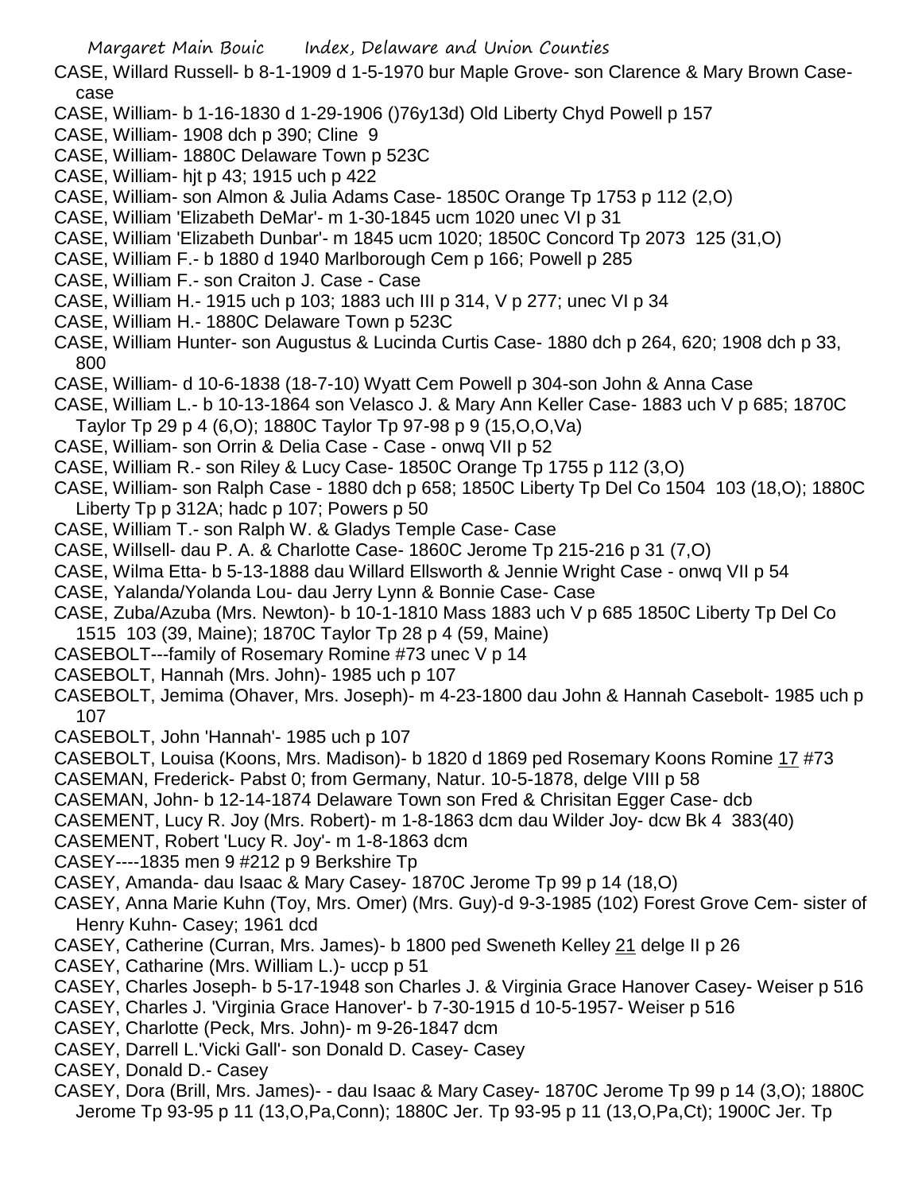CASE, Willard Russell- b 8-1-1909 d 1-5-1970 bur Maple Grove- son Clarence & Mary Brown Case- case

CASE, William- b 1-16-1830 d 1-29-1906 ()76y13d) Old Liberty Chyd Powell p 157

CASE, William- 1908 dch p 390; Cline 9

CASE, William- 1880C Delaware Town p 523C

CASE, William- hjt p 43; 1915 uch p 422

CASE, William- son Almon & Julia Adams Case- 1850C Orange Tp 1753 p 112 (2,O)

CASE, William 'Elizabeth DeMar'- m 1-30-1845 ucm 1020 unec VI p 31

CASE, William 'Elizabeth Dunbar'- m 1845 ucm 1020; 1850C Concord Tp 2073 125 (31,O)

CASE, William F.- b 1880 d 1940 Marlborough Cem p 166; Powell p 285

CASE, William F.- son Craiton J. Case - Case

CASE, William H.- 1915 uch p 103; 1883 uch III p 314, V p 277; unec VI p 34

CASE, William H.- 1880C Delaware Town p 523C

CASE, William Hunter- son Augustus & Lucinda Curtis Case- 1880 dch p 264, 620; 1908 dch p 33, 800

CASE, William- d 10-6-1838 (18-7-10) Wyatt Cem Powell p 304-son John & Anna Case

CASE, William L.- b 10-13-1864 son Velasco J. & Mary Ann Keller Case- 1883 uch V p 685; 1870C Taylor Tp 29 p 4 (6,O); 1880C Taylor Tp 97-98 p 9 (15,O,O,Va)

CASE, William- son Orrin & Delia Case - Case - onwq VII p 52

CASE, William R.- son Riley & Lucy Case- 1850C Orange Tp 1755 p 112 (3,O)

CASE, William- son Ralph Case - 1880 dch p 658; 1850C Liberty Tp Del Co 1504 103 (18,O); 1880C Liberty Tp p 312A; hadc p 107; Powers p 50

CASE, William T.- son Ralph W. & Gladys Temple Case- Case

CASE, Willsell- dau P. A. & Charlotte Case- 1860C Jerome Tp 215-216 p 31 (7,O)

CASE, Wilma Etta- b 5-13-1888 dau Willard Ellsworth & Jennie Wright Case - onwq VII p 54

CASE, Yalanda/Yolanda Lou- dau Jerry Lynn & Bonnie Case- Case

CASE, Zuba/Azuba (Mrs. Newton)- b 10-1-1810 Mass 1883 uch V p 685 1850C Liberty Tp Del Co 1515 103 (39, Maine); 1870C Taylor Tp 28 p 4 (59, Maine)

CASEBOLT---family of Rosemary Romine #73 unec V p 14

CASEBOLT, Hannah (Mrs. John)- 1985 uch p 107

CASEBOLT, Jemima (Ohaver, Mrs. Joseph)- m 4-23-1800 dau John & Hannah Casebolt- 1985 uch p 107

CASEBOLT, John 'Hannah'- 1985 uch p 107

CASEBOLT, Louisa (Koons, Mrs. Madison)- b 1820 d 1869 ped Rosemary Koons Romine 17 #73

CASEMAN, Frederick- Pabst 0; from Germany, Natur. 10-5-1878, delge VIII p 58

CASEMAN, John- b 12-14-1874 Delaware Town son Fred & Chrisitan Egger Case- dcb

CASEMENT, Lucy R. Joy (Mrs. Robert)- m 1-8-1863 dcm dau Wilder Joy- dcw Bk 4 383(40)

CASEMENT, Robert 'Lucy R. Joy'- m 1-8-1863 dcm

CASEY----1835 men 9 #212 p 9 Berkshire Tp

CASEY, Amanda- dau Isaac & Mary Casey- 1870C Jerome Tp 99 p 14 (18,O)

CASEY, Anna Marie Kuhn (Toy, Mrs. Omer) (Mrs. Guy)-d 9-3-1985 (102) Forest Grove Cem- sister of Henry Kuhn- Casey; 1961 dcd

CASEY, Catherine (Curran, Mrs. James)- b 1800 ped Sweneth Kelley 21 delge II p 26

CASEY, Catharine (Mrs. William L.)- uccp p 51

CASEY, Charles Joseph- b 5-17-1948 son Charles J. & Virginia Grace Hanover Casey- Weiser p 516

CASEY, Charles J. 'Virginia Grace Hanover'- b 7-30-1915 d 10-5-1957- Weiser p 516

CASEY, Charlotte (Peck, Mrs. John)- m 9-26-1847 dcm

CASEY, Darrell L.'Vicki Gall'- son Donald D. Casey- Casey

CASEY, Donald D.- Casey

CASEY, Dora (Brill, Mrs. James)- - dau Isaac & Mary Casey- 1870C Jerome Tp 99 p 14 (3,O); 1880C Jerome Tp 93-95 p 11 (13,O,Pa,Conn); 1880C Jer. Tp 93-95 p 11 (13,O,Pa,Ct); 1900C Jer. Tp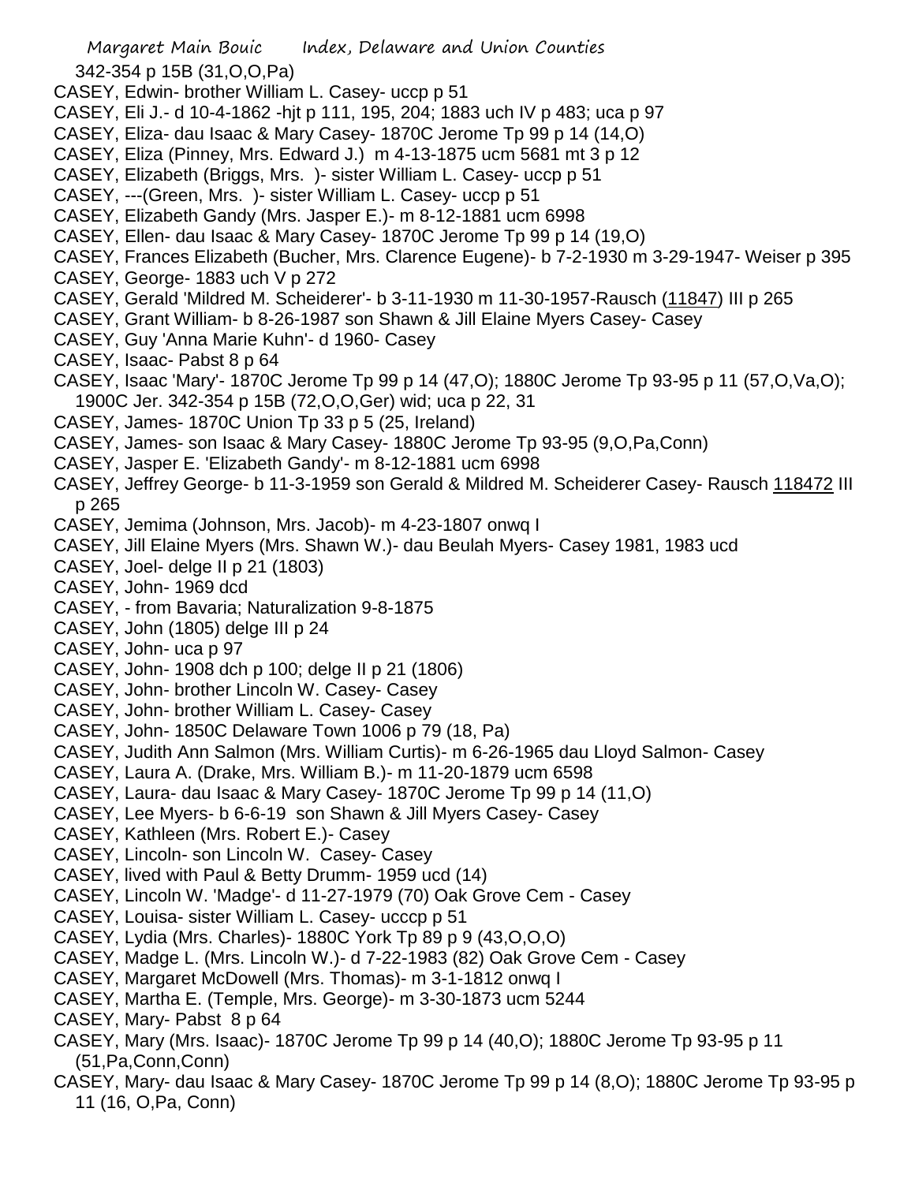342-354 p 15B (31,O,O,Pa)

CASEY, Edwin- brother William L. Casey- uccp p 51

CASEY, Eli J.- d 10-4-1862 -hjt p 111, 195, 204; 1883 uch IV p 483; uca p 97

CASEY, Eliza- dau Isaac & Mary Casey- 1870C Jerome Tp 99 p 14 (14,O)

CASEY, Eliza (Pinney, Mrs. Edward J.) m 4-13-1875 ucm 5681 mt 3 p 12

CASEY, Elizabeth (Briggs, Mrs. )- sister William L. Casey- uccp p 51

CASEY, ---(Green, Mrs. )- sister William L. Casey- uccp p 51

CASEY, Elizabeth Gandy (Mrs. Jasper E.)- m 8-12-1881 ucm 6998

CASEY, Ellen- dau Isaac & Mary Casey- 1870C Jerome Tp 99 p 14 (19,O)

CASEY, Frances Elizabeth (Bucher, Mrs. Clarence Eugene)- b 7-2-1930 m 3-29-1947- Weiser p 395

CASEY, George- 1883 uch V p 272

CASEY, Gerald 'Mildred M. Scheiderer'- b 3-11-1930 m 11-30-1957-Rausch (11847) III p 265

CASEY, Grant William- b 8-26-1987 son Shawn & Jill Elaine Myers Casey- Casey

CASEY, Guy 'Anna Marie Kuhn'- d 1960- Casey

CASEY, Isaac- Pabst 8 p 64

CASEY, Isaac 'Mary'- 1870C Jerome Tp 99 p 14 (47,O); 1880C Jerome Tp 93-95 p 11 (57,O,Va,O); 1900C Jer. 342-354 p 15B (72,O,O,Ger) wid; uca p 22, 31

CASEY, James- 1870C Union Tp 33 p 5 (25, Ireland)

CASEY, James- son Isaac & Mary Casey- 1880C Jerome Tp 93-95 (9,O,Pa,Conn)

CASEY, Jasper E. 'Elizabeth Gandy'- m 8-12-1881 ucm 6998

CASEY, Jeffrey George- b 11-3-1959 son Gerald & Mildred M. Scheiderer Casey- Rausch 118472 III p 265

CASEY, Jemima (Johnson, Mrs. Jacob)- m 4-23-1807 onwq I

CASEY, Jill Elaine Myers (Mrs. Shawn W.)- dau Beulah Myers- Casey 1981, 1983 ucd

CASEY, Joel- delge II p 21 (1803)

CASEY, John- 1969 dcd

CASEY, - from Bavaria; Naturalization 9-8-1875

CASEY, John (1805) delge III p 24

CASEY, John- uca p 97

CASEY, John- 1908 dch p 100; delge II p 21 (1806)

CASEY, John- brother Lincoln W. Casey- Casey

CASEY, John- brother William L. Casey- Casey

CASEY, John- 1850C Delaware Town 1006 p 79 (18, Pa)

CASEY, Judith Ann Salmon (Mrs. William Curtis)- m 6-26-1965 dau Lloyd Salmon- Casey

CASEY, Laura A. (Drake, Mrs. William B.)- m 11-20-1879 ucm 6598

CASEY, Laura- dau Isaac & Mary Casey- 1870C Jerome Tp 99 p 14 (11,O)

CASEY, Lee Myers- b 6-6-19 son Shawn & Jill Myers Casey- Casey

CASEY, Kathleen (Mrs. Robert E.)- Casey

CASEY, Lincoln- son Lincoln W. Casey- Casey

CASEY, lived with Paul & Betty Drumm- 1959 ucd (14)

CASEY, Lincoln W. 'Madge'- d 11-27-1979 (70) Oak Grove Cem - Casey

CASEY, Louisa- sister William L. Casey- ucccp p 51

CASEY, Lydia (Mrs. Charles)- 1880C York Tp 89 p 9 (43,O,O,O)

CASEY, Madge L. (Mrs. Lincoln W.)- d 7-22-1983 (82) Oak Grove Cem - Casey

CASEY, Margaret McDowell (Mrs. Thomas)- m 3-1-1812 onwq I

CASEY, Martha E. (Temple, Mrs. George)- m 3-30-1873 ucm 5244

CASEY, Mary- Pabst 8 p 64

CASEY, Mary (Mrs. Isaac)- 1870C Jerome Tp 99 p 14 (40,O); 1880C Jerome Tp 93-95 p 11 (51,Pa,Conn,Conn)

CASEY, Mary- dau Isaac & Mary Casey- 1870C Jerome Tp 99 p 14 (8,O); 1880C Jerome Tp 93-95 p 11 (16, O,Pa, Conn)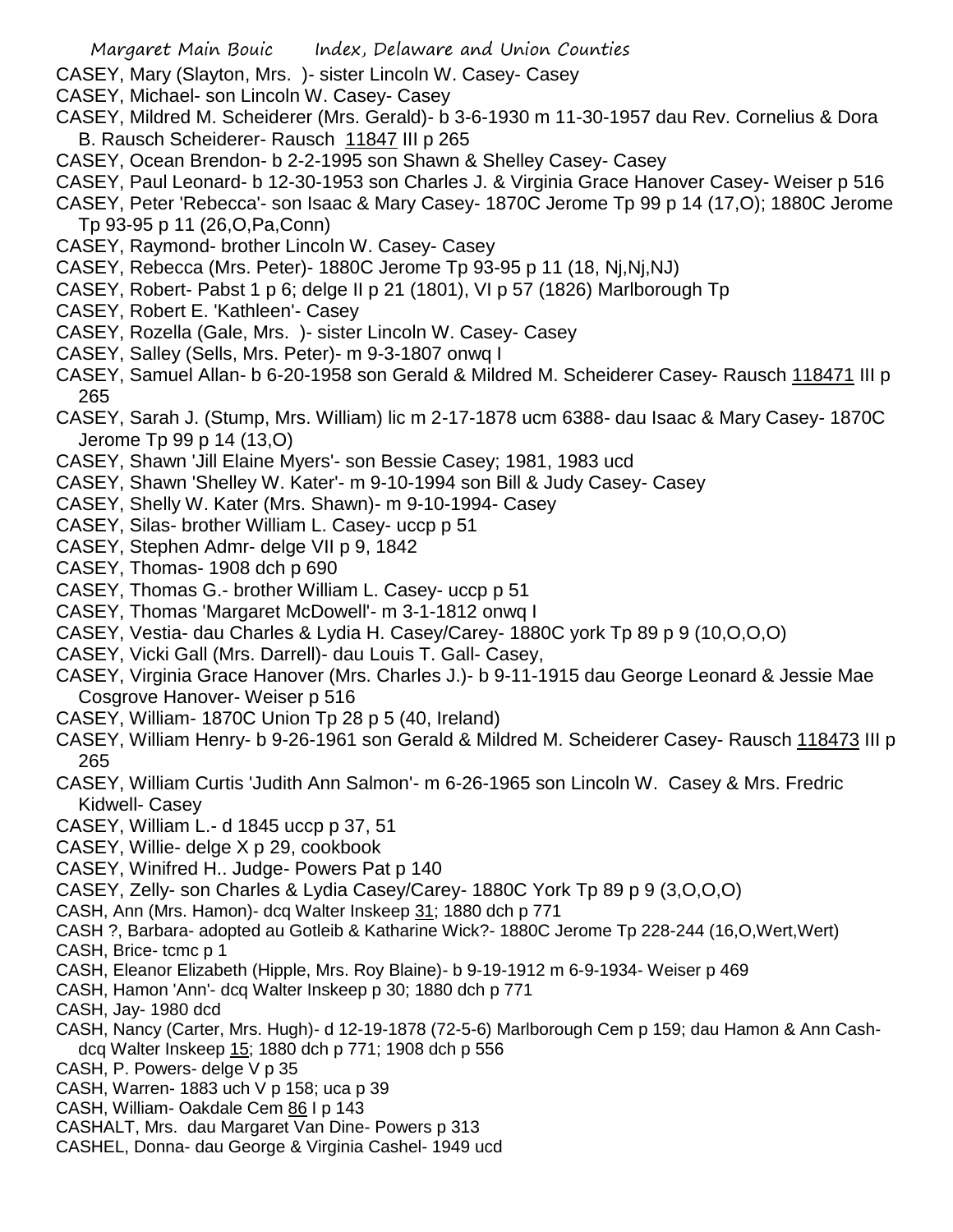CASEY, Mary (Slayton, Mrs. )- sister Lincoln W. Casey- Casey
CASEY, Michael- son Lincoln W. Casey- Casey
CASEY, Mildred M. Scheiderer (Mrs. Gerald)- b 3-6-1930 m 11-30-1957 dau Rev. Cornelius & Dora B. Rausch Scheiderer- Rausch 11847 III p 265
CASEY, Ocean Brendon- b 2-2-1995 son Shawn & Shelley Casey- Casey
CASEY, Paul Leonard- b 12-30-1953 son Charles J. & Virginia Grace Hanover Casey- Weiser p 516
CASEY, Peter 'Rebecca'- son Isaac & Mary Casey- 1870C Jerome Tp 99 p 14 (17,O); 1880C Jerome Tp 93-95 p 11 (26,O,Pa,Conn)
CASEY, Raymond- brother Lincoln W. Casey- Casey
CASEY, Rebecca (Mrs. Peter)- 1880C Jerome Tp 93-95 p 11 (18, Nj,Nj,NJ)
CASEY, Robert- Pabst 1 p 6; delge II p 21 (1801), VI p 57 (1826) Marlborough Tp
CASEY, Robert E. 'Kathleen'- Casey
CASEY, Rozella (Gale, Mrs. )- sister Lincoln W. Casey- Casey
CASEY, Salley (Sells, Mrs. Peter)- m 9-3-1807 onwq I
CASEY, Samuel Allan- b 6-20-1958 son Gerald & Mildred M. Scheiderer Casey- Rausch 118471 III p 265
CASEY, Sarah J. (Stump, Mrs. William) lic m 2-17-1878 ucm 6388- dau Isaac & Mary Casey- 1870C Jerome Tp 99 p 14 (13,O)
CASEY, Shawn 'Jill Elaine Myers'- son Bessie Casey; 1981, 1983 ucd
CASEY, Shawn 'Shelley W. Kater'- m 9-10-1994 son Bill & Judy Casey- Casey
CASEY, Shelly W. Kater (Mrs. Shawn)- m 9-10-1994- Casey
CASEY, Silas- brother William L. Casey- uccp p 51
CASEY, Stephen Admr- delge VII p 9, 1842
CASEY, Thomas- 1908 dch p 690
CASEY, Thomas G.- brother William L. Casey- uccp p 51
CASEY, Thomas 'Margaret McDowell'- m 3-1-1812 onwq I
CASEY, Vestia- dau Charles & Lydia H. Casey/Carey- 1880C york Tp 89 p 9 (10,O,O,O)
CASEY, Vicki Gall (Mrs. Darrell)- dau Louis T. Gall- Casey,
CASEY, Virginia Grace Hanover (Mrs. Charles J.)- b 9-11-1915 dau George Leonard & Jessie Mae Cosgrove Hanover- Weiser p 516
CASEY, William- 1870C Union Tp 28 p 5 (40, Ireland)
CASEY, William Henry- b 9-26-1961 son Gerald & Mildred M. Scheiderer Casey- Rausch 118473 III p 265
CASEY, William Curtis 'Judith Ann Salmon'- m 6-26-1965 son Lincoln W. Casey & Mrs. Fredric Kidwell- Casey
CASEY, William L.- d 1845 uccp p 37, 51
CASEY, Willie- delge X p 29, cookbook
CASEY, Winifred H.. Judge- Powers Pat p 140
CASEY, Zelly- son Charles & Lydia Casey/Carey- 1880C York Tp 89 p 9 (3,O,O,O)
CASH, Ann (Mrs. Hamon)- dcq Walter Inskeep 31; 1880 dch p 771
CASH ?, Barbara- adopted au Gotleib & Katharine Wick?- 1880C Jerome Tp 228-244 (16,O,Wert,Wert)
CASH, Brice- tcmc p 1
CASH, Eleanor Elizabeth (Hipple, Mrs. Roy Blaine)- b 9-19-1912 m 6-9-1934- Weiser p 469
CASH, Hamon 'Ann'- dcq Walter Inskeep p 30; 1880 dch p 771
CASH, Jay- 1980 dcd
CASH, Nancy (Carter, Mrs. Hugh)- d 12-19-1878 (72-5-6) Marlborough Cem p 159; dau Hamon & Ann Cash- dcq Walter Inskeep 15; 1880 dch p 771; 1908 dch p 556
CASH, P. Powers- delge V p 35
CASH, Warren- 1883 uch V p 158; uca p 39
CASH, William- Oakdale Cem 86 I p 143
CASHALT, Mrs. dau Margaret Van Dine- Powers p 313
CASHEL, Donna- dau George & Virginia Cashel- 1949 ucd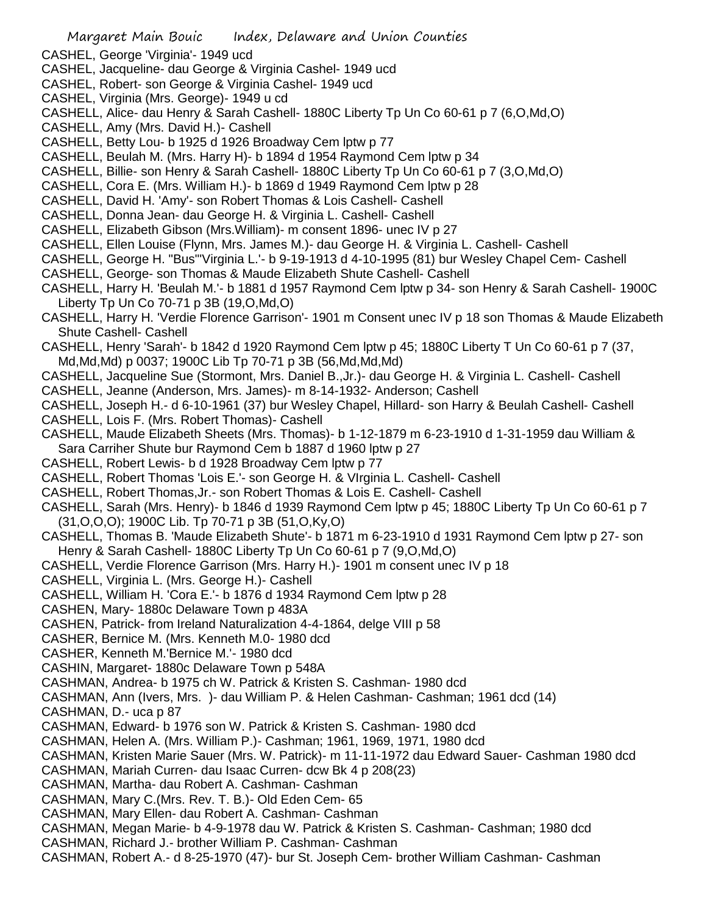CASHEL, George 'Virginia'- 1949 ucd
CASHEL, Jacqueline- dau George & Virginia Cashel- 1949 ucd
CASHEL, Robert- son George & Virginia Cashel- 1949 ucd
CASHEL, Virginia (Mrs. George)- 1949 u cd
CASHELL, Alice- dau Henry & Sarah Cashell- 1880C Liberty Tp Un Co 60-61 p 7 (6,O,Md,O)
CASHELL, Amy (Mrs. David H.)- Cashell
CASHELL, Betty Lou- b 1925 d 1926 Broadway Cem lptw p 77
CASHELL, Beulah M. (Mrs. Harry H)- b 1894 d 1954 Raymond Cem lptw p 34
CASHELL, Billie- son Henry & Sarah Cashell- 1880C Liberty Tp Un Co 60-61 p 7 (3,O,Md,O)
CASHELL, Cora E. (Mrs. William H.)- b 1869 d 1949 Raymond Cem lptw p 28
CASHELL, David H. 'Amy'- son Robert Thomas & Lois Cashell- Cashell
CASHELL, Donna Jean- dau George H. & Virginia L. Cashell- Cashell
CASHELL, Elizabeth Gibson (Mrs.William)- m consent 1896- unec IV p 27
CASHELL, Ellen Louise (Flynn, Mrs. James M.)- dau George H. & Virginia L. Cashell- Cashell
CASHELL, George H. "Bus"'Virginia L.'- b 9-19-1913 d 4-10-1995 (81) bur Wesley Chapel Cem- Cashell
CASHELL, George- son Thomas & Maude Elizabeth Shute Cashell- Cashell
CASHELL, Harry H. 'Beulah M.'- b 1881 d 1957 Raymond Cem lptw p 34- son Henry & Sarah Cashell- 1900C Liberty Tp Un Co 70-71 p 3B (19,O,Md,O)
CASHELL, Harry H. 'Verdie Florence Garrison'- 1901 m Consent unec IV p 18 son Thomas & Maude Elizabeth Shute Cashell- Cashell
CASHELL, Henry 'Sarah'- b 1842 d 1920 Raymond Cem lptw p 45; 1880C Liberty T Un Co 60-61 p 7 (37, Md,Md,Md) p 0037; 1900C Lib Tp 70-71 p 3B (56,Md,Md,Md)
CASHELL, Jacqueline Sue (Stormont, Mrs. Daniel B.,Jr.)- dau George H. & Virginia L. Cashell- Cashell
CASHELL, Jeanne (Anderson, Mrs. James)- m 8-14-1932- Anderson; Cashell
CASHELL, Joseph H.- d 6-10-1961 (37) bur Wesley Chapel, Hillard- son Harry & Beulah Cashell- Cashell
CASHELL, Lois F. (Mrs. Robert Thomas)- Cashell
CASHELL, Maude Elizabeth Sheets (Mrs. Thomas)- b 1-12-1879 m 6-23-1910 d 1-31-1959 dau William & Sara Carriher Shute bur Raymond Cem b 1887 d 1960 lptw p 27
CASHELL, Robert Lewis- b d 1928 Broadway Cem lptw p 77
CASHELL, Robert Thomas 'Lois E.'- son George H. & VIrginia L. Cashell- Cashell
CASHELL, Robert Thomas,Jr.- son Robert Thomas & Lois E. Cashell- Cashell
CASHELL, Sarah (Mrs. Henry)- b 1846 d 1939 Raymond Cem lptw p 45; 1880C Liberty Tp Un Co 60-61 p 7 (31,O,O,O); 1900C Lib. Tp 70-71 p 3B (51,O,Ky,O)
CASHELL, Thomas B. 'Maude Elizabeth Shute'- b 1871 m 6-23-1910 d 1931 Raymond Cem lptw p 27- son Henry & Sarah Cashell- 1880C Liberty Tp Un Co 60-61 p 7 (9,O,Md,O)
CASHELL, Verdie Florence Garrison (Mrs. Harry H.)- 1901 m consent unec IV p 18
CASHELL, Virginia L. (Mrs. George H.)- Cashell
CASHELL, William H. 'Cora E.'- b 1876 d 1934 Raymond Cem lptw p 28
CASHEN, Mary- 1880c Delaware Town p 483A
CASHEN, Patrick- from Ireland Naturalization 4-4-1864, delge VIII p 58
CASHER, Bernice M. (Mrs. Kenneth M.0- 1980 dcd
CASHER, Kenneth M.'Bernice M.'- 1980 dcd
CASHIN, Margaret- 1880c Delaware Town p 548A
CASHMAN, Andrea- b 1975 ch W. Patrick & Kristen S. Cashman- 1980 dcd
CASHMAN, Ann (Ivers, Mrs. )- dau William P. & Helen Cashman- Cashman; 1961 dcd (14)
CASHMAN, D.- uca p 87
CASHMAN, Edward- b 1976 son W. Patrick & Kristen S. Cashman- 1980 dcd
CASHMAN, Helen A. (Mrs. William P.)- Cashman; 1961, 1969, 1971, 1980 dcd
CASHMAN, Kristen Marie Sauer (Mrs. W. Patrick)- m 11-11-1972 dau Edward Sauer- Cashman 1980 dcd
CASHMAN, Mariah Curren- dau Isaac Curren- dcw Bk 4 p 208(23)
CASHMAN, Martha- dau Robert A. Cashman- Cashman
CASHMAN, Mary C.(Mrs. Rev. T. B.)- Old Eden Cem- 65
CASHMAN, Mary Ellen- dau Robert A. Cashman- Cashman
CASHMAN, Megan Marie- b 4-9-1978 dau W. Patrick & Kristen S. Cashman- Cashman; 1980 dcd
CASHMAN, Richard J.- brother William P. Cashman- Cashman
CASHMAN, Robert A.- d 8-25-1970 (47)- bur St. Joseph Cem- brother William Cashman- Cashman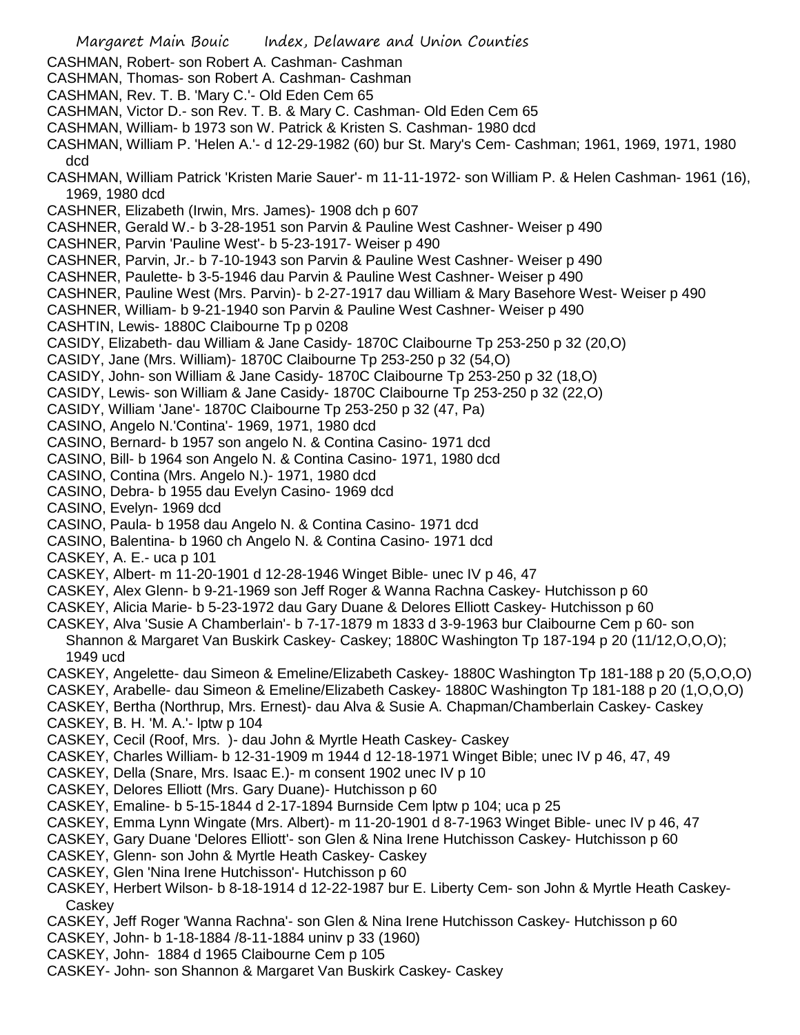CASHMAN, Robert- son Robert A. Cashman- Cashman
CASHMAN, Thomas- son Robert A. Cashman- Cashman
CASHMAN, Rev. T. B. 'Mary C.'- Old Eden Cem 65
CASHMAN, Victor D.- son Rev. T. B. & Mary C. Cashman- Old Eden Cem 65
CASHMAN, William- b 1973 son W. Patrick & Kristen S. Cashman- 1980 dcd
CASHMAN, William P. 'Helen A.'- d 12-29-1982 (60) bur St. Mary's Cem- Cashman; 1961, 1969, 1971, 1980 dcd
CASHMAN, William Patrick 'Kristen Marie Sauer'- m 11-11-1972- son William P. & Helen Cashman- 1961 (16), 1969, 1980 dcd
CASHNER, Elizabeth (Irwin, Mrs. James)- 1908 dch p 607
CASHNER, Gerald W.- b 3-28-1951 son Parvin & Pauline West Cashner- Weiser p 490
CASHNER, Parvin 'Pauline West'- b 5-23-1917- Weiser p 490
CASHNER, Parvin, Jr.- b 7-10-1943 son Parvin & Pauline West Cashner- Weiser p 490
CASHNER, Paulette- b 3-5-1946 dau Parvin & Pauline West Cashner- Weiser p 490
CASHNER, Pauline West (Mrs. Parvin)- b 2-27-1917 dau William & Mary Basehore West- Weiser p 490
CASHNER, William- b 9-21-1940 son Parvin & Pauline West Cashner- Weiser p 490
CASHTIN, Lewis- 1880C Claibourne Tp p 0208
CASIDY, Elizabeth- dau William & Jane Casidy- 1870C Claibourne Tp 253-250 p 32 (20,O)
CASIDY, Jane (Mrs. William)- 1870C Claibourne Tp 253-250 p 32 (54,O)
CASIDY, John- son William & Jane Casidy- 1870C Claibourne Tp 253-250 p 32 (18,O)
CASIDY, Lewis- son William & Jane Casidy- 1870C Claibourne Tp 253-250 p 32 (22,O)
CASIDY, William 'Jane'- 1870C Claibourne Tp 253-250 p 32 (47, Pa)
CASINO, Angelo N.'Contina'- 1969, 1971, 1980 dcd
CASINO, Bernard- b 1957 son angelo N. & Contina Casino- 1971 dcd
CASINO, Bill- b 1964 son Angelo N. & Contina Casino- 1971, 1980 dcd
CASINO, Contina (Mrs. Angelo N.)- 1971, 1980 dcd
CASINO, Debra- b 1955 dau Evelyn Casino- 1969 dcd
CASINO, Evelyn- 1969 dcd
CASINO, Paula- b 1958 dau Angelo N. & Contina Casino- 1971 dcd
CASINO, Balentina- b 1960 ch Angelo N. & Contina Casino- 1971 dcd
CASKEY, A. E.- uca p 101
CASKEY, Albert- m 11-20-1901 d 12-28-1946 Winget Bible- unec IV p 46, 47
CASKEY, Alex Glenn- b 9-21-1969 son Jeff Roger & Wanna Rachna Caskey- Hutchisson p 60
CASKEY, Alicia Marie- b 5-23-1972 dau Gary Duane & Delores Elliott Caskey- Hutchisson p 60
CASKEY, Alva 'Susie A Chamberlain'- b 7-17-1879 m 1833 d 3-9-1963 bur Claibourne Cem p 60- son Shannon & Margaret Van Buskirk Caskey- Caskey; 1880C Washington Tp 187-194 p 20 (11/12,O,O,O); 1949 ucd
CASKEY, Angelette- dau Simeon & Emeline/Elizabeth Caskey- 1880C Washington Tp 181-188 p 20 (5,O,O,O)
CASKEY, Arabelle- dau Simeon & Emeline/Elizabeth Caskey- 1880C Washington Tp 181-188 p 20 (1,O,O,O)
CASKEY, Bertha (Northrup, Mrs. Ernest)- dau Alva & Susie A. Chapman/Chamberlain Caskey- Caskey
CASKEY, B. H. 'M. A.'- lptw p 104
CASKEY, Cecil (Roof, Mrs. )- dau John & Myrtle Heath Caskey- Caskey
CASKEY, Charles William- b 12-31-1909 m 1944 d 12-18-1971 Winget Bible; unec IV p 46, 47, 49
CASKEY, Della (Snare, Mrs. Isaac E.)- m consent 1902 unec IV p 10
CASKEY, Delores Elliott (Mrs. Gary Duane)- Hutchisson p 60
CASKEY, Emaline- b 5-15-1844 d 2-17-1894 Burnside Cem lptw p 104; uca p 25
CASKEY, Emma Lynn Wingate (Mrs. Albert)- m 11-20-1901 d 8-7-1963 Winget Bible- unec IV p 46, 47
CASKEY, Gary Duane 'Delores Elliott'- son Glen & Nina Irene Hutchisson Caskey- Hutchisson p 60
CASKEY, Glenn- son John & Myrtle Heath Caskey- Caskey
CASKEY, Glen 'Nina Irene Hutchisson'- Hutchisson p 60
CASKEY, Herbert Wilson- b 8-18-1914 d 12-22-1987 bur E. Liberty Cem- son John & Myrtle Heath Caskey- Caskey
CASKEY, Jeff Roger 'Wanna Rachna'- son Glen & Nina Irene Hutchisson Caskey- Hutchisson p 60
CASKEY, John- b 1-18-1884 /8-11-1884 uninv p 33 (1960)
CASKEY, John- 1884 d 1965 Claibourne Cem p 105
CASKEY- John- son Shannon & Margaret Van Buskirk Caskey- Caskey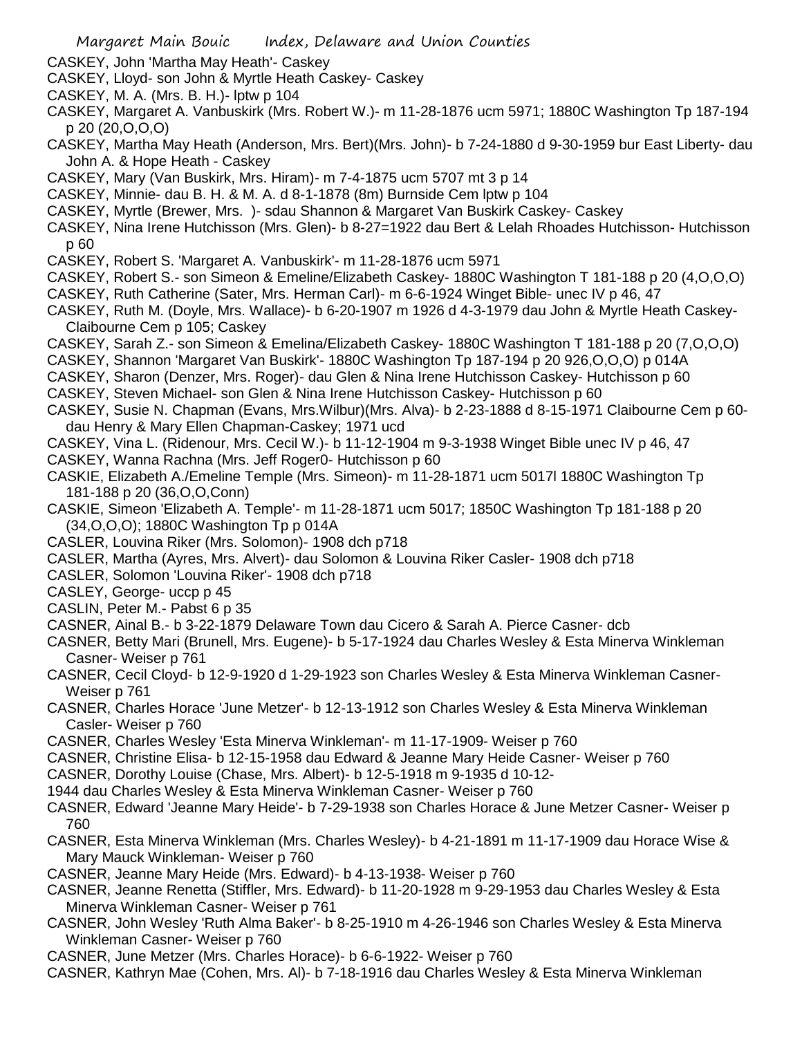CASKEY, John 'Martha May Heath'- Caskey

CASKEY, Lloyd- son John & Myrtle Heath Caskey- Caskey

CASKEY, M. A. (Mrs. B. H.)- lptw p 104

CASKEY, Margaret A. Vanbuskirk (Mrs. Robert W.)- m 11-28-1876 ucm 5971; 1880C Washington Tp 187-194 p 20 (20,O,O,O)

CASKEY, Martha May Heath (Anderson, Mrs. Bert)(Mrs. John)- b 7-24-1880 d 9-30-1959 bur East Liberty- dau John A. & Hope Heath - Caskey

CASKEY, Mary (Van Buskirk, Mrs. Hiram)- m 7-4-1875 ucm 5707 mt 3 p 14

CASKEY, Minnie- dau B. H. & M. A. d 8-1-1878 (8m) Burnside Cem lptw p 104

CASKEY, Myrtle (Brewer, Mrs. )- sdau Shannon & Margaret Van Buskirk Caskey- Caskey

CASKEY, Nina Irene Hutchisson (Mrs. Glen)- b 8-27=1922 dau Bert & Lelah Rhoades Hutchisson- Hutchisson p 60

CASKEY, Robert S. 'Margaret A. Vanbuskirk'- m 11-28-1876 ucm 5971

CASKEY, Robert S.- son Simeon & Emeline/Elizabeth Caskey- 1880C Washington T 181-188 p 20 (4,O,O,O)

CASKEY, Ruth Catherine (Sater, Mrs. Herman Carl)- m 6-6-1924 Winget Bible- unec IV p 46, 47

CASKEY, Ruth M. (Doyle, Mrs. Wallace)- b 6-20-1907 m 1926 d 4-3-1979 dau John & Myrtle Heath Caskey- Claibourne Cem p 105; Caskey

CASKEY, Sarah Z.- son Simeon & Emelina/Elizabeth Caskey- 1880C Washington T 181-188 p 20 (7,O,O,O)

CASKEY, Shannon 'Margaret Van Buskirk'- 1880C Washington Tp 187-194 p 20 926,O,O,O) p 014A

CASKEY, Sharon (Denzer, Mrs. Roger)- dau Glen & Nina Irene Hutchisson Caskey- Hutchisson p 60

CASKEY, Steven Michael- son Glen & Nina Irene Hutchisson Caskey- Hutchisson p 60

CASKEY, Susie N. Chapman (Evans, Mrs.Wilbur)(Mrs. Alva)- b 2-23-1888 d 8-15-1971 Claibourne Cem p 60- dau Henry & Mary Ellen Chapman-Caskey; 1971 ucd

CASKEY, Vina L. (Ridenour, Mrs. Cecil W.)- b 11-12-1904 m 9-3-1938 Winget Bible unec IV p 46, 47

CASKEY, Wanna Rachna (Mrs. Jeff Roger0- Hutchisson p 60

CASKIE, Elizabeth A./Emeline Temple (Mrs. Simeon)- m 11-28-1871 ucm 5017l 1880C Washington Tp 181-188 p 20 (36,O,O,Conn)

CASKIE, Simeon 'Elizabeth A. Temple'- m 11-28-1871 ucm 5017; 1850C Washington Tp 181-188 p 20 (34,O,O,O); 1880C Washington Tp p 014A

CASLER, Louvina Riker (Mrs. Solomon)- 1908 dch p718

CASLER, Martha (Ayres, Mrs. Alvert)- dau Solomon & Louvina Riker Casler- 1908 dch p718

CASLER, Solomon 'Louvina Riker'- 1908 dch p718

CASLEY, George- uccp p 45

CASLIN, Peter M.- Pabst 6 p 35

CASNER, Ainal B.- b 3-22-1879 Delaware Town dau Cicero & Sarah A. Pierce Casner- dcb

CASNER, Betty Mari (Brunell, Mrs. Eugene)- b 5-17-1924 dau Charles Wesley & Esta Minerva Winkleman Casner- Weiser p 761

CASNER, Cecil Cloyd- b 12-9-1920 d 1-29-1923 son Charles Wesley & Esta Minerva Winkleman Casner- Weiser p 761

CASNER, Charles Horace 'June Metzer'- b 12-13-1912 son Charles Wesley & Esta Minerva Winkleman Casler- Weiser p 760

CASNER, Charles Wesley 'Esta Minerva Winkleman'- m 11-17-1909- Weiser p 760

CASNER, Christine Elisa- b 12-15-1958 dau Edward & Jeanne Mary Heide Casner- Weiser p 760

CASNER, Dorothy Louise (Chase, Mrs. Albert)- b 12-5-1918 m 9-1935 d 10-12-1944 dau Charles Wesley & Esta Minerva Winkleman Casner- Weiser p 760

CASNER, Edward 'Jeanne Mary Heide'- b 7-29-1938 son Charles Horace & June Metzer Casner- Weiser p 760

CASNER, Esta Minerva Winkleman (Mrs. Charles Wesley)- b 4-21-1891 m 11-17-1909 dau Horace Wise & Mary Mauck Winkleman- Weiser p 760

CASNER, Jeanne Mary Heide (Mrs. Edward)- b 4-13-1938- Weiser p 760

CASNER, Jeanne Renetta (Stiffler, Mrs. Edward)- b 11-20-1928 m 9-29-1953 dau Charles Wesley & Esta Minerva Winkleman Casner- Weiser p 761

CASNER, John Wesley 'Ruth Alma Baker'- b 8-25-1910 m 4-26-1946 son Charles Wesley & Esta Minerva Winkleman Casner- Weiser p 760

CASNER, June Metzer (Mrs. Charles Horace)- b 6-6-1922- Weiser p 760

CASNER, Kathryn Mae (Cohen, Mrs. Al)- b 7-18-1916 dau Charles Wesley & Esta Minerva Winkleman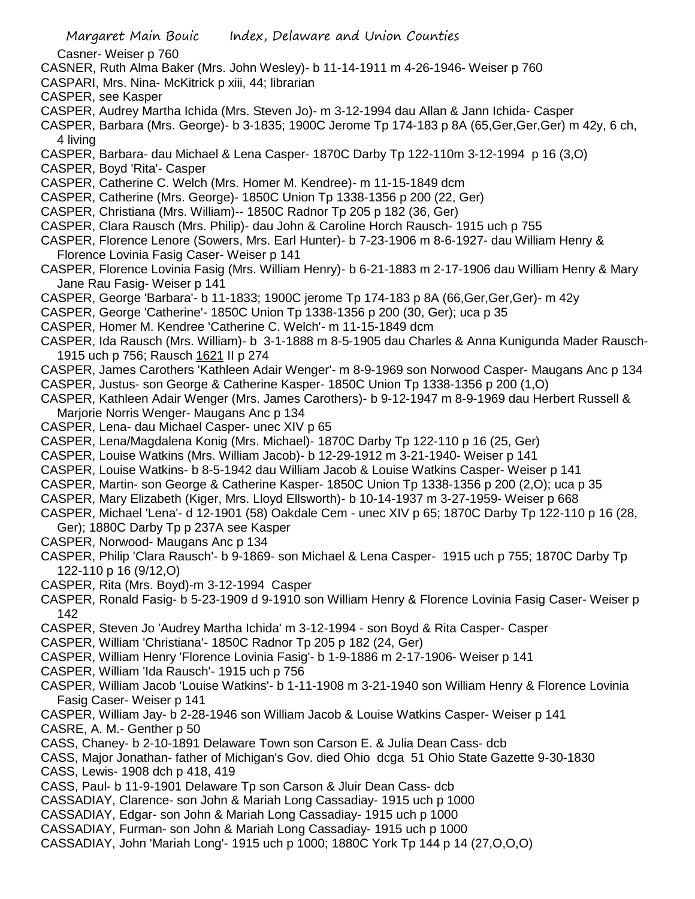Casner- Weiser p 760

CASNER, Ruth Alma Baker (Mrs. John Wesley)- b 11-14-1911 m 4-26-1946- Weiser p 760

CASPARI, Mrs. Nina- McKitrick p xiii, 44; librarian

CASPER, see Kasper

CASPER, Audrey Martha Ichida (Mrs. Steven Jo)- m 3-12-1994 dau Allan & Jann Ichida- Casper

CASPER, Barbara (Mrs. George)- b 3-1835; 1900C Jerome Tp 174-183 p 8A (65,Ger,Ger,Ger) m 42y, 6 ch, 4 living

CASPER, Barbara- dau Michael & Lena Casper- 1870C Darby Tp 122-110m 3-12-1994 p 16 (3,O)

CASPER, Boyd 'Rita'- Casper

CASPER, Catherine C. Welch (Mrs. Homer M. Kendree)- m 11-15-1849 dcm

CASPER, Catherine (Mrs. George)- 1850C Union Tp 1338-1356 p 200 (22, Ger)

CASPER, Christiana (Mrs. William)-- 1850C Radnor Tp 205 p 182 (36, Ger)

CASPER, Clara Rausch (Mrs. Philip)- dau John & Caroline Horch Rausch- 1915 uch p 755

CASPER, Florence Lenore (Sowers, Mrs. Earl Hunter)- b 7-23-1906 m 8-6-1927- dau William Henry & Florence Lovinia Fasig Caser- Weiser p 141

CASPER, Florence Lovinia Fasig (Mrs. William Henry)- b 6-21-1883 m 2-17-1906 dau William Henry & Mary Jane Rau Fasig- Weiser p 141

CASPER, George 'Barbara'- b 11-1833; 1900C jerome Tp 174-183 p 8A (66,Ger,Ger,Ger)- m 42y

CASPER, George 'Catherine'- 1850C Union Tp 1338-1356 p 200 (30, Ger); uca p 35

CASPER, Homer M. Kendree 'Catherine C. Welch'- m 11-15-1849 dcm

CASPER, Ida Rausch (Mrs. William)- b 3-1-1888 m 8-5-1905 dau Charles & Anna Kunigunda Mader Rausch- 1915 uch p 756; Rausch 1621 II p 274

CASPER, James Carothers 'Kathleen Adair Wenger'- m 8-9-1969 son Norwood Casper- Maugans Anc p 134

CASPER, Justus- son George & Catherine Kasper- 1850C Union Tp 1338-1356 p 200 (1,O)

CASPER, Kathleen Adair Wenger (Mrs. James Carothers)- b 9-12-1947 m 8-9-1969 dau Herbert Russell & Marjorie Norris Wenger- Maugans Anc p 134

CASPER, Lena- dau Michael Casper- unec XIV p 65

CASPER, Lena/Magdalena Konig (Mrs. Michael)- 1870C Darby Tp 122-110 p 16 (25, Ger)

CASPER, Louise Watkins (Mrs. William Jacob)- b 12-29-1912 m 3-21-1940- Weiser p 141

CASPER, Louise Watkins- b 8-5-1942 dau William Jacob & Louise Watkins Casper- Weiser p 141

CASPER, Martin- son George & Catherine Kasper- 1850C Union Tp 1338-1356 p 200 (2,O); uca p 35

CASPER, Mary Elizabeth (Kiger, Mrs. Lloyd Ellsworth)- b 10-14-1937 m 3-27-1959- Weiser p 668

CASPER, Michael 'Lena'- d 12-1901 (58) Oakdale Cem - unec XIV p 65; 1870C Darby Tp 122-110 p 16 (28, Ger); 1880C Darby Tp p 237A see Kasper

CASPER, Norwood- Maugans Anc p 134

CASPER, Philip 'Clara Rausch'- b 9-1869- son Michael & Lena Casper- 1915 uch p 755; 1870C Darby Tp 122-110 p 16 (9/12,O)

CASPER, Rita (Mrs. Boyd)-m 3-12-1994 Casper

CASPER, Ronald Fasig- b 5-23-1909 d 9-1910 son William Henry & Florence Lovinia Fasig Caser- Weiser p 142

CASPER, Steven Jo 'Audrey Martha Ichida' m 3-12-1994 - son Boyd & Rita Casper- Casper

CASPER, William 'Christiana'- 1850C Radnor Tp 205 p 182 (24, Ger)

CASPER, William Henry 'Florence Lovinia Fasig'- b 1-9-1886 m 2-17-1906- Weiser p 141

CASPER, William 'Ida Rausch'- 1915 uch p 756

CASPER, William Jacob 'Louise Watkins'- b 1-11-1908 m 3-21-1940 son William Henry & Florence Lovinia Fasig Caser- Weiser p 141

CASPER, William Jay- b 2-28-1946 son William Jacob & Louise Watkins Casper- Weiser p 141

CASRE, A. M.- Genther p 50

CASS, Chaney- b 2-10-1891 Delaware Town son Carson E. & Julia Dean Cass- dcb

CASS, Major Jonathan- father of Michigan's Gov. died Ohio dcga 51 Ohio State Gazette 9-30-1830

CASS, Lewis- 1908 dch p 418, 419

CASS, Paul- b 11-9-1901 Delaware Tp son Carson & Jluir Dean Cass- dcb

CASSADIAY, Clarence- son John & Mariah Long Cassadiay- 1915 uch p 1000

CASSADIAY, Edgar- son John & Mariah Long Cassadiay- 1915 uch p 1000

CASSADIAY, Furman- son John & Mariah Long Cassadiay- 1915 uch p 1000

CASSADIAY, John 'Mariah Long'- 1915 uch p 1000; 1880C York Tp 144 p 14 (27,O,O,O)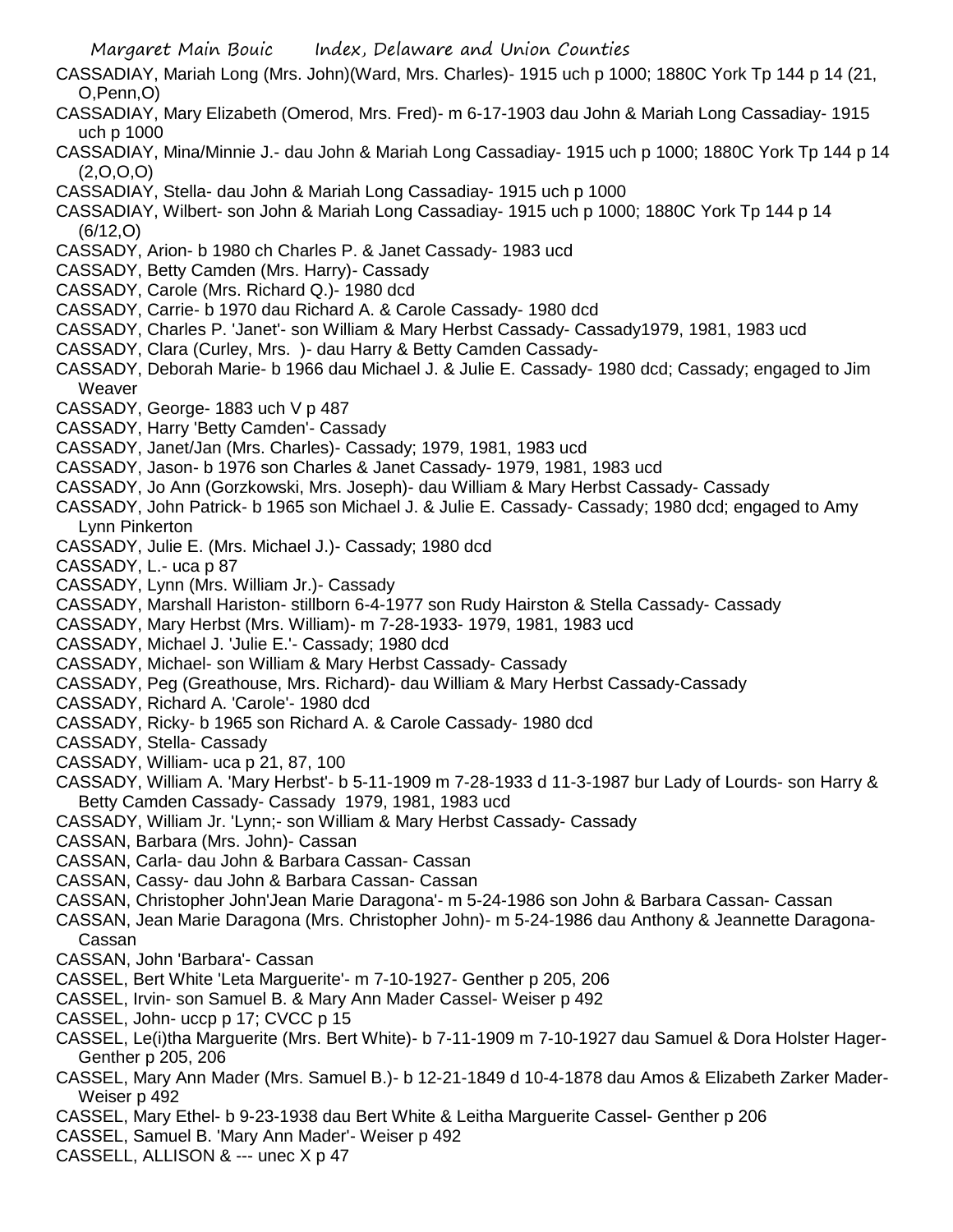CASSADIAY, Mariah Long (Mrs. John)(Ward, Mrs. Charles)- 1915 uch p 1000; 1880C York Tp 144 p 14 (21, O,Penn,O)

CASSADIAY, Mary Elizabeth (Omerod, Mrs. Fred)- m 6-17-1903 dau John & Mariah Long Cassadiay- 1915 uch p 1000

CASSADIAY, Mina/Minnie J.- dau John & Mariah Long Cassadiay- 1915 uch p 1000; 1880C York Tp 144 p 14 (2,O,O,O)

CASSADIAY, Stella- dau John & Mariah Long Cassadiay- 1915 uch p 1000

CASSADIAY, Wilbert- son John & Mariah Long Cassadiay- 1915 uch p 1000; 1880C York Tp 144 p 14 (6/12,O)

CASSADY, Arion- b 1980 ch Charles P. & Janet Cassady- 1983 ucd

CASSADY, Betty Camden (Mrs. Harry)- Cassady

CASSADY, Carole (Mrs. Richard Q.)- 1980 dcd

CASSADY, Carrie- b 1970 dau Richard A. & Carole Cassady- 1980 dcd

CASSADY, Charles P. 'Janet'- son William & Mary Herbst Cassady- Cassady1979, 1981, 1983 ucd

CASSADY, Clara (Curley, Mrs. )- dau Harry & Betty Camden Cassady-

CASSADY, Deborah Marie- b 1966 dau Michael J. & Julie E. Cassady- 1980 dcd; Cassady; engaged to Jim Weaver

CASSADY, George- 1883 uch V p 487

CASSADY, Harry 'Betty Camden'- Cassady

CASSADY, Janet/Jan (Mrs. Charles)- Cassady; 1979, 1981, 1983 ucd

CASSADY, Jason- b 1976 son Charles & Janet Cassady- 1979, 1981, 1983 ucd

CASSADY, Jo Ann (Gorzkowski, Mrs. Joseph)- dau William & Mary Herbst Cassady- Cassady

CASSADY, John Patrick- b 1965 son Michael J. & Julie E. Cassady- Cassady; 1980 dcd; engaged to Amy Lynn Pinkerton

CASSADY, Julie E. (Mrs. Michael J.)- Cassady; 1980 dcd

CASSADY, L.- uca p 87

CASSADY, Lynn (Mrs. William Jr.)- Cassady

CASSADY, Marshall Hariston- stillborn 6-4-1977 son Rudy Hairston & Stella Cassady- Cassady

CASSADY, Mary Herbst (Mrs. William)- m 7-28-1933- 1979, 1981, 1983 ucd

CASSADY, Michael J. 'Julie E.'- Cassady; 1980 dcd

CASSADY, Michael- son William & Mary Herbst Cassady- Cassady

CASSADY, Peg (Greathouse, Mrs. Richard)- dau William & Mary Herbst Cassady-Cassady

CASSADY, Richard A. 'Carole'- 1980 dcd

CASSADY, Ricky- b 1965 son Richard A. & Carole Cassady- 1980 dcd

CASSADY, Stella- Cassady

CASSADY, William- uca p 21, 87, 100

CASSADY, William A. 'Mary Herbst'- b 5-11-1909 m 7-28-1933 d 11-3-1987 bur Lady of Lourds- son Harry & Betty Camden Cassady- Cassady 1979, 1981, 1983 ucd

CASSADY, William Jr. 'Lynn;- son William & Mary Herbst Cassady- Cassady

CASSAN, Barbara (Mrs. John)- Cassan

CASSAN, Carla- dau John & Barbara Cassan- Cassan

CASSAN, Cassy- dau John & Barbara Cassan- Cassan

CASSAN, Christopher John'Jean Marie Daragona'- m 5-24-1986 son John & Barbara Cassan- Cassan

CASSAN, Jean Marie Daragona (Mrs. Christopher John)- m 5-24-1986 dau Anthony & Jeannette Daragona- Cassan

CASSAN, John 'Barbara'- Cassan

CASSEL, Bert White 'Leta Marguerite'- m 7-10-1927- Genther p 205, 206

CASSEL, Irvin- son Samuel B. & Mary Ann Mader Cassel- Weiser p 492

CASSEL, John- uccp p 17; CVCC p 15

CASSEL, Le(i)tha Marguerite (Mrs. Bert White)- b 7-11-1909 m 7-10-1927 dau Samuel & Dora Holster Hager- Genther p 205, 206

CASSEL, Mary Ann Mader (Mrs. Samuel B.)- b 12-21-1849 d 10-4-1878 dau Amos & Elizabeth Zarker Mader- Weiser p 492

CASSEL, Mary Ethel- b 9-23-1938 dau Bert White & Leitha Marguerite Cassel- Genther p 206

CASSEL, Samuel B. 'Mary Ann Mader'- Weiser p 492

CASSELL, ALLISON & --- unec X p 47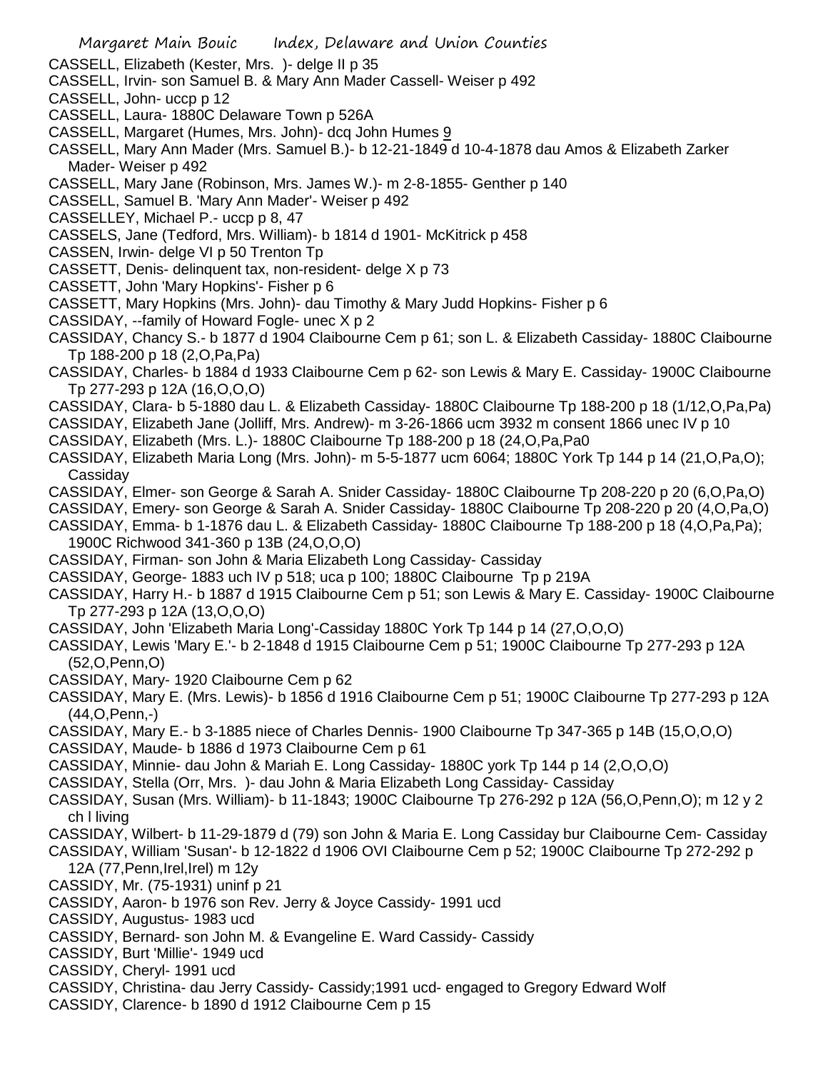CASSELL, Elizabeth (Kester, Mrs. )- delge II p 35
CASSELL, Irvin- son Samuel B. & Mary Ann Mader Cassell- Weiser p 492
CASSELL, John- uccp p 12
CASSELL, Laura- 1880C Delaware Town p 526A
CASSELL, Margaret (Humes, Mrs. John)- dcq John Humes 9
CASSELL, Mary Ann Mader (Mrs. Samuel B.)- b 12-21-1849 d 10-4-1878 dau Amos & Elizabeth Zarker Mader- Weiser p 492
CASSELL, Mary Jane (Robinson, Mrs. James W.)- m 2-8-1855- Genther p 140
CASSELL, Samuel B. 'Mary Ann Mader'- Weiser p 492
CASSELLEY, Michael P.- uccp p 8, 47
CASSELS, Jane (Tedford, Mrs. William)- b 1814 d 1901- McKitrick p 458
CASSEN, Irwin- delge VI p 50 Trenton Tp
CASSETT, Denis- delinquent tax, non-resident- delge X p 73
CASSETT, John 'Mary Hopkins'- Fisher p 6
CASSETT, Mary Hopkins (Mrs. John)- dau Timothy & Mary Judd Hopkins- Fisher p 6
CASSIDAY, --family of Howard Fogle- unec X p 2
CASSIDAY, Chancy S.- b 1877 d 1904 Claibourne Cem p 61; son L. & Elizabeth Cassiday- 1880C Claibourne Tp 188-200 p 18 (2,O,Pa,Pa)
CASSIDAY, Charles- b 1884 d 1933 Claibourne Cem p 62- son Lewis & Mary E. Cassiday- 1900C Claibourne Tp 277-293 p 12A (16,O,O,O)
CASSIDAY, Clara- b 5-1880 dau L. & Elizabeth Cassiday- 1880C Claibourne Tp 188-200 p 18 (1/12,O,Pa,Pa)
CASSIDAY, Elizabeth Jane (Jolliff, Mrs. Andrew)- m 3-26-1866 ucm 3932 m consent 1866 unec IV p 10
CASSIDAY, Elizabeth (Mrs. L.)- 1880C Claibourne Tp 188-200 p 18 (24,O,Pa,Pa0
CASSIDAY, Elizabeth Maria Long (Mrs. John)- m 5-5-1877 ucm 6064; 1880C York Tp 144 p 14 (21,O,Pa,O); Cassiday
CASSIDAY, Elmer- son George & Sarah A. Snider Cassiday- 1880C Claibourne Tp 208-220 p 20 (6,O,Pa,O)
CASSIDAY, Emery- son George & Sarah A. Snider Cassiday- 1880C Claibourne Tp 208-220 p 20 (4,O,Pa,O)
CASSIDAY, Emma- b 1-1876 dau L. & Elizabeth Cassiday- 1880C Claibourne Tp 188-200 p 18 (4,O,Pa,Pa); 1900C Richwood 341-360 p 13B (24,O,O,O)
CASSIDAY, Firman- son John & Maria Elizabeth Long Cassiday- Cassiday
CASSIDAY, George- 1883 uch IV p 518; uca p 100; 1880C Claibourne Tp p 219A
CASSIDAY, Harry H.- b 1887 d 1915 Claibourne Cem p 51; son Lewis & Mary E. Cassiday- 1900C Claibourne Tp 277-293 p 12A (13,O,O,O)
CASSIDAY, John 'Elizabeth Maria Long'-Cassiday 1880C York Tp 144 p 14 (27,O,O,O)
CASSIDAY, Lewis 'Mary E.'- b 2-1848 d 1915 Claibourne Cem p 51; 1900C Claibourne Tp 277-293 p 12A (52,O,Penn,O)
CASSIDAY, Mary- 1920 Claibourne Cem p 62
CASSIDAY, Mary E. (Mrs. Lewis)- b 1856 d 1916 Claibourne Cem p 51; 1900C Claibourne Tp 277-293 p 12A (44,O,Penn,-)
CASSIDAY, Mary E.- b 3-1885 niece of Charles Dennis- 1900 Claibourne Tp 347-365 p 14B (15,O,O,O)
CASSIDAY, Maude- b 1886 d 1973 Claibourne Cem p 61
CASSIDAY, Minnie- dau John & Mariah E. Long Cassiday- 1880C york Tp 144 p 14 (2,O,O,O)
CASSIDAY, Stella (Orr, Mrs. )- dau John & Maria Elizabeth Long Cassiday- Cassiday
CASSIDAY, Susan (Mrs. William)- b 11-1843; 1900C Claibourne Tp 276-292 p 12A (56,O,Penn,O); m 12 y 2 ch l living
CASSIDAY, Wilbert- b 11-29-1879 d (79) son John & Maria E. Long Cassiday bur Claibourne Cem- Cassiday
CASSIDAY, William 'Susan'- b 12-1822 d 1906 OVI Claibourne Cem p 52; 1900C Claibourne Tp 272-292 p 12A (77,Penn,Irel,Irel) m 12y
CASSIDY, Mr. (75-1931) uninf p 21
CASSIDY, Aaron- b 1976 son Rev. Jerry & Joyce Cassidy- 1991 ucd
CASSIDY, Augustus- 1983 ucd
CASSIDY, Bernard- son John M. & Evangeline E. Ward Cassidy- Cassidy
CASSIDY, Burt 'Millie'- 1949 ucd
CASSIDY, Cheryl- 1991 ucd
CASSIDY, Christina- dau Jerry Cassidy- Cassidy;1991 ucd- engaged to Gregory Edward Wolf
CASSIDY, Clarence- b 1890 d 1912 Claibourne Cem p 15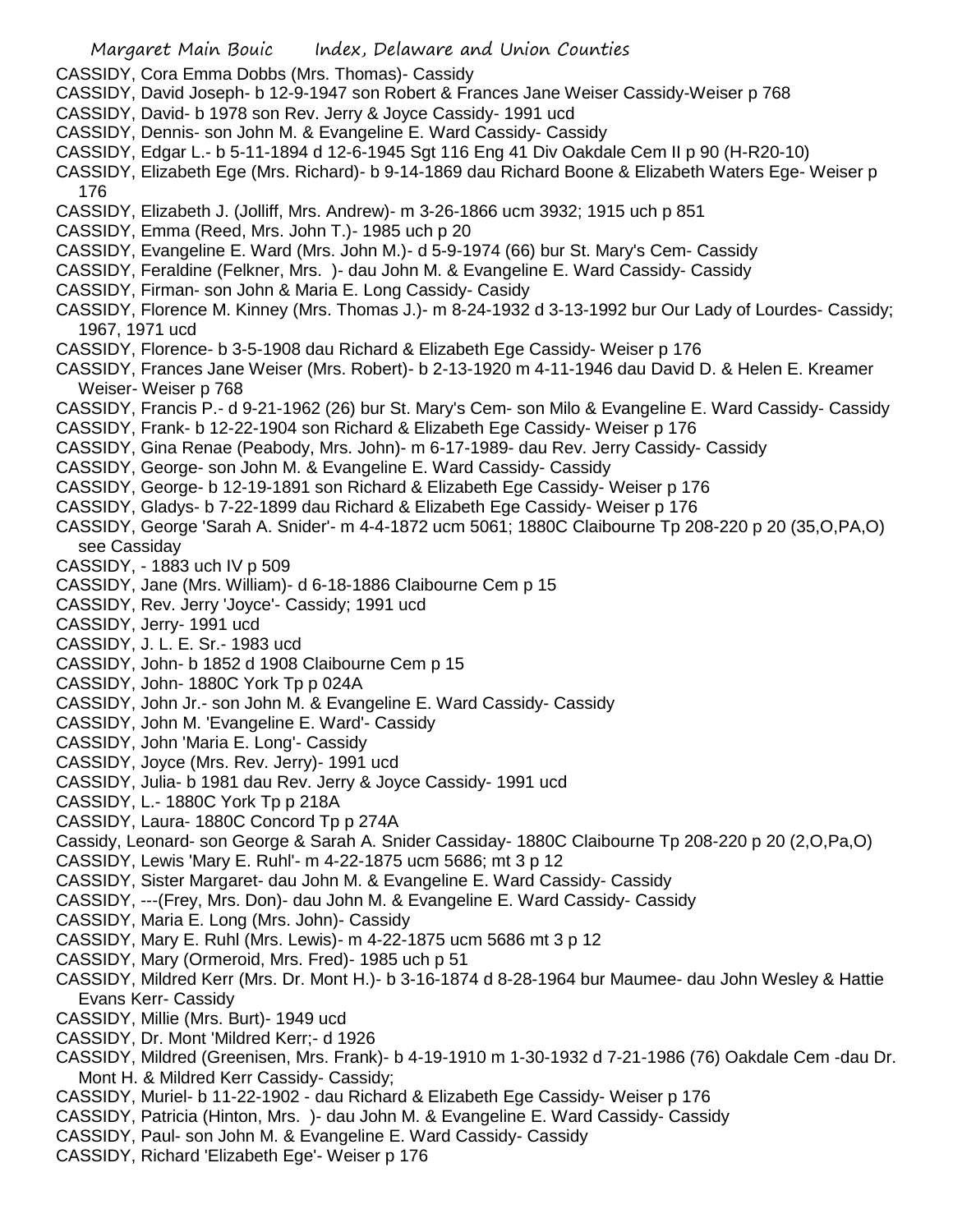CASSIDY, Cora Emma Dobbs (Mrs. Thomas)- Cassidy

CASSIDY, David Joseph- b 12-9-1947 son Robert & Frances Jane Weiser Cassidy-Weiser p 768

CASSIDY, David- b 1978 son Rev. Jerry & Joyce Cassidy- 1991 ucd

CASSIDY, Dennis- son John M. & Evangeline E. Ward Cassidy- Cassidy

CASSIDY, Edgar L.- b 5-11-1894 d 12-6-1945 Sgt 116 Eng 41 Div Oakdale Cem II p 90 (H-R20-10)

CASSIDY, Elizabeth Ege (Mrs. Richard)- b 9-14-1869 dau Richard Boone & Elizabeth Waters Ege- Weiser p 176

CASSIDY, Elizabeth J. (Jolliff, Mrs. Andrew)- m 3-26-1866 ucm 3932; 1915 uch p 851

CASSIDY, Emma (Reed, Mrs. John T.)- 1985 uch p 20

CASSIDY, Evangeline E. Ward (Mrs. John M.)- d 5-9-1974 (66) bur St. Mary's Cem- Cassidy

CASSIDY, Feraldine (Felkner, Mrs. )- dau John M. & Evangeline E. Ward Cassidy- Cassidy

CASSIDY, Firman- son John & Maria E. Long Cassidy- Casidy

CASSIDY, Florence M. Kinney (Mrs. Thomas J.)- m 8-24-1932 d 3-13-1992 bur Our Lady of Lourdes- Cassidy; 1967, 1971 ucd

CASSIDY, Florence- b 3-5-1908 dau Richard & Elizabeth Ege Cassidy- Weiser p 176

CASSIDY, Frances Jane Weiser (Mrs. Robert)- b 2-13-1920 m 4-11-1946 dau David D. & Helen E. Kreamer Weiser- Weiser p 768

CASSIDY, Francis P.- d 9-21-1962 (26) bur St. Mary's Cem- son Milo & Evangeline E. Ward Cassidy- Cassidy

CASSIDY, Frank- b 12-22-1904 son Richard & Elizabeth Ege Cassidy- Weiser p 176

CASSIDY, Gina Renae (Peabody, Mrs. John)- m 6-17-1989- dau Rev. Jerry Cassidy- Cassidy

CASSIDY, George- son John M. & Evangeline E. Ward Cassidy- Cassidy

CASSIDY, George- b 12-19-1891 son Richard & Elizabeth Ege Cassidy- Weiser p 176

CASSIDY, Gladys- b 7-22-1899 dau Richard & Elizabeth Ege Cassidy- Weiser p 176

CASSIDY, George 'Sarah A. Snider'- m 4-4-1872 ucm 5061; 1880C Claibourne Tp 208-220 p 20 (35,O,PA,O) see Cassiday

CASSIDY, - 1883 uch IV p 509

CASSIDY, Jane (Mrs. William)- d 6-18-1886 Claibourne Cem p 15

CASSIDY, Rev. Jerry 'Joyce'- Cassidy; 1991 ucd

CASSIDY, Jerry- 1991 ucd

CASSIDY, J. L. E. Sr.- 1983 ucd

CASSIDY, John- b 1852 d 1908 Claibourne Cem p 15

CASSIDY, John- 1880C York Tp p 024A

CASSIDY, John Jr.- son John M. & Evangeline E. Ward Cassidy- Cassidy

CASSIDY, John M. 'Evangeline E. Ward'- Cassidy

CASSIDY, John 'Maria E. Long'- Cassidy

CASSIDY, Joyce (Mrs. Rev. Jerry)- 1991 ucd

CASSIDY, Julia- b 1981 dau Rev. Jerry & Joyce Cassidy- 1991 ucd

CASSIDY, L.- 1880C York Tp p 218A

CASSIDY, Laura- 1880C Concord Tp p 274A

Cassidy, Leonard- son George & Sarah A. Snider Cassiday- 1880C Claibourne Tp 208-220 p 20 (2,O,Pa,O)

CASSIDY, Lewis 'Mary E. Ruhl'- m 4-22-1875 ucm 5686; mt 3 p 12

CASSIDY, Sister Margaret- dau John M. & Evangeline E. Ward Cassidy- Cassidy

CASSIDY, ---(Frey, Mrs. Don)- dau John M. & Evangeline E. Ward Cassidy- Cassidy

CASSIDY, Maria E. Long (Mrs. John)- Cassidy

CASSIDY, Mary E. Ruhl (Mrs. Lewis)- m 4-22-1875 ucm 5686 mt 3 p 12

CASSIDY, Mary (Ormeroid, Mrs. Fred)- 1985 uch p 51

CASSIDY, Mildred Kerr (Mrs. Dr. Mont H.)- b 3-16-1874 d 8-28-1964 bur Maumee- dau John Wesley & Hattie Evans Kerr- Cassidy

CASSIDY, Millie (Mrs. Burt)- 1949 ucd

CASSIDY, Dr. Mont 'Mildred Kerr;- d 1926

CASSIDY, Mildred (Greenisen, Mrs. Frank)- b 4-19-1910 m 1-30-1932 d 7-21-1986 (76) Oakdale Cem -dau Dr. Mont H. & Mildred Kerr Cassidy- Cassidy;

CASSIDY, Muriel- b 11-22-1902 - dau Richard & Elizabeth Ege Cassidy- Weiser p 176

CASSIDY, Patricia (Hinton, Mrs. )- dau John M. & Evangeline E. Ward Cassidy- Cassidy

CASSIDY, Paul- son John M. & Evangeline E. Ward Cassidy- Cassidy

CASSIDY, Richard 'Elizabeth Ege'- Weiser p 176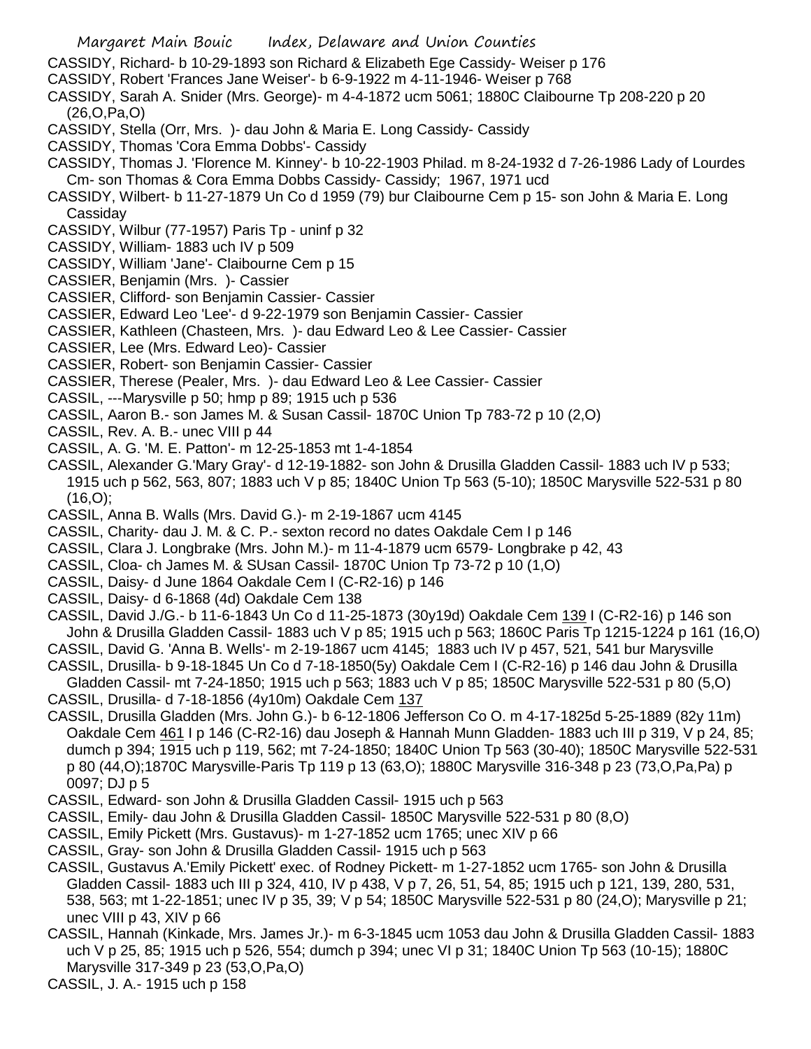CASSIDY, Richard- b 10-29-1893 son Richard & Elizabeth Ege Cassidy- Weiser p 176

CASSIDY, Robert 'Frances Jane Weiser'- b 6-9-1922 m 4-11-1946- Weiser p 768

CASSIDY, Sarah A. Snider (Mrs. George)- m 4-4-1872 ucm 5061; 1880C Claibourne Tp 208-220 p 20 (26,O,Pa,O)

CASSIDY, Stella (Orr, Mrs. )- dau John & Maria E. Long Cassidy- Cassidy

CASSIDY, Thomas 'Cora Emma Dobbs'- Cassidy

CASSIDY, Thomas J. 'Florence M. Kinney'- b 10-22-1903 Philad. m 8-24-1932 d 7-26-1986 Lady of Lourdes Cm- son Thomas & Cora Emma Dobbs Cassidy- Cassidy; 1967, 1971 ucd

CASSIDY, Wilbert- b 11-27-1879 Un Co d 1959 (79) bur Claibourne Cem p 15- son John & Maria E. Long Cassiday

CASSIDY, Wilbur (77-1957) Paris Tp - uninf p 32

CASSIDY, William- 1883 uch IV p 509

CASSIDY, William 'Jane'- Claibourne Cem p 15

CASSIER, Benjamin (Mrs. )- Cassier

CASSIER, Clifford- son Benjamin Cassier- Cassier

CASSIER, Edward Leo 'Lee'- d 9-22-1979 son Benjamin Cassier- Cassier

CASSIER, Kathleen (Chasteen, Mrs. )- dau Edward Leo & Lee Cassier- Cassier

CASSIER, Lee (Mrs. Edward Leo)- Cassier

CASSIER, Robert- son Benjamin Cassier- Cassier

CASSIER, Therese (Pealer, Mrs. )- dau Edward Leo & Lee Cassier- Cassier

CASSIL, ---Marysville p 50; hmp p 89; 1915 uch p 536

CASSIL, Aaron B.- son James M. & Susan Cassil- 1870C Union Tp 783-72 p 10 (2,O)

CASSIL, Rev. A. B.- unec VIII p 44

CASSIL, A. G. 'M. E. Patton'- m 12-25-1853 mt 1-4-1854

CASSIL, Alexander G.'Mary Gray'- d 12-19-1882- son John & Drusilla Gladden Cassil- 1883 uch IV p 533; 1915 uch p 562, 563, 807; 1883 uch V p 85; 1840C Union Tp 563 (5-10); 1850C Marysville 522-531 p 80 (16,O);

CASSIL, Anna B. Walls (Mrs. David G.)- m 2-19-1867 ucm 4145

CASSIL, Charity- dau J. M. & C. P.- sexton record no dates Oakdale Cem I p 146

CASSIL, Clara J. Longbrake (Mrs. John M.)- m 11-4-1879 ucm 6579- Longbrake p 42, 43

CASSIL, Cloa- ch James M. & SUsan Cassil- 1870C Union Tp 73-72 p 10 (1,O)

CASSIL, Daisy- d June 1864 Oakdale Cem I (C-R2-16) p 146

CASSIL, Daisy- d 6-1868 (4d) Oakdale Cem 138

CASSIL, David J./G.- b 11-6-1843 Un Co d 11-25-1873 (30y19d) Oakdale Cem 139 I (C-R2-16) p 146 son John & Drusilla Gladden Cassil- 1883 uch V p 85; 1915 uch p 563; 1860C Paris Tp 1215-1224 p 161 (16,O)

CASSIL, David G. 'Anna B. Wells'- m 2-19-1867 ucm 4145; 1883 uch IV p 457, 521, 541 bur Marysville

CASSIL, Drusilla- b 9-18-1845 Un Co d 7-18-1850(5y) Oakdale Cem I (C-R2-16) p 146 dau John & Drusilla Gladden Cassil- mt 7-24-1850; 1915 uch p 563; 1883 uch V p 85; 1850C Marysville 522-531 p 80 (5,O)

CASSIL, Drusilla- d 7-18-1856 (4y10m) Oakdale Cem 137

CASSIL, Drusilla Gladden (Mrs. John G.)- b 6-12-1806 Jefferson Co O. m 4-17-1825d 5-25-1889 (82y 11m) Oakdale Cem 461 I p 146 (C-R2-16) dau Joseph & Hannah Munn Gladden- 1883 uch III p 319, V p 24, 85; dumch p 394; 1915 uch p 119, 562; mt 7-24-1850; 1840C Union Tp 563 (30-40); 1850C Marysville 522-531 p 80 (44,O);1870C Marysville-Paris Tp 119 p 13 (63,O); 1880C Marysville 316-348 p 23 (73,O,Pa,Pa) p 0097; DJ p 5

CASSIL, Edward- son John & Drusilla Gladden Cassil- 1915 uch p 563

CASSIL, Emily- dau John & Drusilla Gladden Cassil- 1850C Marysville 522-531 p 80 (8,O)

CASSIL, Emily Pickett (Mrs. Gustavus)- m 1-27-1852 ucm 1765; unec XIV p 66

CASSIL, Gray- son John & Drusilla Gladden Cassil- 1915 uch p 563

CASSIL, Gustavus A.'Emily Pickett' exec. of Rodney Pickett- m 1-27-1852 ucm 1765- son John & Drusilla Gladden Cassil- 1883 uch III p 324, 410, IV p 438, V p 7, 26, 51, 54, 85; 1915 uch p 121, 139, 280, 531, 538, 563; mt 1-22-1851; unec IV p 35, 39; V p 54; 1850C Marysville 522-531 p 80 (24,O); Marysville p 21; unec VIII p 43, XIV p 66

CASSIL, Hannah (Kinkade, Mrs. James Jr.)- m 6-3-1845 ucm 1053 dau John & Drusilla Gladden Cassil- 1883 uch V p 25, 85; 1915 uch p 526, 554; dumch p 394; unec VI p 31; 1840C Union Tp 563 (10-15); 1880C Marysville 317-349 p 23 (53,O,Pa,O)

CASSIL, J. A.- 1915 uch p 158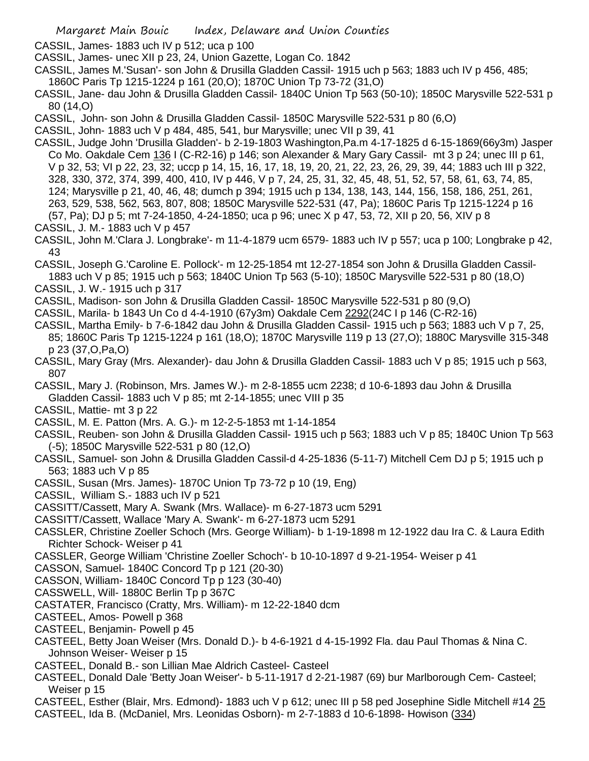CASSIL, James- 1883 uch IV p 512; uca p 100

CASSIL, James- unec XII p 23, 24, Union Gazette, Logan Co. 1842

CASSIL, James M.'Susan'- son John & Drusilla Gladden Cassil- 1915 uch p 563; 1883 uch IV p 456, 485; 1860C Paris Tp 1215-1224 p 161 (20,O); 1870C Union Tp 73-72 (31,O)

CASSIL, Jane- dau John & Drusilla Gladden Cassil- 1840C Union Tp 563 (50-10); 1850C Marysville 522-531 p 80 (14,O)

CASSIL, John- son John & Drusilla Gladden Cassil- 1850C Marysville 522-531 p 80 (6,O)

CASSIL, John- 1883 uch V p 484, 485, 541, bur Marysville; unec VII p 39, 41

CASSIL, Judge John 'Drusilla Gladden'- b 2-19-1803 Washington,Pa.m 4-17-1825 d 6-15-1869(66y3m) Jasper Co Mo. Oakdale Cem 136 I (C-R2-16) p 146; son Alexander & Mary Gary Cassil- mt 3 p 24; unec III p 61, V p 32, 53; VI p 22, 23, 32; uccp p 14, 15, 16, 17, 18, 19, 20, 21, 22, 23, 26, 29, 39, 44; 1883 uch III p 322, 328, 330, 372, 374, 399, 400, 410, IV p 446, V p 7, 24, 25, 31, 32, 45, 48, 51, 52, 57, 58, 61, 63, 74, 85, 124; Marysville p 21, 40, 46, 48; dumch p 394; 1915 uch p 134, 138, 143, 144, 156, 158, 186, 251, 261, 263, 529, 538, 562, 563, 807, 808; 1850C Marysville 522-531 (47, Pa); 1860C Paris Tp 1215-1224 p 16 (57, Pa); DJ p 5; mt 7-24-1850, 4-24-1850; uca p 96; unec X p 47, 53, 72, XII p 20, 56, XIV p 8

CASSIL, J. M.- 1883 uch V p 457

CASSIL, John M.'Clara J. Longbrake'- m 11-4-1879 ucm 6579- 1883 uch IV p 557; uca p 100; Longbrake p 42, 43

CASSIL, Joseph G.'Caroline E. Pollock'- m 12-25-1854 mt 12-27-1854 son John & Drusilla Gladden Cassil- 1883 uch V p 85; 1915 uch p 563; 1840C Union Tp 563 (5-10); 1850C Marysville 522-531 p 80 (18,O)

CASSIL, J. W.- 1915 uch p 317

CASSIL, Madison- son John & Drusilla Gladden Cassil- 1850C Marysville 522-531 p 80 (9,O)

CASSIL, Marila- b 1843 Un Co d 4-4-1910 (67y3m) Oakdale Cem 2292(24C I p 146 (C-R2-16)

CASSIL, Martha Emily- b 7-6-1842 dau John & Drusilla Gladden Cassil- 1915 uch p 563; 1883 uch V p 7, 25, 85; 1860C Paris Tp 1215-1224 p 161 (18,O); 1870C Marysville 119 p 13 (27,O); 1880C Marysville 315-348 p 23 (37,O,Pa,O)

CASSIL, Mary Gray (Mrs. Alexander)- dau John & Drusilla Gladden Cassil- 1883 uch V p 85; 1915 uch p 563, 807

CASSIL, Mary J. (Robinson, Mrs. James W.)- m 2-8-1855 ucm 2238; d 10-6-1893 dau John & Drusilla Gladden Cassil- 1883 uch V p 85; mt 2-14-1855; unec VIII p 35

CASSIL, Mattie- mt 3 p 22

CASSIL, M. E. Patton (Mrs. A. G.)- m 12-2-5-1853 mt 1-14-1854

CASSIL, Reuben- son John & Drusilla Gladden Cassil- 1915 uch p 563; 1883 uch V p 85; 1840C Union Tp 563 (-5); 1850C Marysville 522-531 p 80 (12,O)

CASSIL, Samuel- son John & Drusilla Gladden Cassil-d 4-25-1836 (5-11-7) Mitchell Cem DJ p 5; 1915 uch p 563; 1883 uch V p 85

CASSIL, Susan (Mrs. James)- 1870C Union Tp 73-72 p 10 (19, Eng)

CASSIL, William S.- 1883 uch IV p 521

CASSITT/Cassett, Mary A. Swank (Mrs. Wallace)- m 6-27-1873 ucm 5291

CASSITT/Cassett, Wallace 'Mary A. Swank'- m 6-27-1873 ucm 5291

CASSLER, Christine Zoeller Schoch (Mrs. George William)- b 1-19-1898 m 12-1922 dau Ira C. & Laura Edith Richter Schock- Weiser p 41

CASSLER, George William 'Christine Zoeller Schoch'- b 10-10-1897 d 9-21-1954- Weiser p 41

CASSON, Samuel- 1840C Concord Tp p 121 (20-30)

CASSON, William- 1840C Concord Tp p 123 (30-40)

CASSWELL, Will- 1880C Berlin Tp p 367C

CASTATER, Francisco (Cratty, Mrs. William)- m 12-22-1840 dcm

CASTEEL, Amos- Powell p 368

CASTEEL, Benjamin- Powell p 45

CASTEEL, Betty Joan Weiser (Mrs. Donald D.)- b 4-6-1921 d 4-15-1992 Fla. dau Paul Thomas & Nina C. Johnson Weiser- Weiser p 15

CASTEEL, Donald B.- son Lillian Mae Aldrich Casteel- Casteel

CASTEEL, Donald Dale 'Betty Joan Weiser'- b 5-11-1917 d 2-21-1987 (69) bur Marlborough Cem- Casteel; Weiser p 15

CASTEEL, Esther (Blair, Mrs. Edmond)- 1883 uch V p 612; unec III p 58 ped Josephine Sidle Mitchell #14 25

CASTEEL, Ida B. (McDaniel, Mrs. Leonidas Osborn)- m 2-7-1883 d 10-6-1898- Howison (334)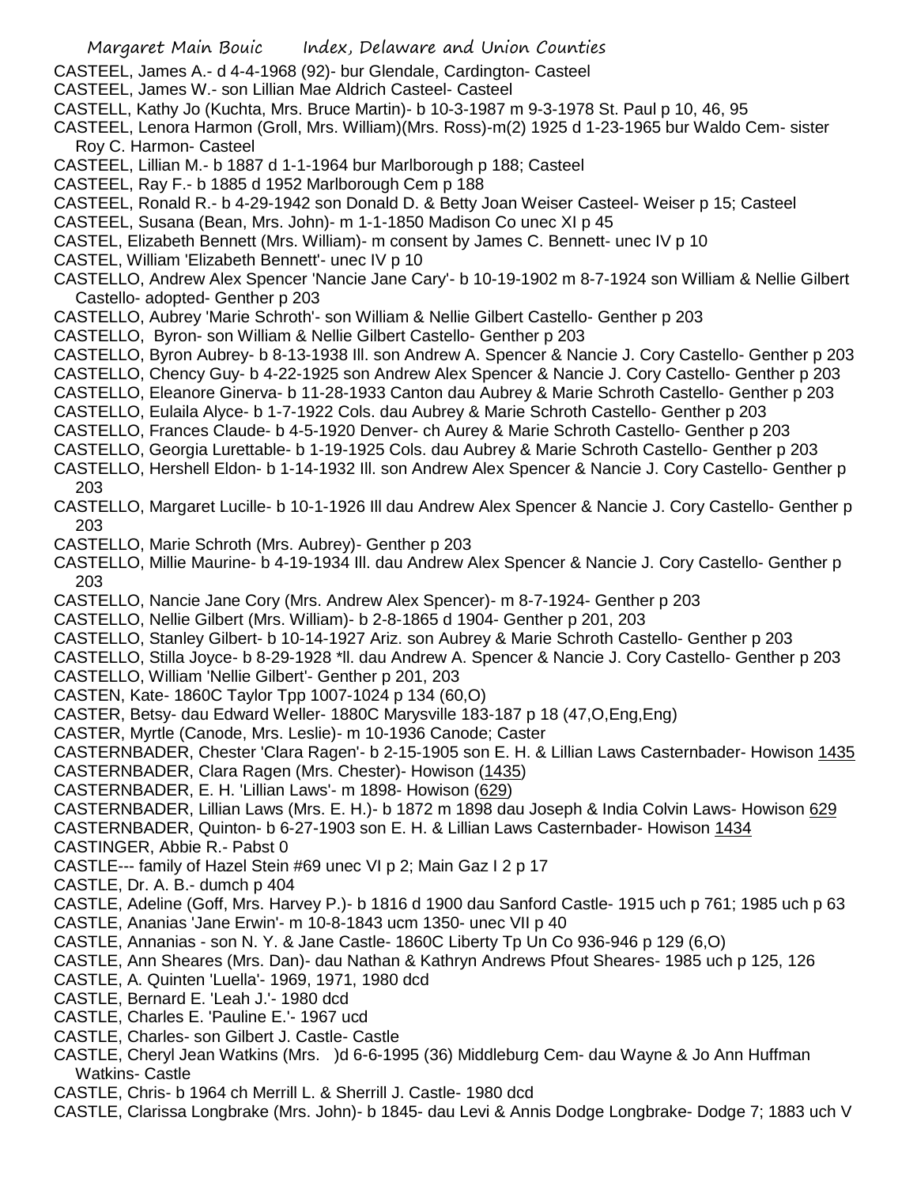CASTEEL, James A.- d 4-4-1968 (92)- bur Glendale, Cardington- Casteel

CASTEEL, James W.- son Lillian Mae Aldrich Casteel- Casteel

CASTELL, Kathy Jo (Kuchta, Mrs. Bruce Martin)- b 10-3-1987 m 9-3-1978 St. Paul p 10, 46, 95

CASTEEL, Lenora Harmon (Groll, Mrs. William)(Mrs. Ross)-m(2) 1925 d 1-23-1965 bur Waldo Cem- sister Roy C. Harmon- Casteel

CASTEEL, Lillian M.- b 1887 d 1-1-1964 bur Marlborough p 188; Casteel

CASTEEL, Ray F.- b 1885 d 1952 Marlborough Cem p 188

CASTEEL, Ronald R.- b 4-29-1942 son Donald D. & Betty Joan Weiser Casteel- Weiser p 15; Casteel

CASTEEL, Susana (Bean, Mrs. John)- m 1-1-1850 Madison Co unec XI p 45

CASTEL, Elizabeth Bennett (Mrs. William)- m consent by James C. Bennett- unec IV p 10

CASTEL, William 'Elizabeth Bennett'- unec IV p 10

CASTELLO, Andrew Alex Spencer 'Nancie Jane Cary'- b 10-19-1902 m 8-7-1924 son William & Nellie Gilbert Castello- adopted- Genther p 203

CASTELLO, Aubrey 'Marie Schroth'- son William & Nellie Gilbert Castello- Genther p 203

CASTELLO, Byron- son William & Nellie Gilbert Castello- Genther p 203

CASTELLO, Byron Aubrey- b 8-13-1938 Ill. son Andrew A. Spencer & Nancie J. Cory Castello- Genther p 203

CASTELLO, Chency Guy- b 4-22-1925 son Andrew Alex Spencer & Nancie J. Cory Castello- Genther p 203

CASTELLO, Eleanore Ginerva- b 11-28-1933 Canton dau Aubrey & Marie Schroth Castello- Genther p 203

CASTELLO, Eulaila Alyce- b 1-7-1922 Cols. dau Aubrey & Marie Schroth Castello- Genther p 203

CASTELLO, Frances Claude- b 4-5-1920 Denver- ch Aurey & Marie Schroth Castello- Genther p 203

CASTELLO, Georgia Lurettable- b 1-19-1925 Cols. dau Aubrey & Marie Schroth Castello- Genther p 203

CASTELLO, Hershell Eldon- b 1-14-1932 Ill. son Andrew Alex Spencer & Nancie J. Cory Castello- Genther p 203

CASTELLO, Margaret Lucille- b 10-1-1926 Ill dau Andrew Alex Spencer & Nancie J. Cory Castello- Genther p 203

CASTELLO, Marie Schroth (Mrs. Aubrey)- Genther p 203

CASTELLO, Millie Maurine- b 4-19-1934 Ill. dau Andrew Alex Spencer & Nancie J. Cory Castello- Genther p 203

CASTELLO, Nancie Jane Cory (Mrs. Andrew Alex Spencer)- m 8-7-1924- Genther p 203

CASTELLO, Nellie Gilbert (Mrs. William)- b 2-8-1865 d 1904- Genther p 201, 203

CASTELLO, Stanley Gilbert- b 10-14-1927 Ariz. son Aubrey & Marie Schroth Castello- Genther p 203

CASTELLO, Stilla Joyce- b 8-29-1928 *ll. dau Andrew A. Spencer & Nancie J. Cory Castello- Genther p 203

CASTELLO, William 'Nellie Gilbert'- Genther p 201, 203

CASTEN, Kate- 1860C Taylor Tpp 1007-1024 p 134 (60,O)

CASTER, Betsy- dau Edward Weller- 1880C Marysville 183-187 p 18 (47,O,Eng,Eng)

CASTER, Myrtle (Canode, Mrs. Leslie)- m 10-1936 Canode; Caster

CASTERNBADER, Chester 'Clara Ragen'- b 2-15-1905 son E. H. & Lillian Laws Casternbader- Howison 1435

CASTERNBADER, Clara Ragen (Mrs. Chester)- Howison (1435)

CASTERNBADER, E. H. 'Lillian Laws'- m 1898- Howison (629)

CASTERNBADER, Lillian Laws (Mrs. E. H.)- b 1872 m 1898 dau Joseph & India Colvin Laws- Howison 629

CASTERNBADER, Quinton- b 6-27-1903 son E. H. & Lillian Laws Casternbader- Howison 1434

CASTINGER, Abbie R.- Pabst 0

CASTLE--- family of Hazel Stein #69 unec VI p 2; Main Gaz I 2 p 17

CASTLE, Dr. A. B.- dumch p 404

CASTLE, Adeline (Goff, Mrs. Harvey P.)- b 1816 d 1900 dau Sanford Castle- 1915 uch p 761; 1985 uch p 63

CASTLE, Ananias 'Jane Erwin'- m 10-8-1843 ucm 1350- unec VII p 40

CASTLE, Annanias - son N. Y. & Jane Castle- 1860C Liberty Tp Un Co 936-946 p 129 (6,O)

CASTLE, Ann Sheares (Mrs. Dan)- dau Nathan & Kathryn Andrews Pfout Sheares- 1985 uch p 125, 126

CASTLE, A. Quinten 'Luella'- 1969, 1971, 1980 dcd

CASTLE, Bernard E. 'Leah J.'- 1980 dcd

CASTLE, Charles E. 'Pauline E.'- 1967 ucd

CASTLE, Charles- son Gilbert J. Castle- Castle

CASTLE, Cheryl Jean Watkins (Mrs. )d 6-6-1995 (36) Middleburg Cem- dau Wayne & Jo Ann Huffman Watkins- Castle

CASTLE, Chris- b 1964 ch Merrill L. & Sherrill J. Castle- 1980 dcd

CASTLE, Clarissa Longbrake (Mrs. John)- b 1845- dau Levi & Annis Dodge Longbrake- Dodge 7; 1883 uch V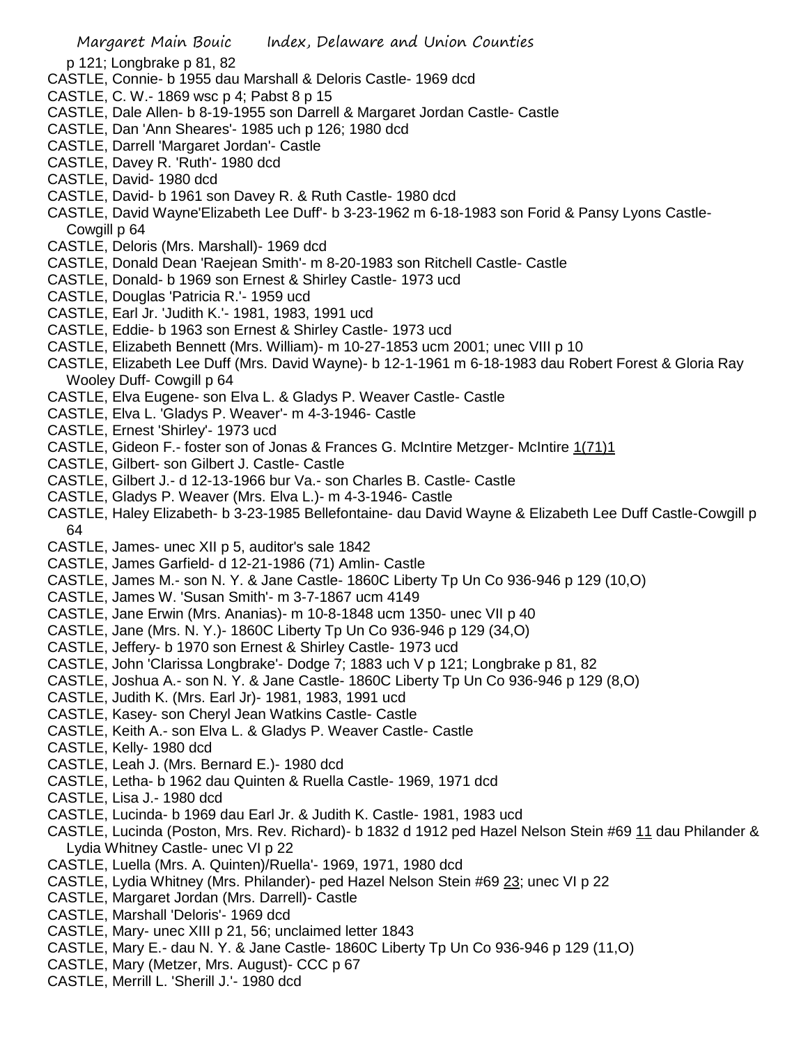p 121; Longbrake p 81, 82
CASTLE, Connie- b 1955 dau Marshall & Deloris Castle- 1969 dcd
CASTLE, C. W.- 1869 wsc p 4; Pabst 8 p 15
CASTLE, Dale Allen- b 8-19-1955 son Darrell & Margaret Jordan Castle- Castle
CASTLE, Dan 'Ann Sheares'- 1985 uch p 126; 1980 dcd
CASTLE, Darrell 'Margaret Jordan'- Castle
CASTLE, Davey R. 'Ruth'- 1980 dcd
CASTLE, David- 1980 dcd
CASTLE, David- b 1961 son Davey R. & Ruth Castle- 1980 dcd
CASTLE, David Wayne'Elizabeth Lee Duff'- b 3-23-1962 m 6-18-1983 son Forid & Pansy Lyons Castle- Cowgill p 64
CASTLE, Deloris (Mrs. Marshall)- 1969 dcd
CASTLE, Donald Dean 'Raejean Smith'- m 8-20-1983 son Ritchell Castle- Castle
CASTLE, Donald- b 1969 son Ernest & Shirley Castle- 1973 ucd
CASTLE, Douglas 'Patricia R.'- 1959 ucd
CASTLE, Earl Jr. 'Judith K.'- 1981, 1983, 1991 ucd
CASTLE, Eddie- b 1963 son Ernest & Shirley Castle- 1973 ucd
CASTLE, Elizabeth Bennett (Mrs. William)- m 10-27-1853 ucm 2001; unec VIII p 10
CASTLE, Elizabeth Lee Duff (Mrs. David Wayne)- b 12-1-1961 m 6-18-1983 dau Robert Forest & Gloria Ray Wooley Duff- Cowgill p 64
CASTLE, Elva Eugene- son Elva L. & Gladys P. Weaver Castle- Castle
CASTLE, Elva L. 'Gladys P. Weaver'- m 4-3-1946- Castle
CASTLE, Ernest 'Shirley'- 1973 ucd
CASTLE, Gideon F.- foster son of Jonas & Frances G. McIntire Metzger- McIntire 1(71)1
CASTLE, Gilbert- son Gilbert J. Castle- Castle
CASTLE, Gilbert J.- d 12-13-1966 bur Va.- son Charles B. Castle- Castle
CASTLE, Gladys P. Weaver (Mrs. Elva L.)- m 4-3-1946- Castle
CASTLE, Haley Elizabeth- b 3-23-1985 Bellefontaine- dau David Wayne & Elizabeth Lee Duff Castle-Cowgill p 64
CASTLE, James- unec XII p 5, auditor's sale 1842
CASTLE, James Garfield- d 12-21-1986 (71) Amlin- Castle
CASTLE, James M.- son N. Y. & Jane Castle- 1860C Liberty Tp Un Co 936-946 p 129 (10,O)
CASTLE, James W. 'Susan Smith'- m 3-7-1867 ucm 4149
CASTLE, Jane Erwin (Mrs. Ananias)- m 10-8-1848 ucm 1350- unec VII p 40
CASTLE, Jane (Mrs. N. Y.)- 1860C Liberty Tp Un Co 936-946 p 129 (34,O)
CASTLE, Jeffery- b 1970 son Ernest & Shirley Castle- 1973 ucd
CASTLE, John 'Clarissa Longbrake'- Dodge 7; 1883 uch V p 121; Longbrake p 81, 82
CASTLE, Joshua A.- son N. Y. & Jane Castle- 1860C Liberty Tp Un Co 936-946 p 129 (8,O)
CASTLE, Judith K. (Mrs. Earl Jr)- 1981, 1983, 1991 ucd
CASTLE, Kasey- son Cheryl Jean Watkins Castle- Castle
CASTLE, Keith A.- son Elva L. & Gladys P. Weaver Castle- Castle
CASTLE, Kelly- 1980 dcd
CASTLE, Leah J. (Mrs. Bernard E.)- 1980 dcd
CASTLE, Letha- b 1962 dau Quinten & Ruella Castle- 1969, 1971 dcd
CASTLE, Lisa J.- 1980 dcd
CASTLE, Lucinda- b 1969 dau Earl Jr. & Judith K. Castle- 1981, 1983 ucd
CASTLE, Lucinda (Poston, Mrs. Rev. Richard)- b 1832 d 1912 ped Hazel Nelson Stein #69 11 dau Philander & Lydia Whitney Castle- unec VI p 22
CASTLE, Luella (Mrs. A. Quinten)/Ruella'- 1969, 1971, 1980 dcd
CASTLE, Lydia Whitney (Mrs. Philander)- ped Hazel Nelson Stein #69 23; unec VI p 22
CASTLE, Margaret Jordan (Mrs. Darrell)- Castle
CASTLE, Marshall 'Deloris'- 1969 dcd
CASTLE, Mary- unec XIII p 21, 56; unclaimed letter 1843
CASTLE, Mary E.- dau N. Y. & Jane Castle- 1860C Liberty Tp Un Co 936-946 p 129 (11,O)
CASTLE, Mary (Metzer, Mrs. August)- CCC p 67
CASTLE, Merrill L. 'Sherill J.'- 1980 dcd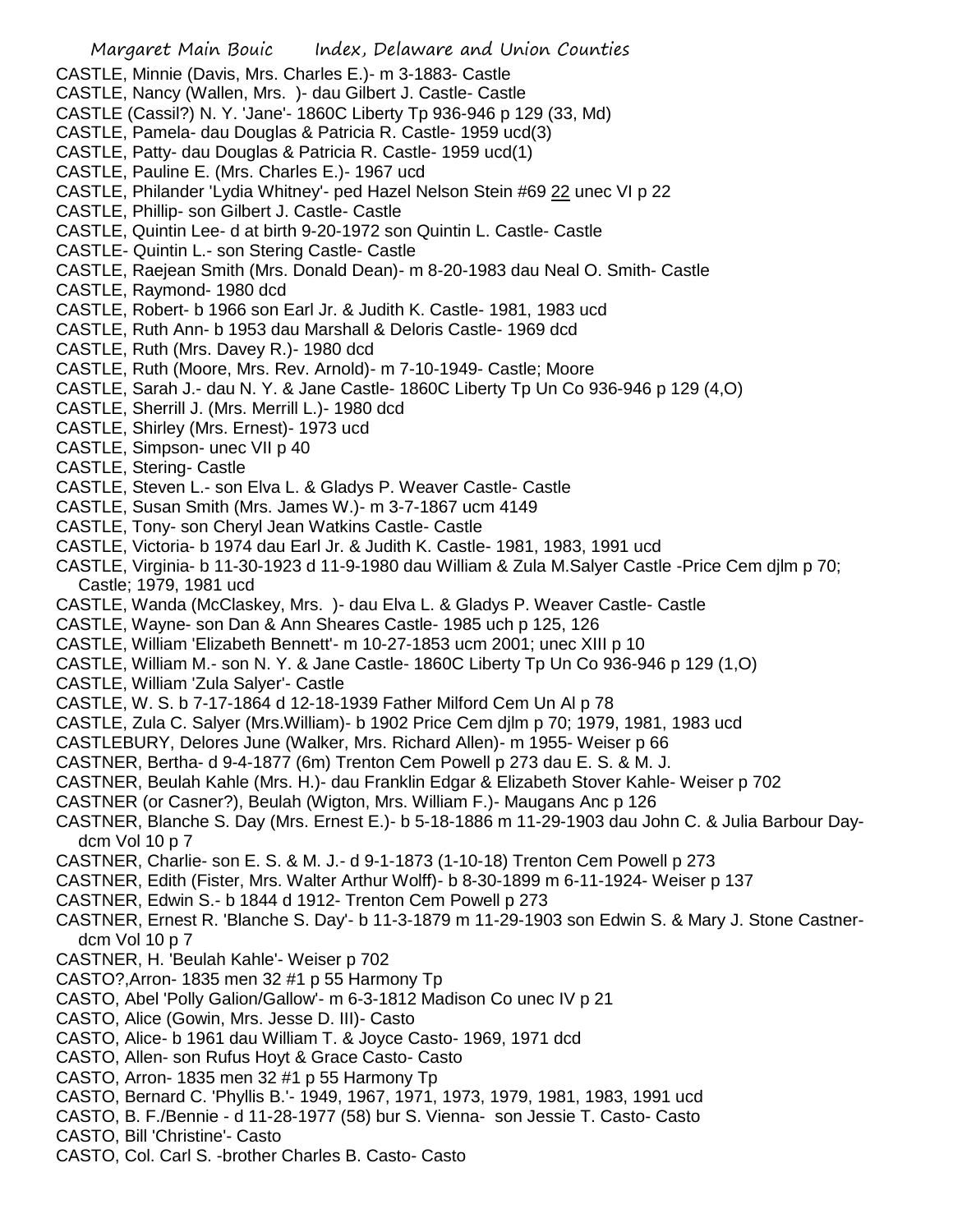CASTLE, Minnie (Davis, Mrs. Charles E.)- m 3-1883- Castle
CASTLE, Nancy (Wallen, Mrs. )- dau Gilbert J. Castle- Castle
CASTLE (Cassil?) N. Y. 'Jane'- 1860C Liberty Tp 936-946 p 129 (33, Md)
CASTLE, Pamela- dau Douglas & Patricia R. Castle- 1959 ucd(3)
CASTLE, Patty- dau Douglas & Patricia R. Castle- 1959 ucd(1)
CASTLE, Pauline E. (Mrs. Charles E.)- 1967 ucd
CASTLE, Philander 'Lydia Whitney'- ped Hazel Nelson Stein #69 22 unec VI p 22
CASTLE, Phillip- son Gilbert J. Castle- Castle
CASTLE, Quintin Lee- d at birth 9-20-1972 son Quintin L. Castle- Castle
CASTLE- Quintin L.- son Stering Castle- Castle
CASTLE, Raejean Smith (Mrs. Donald Dean)- m 8-20-1983 dau Neal O. Smith- Castle
CASTLE, Raymond- 1980 dcd
CASTLE, Robert- b 1966 son Earl Jr. & Judith K. Castle- 1981, 1983 ucd
CASTLE, Ruth Ann- b 1953 dau Marshall & Deloris Castle- 1969 dcd
CASTLE, Ruth (Mrs. Davey R.)- 1980 dcd
CASTLE, Ruth (Moore, Mrs. Rev. Arnold)- m 7-10-1949- Castle; Moore
CASTLE, Sarah J.- dau N. Y. & Jane Castle- 1860C Liberty Tp Un Co 936-946 p 129 (4,O)
CASTLE, Sherrill J. (Mrs. Merrill L.)- 1980 dcd
CASTLE, Shirley (Mrs. Ernest)- 1973 ucd
CASTLE, Simpson- unec VII p 40
CASTLE, Stering- Castle
CASTLE, Steven L.- son Elva L. & Gladys P. Weaver Castle- Castle
CASTLE, Susan Smith (Mrs. James W.)- m 3-7-1867 ucm 4149
CASTLE, Tony- son Cheryl Jean Watkins Castle- Castle
CASTLE, Victoria- b 1974 dau Earl Jr. & Judith K. Castle- 1981, 1983, 1991 ucd
CASTLE, Virginia- b 11-30-1923 d 11-9-1980 dau William & Zula M.Salyer Castle -Price Cem djlm p 70; Castle; 1979, 1981 ucd
CASTLE, Wanda (McClaskey, Mrs. )- dau Elva L. & Gladys P. Weaver Castle- Castle
CASTLE, Wayne- son Dan & Ann Sheares Castle- 1985 uch p 125, 126
CASTLE, William 'Elizabeth Bennett'- m 10-27-1853 ucm 2001; unec XIII p 10
CASTLE, William M.- son N. Y. & Jane Castle- 1860C Liberty Tp Un Co 936-946 p 129 (1,O)
CASTLE, William 'Zula Salyer'- Castle
CASTLE, W. S. b 7-17-1864 d 12-18-1939 Father Milford Cem Un Al p 78
CASTLE, Zula C. Salyer (Mrs.William)- b 1902 Price Cem djlm p 70; 1979, 1981, 1983 ucd
CASTLEBURY, Delores June (Walker, Mrs. Richard Allen)- m 1955- Weiser p 66
CASTNER, Bertha- d 9-4-1877 (6m) Trenton Cem Powell p 273 dau E. S. & M. J.
CASTNER, Beulah Kahle (Mrs. H.)- dau Franklin Edgar & Elizabeth Stover Kahle- Weiser p 702
CASTNER (or Casner?), Beulah (Wigton, Mrs. William F.)- Maugans Anc p 126
CASTNER, Blanche S. Day (Mrs. Ernest E.)- b 5-18-1886 m 11-29-1903 dau John C. & Julia Barbour Day- dcm Vol 10 p 7
CASTNER, Charlie- son E. S. & M. J.- d 9-1-1873 (1-10-18) Trenton Cem Powell p 273
CASTNER, Edith (Fister, Mrs. Walter Arthur Wolff)- b 8-30-1899 m 6-11-1924- Weiser p 137
CASTNER, Edwin S.- b 1844 d 1912- Trenton Cem Powell p 273
CASTNER, Ernest R. 'Blanche S. Day'- b 11-3-1879 m 11-29-1903 son Edwin S. & Mary J. Stone Castner- dcm Vol 10 p 7
CASTNER, H. 'Beulah Kahle'- Weiser p 702
CASTO?,Arron- 1835 men 32 #1 p 55 Harmony Tp
CASTO, Abel 'Polly Galion/Gallow'- m 6-3-1812 Madison Co unec IV p 21
CASTO, Alice (Gowin, Mrs. Jesse D. III)- Casto
CASTO, Alice- b 1961 dau William T. & Joyce Casto- 1969, 1971 dcd
CASTO, Allen- son Rufus Hoyt & Grace Casto- Casto
CASTO, Arron- 1835 men 32 #1 p 55 Harmony Tp
CASTO, Bernard C. 'Phyllis B.'- 1949, 1967, 1971, 1973, 1979, 1981, 1983, 1991 ucd
CASTO, B. F./Bennie - d 11-28-1977 (58) bur S. Vienna- son Jessie T. Casto- Casto
CASTO, Bill 'Christine'- Casto
CASTO, Col. Carl S. -brother Charles B. Casto- Casto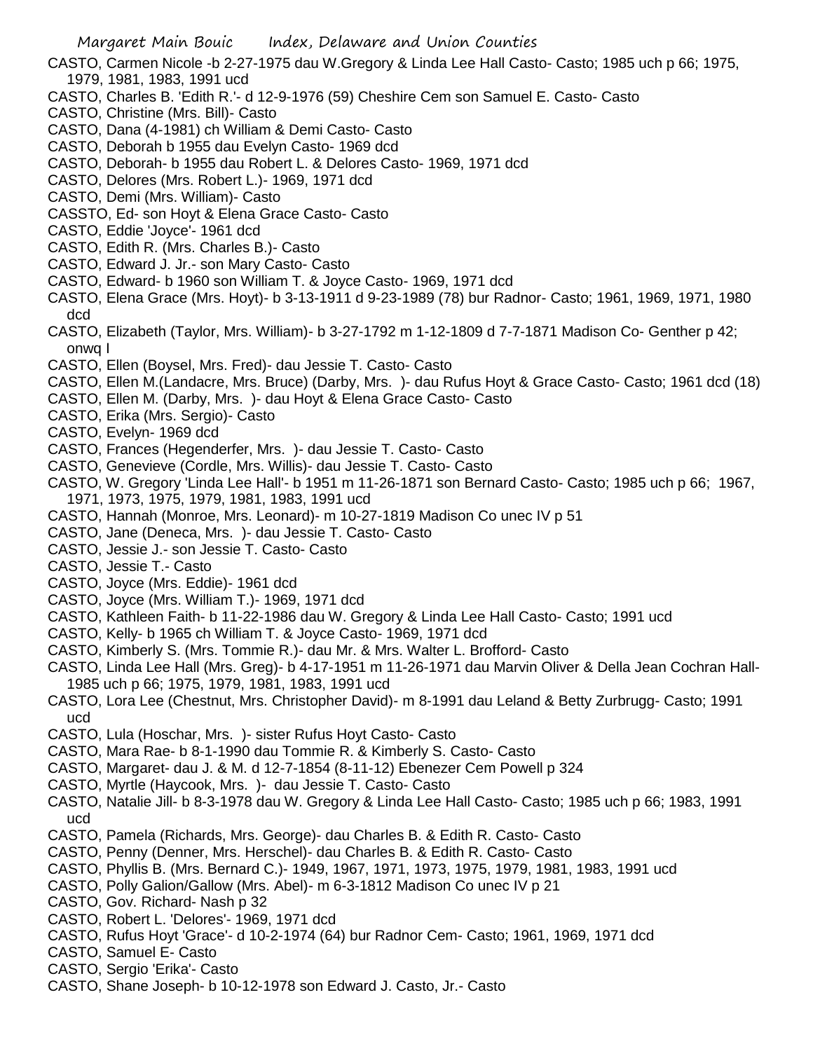CASTO, Carmen Nicole -b 2-27-1975 dau W.Gregory & Linda Lee Hall Casto- Casto; 1985 uch p 66; 1975, 1979, 1981, 1983, 1991 ucd
CASTO, Charles B. 'Edith R.'- d 12-9-1976 (59) Cheshire Cem son Samuel E. Casto- Casto
CASTO, Christine (Mrs. Bill)- Casto
CASTO, Dana (4-1981) ch William & Demi Casto- Casto
CASTO, Deborah b 1955 dau Evelyn Casto- 1969 dcd
CASTO, Deborah- b 1955 dau Robert L. & Delores Casto- 1969, 1971 dcd
CASTO, Delores (Mrs. Robert L.)- 1969, 1971 dcd
CASTO, Demi (Mrs. William)- Casto
CASSTO, Ed- son Hoyt & Elena Grace Casto- Casto
CASTO, Eddie 'Joyce'- 1961 dcd
CASTO, Edith R. (Mrs. Charles B.)- Casto
CASTO, Edward J. Jr.- son Mary Casto- Casto
CASTO, Edward- b 1960 son William T. & Joyce Casto- 1969, 1971 dcd
CASTO, Elena Grace (Mrs. Hoyt)- b 3-13-1911 d 9-23-1989 (78) bur Radnor- Casto; 1961, 1969, 1971, 1980 dcd
CASTO, Elizabeth (Taylor, Mrs. William)- b 3-27-1792 m 1-12-1809 d 7-7-1871 Madison Co- Genther p 42; onwq I
CASTO, Ellen (Boysel, Mrs. Fred)- dau Jessie T. Casto- Casto
CASTO, Ellen M.(Landacre, Mrs. Bruce) (Darby, Mrs. )- dau Rufus Hoyt & Grace Casto- Casto; 1961 dcd (18)
CASTO, Ellen M. (Darby, Mrs. )- dau Hoyt & Elena Grace Casto- Casto
CASTO, Erika (Mrs. Sergio)- Casto
CASTO, Evelyn- 1969 dcd
CASTO, Frances (Hegenderfer, Mrs. )- dau Jessie T. Casto- Casto
CASTO, Genevieve (Cordle, Mrs. Willis)- dau Jessie T. Casto- Casto
CASTO, W. Gregory 'Linda Lee Hall'- b 1951 m 11-26-1871 son Bernard Casto- Casto; 1985 uch p 66; 1967, 1971, 1973, 1975, 1979, 1981, 1983, 1991 ucd
CASTO, Hannah (Monroe, Mrs. Leonard)- m 10-27-1819 Madison Co unec IV p 51
CASTO, Jane (Deneca, Mrs. )- dau Jessie T. Casto- Casto
CASTO, Jessie J.- son Jessie T. Casto- Casto
CASTO, Jessie T.- Casto
CASTO, Joyce (Mrs. Eddie)- 1961 dcd
CASTO, Joyce (Mrs. William T.)- 1969, 1971 dcd
CASTO, Kathleen Faith- b 11-22-1986 dau W. Gregory & Linda Lee Hall Casto- Casto; 1991 ucd
CASTO, Kelly- b 1965 ch William T. & Joyce Casto- 1969, 1971 dcd
CASTO, Kimberly S. (Mrs. Tommie R.)- dau Mr. & Mrs. Walter L. Brofford- Casto
CASTO, Linda Lee Hall (Mrs. Greg)- b 4-17-1951 m 11-26-1971 dau Marvin Oliver & Della Jean Cochran Hall- 1985 uch p 66; 1975, 1979, 1981, 1983, 1991 ucd
CASTO, Lora Lee (Chestnut, Mrs. Christopher David)- m 8-1991 dau Leland & Betty Zurbrugg- Casto; 1991 ucd
CASTO, Lula (Hoschar, Mrs. )- sister Rufus Hoyt Casto- Casto
CASTO, Mara Rae- b 8-1-1990 dau Tommie R. & Kimberly S. Casto- Casto
CASTO, Margaret- dau J. & M. d 12-7-1854 (8-11-12) Ebenezer Cem Powell p 324
CASTO, Myrtle (Haycook, Mrs. )- dau Jessie T. Casto- Casto
CASTO, Natalie Jill- b 8-3-1978 dau W. Gregory & Linda Lee Hall Casto- Casto; 1985 uch p 66; 1983, 1991 ucd
CASTO, Pamela (Richards, Mrs. George)- dau Charles B. & Edith R. Casto- Casto
CASTO, Penny (Denner, Mrs. Herschel)- dau Charles B. & Edith R. Casto- Casto
CASTO, Phyllis B. (Mrs. Bernard C.)- 1949, 1967, 1971, 1973, 1975, 1979, 1981, 1983, 1991 ucd
CASTO, Polly Galion/Gallow (Mrs. Abel)- m 6-3-1812 Madison Co unec IV p 21
CASTO, Gov. Richard- Nash p 32
CASTO, Robert L. 'Delores'- 1969, 1971 dcd
CASTO, Rufus Hoyt 'Grace'- d 10-2-1974 (64) bur Radnor Cem- Casto; 1961, 1969, 1971 dcd
CASTO, Samuel E- Casto
CASTO, Sergio 'Erika'- Casto
CASTO, Shane Joseph- b 10-12-1978 son Edward J. Casto, Jr.- Casto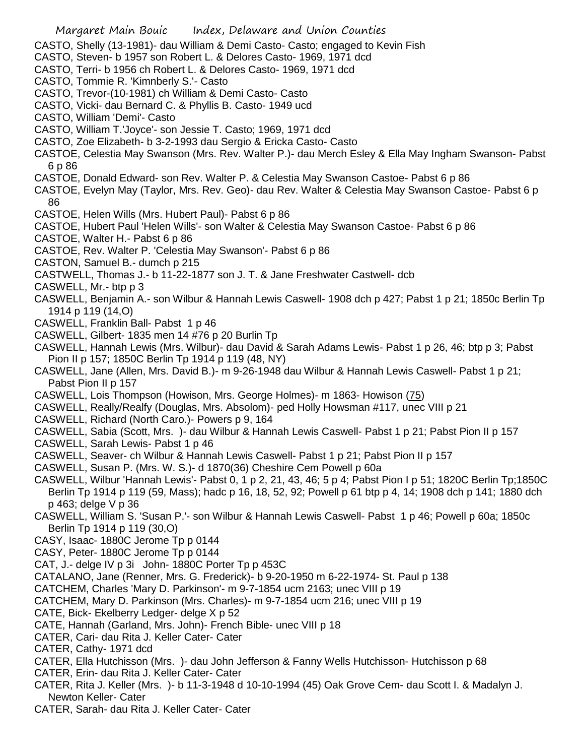CASTO, Shelly (13-1981)- dau William & Demi Casto- Casto; engaged to Kevin Fish
CASTO, Steven- b 1957 son Robert L. & Delores Casto- 1969, 1971 dcd
CASTO, Terri- b 1956 ch Robert L. & Delores Casto- 1969, 1971 dcd
CASTO, Tommie R. 'Kimnberly S.'- Casto
CASTO, Trevor-(10-1981) ch William & Demi Casto- Casto
CASTO, Vicki- dau Bernard C. & Phyllis B. Casto- 1949 ucd
CASTO, William 'Demi'- Casto
CASTO, William T.'Joyce'- son Jessie T. Casto; 1969, 1971 dcd
CASTO, Zoe Elizabeth- b 3-2-1993 dau Sergio & Ericka Casto- Casto
CASTOE, Celestia May Swanson (Mrs. Rev. Walter P.)- dau Merch Esley & Ella May Ingham Swanson- Pabst 6 p 86
CASTOE, Donald Edward- son Rev. Walter P. & Celestia May Swanson Castoe- Pabst 6 p 86
CASTOE, Evelyn May (Taylor, Mrs. Rev. Geo)- dau Rev. Walter & Celestia May Swanson Castoe- Pabst 6 p 86
CASTOE, Helen Wills (Mrs. Hubert Paul)- Pabst 6 p 86
CASTOE, Hubert Paul 'Helen Wills'- son Walter & Celestia May Swanson Castoe- Pabst 6 p 86
CASTOE, Walter H.- Pabst 6 p 86
CASTOE, Rev. Walter P. 'Celestia May Swanson'- Pabst 6 p 86
CASTON, Samuel B.- dumch p 215
CASTWELL, Thomas J.- b 11-22-1877 son J. T. & Jane Freshwater Castwell- dcb
CASWELL, Mr.- btp p 3
CASWELL, Benjamin A.- son Wilbur & Hannah Lewis Caswell- 1908 dch p 427; Pabst 1 p 21; 1850c Berlin Tp 1914 p 119 (14,O)
CASWELL, Franklin Ball- Pabst 1 p 46
CASWELL, Gilbert- 1835 men 14 #76 p 20 Burlin Tp
CASWELL, Hannah Lewis (Mrs. Wilbur)- dau David & Sarah Adams Lewis- Pabst 1 p 26, 46; btp p 3; Pabst Pion II p 157; 1850C Berlin Tp 1914 p 119 (48, NY)
CASWELL, Jane (Allen, Mrs. David B.)- m 9-26-1948 dau Wilbur & Hannah Lewis Caswell- Pabst 1 p 21; Pabst Pion II p 157
CASWELL, Lois Thompson (Howison, Mrs. George Holmes)- m 1863- Howison (75)
CASWELL, Really/Realfy (Douglas, Mrs. Absolom)- ped Holly Howsman #117, unec VIII p 21
CASWELL, Richard (North Caro.)- Powers p 9, 164
CASWELL, Sabia (Scott, Mrs. )- dau Wilbur & Hannah Lewis Caswell- Pabst 1 p 21; Pabst Pion II p 157
CASWELL, Sarah Lewis- Pabst 1 p 46
CASWELL, Seaver- ch Wilbur & Hannah Lewis Caswell- Pabst 1 p 21; Pabst Pion II p 157
CASWELL, Susan P. (Mrs. W. S.)- d 1870(36) Cheshire Cem Powell p 60a
CASWELL, Wilbur 'Hannah Lewis'- Pabst 0, 1 p 2, 21, 43, 46; 5 p 4; Pabst Pion I p 51; 1820C Berlin Tp;1850C Berlin Tp 1914 p 119 (59, Mass); hadc p 16, 18, 52, 92; Powell p 61 btp p 4, 14; 1908 dch p 141; 1880 dch p 463; delge V p 36
CASWELL, William S. 'Susan P.'- son Wilbur & Hannah Lewis Caswell- Pabst 1 p 46; Powell p 60a; 1850c Berlin Tp 1914 p 119 (30,O)
CASY, Isaac- 1880C Jerome Tp p 0144
CASY, Peter- 1880C Jerome Tp p 0144
CAT, J.- delge IV p 3i John- 1880C Porter Tp p 453C
CATALANO, Jane (Renner, Mrs. G. Frederick)- b 9-20-1950 m 6-22-1974- St. Paul p 138
CATCHEM, Charles 'Mary D. Parkinson'- m 9-7-1854 ucm 2163; unec VIII p 19
CATCHEM, Mary D. Parkinson (Mrs. Charles)- m 9-7-1854 ucm 216; unec VIII p 19
CATE, Bick- Ekelberry Ledger- delge X p 52
CATE, Hannah (Garland, Mrs. John)- French Bible- unec VIII p 18
CATER, Cari- dau Rita J. Keller Cater- Cater
CATER, Cathy- 1971 dcd
CATER, Ella Hutchisson (Mrs. )- dau John Jefferson & Fanny Wells Hutchisson- Hutchisson p 68
CATER, Erin- dau Rita J. Keller Cater- Cater
CATER, Rita J. Keller (Mrs. )- b 11-3-1948 d 10-10-1994 (45) Oak Grove Cem- dau Scott I. & Madalyn J. Newton Keller- Cater
CATER, Sarah- dau Rita J. Keller Cater- Cater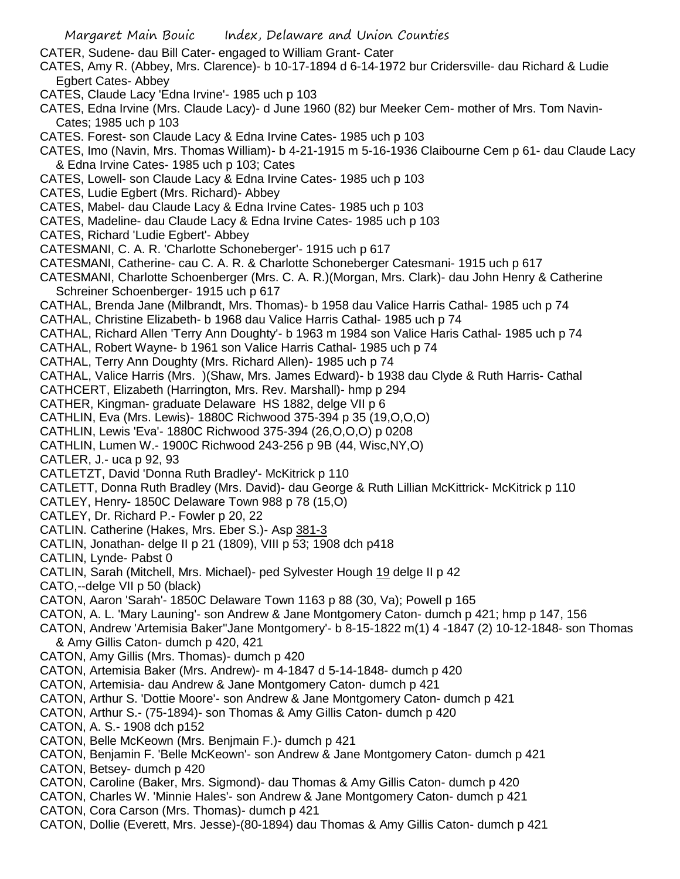CATER, Sudene- dau Bill Cater- engaged to William Grant- Cater

CATES, Amy R. (Abbey, Mrs. Clarence)- b 10-17-1894 d 6-14-1972 bur Cridersville- dau Richard & Ludie Egbert Cates- Abbey

CATES, Claude Lacy 'Edna Irvine'- 1985 uch p 103

CATES, Edna Irvine (Mrs. Claude Lacy)- d June 1960 (82) bur Meeker Cem- mother of Mrs. Tom Navin- Cates; 1985 uch p 103

CATES. Forest- son Claude Lacy & Edna Irvine Cates- 1985 uch p 103

CATES, Imo (Navin, Mrs. Thomas William)- b 4-21-1915 m 5-16-1936 Claibourne Cem p 61- dau Claude Lacy & Edna Irvine Cates- 1985 uch p 103; Cates

CATES, Lowell- son Claude Lacy & Edna Irvine Cates- 1985 uch p 103

CATES, Ludie Egbert (Mrs. Richard)- Abbey

CATES, Mabel- dau Claude Lacy & Edna Irvine Cates- 1985 uch p 103

CATES, Madeline- dau Claude Lacy & Edna Irvine Cates- 1985 uch p 103

CATES, Richard 'Ludie Egbert'- Abbey

CATESMANI, C. A. R. 'Charlotte Schoneberger'- 1915 uch p 617

CATESMANI, Catherine- cau C. A. R. & Charlotte Schoneberger Catesmani- 1915 uch p 617

CATESMANI, Charlotte Schoenberger (Mrs. C. A. R.)(Morgan, Mrs. Clark)- dau John Henry & Catherine Schreiner Schoenberger- 1915 uch p 617

CATHAL, Brenda Jane (Milbrandt, Mrs. Thomas)- b 1958 dau Valice Harris Cathal- 1985 uch p 74

CATHAL, Christine Elizabeth- b 1968 dau Valice Harris Cathal- 1985 uch p 74

CATHAL, Richard Allen 'Terry Ann Doughty'- b 1963 m 1984 son Valice Haris Cathal- 1985 uch p 74

CATHAL, Robert Wayne- b 1961 son Valice Harris Cathal- 1985 uch p 74

CATHAL, Terry Ann Doughty (Mrs. Richard Allen)- 1985 uch p 74

CATHAL, Valice Harris (Mrs. )(Shaw, Mrs. James Edward)- b 1938 dau Clyde & Ruth Harris- Cathal

CATHCERT, Elizabeth (Harrington, Mrs. Rev. Marshall)- hmp p 294

CATHER, Kingman- graduate Delaware HS 1882, delge VII p 6

CATHLIN, Eva (Mrs. Lewis)- 1880C Richwood 375-394 p 35 (19,O,O,O)

CATHLIN, Lewis 'Eva'- 1880C Richwood 375-394 (26,O,O,O) p 0208

CATHLIN, Lumen W.- 1900C Richwood 243-256 p 9B (44, Wisc,NY,O)

CATLER, J.- uca p 92, 93

CATLETZT, David 'Donna Ruth Bradley'- McKitrick p 110

CATLETT, Donna Ruth Bradley (Mrs. David)- dau George & Ruth Lillian McKittrick- McKitrick p 110

CATLEY, Henry- 1850C Delaware Town 988 p 78 (15,O)

CATLEY, Dr. Richard P.- Fowler p 20, 22

CATLIN. Catherine (Hakes, Mrs. Eber S.)- Asp 381-3

CATLIN, Jonathan- delge II p 21 (1809), VIII p 53; 1908 dch p418

CATLIN, Lynde- Pabst 0

CATLIN, Sarah (Mitchell, Mrs. Michael)- ped Sylvester Hough 19 delge II p 42

CATO,--delge VII p 50 (black)

CATON, Aaron 'Sarah'- 1850C Delaware Town 1163 p 88 (30, Va); Powell p 165

CATON, A. L. 'Mary Launing'- son Andrew & Jane Montgomery Caton- dumch p 421; hmp p 147, 156

CATON, Andrew 'Artemisia Baker''Jane Montgomery'- b 8-15-1822 m(1) 4 -1847 (2) 10-12-1848- son Thomas & Amy Gillis Caton- dumch p 420, 421

CATON, Amy Gillis (Mrs. Thomas)- dumch p 420

CATON, Artemisia Baker (Mrs. Andrew)- m 4-1847 d 5-14-1848- dumch p 420

CATON, Artemisia- dau Andrew & Jane Montgomery Caton- dumch p 421

CATON, Arthur S. 'Dottie Moore'- son Andrew & Jane Montgomery Caton- dumch p 421

CATON, Arthur S.- (75-1894)- son Thomas & Amy Gillis Caton- dumch p 420

CATON, A. S.- 1908 dch p152

CATON, Belle McKeown (Mrs. Benjmain F.)- dumch p 421

CATON, Benjamin F. 'Belle McKeown'- son Andrew & Jane Montgomery Caton- dumch p 421

CATON, Betsey- dumch p 420

CATON, Caroline (Baker, Mrs. Sigmond)- dau Thomas & Amy Gillis Caton- dumch p 420

CATON, Charles W. 'Minnie Hales'- son Andrew & Jane Montgomery Caton- dumch p 421

CATON, Cora Carson (Mrs. Thomas)- dumch p 421

CATON, Dollie (Everett, Mrs. Jesse)-(80-1894) dau Thomas & Amy Gillis Caton- dumch p 421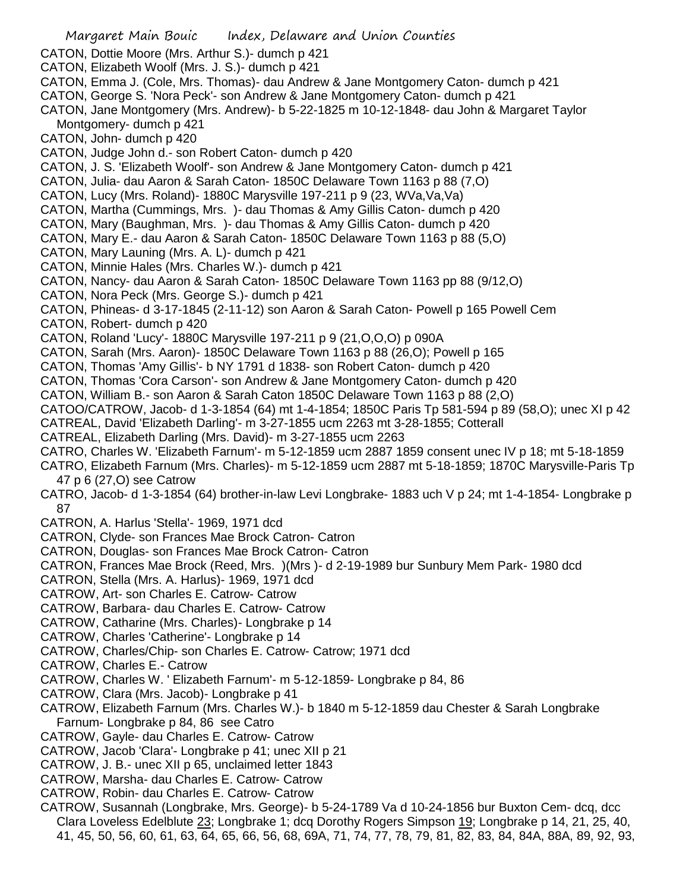CATON, Dottie Moore (Mrs. Arthur S.)- dumch p 421
CATON, Elizabeth Woolf (Mrs. J. S.)- dumch p 421
CATON, Emma J. (Cole, Mrs. Thomas)- dau Andrew & Jane Montgomery Caton- dumch p 421
CATON, George S. 'Nora Peck'- son Andrew & Jane Montgomery Caton- dumch p 421
CATON, Jane Montgomery (Mrs. Andrew)- b 5-22-1825 m 10-12-1848- dau John & Margaret Taylor Montgomery- dumch p 421
CATON, John- dumch p 420
CATON, Judge John d.- son Robert Caton- dumch p 420
CATON, J. S. 'Elizabeth Woolf'- son Andrew & Jane Montgomery Caton- dumch p 421
CATON, Julia- dau Aaron & Sarah Caton- 1850C Delaware Town 1163 p 88 (7,O)
CATON, Lucy (Mrs. Roland)- 1880C Marysville 197-211 p 9 (23, WVa,Va,Va)
CATON, Martha (Cummings, Mrs. )- dau Thomas & Amy Gillis Caton- dumch p 420
CATON, Mary (Baughman, Mrs. )- dau Thomas & Amy Gillis Caton- dumch p 420
CATON, Mary E.- dau Aaron & Sarah Caton- 1850C Delaware Town 1163 p 88 (5,O)
CATON, Mary Launing (Mrs. A. L)- dumch p 421
CATON, Minnie Hales (Mrs. Charles W.)- dumch p 421
CATON, Nancy- dau Aaron & Sarah Caton- 1850C Delaware Town 1163 pp 88 (9/12,O)
CATON, Nora Peck (Mrs. George S.)- dumch p 421
CATON, Phineas- d 3-17-1845 (2-11-12) son Aaron & Sarah Caton- Powell p 165 Powell Cem
CATON, Robert- dumch p 420
CATON, Roland 'Lucy'- 1880C Marysville 197-211 p 9 (21,O,O,O) p 090A
CATON, Sarah (Mrs. Aaron)- 1850C Delaware Town 1163 p 88 (26,O); Powell p 165
CATON, Thomas 'Amy Gillis'- b NY 1791 d 1838- son Robert Caton- dumch p 420
CATON, Thomas 'Cora Carson'- son Andrew & Jane Montgomery Caton- dumch p 420
CATON, William B.- son Aaron & Sarah Caton 1850C Delaware Town 1163 p 88 (2,O)
CATOO/CATROW, Jacob- d 1-3-1854 (64) mt 1-4-1854; 1850C Paris Tp 581-594 p 89 (58,O); unec XI p 42
CATREAL, David 'Elizabeth Darling'- m 3-27-1855 ucm 2263 mt 3-28-1855; Cotterall
CATREAL, Elizabeth Darling (Mrs. David)- m 3-27-1855 ucm 2263
CATRO, Charles W. 'Elizabeth Farnum'- m 5-12-1859 ucm 2887 1859 consent unec IV p 18; mt 5-18-1859
CATRO, Elizabeth Farnum (Mrs. Charles)- m 5-12-1859 ucm 2887 mt 5-18-1859; 1870C Marysville-Paris Tp 47 p 6 (27,O) see Catrow
CATRO, Jacob- d 1-3-1854 (64) brother-in-law Levi Longbrake- 1883 uch V p 24; mt 1-4-1854- Longbrake p 87
CATRON, A. Harlus 'Stella'- 1969, 1971 dcd
CATRON, Clyde- son Frances Mae Brock Catron- Catron
CATRON, Douglas- son Frances Mae Brock Catron- Catron
CATRON, Frances Mae Brock (Reed, Mrs. )(Mrs )- d 2-19-1989 bur Sunbury Mem Park- 1980 dcd
CATRON, Stella (Mrs. A. Harlus)- 1969, 1971 dcd
CATROW, Art- son Charles E. Catrow- Catrow
CATROW, Barbara- dau Charles E. Catrow- Catrow
CATROW, Catharine (Mrs. Charles)- Longbrake p 14
CATROW, Charles 'Catherine'- Longbrake p 14
CATROW, Charles/Chip- son Charles E. Catrow- Catrow; 1971 dcd
CATROW, Charles E.- Catrow
CATROW, Charles W. ' Elizabeth Farnum'- m 5-12-1859- Longbrake p 84, 86
CATROW, Clara (Mrs. Jacob)- Longbrake p 41
CATROW, Elizabeth Farnum (Mrs. Charles W.)- b 1840 m 5-12-1859 dau Chester & Sarah Longbrake Farnum- Longbrake p 84, 86 see Catro
CATROW, Gayle- dau Charles E. Catrow- Catrow
CATROW, Jacob 'Clara'- Longbrake p 41; unec XII p 21
CATROW, J. B.- unec XII p 65, unclaimed letter 1843
CATROW, Marsha- dau Charles E. Catrow- Catrow
CATROW, Robin- dau Charles E. Catrow- Catrow
CATROW, Susannah (Longbrake, Mrs. George)- b 5-24-1789 Va d 10-24-1856 bur Buxton Cem- dcq, dcc Clara Loveless Edelblute 23; Longbrake 1; dcq Dorothy Rogers Simpson 19; Longbrake p 14, 21, 25, 40, 41, 45, 50, 56, 60, 61, 63, 64, 65, 66, 56, 68, 69A, 71, 74, 77, 78, 79, 81, 82, 83, 84, 84A, 88A, 89, 92, 93,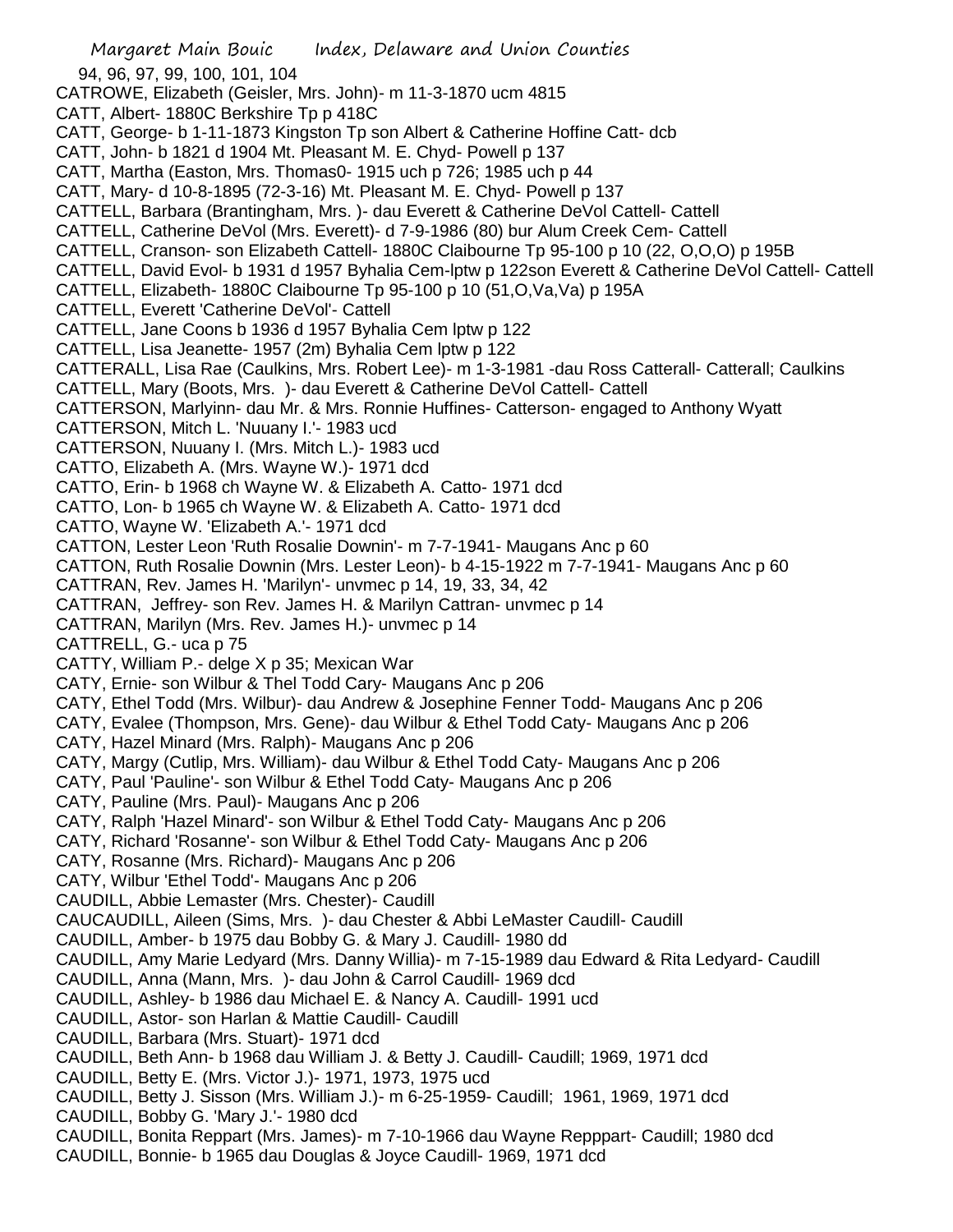94, 96, 97, 99, 100, 101, 104

CATROWE, Elizabeth (Geisler, Mrs. John)- m 11-3-1870 ucm 4815
CATT, Albert- 1880C Berkshire Tp p 418C
CATT, George- b 1-11-1873 Kingston Tp son Albert & Catherine Hoffine Catt- dcb
CATT, John- b 1821 d 1904 Mt. Pleasant M. E. Chyd- Powell p 137
CATT, Martha (Easton, Mrs. Thomas0- 1915 uch p 726; 1985 uch p 44
CATT, Mary- d 10-8-1895 (72-3-16) Mt. Pleasant M. E. Chyd- Powell p 137
CATTELL, Barbara (Brantingham, Mrs. )- dau Everett & Catherine DeVol Cattell- Cattell
CATTELL, Catherine DeVol (Mrs. Everett)- d 7-9-1986 (80) bur Alum Creek Cem- Cattell
CATTELL, Cranson- son Elizabeth Cattell- 1880C Claibourne Tp 95-100 p 10 (22, O,O,O) p 195B
CATTELL, David Evol- b 1931 d 1957 Byhalia Cem-lptw p 122son Everett & Catherine DeVol Cattell- Cattell
CATTELL, Elizabeth- 1880C Claibourne Tp 95-100 p 10 (51,O,Va,Va) p 195A
CATTELL, Everett 'Catherine DeVol'- Cattell
CATTELL, Jane Coons b 1936 d 1957 Byhalia Cem lptw p 122
CATTELL, Lisa Jeanette- 1957 (2m) Byhalia Cem lptw p 122
CATTERALL, Lisa Rae (Caulkins, Mrs. Robert Lee)- m 1-3-1981 -dau Ross Catterall- Catterall; Caulkins
CATTELL, Mary (Boots, Mrs. )- dau Everett & Catherine DeVol Cattell- Cattell
CATTERSON, Marlyinn- dau Mr. & Mrs. Ronnie Huffines- Catterson- engaged to Anthony Wyatt
CATTERSON, Mitch L. 'Nuuany I.'- 1983 ucd
CATTERSON, Nuuany I. (Mrs. Mitch L.)- 1983 ucd
CATTO, Elizabeth A. (Mrs. Wayne W.)- 1971 dcd
CATTO, Erin- b 1968 ch Wayne W. & Elizabeth A. Catto- 1971 dcd
CATTO, Lon- b 1965 ch Wayne W. & Elizabeth A. Catto- 1971 dcd
CATTO, Wayne W. 'Elizabeth A.'- 1971 dcd
CATTON, Lester Leon 'Ruth Rosalie Downin'- m 7-7-1941- Maugans Anc p 60
CATTON, Ruth Rosalie Downin (Mrs. Lester Leon)- b 4-15-1922 m 7-7-1941- Maugans Anc p 60
CATTRAN, Rev. James H. 'Marilyn'- unvmec p 14, 19, 33, 34, 42
CATTRAN, Jeffrey- son Rev. James H. & Marilyn Cattran- unvmec p 14
CATTRAN, Marilyn (Mrs. Rev. James H.)- unvmec p 14
CATTRELL, G.- uca p 75
CATTY, William P.- delge X p 35; Mexican War
CATY, Ernie- son Wilbur & Thel Todd Cary- Maugans Anc p 206
CATY, Ethel Todd (Mrs. Wilbur)- dau Andrew & Josephine Fenner Todd- Maugans Anc p 206
CATY, Evalee (Thompson, Mrs. Gene)- dau Wilbur & Ethel Todd Caty- Maugans Anc p 206
CATY, Hazel Minard (Mrs. Ralph)- Maugans Anc p 206
CATY, Margy (Cutlip, Mrs. William)- dau Wilbur & Ethel Todd Caty- Maugans Anc p 206
CATY, Paul 'Pauline'- son Wilbur & Ethel Todd Caty- Maugans Anc p 206
CATY, Pauline (Mrs. Paul)- Maugans Anc p 206
CATY, Ralph 'Hazel Minard'- son Wilbur & Ethel Todd Caty- Maugans Anc p 206
CATY, Richard 'Rosanne'- son Wilbur & Ethel Todd Caty- Maugans Anc p 206
CATY, Rosanne (Mrs. Richard)- Maugans Anc p 206
CATY, Wilbur 'Ethel Todd'- Maugans Anc p 206
CAUDILL, Abbie Lemaster (Mrs. Chester)- Caudill
CAUCAUDILL, Aileen (Sims, Mrs. )- dau Chester & Abbi LeMaster Caudill- Caudill
CAUDILL, Amber- b 1975 dau Bobby G. & Mary J. Caudill- 1980 dd
CAUDILL, Amy Marie Ledyard (Mrs. Danny Willia)- m 7-15-1989 dau Edward & Rita Ledyard- Caudill
CAUDILL, Anna (Mann, Mrs. )- dau John & Carrol Caudill- 1969 dcd
CAUDILL, Ashley- b 1986 dau Michael E. & Nancy A. Caudill- 1991 ucd
CAUDILL, Astor- son Harlan & Mattie Caudill- Caudill
CAUDILL, Barbara (Mrs. Stuart)- 1971 dcd
CAUDILL, Beth Ann- b 1968 dau William J. & Betty J. Caudill- Caudill; 1969, 1971 dcd
CAUDILL, Betty E. (Mrs. Victor J.)- 1971, 1973, 1975 ucd
CAUDILL, Betty J. Sisson (Mrs. William J.)- m 6-25-1959- Caudill; 1961, 1969, 1971 dcd
CAUDILL, Bobby G. 'Mary J.'- 1980 dcd
CAUDILL, Bonita Reppart (Mrs. James)- m 7-10-1966 dau Wayne Repppart- Caudill; 1980 dcd
CAUDILL, Bonnie- b 1965 dau Douglas & Joyce Caudill- 1969, 1971 dcd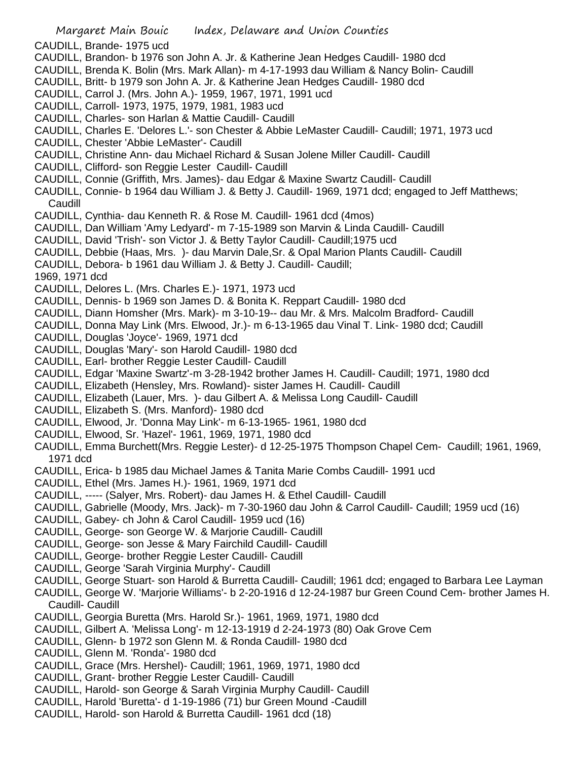CAUDILL, Brande- 1975 ucd
CAUDILL, Brandon- b 1976 son John A. Jr. & Katherine Jean Hedges Caudill- 1980 dcd
CAUDILL, Brenda K. Bolin (Mrs. Mark Allan)- m 4-17-1993 dau William & Nancy Bolin- Caudill
CAUDILL, Britt- b 1979 son John A. Jr. & Katherine Jean Hedges Caudill- 1980 dcd
CAUDILL, Carrol J. (Mrs. John A.)- 1959, 1967, 1971, 1991 ucd
CAUDILL, Carroll- 1973, 1975, 1979, 1981, 1983 ucd
CAUDILL, Charles- son Harlan & Mattie Caudill- Caudill
CAUDILL, Charles E. 'Delores L.'- son Chester & Abbie LeMaster Caudill- Caudill; 1971, 1973 ucd
CAUDILL, Chester 'Abbie LeMaster'- Caudill
CAUDILL, Christine Ann- dau Michael Richard & Susan Jolene Miller Caudill- Caudill
CAUDILL, Clifford- son Reggie Lester Caudill- Caudill
CAUDILL, Connie (Griffith, Mrs. James)- dau Edgar & Maxine Swartz Caudill- Caudill
CAUDILL, Connie- b 1964 dau William J. & Betty J. Caudill- 1969, 1971 dcd; engaged to Jeff Matthews; Caudill
CAUDILL, Cynthia- dau Kenneth R. & Rose M. Caudill- 1961 dcd (4mos)
CAUDILL, Dan William 'Amy Ledyard'- m 7-15-1989 son Marvin & Linda Caudill- Caudill
CAUDILL, David 'Trish'- son Victor J. & Betty Taylor Caudill- Caudill;1975 ucd
CAUDILL, Debbie (Haas, Mrs. )- dau Marvin Dale,Sr. & Opal Marion Plants Caudill- Caudill
CAUDILL, Debora- b 1961 dau William J. & Betty J. Caudill- Caudill;
1969, 1971 dcd
CAUDILL, Delores L. (Mrs. Charles E.)- 1971, 1973 ucd
CAUDILL, Dennis- b 1969 son James D. & Bonita K. Reppart Caudill- 1980 dcd
CAUDILL, Diann Homsher (Mrs. Mark)- m 3-10-19-- dau Mr. & Mrs. Malcolm Bradford- Caudill
CAUDILL, Donna May Link (Mrs. Elwood, Jr.)- m 6-13-1965 dau Vinal T. Link- 1980 dcd; Caudill
CAUDILL, Douglas 'Joyce'- 1969, 1971 dcd
CAUDILL, Douglas 'Mary'- son Harold Caudill- 1980 dcd
CAUDILL, Earl- brother Reggie Lester Caudill- Caudill
CAUDILL, Edgar 'Maxine Swartz'-m 3-28-1942 brother James H. Caudill- Caudill; 1971, 1980 dcd
CAUDILL, Elizabeth (Hensley, Mrs. Rowland)- sister James H. Caudill- Caudill
CAUDILL, Elizabeth (Lauer, Mrs. )- dau Gilbert A. & Melissa Long Caudill- Caudill
CAUDILL, Elizabeth S. (Mrs. Manford)- 1980 dcd
CAUDILL, Elwood, Jr. 'Donna May Link'- m 6-13-1965- 1961, 1980 dcd
CAUDILL, Elwood, Sr. 'Hazel'- 1961, 1969, 1971, 1980 dcd
CAUDILL, Emma Burchett(Mrs. Reggie Lester)- d 12-25-1975 Thompson Chapel Cem- Caudill; 1961, 1969, 1971 dcd
CAUDILL, Erica- b 1985 dau Michael James & Tanita Marie Combs Caudill- 1991 ucd
CAUDILL, Ethel (Mrs. James H.)- 1961, 1969, 1971 dcd
CAUDILL, ----- (Salyer, Mrs. Robert)- dau James H. & Ethel Caudill- Caudill
CAUDILL, Gabrielle (Moody, Mrs. Jack)- m 7-30-1960 dau John & Carrol Caudill- Caudill; 1959 ucd (16)
CAUDILL, Gabey- ch John & Carol Caudill- 1959 ucd (16)
CAUDILL, George- son George W. & Marjorie Caudill- Caudill
CAUDILL, George- son Jesse & Mary Fairchild Caudill- Caudill
CAUDILL, George- brother Reggie Lester Caudill- Caudill
CAUDILL, George 'Sarah Virginia Murphy'- Caudill
CAUDILL, George Stuart- son Harold & Burretta Caudill- Caudill; 1961 dcd; engaged to Barbara Lee Layman
CAUDILL, George W. 'Marjorie Williams'- b 2-20-1916 d 12-24-1987 bur Green Cound Cem- brother James H. Caudill- Caudill
CAUDILL, Georgia Buretta (Mrs. Harold Sr.)- 1961, 1969, 1971, 1980 dcd
CAUDILL, Gilbert A. 'Melissa Long'- m 12-13-1919 d 2-24-1973 (80) Oak Grove Cem
CAUDILL, Glenn- b 1972 son Glenn M. & Ronda Caudill- 1980 dcd
CAUDILL, Glenn M. 'Ronda'- 1980 dcd
CAUDILL, Grace (Mrs. Hershel)- Caudill; 1961, 1969, 1971, 1980 dcd
CAUDILL, Grant- brother Reggie Lester Caudill- Caudill
CAUDILL, Harold- son George & Sarah Virginia Murphy Caudill- Caudill
CAUDILL, Harold 'Buretta'- d 1-19-1986 (71) bur Green Mound -Caudill
CAUDILL, Harold- son Harold & Burretta Caudill- 1961 dcd (18)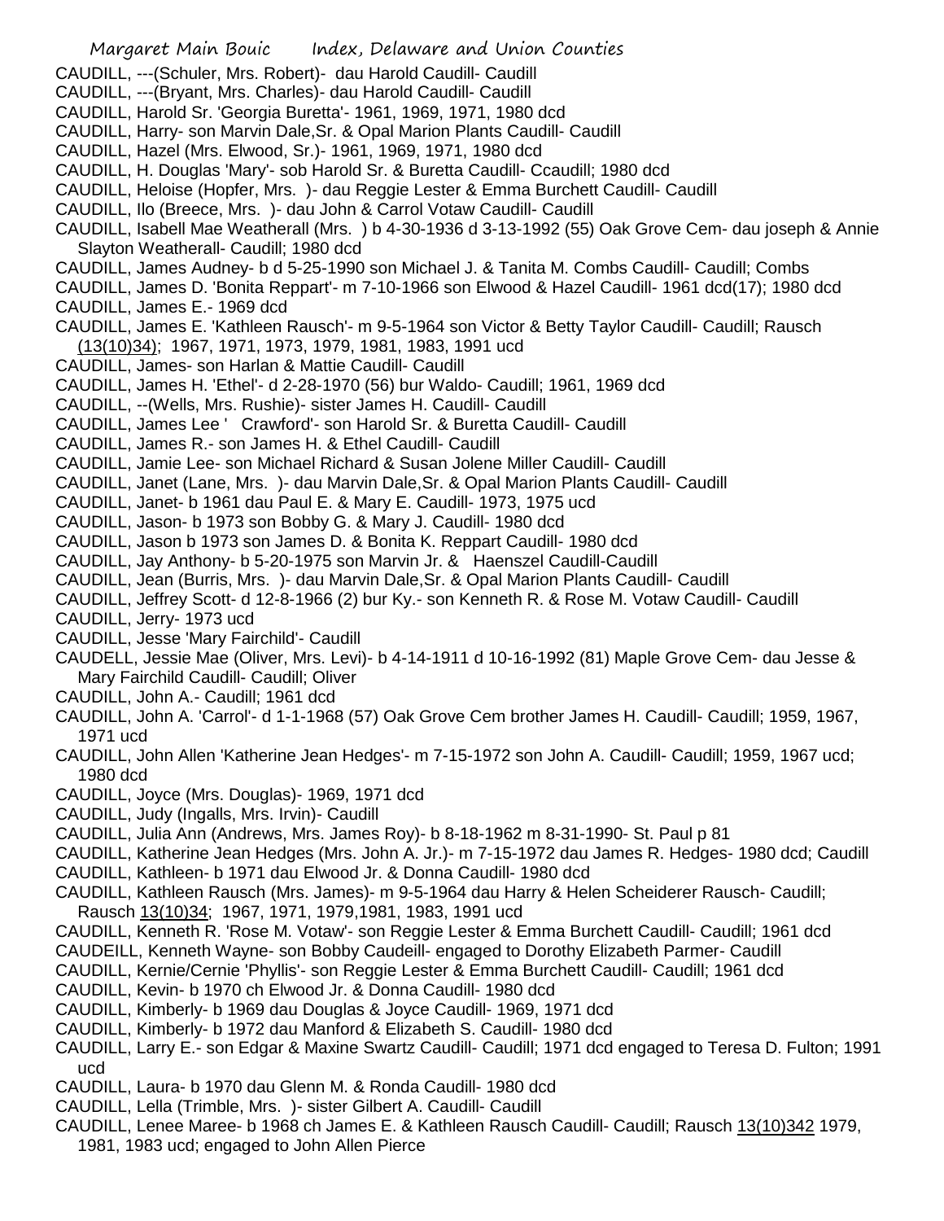CAUDILL, ---(Schuler, Mrs. Robert)- dau Harold Caudill- Caudill

CAUDILL, ---(Bryant, Mrs. Charles)- dau Harold Caudill- Caudill

CAUDILL, Harold Sr. 'Georgia Buretta'- 1961, 1969, 1971, 1980 dcd

CAUDILL, Harry- son Marvin Dale,Sr. & Opal Marion Plants Caudill- Caudill

CAUDILL, Hazel (Mrs. Elwood, Sr.)- 1961, 1969, 1971, 1980 dcd

CAUDILL, H. Douglas 'Mary'- sob Harold Sr. & Buretta Caudill- Ccaudill; 1980 dcd

CAUDILL, Heloise (Hopfer, Mrs. )- dau Reggie Lester & Emma Burchett Caudill- Caudill

CAUDILL, Ilo (Breece, Mrs. )- dau John & Carrol Votaw Caudill- Caudill

CAUDILL, Isabell Mae Weatherall (Mrs. ) b 4-30-1936 d 3-13-1992 (55) Oak Grove Cem- dau joseph & Annie Slayton Weatherall- Caudill; 1980 dcd

CAUDILL, James Audney- b d 5-25-1990 son Michael J. & Tanita M. Combs Caudill- Caudill; Combs

CAUDILL, James D. 'Bonita Reppart'- m 7-10-1966 son Elwood & Hazel Caudill- 1961 dcd(17); 1980 dcd

CAUDILL, James E.- 1969 dcd

CAUDILL, James E. 'Kathleen Rausch'- m 9-5-1964 son Victor & Betty Taylor Caudill- Caudill; Rausch (13(10)34); 1967, 1971, 1973, 1979, 1981, 1983, 1991 ucd

CAUDILL, James- son Harlan & Mattie Caudill- Caudill

CAUDILL, James H. 'Ethel'- d 2-28-1970 (56) bur Waldo- Caudill; 1961, 1969 dcd

CAUDILL, --(Wells, Mrs. Rushie)- sister James H. Caudill- Caudill

CAUDILL, James Lee ' Crawford'- son Harold Sr. & Buretta Caudill- Caudill

CAUDILL, James R.- son James H. & Ethel Caudill- Caudill

CAUDILL, Jamie Lee- son Michael Richard & Susan Jolene Miller Caudill- Caudill

CAUDILL, Janet (Lane, Mrs. )- dau Marvin Dale,Sr. & Opal Marion Plants Caudill- Caudill

CAUDILL, Janet- b 1961 dau Paul E. & Mary E. Caudill- 1973, 1975 ucd

CAUDILL, Jason- b 1973 son Bobby G. & Mary J. Caudill- 1980 dcd

CAUDILL, Jason b 1973 son James D. & Bonita K. Reppart Caudill- 1980 dcd

CAUDILL, Jay Anthony- b 5-20-1975 son Marvin Jr. & Haenszel Caudill-Caudill

CAUDILL, Jean (Burris, Mrs. )- dau Marvin Dale,Sr. & Opal Marion Plants Caudill- Caudill

CAUDILL, Jeffrey Scott- d 12-8-1966 (2) bur Ky.- son Kenneth R. & Rose M. Votaw Caudill- Caudill

CAUDILL, Jerry- 1973 ucd

CAUDILL, Jesse 'Mary Fairchild'- Caudill

CAUDELL, Jessie Mae (Oliver, Mrs. Levi)- b 4-14-1911 d 10-16-1992 (81) Maple Grove Cem- dau Jesse & Mary Fairchild Caudill- Caudill; Oliver

CAUDILL, John A.- Caudill; 1961 dcd

CAUDILL, John A. 'Carrol'- d 1-1-1968 (57) Oak Grove Cem brother James H. Caudill- Caudill; 1959, 1967, 1971 ucd

CAUDILL, John Allen 'Katherine Jean Hedges'- m 7-15-1972 son John A. Caudill- Caudill; 1959, 1967 ucd; 1980 dcd

CAUDILL, Joyce (Mrs. Douglas)- 1969, 1971 dcd

CAUDILL, Judy (Ingalls, Mrs. Irvin)- Caudill

CAUDILL, Julia Ann (Andrews, Mrs. James Roy)- b 8-18-1962 m 8-31-1990- St. Paul p 81

CAUDILL, Katherine Jean Hedges (Mrs. John A. Jr.)- m 7-15-1972 dau James R. Hedges- 1980 dcd; Caudill

CAUDILL, Kathleen- b 1971 dau Elwood Jr. & Donna Caudill- 1980 dcd

CAUDILL, Kathleen Rausch (Mrs. James)- m 9-5-1964 dau Harry & Helen Scheiderer Rausch- Caudill; Rausch 13(10)34; 1967, 1971, 1979,1981, 1983, 1991 ucd

CAUDILL, Kenneth R. 'Rose M. Votaw'- son Reggie Lester & Emma Burchett Caudill- Caudill; 1961 dcd

CAUDEILL, Kenneth Wayne- son Bobby Caudeill- engaged to Dorothy Elizabeth Parmer- Caudill

CAUDILL, Kernie/Cernie 'Phyllis'- son Reggie Lester & Emma Burchett Caudill- Caudill; 1961 dcd

CAUDILL, Kevin- b 1970 ch Elwood Jr. & Donna Caudill- 1980 dcd

CAUDILL, Kimberly- b 1969 dau Douglas & Joyce Caudill- 1969, 1971 dcd

CAUDILL, Kimberly- b 1972 dau Manford & Elizabeth S. Caudill- 1980 dcd

CAUDILL, Larry E.- son Edgar & Maxine Swartz Caudill- Caudill; 1971 dcd engaged to Teresa D. Fulton; 1991 ucd

CAUDILL, Laura- b 1970 dau Glenn M. & Ronda Caudill- 1980 dcd

CAUDILL, Lella (Trimble, Mrs. )- sister Gilbert A. Caudill- Caudill

CAUDILL, Lenee Maree- b 1968 ch James E. & Kathleen Rausch Caudill- Caudill; Rausch 13(10)342 1979, 1981, 1983 ucd; engaged to John Allen Pierce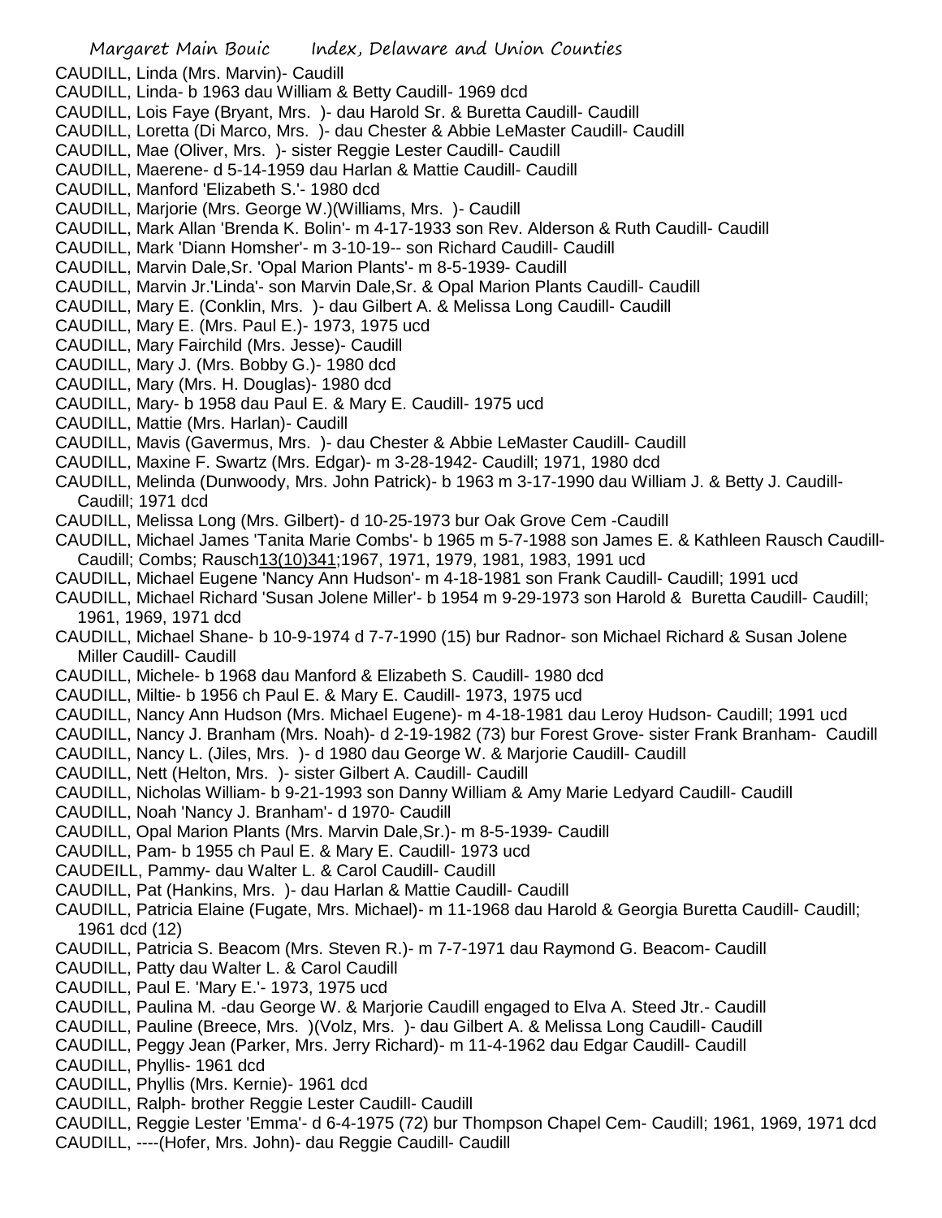CAUDILL, Linda (Mrs. Marvin)- Caudill
CAUDILL, Linda- b 1963 dau William & Betty Caudill- 1969 dcd
CAUDILL, Lois Faye (Bryant, Mrs. )- dau Harold Sr. & Buretta Caudill- Caudill
CAUDILL, Loretta (Di Marco, Mrs. )- dau Chester & Abbie LeMaster Caudill- Caudill
CAUDILL, Mae (Oliver, Mrs. )- sister Reggie Lester Caudill- Caudill
CAUDILL, Maerene- d 5-14-1959 dau Harlan & Mattie Caudill- Caudill
CAUDILL, Manford 'Elizabeth S.'- 1980 dcd
CAUDILL, Marjorie (Mrs. George W.)(Williams, Mrs. )- Caudill
CAUDILL, Mark Allan 'Brenda K. Bolin'- m 4-17-1933 son Rev. Alderson & Ruth Caudill- Caudill
CAUDILL, Mark 'Diann Homsher'- m 3-10-19-- son Richard Caudill- Caudill
CAUDILL, Marvin Dale,Sr. 'Opal Marion Plants'- m 8-5-1939- Caudill
CAUDILL, Marvin Jr.'Linda'- son Marvin Dale,Sr. & Opal Marion Plants Caudill- Caudill
CAUDILL, Mary E. (Conklin, Mrs. )- dau Gilbert A. & Melissa Long Caudill- Caudill
CAUDILL, Mary E. (Mrs. Paul E.)- 1973, 1975 ucd
CAUDILL, Mary Fairchild (Mrs. Jesse)- Caudill
CAUDILL, Mary J. (Mrs. Bobby G.)- 1980 dcd
CAUDILL, Mary (Mrs. H. Douglas)- 1980 dcd
CAUDILL, Mary- b 1958 dau Paul E. & Mary E. Caudill- 1975 ucd
CAUDILL, Mattie (Mrs. Harlan)- Caudill
CAUDILL, Mavis (Gavermus, Mrs. )- dau Chester & Abbie LeMaster Caudill- Caudill
CAUDILL, Maxine F. Swartz (Mrs. Edgar)- m 3-28-1942- Caudill; 1971, 1980 dcd
CAUDILL, Melinda (Dunwoody, Mrs. John Patrick)- b 1963 m 3-17-1990 dau William J. & Betty J. Caudill- Caudill; 1971 dcd
CAUDILL, Melissa Long (Mrs. Gilbert)- d 10-25-1973 bur Oak Grove Cem -Caudill
CAUDILL, Michael James 'Tanita Marie Combs'- b 1965 m 5-7-1988 son James E. & Kathleen Rausch Caudill- Caudill; Combs; Rausch13(10)341;1967, 1971, 1979, 1981, 1983, 1991 ucd
CAUDILL, Michael Eugene 'Nancy Ann Hudson'- m 4-18-1981 son Frank Caudill- Caudill; 1991 ucd
CAUDILL, Michael Richard 'Susan Jolene Miller'- b 1954 m 9-29-1973 son Harold & Buretta Caudill- Caudill; 1961, 1969, 1971 dcd
CAUDILL, Michael Shane- b 10-9-1974 d 7-7-1990 (15) bur Radnor- son Michael Richard & Susan Jolene Miller Caudill- Caudill
CAUDILL, Michele- b 1968 dau Manford & Elizabeth S. Caudill- 1980 dcd
CAUDILL, Miltie- b 1956 ch Paul E. & Mary E. Caudill- 1973, 1975 ucd
CAUDILL, Nancy Ann Hudson (Mrs. Michael Eugene)- m 4-18-1981 dau Leroy Hudson- Caudill; 1991 ucd
CAUDILL, Nancy J. Branham (Mrs. Noah)- d 2-19-1982 (73) bur Forest Grove- sister Frank Branham- Caudill
CAUDILL, Nancy L. (Jiles, Mrs. )- d 1980 dau George W. & Marjorie Caudill- Caudill
CAUDILL, Nett (Helton, Mrs. )- sister Gilbert A. Caudill- Caudill
CAUDILL, Nicholas William- b 9-21-1993 son Danny William & Amy Marie Ledyard Caudill- Caudill
CAUDILL, Noah 'Nancy J. Branham'- d 1970- Caudill
CAUDILL, Opal Marion Plants (Mrs. Marvin Dale,Sr.)- m 8-5-1939- Caudill
CAUDILL, Pam- b 1955 ch Paul E. & Mary E. Caudill- 1973 ucd
CAUDEILL, Pammy- dau Walter L. & Carol Caudill- Caudill
CAUDILL, Pat (Hankins, Mrs. )- dau Harlan & Mattie Caudill- Caudill
CAUDILL, Patricia Elaine (Fugate, Mrs. Michael)- m 11-1968 dau Harold & Georgia Buretta Caudill- Caudill; 1961 dcd (12)
CAUDILL, Patricia S. Beacom (Mrs. Steven R.)- m 7-7-1971 dau Raymond G. Beacom- Caudill
CAUDILL, Patty dau Walter L. & Carol Caudill
CAUDILL, Paul E. 'Mary E.'- 1973, 1975 ucd
CAUDILL, Paulina M. -dau George W. & Marjorie Caudill engaged to Elva A. Steed Jtr.- Caudill
CAUDILL, Pauline (Breece, Mrs. )(Volz, Mrs. )- dau Gilbert A. & Melissa Long Caudill- Caudill
CAUDILL, Peggy Jean (Parker, Mrs. Jerry Richard)- m 11-4-1962 dau Edgar Caudill- Caudill
CAUDILL, Phyllis- 1961 dcd
CAUDILL, Phyllis (Mrs. Kernie)- 1961 dcd
CAUDILL, Ralph- brother Reggie Lester Caudill- Caudill
CAUDILL, Reggie Lester 'Emma'- d 6-4-1975 (72) bur Thompson Chapel Cem- Caudill; 1961, 1969, 1971 dcd
CAUDILL, ----(Hofer, Mrs. John)- dau Reggie Caudill- Caudill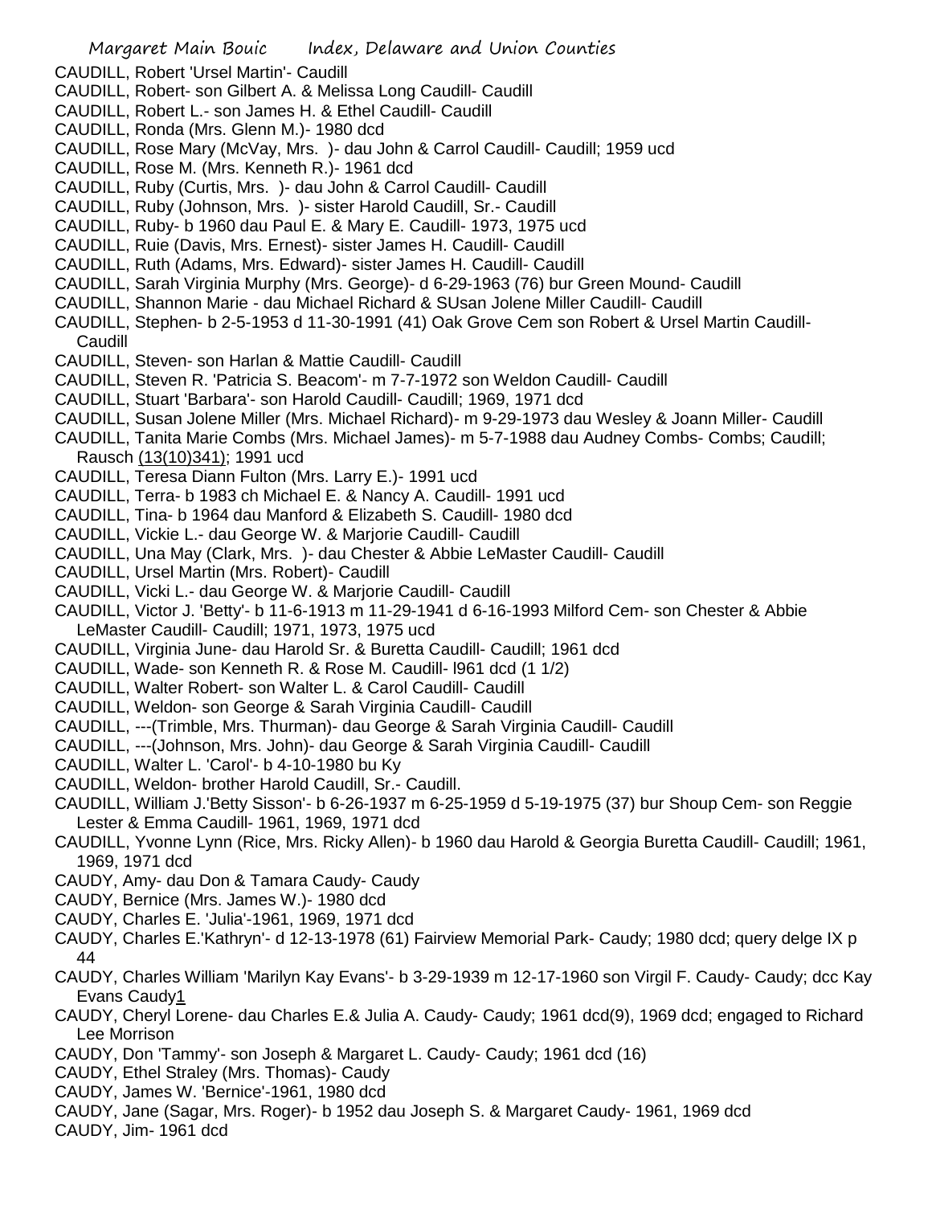CAUDILL, Robert 'Ursel Martin'- Caudill
CAUDILL, Robert- son Gilbert A. & Melissa Long Caudill- Caudill
CAUDILL, Robert L.- son James H. & Ethel Caudill- Caudill
CAUDILL, Ronda (Mrs. Glenn M.)- 1980 dcd
CAUDILL, Rose Mary (McVay, Mrs. )- dau John & Carrol Caudill- Caudill; 1959 ucd
CAUDILL, Rose M. (Mrs. Kenneth R.)- 1961 dcd
CAUDILL, Ruby (Curtis, Mrs. )- dau John & Carrol Caudill- Caudill
CAUDILL, Ruby (Johnson, Mrs. )- sister Harold Caudill, Sr.- Caudill
CAUDILL, Ruby- b 1960 dau Paul E. & Mary E. Caudill- 1973, 1975 ucd
CAUDILL, Ruie (Davis, Mrs. Ernest)- sister James H. Caudill- Caudill
CAUDILL, Ruth (Adams, Mrs. Edward)- sister James H. Caudill- Caudill
CAUDILL, Sarah Virginia Murphy (Mrs. George)- d 6-29-1963 (76) bur Green Mound- Caudill
CAUDILL, Shannon Marie - dau Michael Richard & SUsan Jolene Miller Caudill- Caudill
CAUDILL, Stephen- b 2-5-1953 d 11-30-1991 (41) Oak Grove Cem son Robert & Ursel Martin Caudill- Caudill
CAUDILL, Steven- son Harlan & Mattie Caudill- Caudill
CAUDILL, Steven R. 'Patricia S. Beacom'- m 7-7-1972 son Weldon Caudill- Caudill
CAUDILL, Stuart 'Barbara'- son Harold Caudill- Caudill; 1969, 1971 dcd
CAUDILL, Susan Jolene Miller (Mrs. Michael Richard)- m 9-29-1973 dau Wesley & Joann Miller- Caudill
CAUDILL, Tanita Marie Combs (Mrs. Michael James)- m 5-7-1988 dau Audney Combs- Combs; Caudill; Rausch (13(10)341); 1991 ucd
CAUDILL, Teresa Diann Fulton (Mrs. Larry E.)- 1991 ucd
CAUDILL, Terra- b 1983 ch Michael E. & Nancy A. Caudill- 1991 ucd
CAUDILL, Tina- b 1964 dau Manford & Elizabeth S. Caudill- 1980 dcd
CAUDILL, Vickie L.- dau George W. & Marjorie Caudill- Caudill
CAUDILL, Una May (Clark, Mrs. )- dau Chester & Abbie LeMaster Caudill- Caudill
CAUDILL, Ursel Martin (Mrs. Robert)- Caudill
CAUDILL, Vicki L.- dau George W. & Marjorie Caudill- Caudill
CAUDILL, Victor J. 'Betty'- b 11-6-1913 m 11-29-1941 d 6-16-1993 Milford Cem- son Chester & Abbie LeMaster Caudill- Caudill; 1971, 1973, 1975 ucd
CAUDILL, Virginia June- dau Harold Sr. & Buretta Caudill- Caudill; 1961 dcd
CAUDILL, Wade- son Kenneth R. & Rose M. Caudill- l961 dcd (1 1/2)
CAUDILL, Walter Robert- son Walter L. & Carol Caudill- Caudill
CAUDILL, Weldon- son George & Sarah Virginia Caudill- Caudill
CAUDILL, ---(Trimble, Mrs. Thurman)- dau George & Sarah Virginia Caudill- Caudill
CAUDILL, ---(Johnson, Mrs. John)- dau George & Sarah Virginia Caudill- Caudill
CAUDILL, Walter L. 'Carol'- b 4-10-1980 bu Ky
CAUDILL, Weldon- brother Harold Caudill, Sr.- Caudill.
CAUDILL, William J.'Betty Sisson'- b 6-26-1937 m 6-25-1959 d 5-19-1975 (37) bur Shoup Cem- son Reggie Lester & Emma Caudill- 1961, 1969, 1971 dcd
CAUDILL, Yvonne Lynn (Rice, Mrs. Ricky Allen)- b 1960 dau Harold & Georgia Buretta Caudill- Caudill; 1961, 1969, 1971 dcd
CAUDY, Amy- dau Don & Tamara Caudy- Caudy
CAUDY, Bernice (Mrs. James W.)- 1980 dcd
CAUDY, Charles E. 'Julia'-1961, 1969, 1971 dcd
CAUDY, Charles E.'Kathryn'- d 12-13-1978 (61) Fairview Memorial Park- Caudy; 1980 dcd; query delge IX p 44
CAUDY, Charles William 'Marilyn Kay Evans'- b 3-29-1939 m 12-17-1960 son Virgil F. Caudy- Caudy; dcc Kay Evans Caudy1
CAUDY, Cheryl Lorene- dau Charles E.& Julia A. Caudy- Caudy; 1961 dcd(9), 1969 dcd; engaged to Richard Lee Morrison
CAUDY, Don 'Tammy'- son Joseph & Margaret L. Caudy- Caudy; 1961 dcd (16)
CAUDY, Ethel Straley (Mrs. Thomas)- Caudy
CAUDY, James W. 'Bernice'-1961, 1980 dcd
CAUDY, Jane (Sagar, Mrs. Roger)- b 1952 dau Joseph S. & Margaret Caudy- 1961, 1969 dcd
CAUDY, Jim- 1961 dcd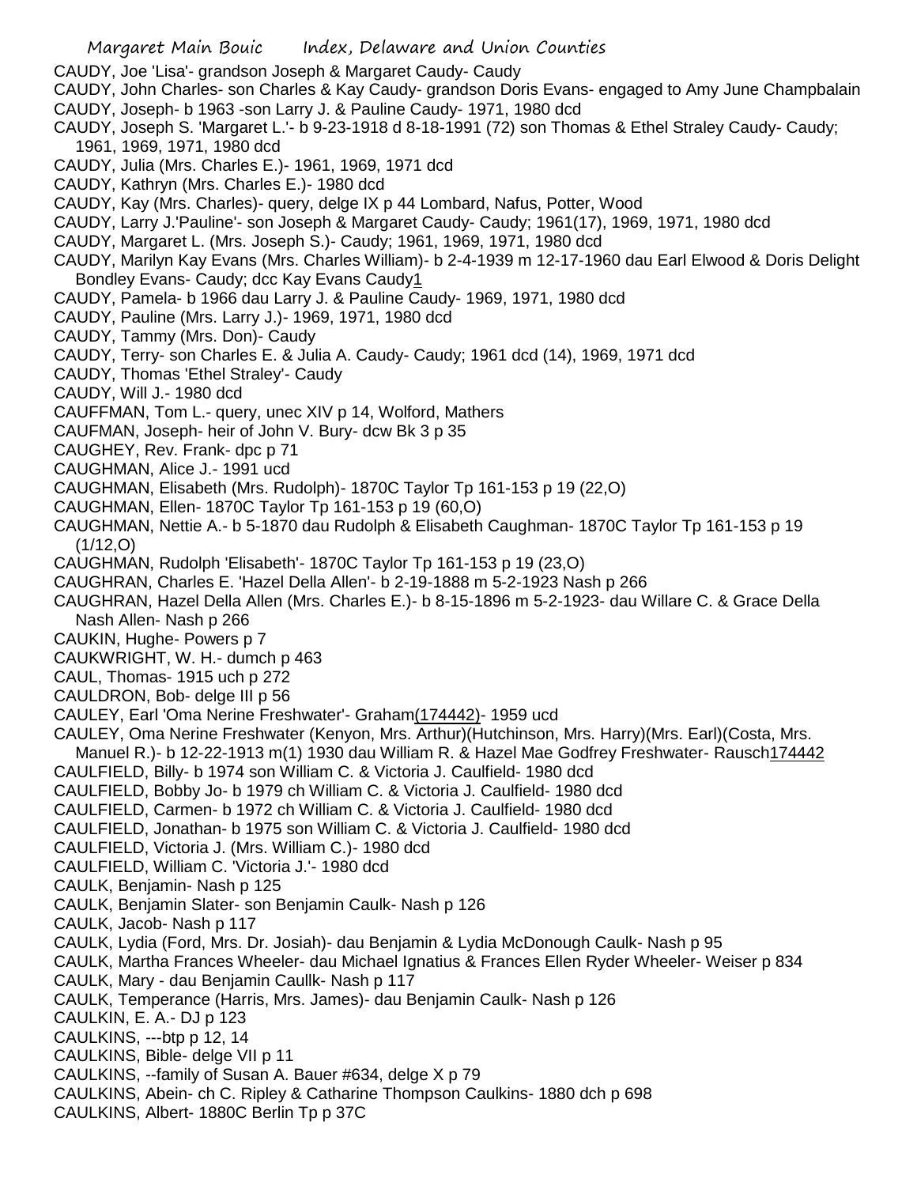CAUDY, Joe 'Lisa'- grandson Joseph & Margaret Caudy- Caudy

CAUDY, John Charles- son Charles & Kay Caudy- grandson Doris Evans- engaged to Amy June Champbalain

CAUDY, Joseph- b 1963 -son Larry J. & Pauline Caudy- 1971, 1980 dcd

CAUDY, Joseph S. 'Margaret L.'- b 9-23-1918 d 8-18-1991 (72) son Thomas & Ethel Straley Caudy- Caudy; 1961, 1969, 1971, 1980 dcd

CAUDY, Julia (Mrs. Charles E.)- 1961, 1969, 1971 dcd

CAUDY, Kathryn (Mrs. Charles E.)- 1980 dcd

CAUDY, Kay (Mrs. Charles)- query, delge IX p 44 Lombard, Nafus, Potter, Wood

CAUDY, Larry J.'Pauline'- son Joseph & Margaret Caudy- Caudy; 1961(17), 1969, 1971, 1980 dcd

CAUDY, Margaret L. (Mrs. Joseph S.)- Caudy; 1961, 1969, 1971, 1980 dcd

CAUDY, Marilyn Kay Evans (Mrs. Charles William)- b 2-4-1939 m 12-17-1960 dau Earl Elwood & Doris Delight Bondley Evans- Caudy; dcc Kay Evans Caudy1

CAUDY, Pamela- b 1966 dau Larry J. & Pauline Caudy- 1969, 1971, 1980 dcd

CAUDY, Pauline (Mrs. Larry J.)- 1969, 1971, 1980 dcd

CAUDY, Tammy (Mrs. Don)- Caudy

CAUDY, Terry- son Charles E. & Julia A. Caudy- Caudy; 1961 dcd (14), 1969, 1971 dcd

CAUDY, Thomas 'Ethel Straley'- Caudy

CAUDY, Will J.- 1980 dcd

CAUFFMAN, Tom L.- query, unec XIV p 14, Wolford, Mathers

CAUFMAN, Joseph- heir of John V. Bury- dcw Bk 3 p 35

CAUGHEY, Rev. Frank- dpc p 71

CAUGHMAN, Alice J.- 1991 ucd

CAUGHMAN, Elisabeth (Mrs. Rudolph)- 1870C Taylor Tp 161-153 p 19 (22,O)

CAUGHMAN, Ellen- 1870C Taylor Tp 161-153 p 19 (60,O)

CAUGHMAN, Nettie A.- b 5-1870 dau Rudolph & Elisabeth Caughman- 1870C Taylor Tp 161-153 p 19 (1/12,O)

CAUGHMAN, Rudolph 'Elisabeth'- 1870C Taylor Tp 161-153 p 19 (23,O)

CAUGHRAN, Charles E. 'Hazel Della Allen'- b 2-19-1888 m 5-2-1923 Nash p 266

CAUGHRAN, Hazel Della Allen (Mrs. Charles E.)- b 8-15-1896 m 5-2-1923- dau Willare C. & Grace Della Nash Allen- Nash p 266

CAUKIN, Hughe- Powers p 7

CAUKWRIGHT, W. H.- dumch p 463

CAUL, Thomas- 1915 uch p 272

CAULDRON, Bob- delge III p 56

CAULEY, Earl 'Oma Nerine Freshwater'- Graham(174442)- 1959 ucd

CAULEY, Oma Nerine Freshwater (Kenyon, Mrs. Arthur)(Hutchinson, Mrs. Harry)(Mrs. Earl)(Costa, Mrs. Manuel R.)- b 12-22-1913 m(1) 1930 dau William R. & Hazel Mae Godfrey Freshwater- Rausch174442

CAULFIELD, Billy- b 1974 son William C. & Victoria J. Caulfield- 1980 dcd

CAULFIELD, Bobby Jo- b 1979 ch William C. & Victoria J. Caulfield- 1980 dcd

CAULFIELD, Carmen- b 1972 ch William C. & Victoria J. Caulfield- 1980 dcd

CAULFIELD, Jonathan- b 1975 son William C. & Victoria J. Caulfield- 1980 dcd

CAULFIELD, Victoria J. (Mrs. William C.)- 1980 dcd

CAULFIELD, William C. 'Victoria J.'- 1980 dcd

CAULK, Benjamin- Nash p 125

CAULK, Benjamin Slater- son Benjamin Caulk- Nash p 126

CAULK, Jacob- Nash p 117

CAULK, Lydia (Ford, Mrs. Dr. Josiah)- dau Benjamin & Lydia McDonough Caulk- Nash p 95

CAULK, Martha Frances Wheeler- dau Michael Ignatius & Frances Ellen Ryder Wheeler- Weiser p 834

CAULK, Mary - dau Benjamin Caullk- Nash p 117

CAULK, Temperance (Harris, Mrs. James)- dau Benjamin Caulk- Nash p 126

CAULKIN, E. A.- DJ p 123

CAULKINS, ---btp p 12, 14

CAULKINS, Bible- delge VII p 11

CAULKINS, --family of Susan A. Bauer #634, delge X p 79

CAULKINS, Abein- ch C. Ripley & Catharine Thompson Caulkins- 1880 dch p 698

CAULKINS, Albert- 1880C Berlin Tp p 37C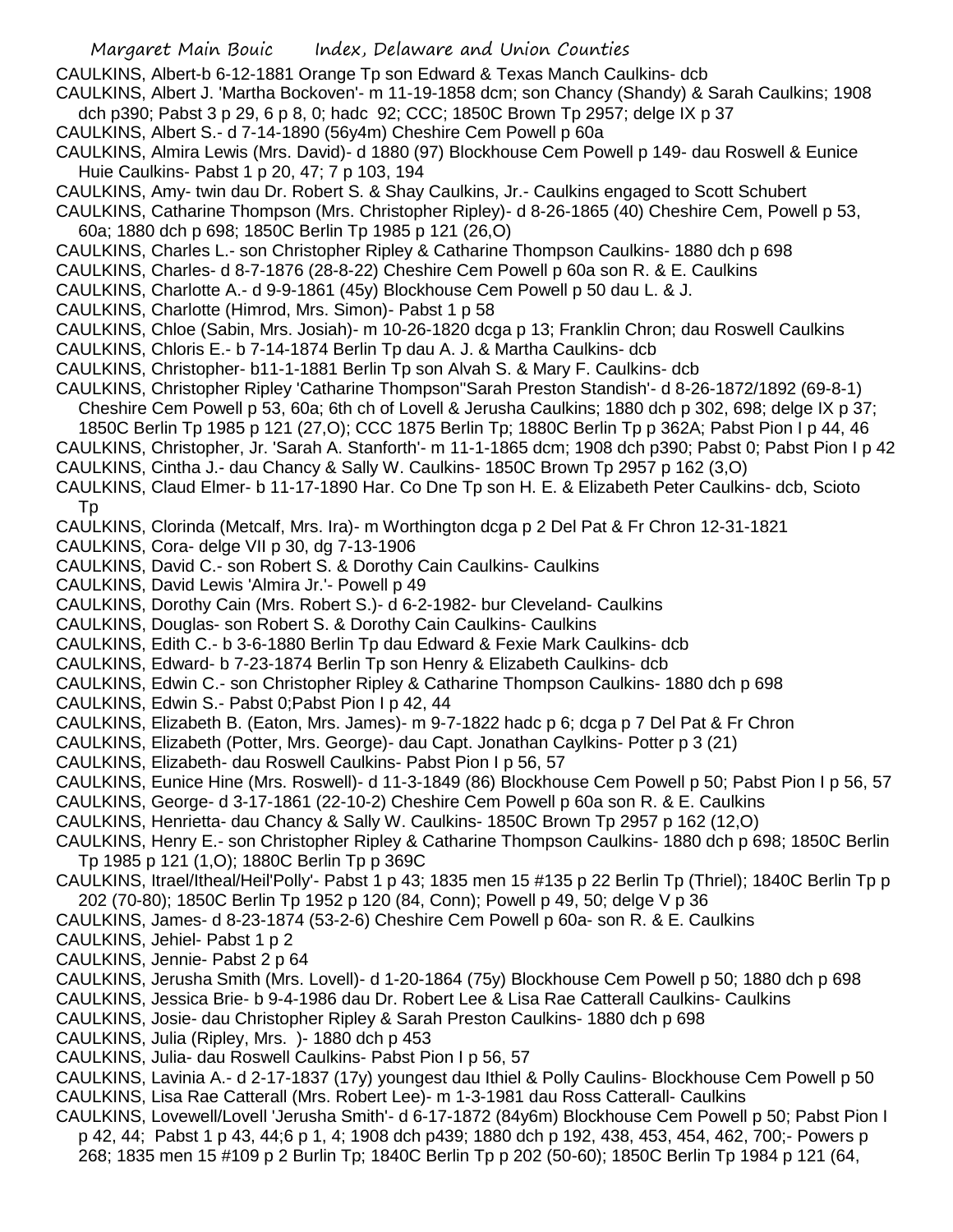CAULKINS, Albert-b 6-12-1881 Orange Tp son Edward & Texas Manch Caulkins- dcb

CAULKINS, Albert J. 'Martha Bockoven'- m 11-19-1858 dcm; son Chancy (Shandy) & Sarah Caulkins; 1908 dch p390; Pabst 3 p 29, 6 p 8, 0; hadc 92; CCC; 1850C Brown Tp 2957; delge IX p 37

CAULKINS, Albert S.- d 7-14-1890 (56y4m) Cheshire Cem Powell p 60a

CAULKINS, Almira Lewis (Mrs. David)- d 1880 (97) Blockhouse Cem Powell p 149- dau Roswell & Eunice Huie Caulkins- Pabst 1 p 20, 47; 7 p 103, 194

CAULKINS, Amy- twin dau Dr. Robert S. & Shay Caulkins, Jr.- Caulkins engaged to Scott Schubert

CAULKINS, Catharine Thompson (Mrs. Christopher Ripley)- d 8-26-1865 (40) Cheshire Cem, Powell p 53, 60a; 1880 dch p 698; 1850C Berlin Tp 1985 p 121 (26,O)

CAULKINS, Charles L.- son Christopher Ripley & Catharine Thompson Caulkins- 1880 dch p 698

CAULKINS, Charles- d 8-7-1876 (28-8-22) Cheshire Cem Powell p 60a son R. & E. Caulkins

CAULKINS, Charlotte A.- d 9-9-1861 (45y) Blockhouse Cem Powell p 50 dau L. & J.

CAULKINS, Charlotte (Himrod, Mrs. Simon)- Pabst 1 p 58

CAULKINS, Chloe (Sabin, Mrs. Josiah)- m 10-26-1820 dcga p 13; Franklin Chron; dau Roswell Caulkins

CAULKINS, Chloris E.- b 7-14-1874 Berlin Tp dau A. J. & Martha Caulkins- dcb

CAULKINS, Christopher- b11-1-1881 Berlin Tp son Alvah S. & Mary F. Caulkins- dcb

CAULKINS, Christopher Ripley 'Catharine Thompson''Sarah Preston Standish'- d 8-26-1872/1892 (69-8-1) Cheshire Cem Powell p 53, 60a; 6th ch of Lovell & Jerusha Caulkins; 1880 dch p 302, 698; delge IX p 37; 1850C Berlin Tp 1985 p 121 (27,O); CCC 1875 Berlin Tp; 1880C Berlin Tp p 362A; Pabst Pion I p 44, 46

CAULKINS, Christopher, Jr. 'Sarah A. Stanforth'- m 11-1-1865 dcm; 1908 dch p390; Pabst 0; Pabst Pion I p 42

CAULKINS, Cintha J.- dau Chancy & Sally W. Caulkins- 1850C Brown Tp 2957 p 162 (3,O)

CAULKINS, Claud Elmer- b 11-17-1890 Har. Co Dne Tp son H. E. & Elizabeth Peter Caulkins- dcb, Scioto Tp

CAULKINS, Clorinda (Metcalf, Mrs. Ira)- m Worthington dcga p 2 Del Pat & Fr Chron 12-31-1821

CAULKINS, Cora- delge VII p 30, dg 7-13-1906

CAULKINS, David C.- son Robert S. & Dorothy Cain Caulkins- Caulkins

CAULKINS, David Lewis 'Almira Jr.'- Powell p 49

CAULKINS, Dorothy Cain (Mrs. Robert S.)- d 6-2-1982- bur Cleveland- Caulkins

CAULKINS, Douglas- son Robert S. & Dorothy Cain Caulkins- Caulkins

CAULKINS, Edith C.- b 3-6-1880 Berlin Tp dau Edward & Fexie Mark Caulkins- dcb

CAULKINS, Edward- b 7-23-1874 Berlin Tp son Henry & Elizabeth Caulkins- dcb

CAULKINS, Edwin C.- son Christopher Ripley & Catharine Thompson Caulkins- 1880 dch p 698

CAULKINS, Edwin S.- Pabst 0;Pabst Pion I p 42, 44

CAULKINS, Elizabeth B. (Eaton, Mrs. James)- m 9-7-1822 hadc p 6; dcga p 7 Del Pat & Fr Chron

CAULKINS, Elizabeth (Potter, Mrs. George)- dau Capt. Jonathan Caylkins- Potter p 3 (21)

CAULKINS, Elizabeth- dau Roswell Caulkins- Pabst Pion I p 56, 57

CAULKINS, Eunice Hine (Mrs. Roswell)- d 11-3-1849 (86) Blockhouse Cem Powell p 50; Pabst Pion I p 56, 57

CAULKINS, George- d 3-17-1861 (22-10-2) Cheshire Cem Powell p 60a son R. & E. Caulkins

CAULKINS, Henrietta- dau Chancy & Sally W. Caulkins- 1850C Brown Tp 2957 p 162 (12,O)

CAULKINS, Henry E.- son Christopher Ripley & Catharine Thompson Caulkins- 1880 dch p 698; 1850C Berlin Tp 1985 p 121 (1,O); 1880C Berlin Tp p 369C

CAULKINS, Itrael/Itheal/Heil'Polly'- Pabst 1 p 43; 1835 men 15 #135 p 22 Berlin Tp (Thriel); 1840C Berlin Tp p 202 (70-80); 1850C Berlin Tp 1952 p 120 (84, Conn); Powell p 49, 50; delge V p 36

CAULKINS, James- d 8-23-1874 (53-2-6) Cheshire Cem Powell p 60a- son R. & E. Caulkins

CAULKINS, Jehiel- Pabst 1 p 2

CAULKINS, Jennie- Pabst 2 p 64

CAULKINS, Jerusha Smith (Mrs. Lovell)- d 1-20-1864 (75y) Blockhouse Cem Powell p 50; 1880 dch p 698

CAULKINS, Jessica Brie- b 9-4-1986 dau Dr. Robert Lee & Lisa Rae Catterall Caulkins- Caulkins

CAULKINS, Josie- dau Christopher Ripley & Sarah Preston Caulkins- 1880 dch p 698

CAULKINS, Julia (Ripley, Mrs. )- 1880 dch p 453

CAULKINS, Julia- dau Roswell Caulkins- Pabst Pion I p 56, 57

CAULKINS, Lavinia A.- d 2-17-1837 (17y) youngest dau Ithiel & Polly Caulins- Blockhouse Cem Powell p 50

CAULKINS, Lisa Rae Catterall (Mrs. Robert Lee)- m 1-3-1981 dau Ross Catterall- Caulkins

CAULKINS, Lovewell/Lovell 'Jerusha Smith'- d 6-17-1872 (84y6m) Blockhouse Cem Powell p 50; Pabst Pion I p 42, 44; Pabst 1 p 43, 44;6 p 1, 4; 1908 dch p439; 1880 dch p 192, 438, 453, 454, 462, 700;- Powers p 268; 1835 men 15 #109 p 2 Burlin Tp; 1840C Berlin Tp p 202 (50-60); 1850C Berlin Tp 1984 p 121 (64,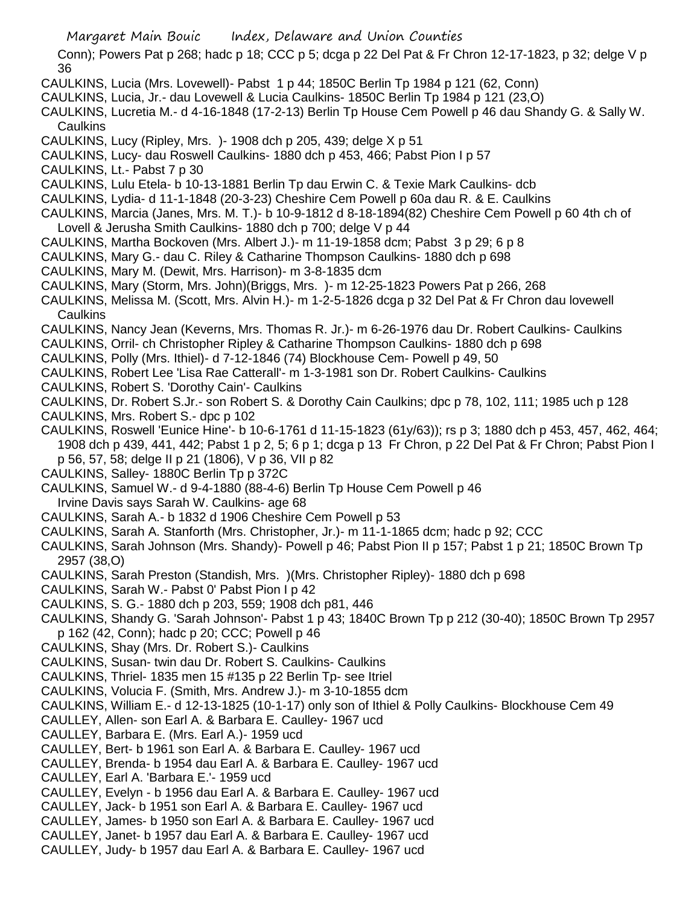Conn); Powers Pat p 268; hadc p 18; CCC p 5; dcga p 22 Del Pat & Fr Chron 12-17-1823, p 32; delge V p 36

CAULKINS, Lucia (Mrs. Lovewell)- Pabst 1 p 44; 1850C Berlin Tp 1984 p 121 (62, Conn)

CAULKINS, Lucia, Jr.- dau Lovewell & Lucia Caulkins- 1850C Berlin Tp 1984 p 121 (23,O)

CAULKINS, Lucretia M.- d 4-16-1848 (17-2-13) Berlin Tp House Cem Powell p 46 dau Shandy G. & Sally W. Caulkins

CAULKINS, Lucy (Ripley, Mrs. )- 1908 dch p 205, 439; delge X p 51

CAULKINS, Lucy- dau Roswell Caulkins- 1880 dch p 453, 466; Pabst Pion I p 57

CAULKINS, Lt.- Pabst 7 p 30

CAULKINS, Lulu Etela- b 10-13-1881 Berlin Tp dau Erwin C. & Texie Mark Caulkins- dcb

CAULKINS, Lydia- d 11-1-1848 (20-3-23) Cheshire Cem Powell p 60a dau R. & E. Caulkins

CAULKINS, Marcia (Janes, Mrs. M. T.)- b 10-9-1812 d 8-18-1894(82) Cheshire Cem Powell p 60 4th ch of Lovell & Jerusha Smith Caulkins- 1880 dch p 700; delge V p 44

CAULKINS, Martha Bockoven (Mrs. Albert J.)- m 11-19-1858 dcm; Pabst 3 p 29; 6 p 8

CAULKINS, Mary G.- dau C. Riley & Catharine Thompson Caulkins- 1880 dch p 698

CAULKINS, Mary M. (Dewit, Mrs. Harrison)- m 3-8-1835 dcm

CAULKINS, Mary (Storm, Mrs. John)(Briggs, Mrs. )- m 12-25-1823 Powers Pat p 266, 268

CAULKINS, Melissa M. (Scott, Mrs. Alvin H.)- m 1-2-5-1826 dcga p 32 Del Pat & Fr Chron dau lovewell Caulkins

CAULKINS, Nancy Jean (Keverns, Mrs. Thomas R. Jr.)- m 6-26-1976 dau Dr. Robert Caulkins- Caulkins

CAULKINS, Orril- ch Christopher Ripley & Catharine Thompson Caulkins- 1880 dch p 698

CAULKINS, Polly (Mrs. Ithiel)- d 7-12-1846 (74) Blockhouse Cem- Powell p 49, 50

CAULKINS, Robert Lee 'Lisa Rae Catterall'- m 1-3-1981 son Dr. Robert Caulkins- Caulkins

CAULKINS, Robert S. 'Dorothy Cain'- Caulkins

CAULKINS, Dr. Robert S.Jr.- son Robert S. & Dorothy Cain Caulkins; dpc p 78, 102, 111; 1985 uch p 128

CAULKINS, Mrs. Robert S.- dpc p 102

CAULKINS, Roswell 'Eunice Hine'- b 10-6-1761 d 11-15-1823 (61y/63)); rs p 3; 1880 dch p 453, 457, 462, 464; 1908 dch p 439, 441, 442; Pabst 1 p 2, 5; 6 p 1; dcga p 13 Fr Chron, p 22 Del Pat & Fr Chron; Pabst Pion I p 56, 57, 58; delge II p 21 (1806), V p 36, VII p 82

CAULKINS, Salley- 1880C Berlin Tp p 372C

CAULKINS, Samuel W.- d 9-4-1880 (88-4-6) Berlin Tp House Cem Powell p 46
Irvine Davis says Sarah W. Caulkins- age 68

CAULKINS, Sarah A.- b 1832 d 1906 Cheshire Cem Powell p 53

CAULKINS, Sarah A. Stanforth (Mrs. Christopher, Jr.)- m 11-1-1865 dcm; hadc p 92; CCC

CAULKINS, Sarah Johnson (Mrs. Shandy)- Powell p 46; Pabst Pion II p 157; Pabst 1 p 21; 1850C Brown Tp 2957 (38,O)

CAULKINS, Sarah Preston (Standish, Mrs. )(Mrs. Christopher Ripley)- 1880 dch p 698

CAULKINS, Sarah W.- Pabst 0' Pabst Pion I p 42

CAULKINS, S. G.- 1880 dch p 203, 559; 1908 dch p81, 446

CAULKINS, Shandy G. 'Sarah Johnson'- Pabst 1 p 43; 1840C Brown Tp p 212 (30-40); 1850C Brown Tp 2957 p 162 (42, Conn); hadc p 20; CCC; Powell p 46

CAULKINS, Shay (Mrs. Dr. Robert S.)- Caulkins

CAULKINS, Susan- twin dau Dr. Robert S. Caulkins- Caulkins

CAULKINS, Thriel- 1835 men 15 #135 p 22 Berlin Tp- see Itriel

CAULKINS, Volucia F. (Smith, Mrs. Andrew J.)- m 3-10-1855 dcm

CAULKINS, William E.- d 12-13-1825 (10-1-17) only son of Ithiel & Polly Caulkins- Blockhouse Cem 49

CAULLEY, Allen- son Earl A. & Barbara E. Caulley- 1967 ucd

CAULLEY, Barbara E. (Mrs. Earl A.)- 1959 ucd

CAULLEY, Bert- b 1961 son Earl A. & Barbara E. Caulley- 1967 ucd

CAULLEY, Brenda- b 1954 dau Earl A. & Barbara E. Caulley- 1967 ucd

CAULLEY, Earl A. 'Barbara E.'- 1959 ucd

CAULLEY, Evelyn - b 1956 dau Earl A. & Barbara E. Caulley- 1967 ucd

CAULLEY, Jack- b 1951 son Earl A. & Barbara E. Caulley- 1967 ucd

CAULLEY, James- b 1950 son Earl A. & Barbara E. Caulley- 1967 ucd

CAULLEY, Janet- b 1957 dau Earl A. & Barbara E. Caulley- 1967 ucd

CAULLEY, Judy- b 1957 dau Earl A. & Barbara E. Caulley- 1967 ucd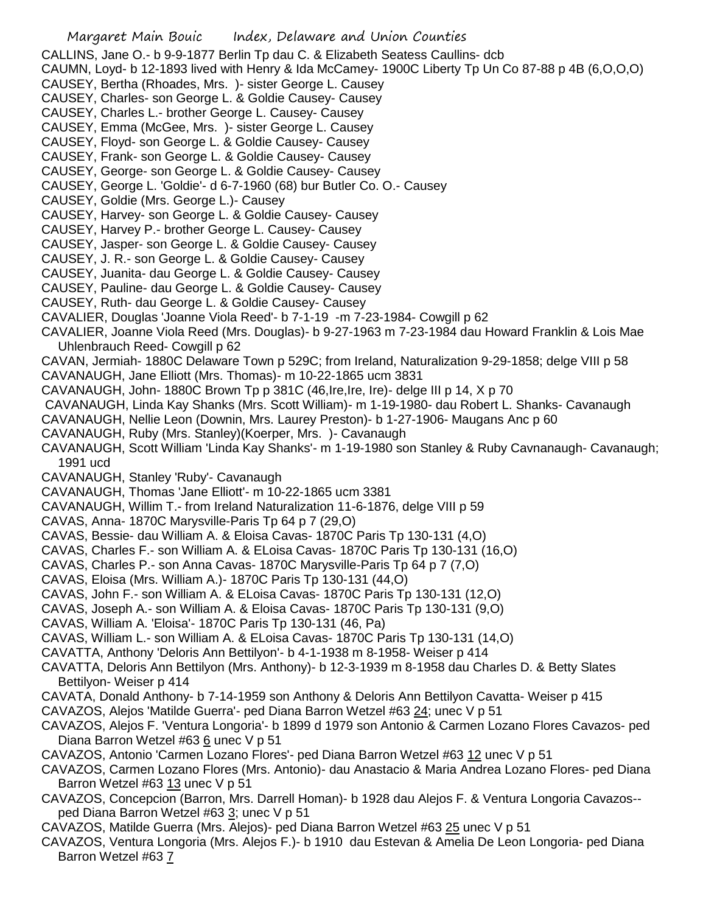CALLINS, Jane O.- b 9-9-1877 Berlin Tp dau C. & Elizabeth Seatess Caullins- dcb
CAUMN, Loyd- b 12-1893 lived with Henry & Ida McCamey- 1900C Liberty Tp Un Co 87-88 p 4B (6,O,O,O)
CAUSEY, Bertha (Rhoades, Mrs. )- sister George L. Causey
CAUSEY, Charles- son George L. & Goldie Causey- Causey
CAUSEY, Charles L.- brother George L. Causey- Causey
CAUSEY, Emma (McGee, Mrs. )- sister George L. Causey
CAUSEY, Floyd- son George L. & Goldie Causey- Causey
CAUSEY, Frank- son George L. & Goldie Causey- Causey
CAUSEY, George- son George L. & Goldie Causey- Causey
CAUSEY, George L. 'Goldie'- d 6-7-1960 (68) bur Butler Co. O.- Causey
CAUSEY, Goldie (Mrs. George L.)- Causey
CAUSEY, Harvey- son George L. & Goldie Causey- Causey
CAUSEY, Harvey P.- brother George L. Causey- Causey
CAUSEY, Jasper- son George L. & Goldie Causey- Causey
CAUSEY, J. R.- son George L. & Goldie Causey- Causey
CAUSEY, Juanita- dau George L. & Goldie Causey- Causey
CAUSEY, Pauline- dau George L. & Goldie Causey- Causey
CAUSEY, Ruth- dau George L. & Goldie Causey- Causey
CAVALIER, Douglas 'Joanne Viola Reed'- b 7-1-19 -m 7-23-1984- Cowgill p 62
CAVALIER, Joanne Viola Reed (Mrs. Douglas)- b 9-27-1963 m 7-23-1984 dau Howard Franklin & Lois Mae Uhlenbrauch Reed- Cowgill p 62
CAVAN, Jermiah- 1880C Delaware Town p 529C; from Ireland, Naturalization 9-29-1858; delge VIII p 58
CAVANAUGH, Jane Elliott (Mrs. Thomas)- m 10-22-1865 ucm 3831
CAVANAUGH, John- 1880C Brown Tp p 381C (46,Ire,Ire, Ire)- delge III p 14, X p 70
CAVANAUGH, Linda Kay Shanks (Mrs. Scott William)- m 1-19-1980- dau Robert L. Shanks- Cavanaugh
CAVANAUGH, Nellie Leon (Downin, Mrs. Laurey Preston)- b 1-27-1906- Maugans Anc p 60
CAVANAUGH, Ruby (Mrs. Stanley)(Koerper, Mrs. )- Cavanaugh
CAVANAUGH, Scott William 'Linda Kay Shanks'- m 1-19-1980 son Stanley & Ruby Cavnanaugh- Cavanaugh; 1991 ucd
CAVANAUGH, Stanley 'Ruby'- Cavanaugh
CAVANAUGH, Thomas 'Jane Elliott'- m 10-22-1865 ucm 3381
CAVANAUGH, Willim T.- from Ireland Naturalization 11-6-1876, delge VIII p 59
CAVAS, Anna- 1870C Marysville-Paris Tp 64 p 7 (29,O)
CAVAS, Bessie- dau William A. & Eloisa Cavas- 1870C Paris Tp 130-131 (4,O)
CAVAS, Charles F.- son William A. & ELoisa Cavas- 1870C Paris Tp 130-131 (16,O)
CAVAS, Charles P.- son Anna Cavas- 1870C Marysville-Paris Tp 64 p 7 (7,O)
CAVAS, Eloisa (Mrs. William A.)- 1870C Paris Tp 130-131 (44,O)
CAVAS, John F.- son William A. & ELoisa Cavas- 1870C Paris Tp 130-131 (12,O)
CAVAS, Joseph A.- son William A. & Eloisa Cavas- 1870C Paris Tp 130-131 (9,O)
CAVAS, William A. 'Eloisa'- 1870C Paris Tp 130-131 (46, Pa)
CAVAS, William L.- son William A. & ELoisa Cavas- 1870C Paris Tp 130-131 (14,O)
CAVATTA, Anthony 'Deloris Ann Bettilyon'- b 4-1-1938 m 8-1958- Weiser p 414
CAVATTA, Deloris Ann Bettilyon (Mrs. Anthony)- b 12-3-1939 m 8-1958 dau Charles D. & Betty Slates Bettilyon- Weiser p 414
CAVATA, Donald Anthony- b 7-14-1959 son Anthony & Deloris Ann Bettilyon Cavatta- Weiser p 415
CAVAZOS, Alejos 'Matilde Guerra'- ped Diana Barron Wetzel #63 24; unec V p 51
CAVAZOS, Alejos F. 'Ventura Longoria'- b 1899 d 1979 son Antonio & Carmen Lozano Flores Cavazos- ped Diana Barron Wetzel #63 6 unec V p 51
CAVAZOS, Antonio 'Carmen Lozano Flores'- ped Diana Barron Wetzel #63 12 unec V p 51
CAVAZOS, Carmen Lozano Flores (Mrs. Antonio)- dau Anastacio & Maria Andrea Lozano Flores- ped Diana Barron Wetzel #63 13 unec V p 51
CAVAZOS, Concepcion (Barron, Mrs. Darrell Homan)- b 1928 dau Alejos F. & Ventura Longoria Cavazos-- ped Diana Barron Wetzel #63 3; unec V p 51
CAVAZOS, Matilde Guerra (Mrs. Alejos)- ped Diana Barron Wetzel #63 25 unec V p 51
CAVAZOS, Ventura Longoria (Mrs. Alejos F.)- b 1910 dau Estevan & Amelia De Leon Longoria- ped Diana Barron Wetzel #63 7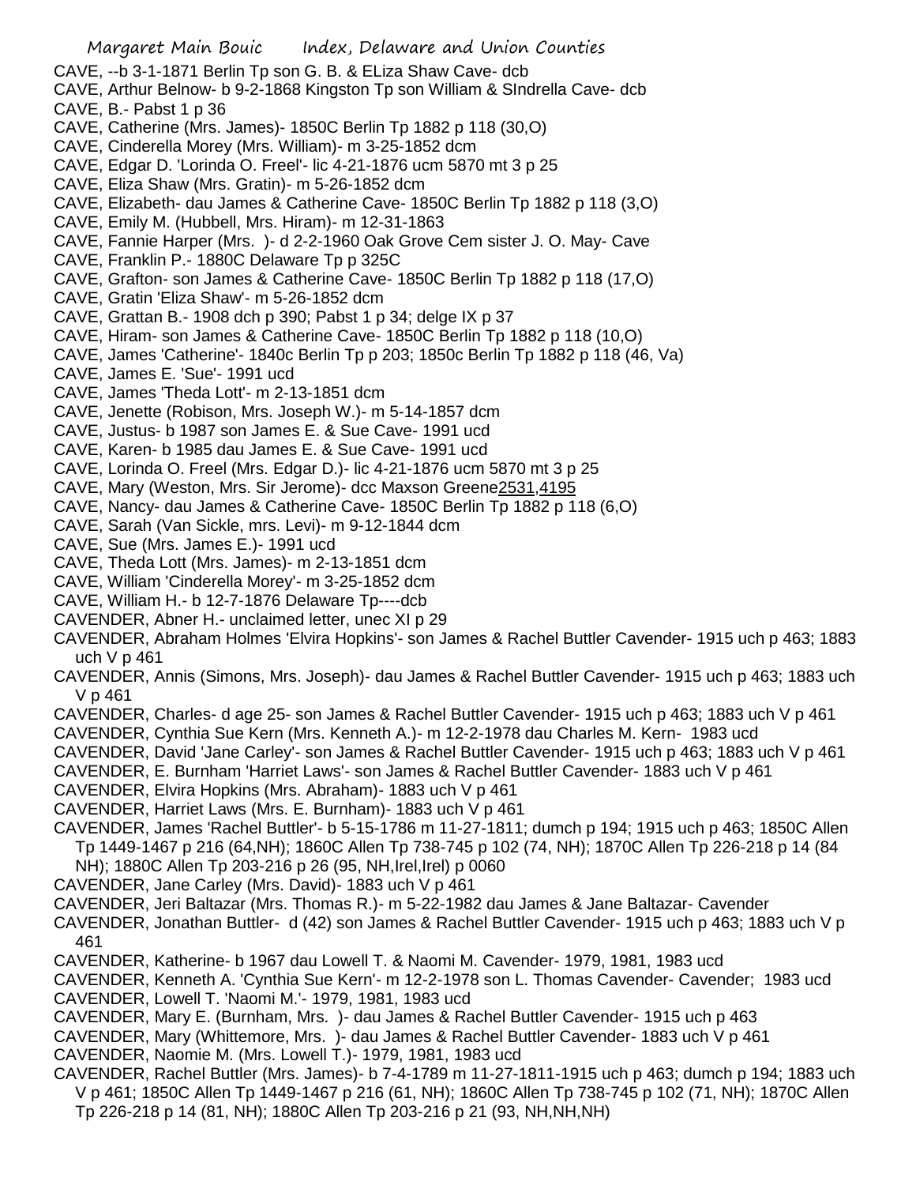CAVE, --b 3-1-1871 Berlin Tp son G. B. & ELiza Shaw Cave- dcb
CAVE, Arthur Belnow- b 9-2-1868 Kingston Tp son William & SIndrella Cave- dcb
CAVE, B.- Pabst 1 p 36
CAVE, Catherine (Mrs. James)- 1850C Berlin Tp 1882 p 118 (30,O)
CAVE, Cinderella Morey (Mrs. William)- m 3-25-1852 dcm
CAVE, Edgar D. 'Lorinda O. Freel'- lic 4-21-1876 ucm 5870 mt 3 p 25
CAVE, Eliza Shaw (Mrs. Gratin)- m 5-26-1852 dcm
CAVE, Elizabeth- dau James & Catherine Cave- 1850C Berlin Tp 1882 p 118 (3,O)
CAVE, Emily M. (Hubbell, Mrs. Hiram)- m 12-31-1863
CAVE, Fannie Harper (Mrs. )- d 2-2-1960 Oak Grove Cem sister J. O. May- Cave
CAVE, Franklin P.- 1880C Delaware Tp p 325C
CAVE, Grafton- son James & Catherine Cave- 1850C Berlin Tp 1882 p 118 (17,O)
CAVE, Gratin 'Eliza Shaw'- m 5-26-1852 dcm
CAVE, Grattan B.- 1908 dch p 390; Pabst 1 p 34; delge IX p 37
CAVE, Hiram- son James & Catherine Cave- 1850C Berlin Tp 1882 p 118 (10,O)
CAVE, James 'Catherine'- 1840c Berlin Tp p 203; 1850c Berlin Tp 1882 p 118 (46, Va)
CAVE, James E. 'Sue'- 1991 ucd
CAVE, James 'Theda Lott'- m 2-13-1851 dcm
CAVE, Jenette (Robison, Mrs. Joseph W.)- m 5-14-1857 dcm
CAVE, Justus- b 1987 son James E. & Sue Cave- 1991 ucd
CAVE, Karen- b 1985 dau James E. & Sue Cave- 1991 ucd
CAVE, Lorinda O. Freel (Mrs. Edgar D.)- lic 4-21-1876 ucm 5870 mt 3 p 25
CAVE, Mary (Weston, Mrs. Sir Jerome)- dcc Maxson Greene2531,4195
CAVE, Nancy- dau James & Catherine Cave- 1850C Berlin Tp 1882 p 118 (6,O)
CAVE, Sarah (Van Sickle, mrs. Levi)- m 9-12-1844 dcm
CAVE, Sue (Mrs. James E.)- 1991 ucd
CAVE, Theda Lott (Mrs. James)- m 2-13-1851 dcm
CAVE, William 'Cinderella Morey'- m 3-25-1852 dcm
CAVE, William H.- b 12-7-1876 Delaware Tp----dcb
CAVENDER, Abner H.- unclaimed letter, unec XI p 29
CAVENDER, Abraham Holmes 'Elvira Hopkins'- son James & Rachel Buttler Cavender- 1915 uch p 463; 1883 uch V p 461
CAVENDER, Annis (Simons, Mrs. Joseph)- dau James & Rachel Buttler Cavender- 1915 uch p 463; 1883 uch V p 461
CAVENDER, Charles- d age 25- son James & Rachel Buttler Cavender- 1915 uch p 463; 1883 uch V p 461
CAVENDER, Cynthia Sue Kern (Mrs. Kenneth A.)- m 12-2-1978 dau Charles M. Kern- 1983 ucd
CAVENDER, David 'Jane Carley'- son James & Rachel Buttler Cavender- 1915 uch p 463; 1883 uch V p 461
CAVENDER, E. Burnham 'Harriet Laws'- son James & Rachel Buttler Cavender- 1883 uch V p 461
CAVENDER, Elvira Hopkins (Mrs. Abraham)- 1883 uch V p 461
CAVENDER, Harriet Laws (Mrs. E. Burnham)- 1883 uch V p 461
CAVENDER, James 'Rachel Buttler'- b 5-15-1786 m 11-27-1811; dumch p 194; 1915 uch p 463; 1850C Allen Tp 1449-1467 p 216 (64,NH); 1860C Allen Tp 738-745 p 102 (74, NH); 1870C Allen Tp 226-218 p 14 (84 NH); 1880C Allen Tp 203-216 p 26 (95, NH,Irel,Irel) p 0060
CAVENDER, Jane Carley (Mrs. David)- 1883 uch V p 461
CAVENDER, Jeri Baltazar (Mrs. Thomas R.)- m 5-22-1982 dau James & Jane Baltazar- Cavender
CAVENDER, Jonathan Buttler- d (42) son James & Rachel Buttler Cavender- 1915 uch p 463; 1883 uch V p 461
CAVENDER, Katherine- b 1967 dau Lowell T. & Naomi M. Cavender- 1979, 1981, 1983 ucd
CAVENDER, Kenneth A. 'Cynthia Sue Kern'- m 12-2-1978 son L. Thomas Cavender- Cavender; 1983 ucd
CAVENDER, Lowell T. 'Naomi M.'- 1979, 1981, 1983 ucd
CAVENDER, Mary E. (Burnham, Mrs. )- dau James & Rachel Buttler Cavender- 1915 uch p 463
CAVENDER, Mary (Whittemore, Mrs. )- dau James & Rachel Buttler Cavender- 1883 uch V p 461
CAVENDER, Naomie M. (Mrs. Lowell T.)- 1979, 1981, 1983 ucd
CAVENDER, Rachel Buttler (Mrs. James)- b 7-4-1789 m 11-27-1811-1915 uch p 463; dumch p 194; 1883 uch V p 461; 1850C Allen Tp 1449-1467 p 216 (61, NH); 1860C Allen Tp 738-745 p 102 (71, NH); 1870C Allen Tp 226-218 p 14 (81, NH); 1880C Allen Tp 203-216 p 21 (93, NH,NH,NH)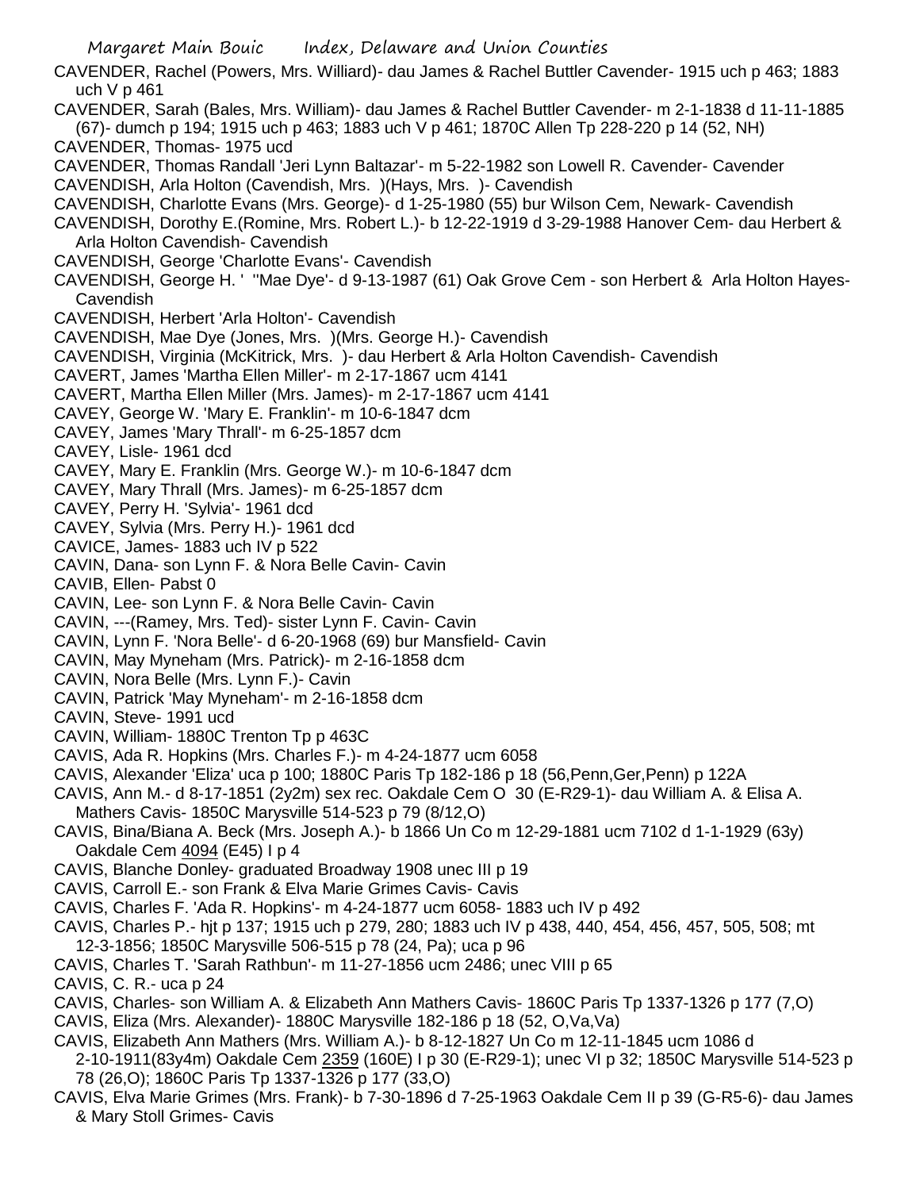CAVENDER, Rachel (Powers, Mrs. Williard)- dau James & Rachel Buttler Cavender- 1915 uch p 463; 1883 uch V p 461

CAVENDER, Sarah (Bales, Mrs. William)- dau James & Rachel Buttler Cavender- m 2-1-1838 d 11-11-1885 (67)- dumch p 194; 1915 uch p 463; 1883 uch V p 461; 1870C Allen Tp 228-220 p 14 (52, NH)

CAVENDER, Thomas- 1975 ucd

CAVENDER, Thomas Randall 'Jeri Lynn Baltazar'- m 5-22-1982 son Lowell R. Cavender- Cavender

CAVENDISH, Arla Holton (Cavendish, Mrs. )(Hays, Mrs. )- Cavendish

CAVENDISH, Charlotte Evans (Mrs. George)- d 1-25-1980 (55) bur Wilson Cem, Newark- Cavendish

CAVENDISH, Dorothy E.(Romine, Mrs. Robert L.)- b 12-22-1919 d 3-29-1988 Hanover Cem- dau Herbert & Arla Holton Cavendish- Cavendish

CAVENDISH, George 'Charlotte Evans'- Cavendish

CAVENDISH, George H. ' ''Mae Dye'- d 9-13-1987 (61) Oak Grove Cem - son Herbert & Arla Holton Hayes- Cavendish

CAVENDISH, Herbert 'Arla Holton'- Cavendish

CAVENDISH, Mae Dye (Jones, Mrs. )(Mrs. George H.)- Cavendish

CAVENDISH, Virginia (McKitrick, Mrs. )- dau Herbert & Arla Holton Cavendish- Cavendish

CAVERT, James 'Martha Ellen Miller'- m 2-17-1867 ucm 4141

CAVERT, Martha Ellen Miller (Mrs. James)- m 2-17-1867 ucm 4141

CAVEY, George W. 'Mary E. Franklin'- m 10-6-1847 dcm

CAVEY, James 'Mary Thrall'- m 6-25-1857 dcm

CAVEY, Lisle- 1961 dcd

CAVEY, Mary E. Franklin (Mrs. George W.)- m 10-6-1847 dcm

CAVEY, Mary Thrall (Mrs. James)- m 6-25-1857 dcm

CAVEY, Perry H. 'Sylvia'- 1961 dcd

CAVEY, Sylvia (Mrs. Perry H.)- 1961 dcd

CAVICE, James- 1883 uch IV p 522

CAVIN, Dana- son Lynn F. & Nora Belle Cavin- Cavin

CAVIB, Ellen- Pabst 0

CAVIN, Lee- son Lynn F. & Nora Belle Cavin- Cavin

CAVIN, ---(Ramey, Mrs. Ted)- sister Lynn F. Cavin- Cavin

CAVIN, Lynn F. 'Nora Belle'- d 6-20-1968 (69) bur Mansfield- Cavin

CAVIN, May Myneham (Mrs. Patrick)- m 2-16-1858 dcm

CAVIN, Nora Belle (Mrs. Lynn F.)- Cavin

CAVIN, Patrick 'May Myneham'- m 2-16-1858 dcm

CAVIN, Steve- 1991 ucd

CAVIN, William- 1880C Trenton Tp p 463C

CAVIS, Ada R. Hopkins (Mrs. Charles F.)- m 4-24-1877 ucm 6058

CAVIS, Alexander 'Eliza' uca p 100; 1880C Paris Tp 182-186 p 18 (56,Penn,Ger,Penn) p 122A

CAVIS, Ann M.- d 8-17-1851 (2y2m) sex rec. Oakdale Cem O 30 (E-R29-1)- dau William A. & Elisa A. Mathers Cavis- 1850C Marysville 514-523 p 79 (8/12,O)

CAVIS, Bina/Biana A. Beck (Mrs. Joseph A.)- b 1866 Un Co m 12-29-1881 ucm 7102 d 1-1-1929 (63y) Oakdale Cem 4094 (E45) I p 4

CAVIS, Blanche Donley- graduated Broadway 1908 unec III p 19

CAVIS, Carroll E.- son Frank & Elva Marie Grimes Cavis- Cavis

CAVIS, Charles F. 'Ada R. Hopkins'- m 4-24-1877 ucm 6058- 1883 uch IV p 492

CAVIS, Charles P.- hjt p 137; 1915 uch p 279, 280; 1883 uch IV p 438, 440, 454, 456, 457, 505, 508; mt 12-3-1856; 1850C Marysville 506-515 p 78 (24, Pa); uca p 96

CAVIS, Charles T. 'Sarah Rathbun'- m 11-27-1856 ucm 2486; unec VIII p 65

CAVIS, C. R.- uca p 24

CAVIS, Charles- son William A. & Elizabeth Ann Mathers Cavis- 1860C Paris Tp 1337-1326 p 177 (7,O)

CAVIS, Eliza (Mrs. Alexander)- 1880C Marysville 182-186 p 18 (52, O,Va,Va)

CAVIS, Elizabeth Ann Mathers (Mrs. William A.)- b 8-12-1827 Un Co m 12-11-1845 ucm 1086 d 2-10-1911(83y4m) Oakdale Cem 2359 (160E) I p 30 (E-R29-1); unec VI p 32; 1850C Marysville 514-523 p 78 (26,O); 1860C Paris Tp 1337-1326 p 177 (33,O)

CAVIS, Elva Marie Grimes (Mrs. Frank)- b 7-30-1896 d 7-25-1963 Oakdale Cem II p 39 (G-R5-6)- dau James & Mary Stoll Grimes- Cavis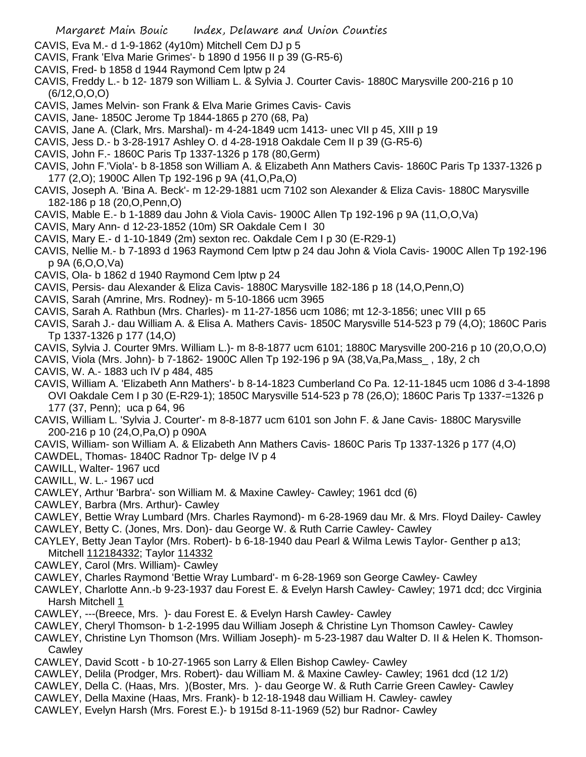CAVIS, Eva M.- d 1-9-1862 (4y10m) Mitchell Cem DJ p 5
CAVIS, Frank 'Elva Marie Grimes'- b 1890 d 1956 II p 39 (G-R5-6)
CAVIS, Fred- b 1858 d 1944 Raymond Cem lptw p 24
CAVIS, Freddy L.- b 12- 1879 son William L. & Sylvia J. Courter Cavis- 1880C Marysville 200-216 p 10 (6/12,O,O,O)
CAVIS, James Melvin- son Frank & Elva Marie Grimes Cavis- Cavis
CAVIS, Jane- 1850C Jerome Tp 1844-1865 p 270 (68, Pa)
CAVIS, Jane A. (Clark, Mrs. Marshal)- m 4-24-1849 ucm 1413- unec VII p 45, XIII p 19
CAVIS, Jess D.- b 3-28-1917 Ashley O. d 4-28-1918 Oakdale Cem II p 39 (G-R5-6)
CAVIS, John F.- 1860C Paris Tp 1337-1326 p 178 (80,Germ)
CAVIS, John F.'Viola'- b 8-1858 son William A. & Elizabeth Ann Mathers Cavis- 1860C Paris Tp 1337-1326 p 177 (2,O); 1900C Allen Tp 192-196 p 9A (41,O,Pa,O)
CAVIS, Joseph A. 'Bina A. Beck'- m 12-29-1881 ucm 7102 son Alexander & Eliza Cavis- 1880C Marysville 182-186 p 18 (20,O,Penn,O)
CAVIS, Mable E.- b 1-1889 dau John & Viola Cavis- 1900C Allen Tp 192-196 p 9A (11,O,O,Va)
CAVIS, Mary Ann- d 12-23-1852 (10m) SR Oakdale Cem I 30
CAVIS, Mary E.- d 1-10-1849 (2m) sexton rec. Oakdale Cem I p 30 (E-R29-1)
CAVIS, Nellie M.- b 7-1893 d 1963 Raymond Cem lptw p 24 dau John & Viola Cavis- 1900C Allen Tp 192-196 p 9A (6,O,O,Va)
CAVIS, Ola- b 1862 d 1940 Raymond Cem lptw p 24
CAVIS, Persis- dau Alexander & Eliza Cavis- 1880C Marysville 182-186 p 18 (14,O,Penn,O)
CAVIS, Sarah (Amrine, Mrs. Rodney)- m 5-10-1866 ucm 3965
CAVIS, Sarah A. Rathbun (Mrs. Charles)- m 11-27-1856 ucm 1086; mt 12-3-1856; unec VIII p 65
CAVIS, Sarah J.- dau William A. & Elisa A. Mathers Cavis- 1850C Marysville 514-523 p 79 (4,O); 1860C Paris Tp 1337-1326 p 177 (14,O)
CAVIS, Sylvia J. Courter 9Mrs. William L.)- m 8-8-1877 ucm 6101; 1880C Marysville 200-216 p 10 (20,O,O,O)
CAVIS, Viola (Mrs. John)- b 7-1862- 1900C Allen Tp 192-196 p 9A (38,Va,Pa,Mass_ , 18y, 2 ch
CAVIS, W. A.- 1883 uch IV p 484, 485
CAVIS, William A. 'Elizabeth Ann Mathers'- b 8-14-1823 Cumberland Co Pa. 12-11-1845 ucm 1086 d 3-4-1898 OVI Oakdale Cem I p 30 (E-R29-1); 1850C Marysville 514-523 p 78 (26,O); 1860C Paris Tp 1337-=1326 p 177 (37, Penn); uca p 64, 96
CAVIS, William L. 'Sylvia J. Courter'- m 8-8-1877 ucm 6101 son John F. & Jane Cavis- 1880C Marysville 200-216 p 10 (24,O,Pa,O) p 090A
CAVIS, William- son William A. & Elizabeth Ann Mathers Cavis- 1860C Paris Tp 1337-1326 p 177 (4,O)
CAWDEL, Thomas- 1840C Radnor Tp- delge IV p 4
CAWILL, Walter- 1967 ucd
CAWILL, W. L.- 1967 ucd
CAWLEY, Arthur 'Barbra'- son William M. & Maxine Cawley- Cawley; 1961 dcd (6)
CAWLEY, Barbra (Mrs. Arthur)- Cawley
CAWLEY, Bettie Wray Lumbard (Mrs. Charles Raymond)- m 6-28-1969 dau Mr. & Mrs. Floyd Dailey- Cawley
CAWLEY, Betty C. (Jones, Mrs. Don)- dau George W. & Ruth Carrie Cawley- Cawley
CAYLEY, Betty Jean Taylor (Mrs. Robert)- b 6-18-1940 dau Pearl & Wilma Lewis Taylor- Genther p a13; Mitchell 112184332; Taylor 114332
CAWLEY, Carol (Mrs. William)- Cawley
CAWLEY, Charles Raymond 'Bettie Wray Lumbard'- m 6-28-1969 son George Cawley- Cawley
CAWLEY, Charlotte Ann.-b 9-23-1937 dau Forest E. & Evelyn Harsh Cawley- Cawley; 1971 dcd; dcc Virginia Harsh Mitchell 1
CAWLEY, ---(Breece, Mrs. )- dau Forest E. & Evelyn Harsh Cawley- Cawley
CAWLEY, Cheryl Thomson- b 1-2-1995 dau William Joseph & Christine Lyn Thomson Cawley- Cawley
CAWLEY, Christine Lyn Thomson (Mrs. William Joseph)- m 5-23-1987 dau Walter D. II & Helen K. Thomson- Cawley
CAWLEY, David Scott - b 10-27-1965 son Larry & Ellen Bishop Cawley- Cawley
CAWLEY, Delila (Prodger, Mrs. Robert)- dau William M. & Maxine Cawley- Cawley; 1961 dcd (12 1/2)
CAWLEY, Della C. (Haas, Mrs. )(Boster, Mrs. )- dau George W. & Ruth Carrie Green Cawley- Cawley
CAWLEY, Della Maxine (Haas, Mrs. Frank)- b 12-18-1948 dau William H. Cawley- cawley
CAWLEY, Evelyn Harsh (Mrs. Forest E.)- b 1915d 8-11-1969 (52) bur Radnor- Cawley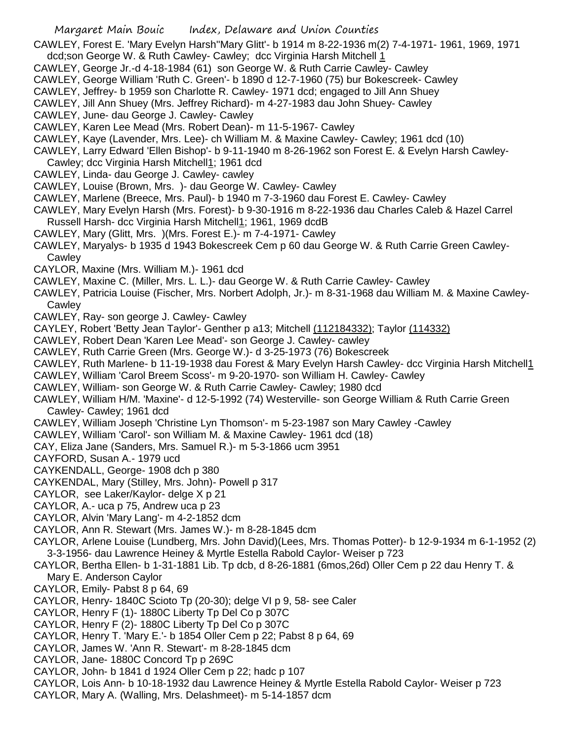CAWLEY, Forest E. 'Mary Evelyn Harsh''Mary Glitt'- b 1914 m 8-22-1936 m(2) 7-4-1971- 1961, 1969, 1971 dcd;son George W. & Ruth Cawley- Cawley; dcc Virginia Harsh Mitchell 1

CAWLEY, George Jr.-d 4-18-1984 (61) son George W. & Ruth Carrie Cawley- Cawley

CAWLEY, George William 'Ruth C. Green'- b 1890 d 12-7-1960 (75) bur Bokescreek- Cawley

CAWLEY, Jeffrey- b 1959 son Charlotte R. Cawley- 1971 dcd; engaged to Jill Ann Shuey

CAWLEY, Jill Ann Shuey (Mrs. Jeffrey Richard)- m 4-27-1983 dau John Shuey- Cawley

CAWLEY, June- dau George J. Cawley- Cawley

CAWLEY, Karen Lee Mead (Mrs. Robert Dean)- m 11-5-1967- Cawley

CAWLEY, Kaye (Lavender, Mrs. Lee)- ch William M. & Maxine Cawley- Cawley; 1961 dcd (10)

CAWLEY, Larry Edward 'Ellen Bishop'- b 9-11-1940 m 8-26-1962 son Forest E. & Evelyn Harsh Cawley- Cawley; dcc Virginia Harsh Mitchell1; 1961 dcd

CAWLEY, Linda- dau George J. Cawley- cawley

CAWLEY, Louise (Brown, Mrs. )- dau George W. Cawley- Cawley

CAWLEY, Marlene (Breece, Mrs. Paul)- b 1940 m 7-3-1960 dau Forest E. Cawley- Cawley

CAWLEY, Mary Evelyn Harsh (Mrs. Forest)- b 9-30-1916 m 8-22-1936 dau Charles Caleb & Hazel Carrel Russell Harsh- dcc Virginia Harsh Mitchell1; 1961, 1969 dcdB

CAWLEY, Mary (Glitt, Mrs. )(Mrs. Forest E.)- m 7-4-1971- Cawley

CAWLEY, Maryalys- b 1935 d 1943 Bokescreek Cem p 60 dau George W. & Ruth Carrie Green Cawley- Cawley

CAYLOR, Maxine (Mrs. William M.)- 1961 dcd

CAWLEY, Maxine C. (Miller, Mrs. L. L.)- dau George W. & Ruth Carrie Cawley- Cawley

CAWLEY, Patricia Louise (Fischer, Mrs. Norbert Adolph, Jr.)- m 8-31-1968 dau William M. & Maxine Cawley- Cawley

CAWLEY, Ray- son george J. Cawley- Cawley

CAYLEY, Robert 'Betty Jean Taylor'- Genther p a13; Mitchell (112184332); Taylor (114332)

CAWLEY, Robert Dean 'Karen Lee Mead'- son George J. Cawley- cawley

CAWLEY, Ruth Carrie Green (Mrs. George W.)- d 3-25-1973 (76) Bokescreek

CAWLEY, Ruth Marlene- b 11-19-1938 dau Forest & Mary Evelyn Harsh Cawley- dcc Virginia Harsh Mitchell1

CAWLEY, William 'Carol Breem Scoss'- m 9-20-1970- son William H. Cawley- Cawley

CAWLEY, William- son George W. & Ruth Carrie Cawley- Cawley; 1980 dcd

CAWLEY, William H/M. 'Maxine'- d 12-5-1992 (74) Westerville- son George William & Ruth Carrie Green Cawley- Cawley; 1961 dcd

CAWLEY, William Joseph 'Christine Lyn Thomson'- m 5-23-1987 son Mary Cawley -Cawley

CAWLEY, William 'Carol'- son William M. & Maxine Cawley- 1961 dcd (18)

CAY, Eliza Jane (Sanders, Mrs. Samuel R.)- m 5-3-1866 ucm 3951

CAYFORD, Susan A.- 1979 ucd

CAYKENDALL, George- 1908 dch p 380

CAYKENDAL, Mary (Stilley, Mrs. John)- Powell p 317

CAYLOR, see Laker/Kaylor- delge X p 21

CAYLOR, A.- uca p 75, Andrew uca p 23

CAYLOR, Alvin 'Mary Lang'- m 4-2-1852 dcm

CAYLOR, Ann R. Stewart (Mrs. James W.)- m 8-28-1845 dcm

CAYLOR, Arlene Louise (Lundberg, Mrs. John David)(Lees, Mrs. Thomas Potter)- b 12-9-1934 m 6-1-1952 (2) 3-3-1956- dau Lawrence Heiney & Myrtle Estella Rabold Caylor- Weiser p 723

CAYLOR, Bertha Ellen- b 1-31-1881 Lib. Tp dcb, d 8-26-1881 (6mos,26d) Oller Cem p 22 dau Henry T. & Mary E. Anderson Caylor

CAYLOR, Emily- Pabst 8 p 64, 69

CAYLOR, Henry- 1840C Scioto Tp (20-30); delge VI p 9, 58- see Caler

CAYLOR, Henry F (1)- 1880C Liberty Tp Del Co p 307C

CAYLOR, Henry F (2)- 1880C Liberty Tp Del Co p 307C

CAYLOR, Henry T. 'Mary E.'- b 1854 Oller Cem p 22; Pabst 8 p 64, 69

CAYLOR, James W. 'Ann R. Stewart'- m 8-28-1845 dcm

CAYLOR, Jane- 1880C Concord Tp p 269C

CAYLOR, John- b 1841 d 1924 Oller Cem p 22; hadc p 107

CAYLOR, Lois Ann- b 10-18-1932 dau Lawrence Heiney & Myrtle Estella Rabold Caylor- Weiser p 723

CAYLOR, Mary A. (Walling, Mrs. Delashmeet)- m 5-14-1857 dcm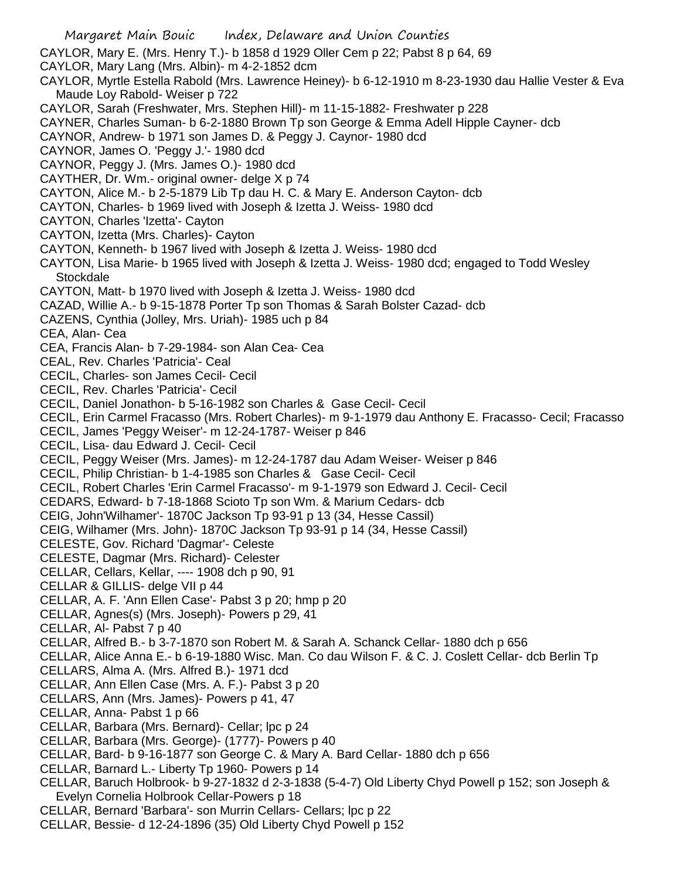CAYLOR, Mary E. (Mrs. Henry T.)- b 1858 d 1929 Oller Cem p 22; Pabst 8 p 64, 69
CAYLOR, Mary Lang (Mrs. Albin)- m 4-2-1852 dcm
CAYLOR, Myrtle Estella Rabold (Mrs. Lawrence Heiney)- b 6-12-1910 m 8-23-1930 dau Hallie Vester & Eva Maude Loy Rabold- Weiser p 722
CAYLOR, Sarah (Freshwater, Mrs. Stephen Hill)- m 11-15-1882- Freshwater p 228
CAYNER, Charles Suman- b 6-2-1880 Brown Tp son George & Emma Adell Hipple Cayner- dcb
CAYNOR, Andrew- b 1971 son James D. & Peggy J. Caynor- 1980 dcd
CAYNOR, James O. 'Peggy J.'- 1980 dcd
CAYNOR, Peggy J. (Mrs. James O.)- 1980 dcd
CAYTHER, Dr. Wm.- original owner- delge X p 74
CAYTON, Alice M.- b 2-5-1879 Lib Tp dau H. C. & Mary E. Anderson Cayton- dcb
CAYTON, Charles- b 1969 lived with Joseph & Izetta J. Weiss- 1980 dcd
CAYTON, Charles 'Izetta'- Cayton
CAYTON, Izetta (Mrs. Charles)- Cayton
CAYTON, Kenneth- b 1967 lived with Joseph & Izetta J. Weiss- 1980 dcd
CAYTON, Lisa Marie- b 1965 lived with Joseph & Izetta J. Weiss- 1980 dcd; engaged to Todd Wesley Stockdale
CAYTON, Matt- b 1970 lived with Joseph & Izetta J. Weiss- 1980 dcd
CAZAD, Willie A.- b 9-15-1878 Porter Tp son Thomas & Sarah Bolster Cazad- dcb
CAZENS, Cynthia (Jolley, Mrs. Uriah)- 1985 uch p 84
CEA, Alan- Cea
CEA, Francis Alan- b 7-29-1984- son Alan Cea- Cea
CEAL, Rev. Charles 'Patricia'- Ceal
CECIL, Charles- son James Cecil- Cecil
CECIL, Rev. Charles 'Patricia'- Cecil
CECIL, Daniel Jonathon- b 5-16-1982 son Charles & Gase Cecil- Cecil
CECIL, Erin Carmel Fracasso (Mrs. Robert Charles)- m 9-1-1979 dau Anthony E. Fracasso- Cecil; Fracasso
CECIL, James 'Peggy Weiser'- m 12-24-1787- Weiser p 846
CECIL, Lisa- dau Edward J. Cecil- Cecil
CECIL, Peggy Weiser (Mrs. James)- m 12-24-1787 dau Adam Weiser- Weiser p 846
CECIL, Philip Christian- b 1-4-1985 son Charles & Gase Cecil- Cecil
CECIL, Robert Charles 'Erin Carmel Fracasso'- m 9-1-1979 son Edward J. Cecil- Cecil
CEDARS, Edward- b 7-18-1868 Scioto Tp son Wm. & Marium Cedars- dcb
CEIG, John'Wilhamer'- 1870C Jackson Tp 93-91 p 13 (34, Hesse Cassil)
CEIG, Wilhamer (Mrs. John)- 1870C Jackson Tp 93-91 p 14 (34, Hesse Cassil)
CELESTE, Gov. Richard 'Dagmar'- Celeste
CELESTE, Dagmar (Mrs. Richard)- Celester
CELLAR, Cellars, Kellar, ---- 1908 dch p 90, 91
CELLAR & GILLIS- delge VII p 44
CELLAR, A. F. 'Ann Ellen Case'- Pabst 3 p 20; hmp p 20
CELLAR, Agnes(s) (Mrs. Joseph)- Powers p 29, 41
CELLAR, Al- Pabst 7 p 40
CELLAR, Alfred B.- b 3-7-1870 son Robert M. & Sarah A. Schanck Cellar- 1880 dch p 656
CELLAR, Alice Anna E.- b 6-19-1880 Wisc. Man. Co dau Wilson F. & C. J. Coslett Cellar- dcb Berlin Tp
CELLARS, Alma A. (Mrs. Alfred B.)- 1971 dcd
CELLAR, Ann Ellen Case (Mrs. A. F.)- Pabst 3 p 20
CELLARS, Ann (Mrs. James)- Powers p 41, 47
CELLAR, Anna- Pabst 1 p 66
CELLAR, Barbara (Mrs. Bernard)- Cellar; lpc p 24
CELLAR, Barbara (Mrs. George)- (1777)- Powers p 40
CELLAR, Bard- b 9-16-1877 son George C. & Mary A. Bard Cellar- 1880 dch p 656
CELLAR, Barnard L.- Liberty Tp 1960- Powers p 14
CELLAR, Baruch Holbrook- b 9-27-1832 d 2-3-1838 (5-4-7) Old Liberty Chyd Powell p 152; son Joseph & Evelyn Cornelia Holbrook Cellar-Powers p 18
CELLAR, Bernard 'Barbara'- son Murrin Cellars- Cellars; lpc p 22
CELLAR, Bessie- d 12-24-1896 (35) Old Liberty Chyd Powell p 152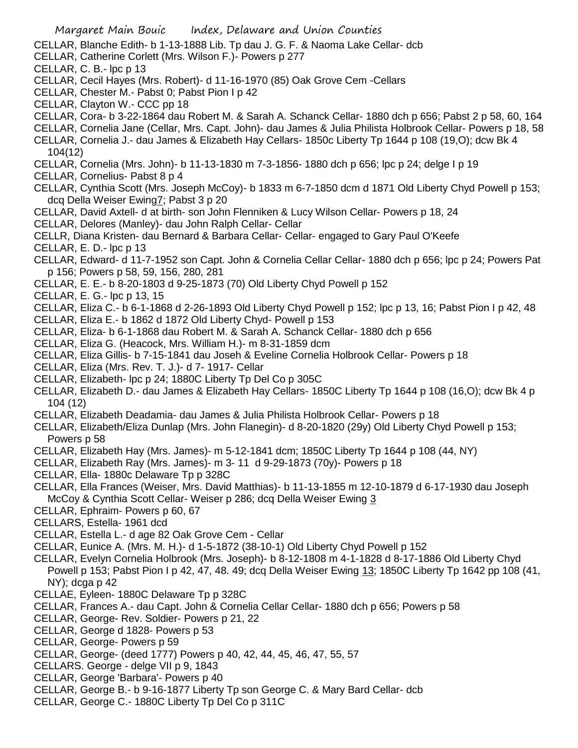CELLAR, Blanche Edith- b 1-13-1888 Lib. Tp dau J. G. F. & Naoma Lake Cellar- dcb

CELLAR, Catherine Corlett (Mrs. Wilson F.)- Powers p 277

CELLAR, C. B.- lpc p 13

CELLAR, Cecil Hayes (Mrs. Robert)- d 11-16-1970 (85) Oak Grove Cem -Cellars

CELLAR, Chester M.- Pabst 0; Pabst Pion I p 42

CELLAR, Clayton W.- CCC pp 18

CELLAR, Cora- b 3-22-1864 dau Robert M. & Sarah A. Schanck Cellar- 1880 dch p 656; Pabst 2 p 58, 60, 164

CELLAR, Cornelia Jane (Cellar, Mrs. Capt. John)- dau James & Julia Philista Holbrook Cellar- Powers p 18, 58

CELLAR, Cornelia J.- dau James & Elizabeth Hay Cellars- 1850c Liberty Tp 1644 p 108 (19,O); dcw Bk 4 104(12)

CELLAR, Cornelia (Mrs. John)- b 11-13-1830 m 7-3-1856- 1880 dch p 656; lpc p 24; delge I p 19

CELLAR, Cornelius- Pabst 8 p 4

CELLAR, Cynthia Scott (Mrs. Joseph McCoy)- b 1833 m 6-7-1850 dcm d 1871 Old Liberty Chyd Powell p 153; dcq Della Weiser Ewing7; Pabst 3 p 20

CELLAR, David Axtell- d at birth- son John Flenniken & Lucy Wilson Cellar- Powers p 18, 24

CELLAR, Delores (Manley)- dau John Ralph Cellar- Cellar

CELLR, Diana Kristen- dau Bernard & Barbara Cellar- Cellar- engaged to Gary Paul O'Keefe

CELLAR, E. D.- lpc p 13

CELLAR, Edward- d 11-7-1952 son Capt. John & Cornelia Cellar Cellar- 1880 dch p 656; lpc p 24; Powers Pat p 156; Powers p 58, 59, 156, 280, 281

CELLAR, E. E.- b 8-20-1803 d 9-25-1873 (70) Old Liberty Chyd Powell p 152

CELLAR, E. G.- lpc p 13, 15

CELLAR, Eliza C.- b 6-1-1868 d 2-26-1893 Old Liberty Chyd Powell p 152; lpc p 13, 16; Pabst Pion I p 42, 48

CELLAR, Eliza E.- b 1862 d 1872 Old Liberty Chyd- Powell p 153

CELLAR, Eliza- b 6-1-1868 dau Robert M. & Sarah A. Schanck Cellar- 1880 dch p 656

CELLAR, Eliza G. (Heacock, Mrs. William H.)- m 8-31-1859 dcm

CELLAR, Eliza Gillis- b 7-15-1841 dau Joseh & Eveline Cornelia Holbrook Cellar- Powers p 18

CELLAR, Eliza (Mrs. Rev. T. J.)- d 7- 1917- Cellar

CELLAR, Elizabeth- lpc p 24; 1880C Liberty Tp Del Co p 305C

CELLAR, Elizabeth D.- dau James & Elizabeth Hay Cellars- 1850C Liberty Tp 1644 p 108 (16,O); dcw Bk 4 p 104 (12)

CELLAR, Elizabeth Deadamia- dau James & Julia Philista Holbrook Cellar- Powers p 18

CELLAR, Elizabeth/Eliza Dunlap (Mrs. John Flanegin)- d 8-20-1820 (29y) Old Liberty Chyd Powell p 153; Powers p 58

CELLAR, Elizabeth Hay (Mrs. James)- m 5-12-1841 dcm; 1850C Liberty Tp 1644 p 108 (44, NY)

CELLAR, Elizabeth Ray (Mrs. James)- m 3- 11 d 9-29-1873 (70y)- Powers p 18

CELLAR, Ella- 1880c Delaware Tp p 328C

CELLAR, Ella Frances (Weiser, Mrs. David Matthias)- b 11-13-1855 m 12-10-1879 d 6-17-1930 dau Joseph McCoy & Cynthia Scott Cellar- Weiser p 286; dcq Della Weiser Ewing 3

CELLAR, Ephraim- Powers p 60, 67

CELLARS, Estella- 1961 dcd

CELLAR, Estella L.- d age 82 Oak Grove Cem - Cellar

CELLAR, Eunice A. (Mrs. M. H.)- d 1-5-1872 (38-10-1) Old Liberty Chyd Powell p 152

CELLAR, Evelyn Cornelia Holbrook (Mrs. Joseph)- b 8-12-1808 m 4-1-1828 d 8-17-1886 Old Liberty Chyd Powell p 153; Pabst Pion I p 42, 47, 48. 49; dcq Della Weiser Ewing 13; 1850C Liberty Tp 1642 pp 108 (41, NY); dcga p 42

CELLAE, Eyleen- 1880C Delaware Tp p 328C

CELLAR, Frances A.- dau Capt. John & Cornelia Cellar Cellar- 1880 dch p 656; Powers p 58

CELLAR, George- Rev. Soldier- Powers p 21, 22

CELLAR, George d 1828- Powers p 53

CELLAR, George- Powers p 59

CELLAR, George- (deed 1777) Powers p 40, 42, 44, 45, 46, 47, 55, 57

CELLARS. George - delge VII p 9, 1843

CELLAR, George 'Barbara'- Powers p 40

CELLAR, George B.- b 9-16-1877 Liberty Tp son George C. & Mary Bard Cellar- dcb

CELLAR, George C.- 1880C Liberty Tp Del Co p 311C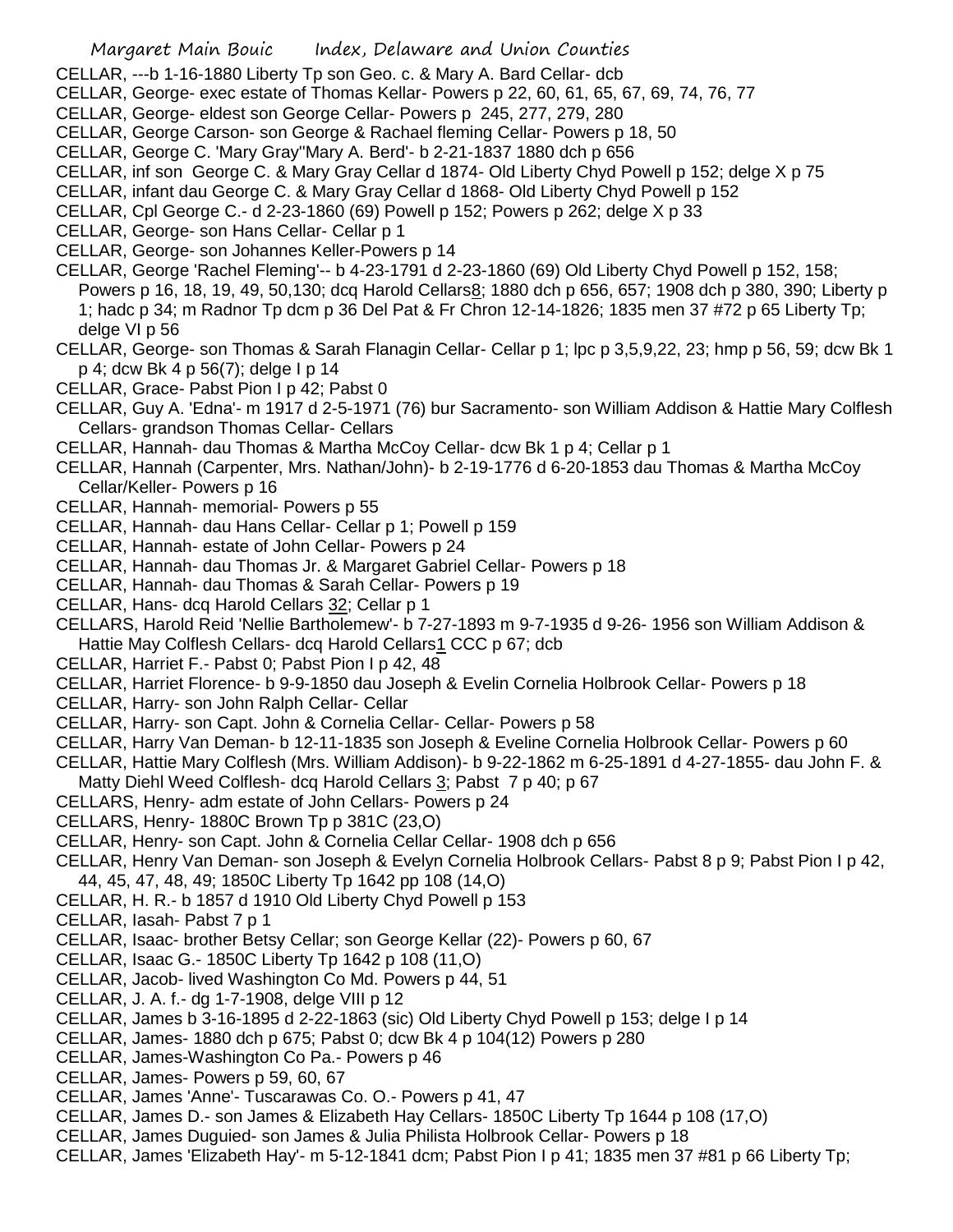CELLAR, ---b 1-16-1880 Liberty Tp son Geo. c. & Mary A. Bard Cellar- dcb

CELLAR, George- exec estate of Thomas Kellar- Powers p 22, 60, 61, 65, 67, 69, 74, 76, 77

CELLAR, George- eldest son George Cellar- Powers p 245, 277, 279, 280

CELLAR, George Carson- son George & Rachael fleming Cellar- Powers p 18, 50

CELLAR, George C. 'Mary Gray''Mary A. Berd'- b 2-21-1837 1880 dch p 656

CELLAR, inf son George C. & Mary Gray Cellar d 1874- Old Liberty Chyd Powell p 152; delge X p 75

CELLAR, infant dau George C. & Mary Gray Cellar d 1868- Old Liberty Chyd Powell p 152

CELLAR, Cpl George C.- d 2-23-1860 (69) Powell p 152; Powers p 262; delge X p 33

CELLAR, George- son Hans Cellar- Cellar p 1

CELLAR, George- son Johannes Keller-Powers p 14

CELLAR, George 'Rachel Fleming'-- b 4-23-1791 d 2-23-1860 (69) Old Liberty Chyd Powell p 152, 158; Powers p 16, 18, 19, 49, 50,130; dcq Harold Cellars8; 1880 dch p 656, 657; 1908 dch p 380, 390; Liberty p 1; hadc p 34; m Radnor Tp dcm p 36 Del Pat & Fr Chron 12-14-1826; 1835 men 37 #72 p 65 Liberty Tp; delge VI p 56

CELLAR, George- son Thomas & Sarah Flanagin Cellar- Cellar p 1; lpc p 3,5,9,22, 23; hmp p 56, 59; dcw Bk 1 p 4; dcw Bk 4 p 56(7); delge I p 14

CELLAR, Grace- Pabst Pion I p 42; Pabst 0

CELLAR, Guy A. 'Edna'- m 1917 d 2-5-1971 (76) bur Sacramento- son William Addison & Hattie Mary Colflesh Cellars- grandson Thomas Cellar- Cellars

CELLAR, Hannah- dau Thomas & Martha McCoy Cellar- dcw Bk 1 p 4; Cellar p 1

CELLAR, Hannah (Carpenter, Mrs. Nathan/John)- b 2-19-1776 d 6-20-1853 dau Thomas & Martha McCoy Cellar/Keller- Powers p 16

CELLAR, Hannah- memorial- Powers p 55

CELLAR, Hannah- dau Hans Cellar- Cellar p 1; Powell p 159

CELLAR, Hannah- estate of John Cellar- Powers p 24

CELLAR, Hannah- dau Thomas Jr. & Margaret Gabriel Cellar- Powers p 18

CELLAR, Hannah- dau Thomas & Sarah Cellar- Powers p 19

CELLAR, Hans- dcq Harold Cellars 32; Cellar p 1

CELLARS, Harold Reid 'Nellie Bartholemew'- b 7-27-1893 m 9-7-1935 d 9-26- 1956 son William Addison & Hattie May Colflesh Cellars- dcq Harold Cellars1 CCC p 67; dcb

CELLAR, Harriet F.- Pabst 0; Pabst Pion I p 42, 48

CELLAR, Harriet Florence- b 9-9-1850 dau Joseph & Evelin Cornelia Holbrook Cellar- Powers p 18

CELLAR, Harry- son John Ralph Cellar- Cellar

CELLAR, Harry- son Capt. John & Cornelia Cellar- Cellar- Powers p 58

CELLAR, Harry Van Deman- b 12-11-1835 son Joseph & Eveline Cornelia Holbrook Cellar- Powers p 60

CELLAR, Hattie Mary Colflesh (Mrs. William Addison)- b 9-22-1862 m 6-25-1891 d 4-27-1855- dau John F. & Matty Diehl Weed Colflesh- dcq Harold Cellars 3; Pabst 7 p 40; p 67

CELLARS, Henry- adm estate of John Cellars- Powers p 24

CELLARS, Henry- 1880C Brown Tp p 381C (23,O)

CELLAR, Henry- son Capt. John & Cornelia Cellar Cellar- 1908 dch p 656

CELLAR, Henry Van Deman- son Joseph & Evelyn Cornelia Holbrook Cellars- Pabst 8 p 9; Pabst Pion I p 42, 44, 45, 47, 48, 49; 1850C Liberty Tp 1642 pp 108 (14,O)

CELLAR, H. R.- b 1857 d 1910 Old Liberty Chyd Powell p 153

CELLAR, Iasah- Pabst 7 p 1

CELLAR, Isaac- brother Betsy Cellar; son George Kellar (22)- Powers p 60, 67

CELLAR, Isaac G.- 1850C Liberty Tp 1642 p 108 (11,O)

CELLAR, Jacob- lived Washington Co Md. Powers p 44, 51

CELLAR, J. A. f.- dg 1-7-1908, delge VIII p 12

CELLAR, James b 3-16-1895 d 2-22-1863 (sic) Old Liberty Chyd Powell p 153; delge I p 14

CELLAR, James- 1880 dch p 675; Pabst 0; dcw Bk 4 p 104(12) Powers p 280

CELLAR, James-Washington Co Pa.- Powers p 46

CELLAR, James- Powers p 59, 60, 67

CELLAR, James 'Anne'- Tuscarawas Co. O.- Powers p 41, 47

CELLAR, James D.- son James & Elizabeth Hay Cellars- 1850C Liberty Tp 1644 p 108 (17,O)

CELLAR, James Duguied- son James & Julia Philista Holbrook Cellar- Powers p 18

CELLAR, James 'Elizabeth Hay'- m 5-12-1841 dcm; Pabst Pion I p 41; 1835 men 37 #81 p 66 Liberty Tp;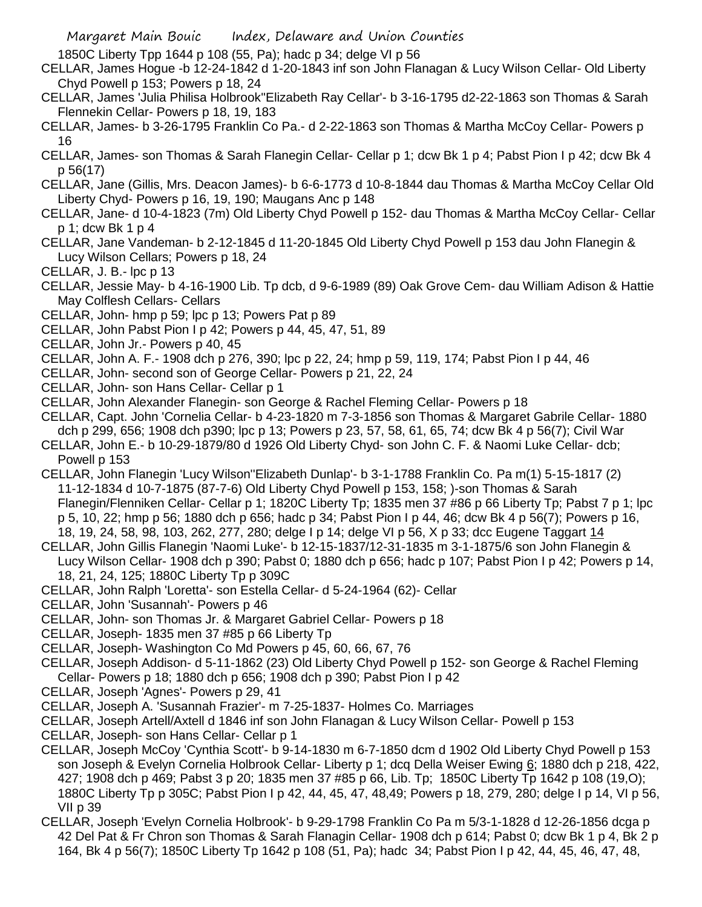1850C Liberty Tpp 1644 p 108 (55, Pa); hadc p 34; delge VI p 56

CELLAR, James Hogue -b 12-24-1842 d 1-20-1843 inf son John Flanagan & Lucy Wilson Cellar- Old Liberty Chyd Powell p 153; Powers p 18, 24

CELLAR, James 'Julia Philisa Holbrook''Elizabeth Ray Cellar'- b 3-16-1795 d2-22-1863 son Thomas & Sarah Flennekin Cellar- Powers p 18, 19, 183

CELLAR, James- b 3-26-1795 Franklin Co Pa.- d 2-22-1863 son Thomas & Martha McCoy Cellar- Powers p 16

CELLAR, James- son Thomas & Sarah Flanegin Cellar- Cellar p 1; dcw Bk 1 p 4; Pabst Pion I p 42; dcw Bk 4 p 56(17)

CELLAR, Jane (Gillis, Mrs. Deacon James)- b 6-6-1773 d 10-8-1844 dau Thomas & Martha McCoy Cellar Old Liberty Chyd- Powers p 16, 19, 190; Maugans Anc p 148

CELLAR, Jane- d 10-4-1823 (7m) Old Liberty Chyd Powell p 152- dau Thomas & Martha McCoy Cellar- Cellar p 1; dcw Bk 1 p 4

CELLAR, Jane Vandeman- b 2-12-1845 d 11-20-1845 Old Liberty Chyd Powell p 153 dau John Flanegin & Lucy Wilson Cellars; Powers p 18, 24

CELLAR, J. B.- lpc p 13

CELLAR, Jessie May- b 4-16-1900 Lib. Tp dcb, d 9-6-1989 (89) Oak Grove Cem- dau William Adison & Hattie May Colflesh Cellars- Cellars

CELLAR, John- hmp p 59; lpc p 13; Powers Pat p 89

CELLAR, John Pabst Pion I p 42; Powers p 44, 45, 47, 51, 89

CELLAR, John Jr.- Powers p 40, 45

CELLAR, John A. F.- 1908 dch p 276, 390; lpc p 22, 24; hmp p 59, 119, 174; Pabst Pion I p 44, 46

CELLAR, John- second son of George Cellar- Powers p 21, 22, 24

CELLAR, John- son Hans Cellar- Cellar p 1

CELLAR, John Alexander Flanegin- son George & Rachel Fleming Cellar- Powers p 18

CELLAR, Capt. John 'Cornelia Cellar- b 4-23-1820 m 7-3-1856 son Thomas & Margaret Gabrile Cellar- 1880 dch p 299, 656; 1908 dch p390; lpc p 13; Powers p 23, 57, 58, 61, 65, 74; dcw Bk 4 p 56(7); Civil War

CELLAR, John E.- b 10-29-1879/80 d 1926 Old Liberty Chyd- son John C. F. & Naomi Luke Cellar- dcb; Powell p 153

CELLAR, John Flanegin 'Lucy Wilson''Elizabeth Dunlap'- b 3-1-1788 Franklin Co. Pa m(1) 5-15-1817 (2) 11-12-1834 d 10-7-1875 (87-7-6) Old Liberty Chyd Powell p 153, 158; )-son Thomas & Sarah Flanegin/Flenniken Cellar- Cellar p 1; 1820C Liberty Tp; 1835 men 37 #86 p 66 Liberty Tp; Pabst 7 p 1; lpc p 5, 10, 22; hmp p 56; 1880 dch p 656; hadc p 34; Pabst Pion I p 44, 46; dcw Bk 4 p 56(7); Powers p 16, 18, 19, 24, 58, 98, 103, 262, 277, 280; delge I p 14; delge VI p 56, X p 33; dcc Eugene Taggart 14

CELLAR, John Gillis Flanegin 'Naomi Luke'- b 12-15-1837/12-31-1835 m 3-1-1875/6 son John Flanegin & Lucy Wilson Cellar- 1908 dch p 390; Pabst 0; 1880 dch p 656; hadc p 107; Pabst Pion I p 42; Powers p 14, 18, 21, 24, 125; 1880C Liberty Tp p 309C

CELLAR, John Ralph 'Loretta'- son Estella Cellar- d 5-24-1964 (62)- Cellar

CELLAR, John 'Susannah'- Powers p 46

CELLAR, John- son Thomas Jr. & Margaret Gabriel Cellar- Powers p 18

CELLAR, Joseph- 1835 men 37 #85 p 66 Liberty Tp

CELLAR, Joseph- Washington Co Md Powers p 45, 60, 66, 67, 76

CELLAR, Joseph Addison- d 5-11-1862 (23) Old Liberty Chyd Powell p 152- son George & Rachel Fleming Cellar- Powers p 18; 1880 dch p 656; 1908 dch p 390; Pabst Pion I p 42

CELLAR, Joseph 'Agnes'- Powers p 29, 41

CELLAR, Joseph A. 'Susannah Frazier'- m 7-25-1837- Holmes Co. Marriages

CELLAR, Joseph Artell/Axtell d 1846 inf son John Flanagan & Lucy Wilson Cellar- Powell p 153

CELLAR, Joseph- son Hans Cellar- Cellar p 1

CELLAR, Joseph McCoy 'Cynthia Scott'- b 9-14-1830 m 6-7-1850 dcm d 1902 Old Liberty Chyd Powell p 153 son Joseph & Evelyn Cornelia Holbrook Cellar- Liberty p 1; dcq Della Weiser Ewing 6; 1880 dch p 218, 422, 427; 1908 dch p 469; Pabst 3 p 20; 1835 men 37 #85 p 66, Lib. Tp; 1850C Liberty Tp 1642 p 108 (19,O); 1880C Liberty Tp p 305C; Pabst Pion I p 42, 44, 45, 47, 48,49; Powers p 18, 279, 280; delge I p 14, VI p 56, VII p 39

CELLAR, Joseph 'Evelyn Cornelia Holbrook'- b 9-29-1798 Franklin Co Pa m 5/3-1-1828 d 12-26-1856 dcga p 42 Del Pat & Fr Chron son Thomas & Sarah Flanagin Cellar- 1908 dch p 614; Pabst 0; dcw Bk 1 p 4, Bk 2 p 164, Bk 4 p 56(7); 1850C Liberty Tp 1642 p 108 (51, Pa); hadc 34; Pabst Pion I p 42, 44, 45, 46, 47, 48,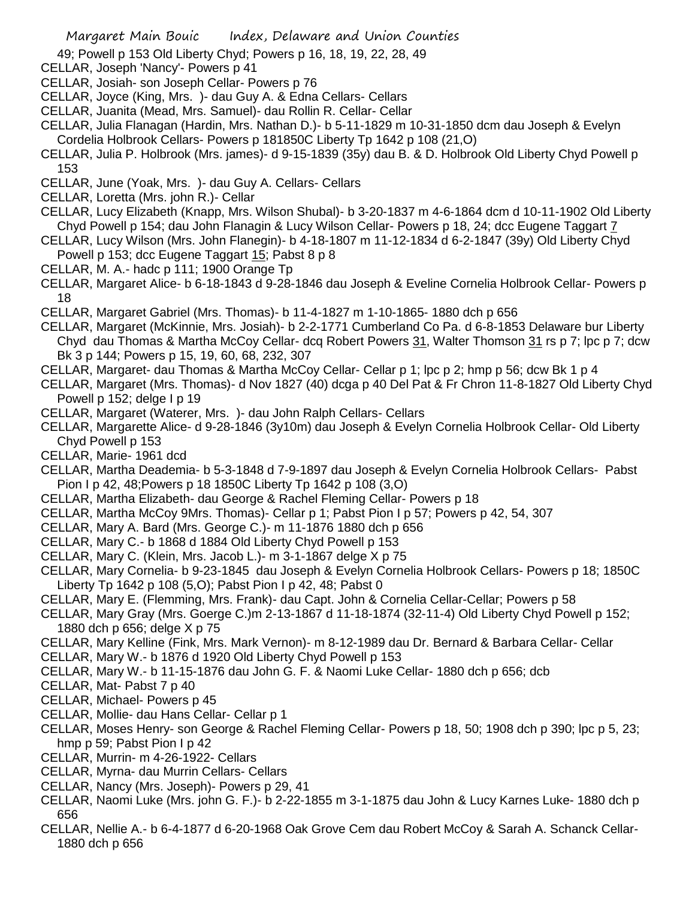49; Powell p 153 Old Liberty Chyd; Powers p 16, 18, 19, 22, 28, 49

CELLAR, Joseph 'Nancy'- Powers p 41

CELLAR, Josiah- son Joseph Cellar- Powers p 76

CELLAR, Joyce (King, Mrs. )- dau Guy A. & Edna Cellars- Cellars

CELLAR, Juanita (Mead, Mrs. Samuel)- dau Rollin R. Cellar- Cellar

CELLAR, Julia Flanagan (Hardin, Mrs. Nathan D.)- b 5-11-1829 m 10-31-1850 dcm dau Joseph & Evelyn Cordelia Holbrook Cellars- Powers p 181850C Liberty Tp 1642 p 108 (21,O)

CELLAR, Julia P. Holbrook (Mrs. james)- d 9-15-1839 (35y) dau B. & D. Holbrook Old Liberty Chyd Powell p 153

CELLAR, June (Yoak, Mrs. )- dau Guy A. Cellars- Cellars

CELLAR, Loretta (Mrs. john R.)- Cellar

CELLAR, Lucy Elizabeth (Knapp, Mrs. Wilson Shubal)- b 3-20-1837 m 4-6-1864 dcm d 10-11-1902 Old Liberty Chyd Powell p 154; dau John Flanagin & Lucy Wilson Cellar- Powers p 18, 24; dcc Eugene Taggart 7

CELLAR, Lucy Wilson (Mrs. John Flanegin)- b 4-18-1807 m 11-12-1834 d 6-2-1847 (39y) Old Liberty Chyd Powell p 153; dcc Eugene Taggart 15; Pabst 8 p 8

CELLAR, M. A.- hadc p 111; 1900 Orange Tp

CELLAR, Margaret Alice- b 6-18-1843 d 9-28-1846 dau Joseph & Eveline Cornelia Holbrook Cellar- Powers p 18

CELLAR, Margaret Gabriel (Mrs. Thomas)- b 11-4-1827 m 1-10-1865- 1880 dch p 656

CELLAR, Margaret (McKinnie, Mrs. Josiah)- b 2-2-1771 Cumberland Co Pa. d 6-8-1853 Delaware bur Liberty Chyd dau Thomas & Martha McCoy Cellar- dcq Robert Powers 31, Walter Thomson 31 rs p 7; lpc p 7; dcw Bk 3 p 144; Powers p 15, 19, 60, 68, 232, 307

CELLAR, Margaret- dau Thomas & Martha McCoy Cellar- Cellar p 1; lpc p 2; hmp p 56; dcw Bk 1 p 4

CELLAR, Margaret (Mrs. Thomas)- d Nov 1827 (40) dcga p 40 Del Pat & Fr Chron 11-8-1827 Old Liberty Chyd Powell p 152; delge I p 19

CELLAR, Margaret (Waterer, Mrs. )- dau John Ralph Cellars- Cellars

CELLAR, Margarette Alice- d 9-28-1846 (3y10m) dau Joseph & Evelyn Cornelia Holbrook Cellar- Old Liberty Chyd Powell p 153

CELLAR, Marie- 1961 dcd

CELLAR, Martha Deademia- b 5-3-1848 d 7-9-1897 dau Joseph & Evelyn Cornelia Holbrook Cellars- Pabst Pion I p 42, 48;Powers p 18 1850C Liberty Tp 1642 p 108 (3,O)

CELLAR, Martha Elizabeth- dau George & Rachel Fleming Cellar- Powers p 18

CELLAR, Martha McCoy 9Mrs. Thomas)- Cellar p 1; Pabst Pion I p 57; Powers p 42, 54, 307

CELLAR, Mary A. Bard (Mrs. George C.)- m 11-1876 1880 dch p 656

CELLAR, Mary C.- b 1868 d 1884 Old Liberty Chyd Powell p 153

CELLAR, Mary C. (Klein, Mrs. Jacob L.)- m 3-1-1867 delge X p 75

CELLAR, Mary Cornelia- b 9-23-1845 dau Joseph & Evelyn Cornelia Holbrook Cellars- Powers p 18; 1850C Liberty Tp 1642 p 108 (5,O); Pabst Pion I p 42, 48; Pabst 0

CELLAR, Mary E. (Flemming, Mrs. Frank)- dau Capt. John & Cornelia Cellar-Cellar; Powers p 58

CELLAR, Mary Gray (Mrs. Goerge C.)m 2-13-1867 d 11-18-1874 (32-11-4) Old Liberty Chyd Powell p 152; 1880 dch p 656; delge X p 75

CELLAR, Mary Kelline (Fink, Mrs. Mark Vernon)- m 8-12-1989 dau Dr. Bernard & Barbara Cellar- Cellar

CELLAR, Mary W.- b 1876 d 1920 Old Liberty Chyd Powell p 153

CELLAR, Mary W.- b 11-15-1876 dau John G. F. & Naomi Luke Cellar- 1880 dch p 656; dcb

CELLAR, Mat- Pabst 7 p 40

CELLAR, Michael- Powers p 45

CELLAR, Mollie- dau Hans Cellar- Cellar p 1

CELLAR, Moses Henry- son George & Rachel Fleming Cellar- Powers p 18, 50; 1908 dch p 390; lpc p 5, 23; hmp p 59; Pabst Pion I p 42

CELLAR, Murrin- m 4-26-1922- Cellars

CELLAR, Myrna- dau Murrin Cellars- Cellars

CELLAR, Nancy (Mrs. Joseph)- Powers p 29, 41

CELLAR, Naomi Luke (Mrs. john G. F.)- b 2-22-1855 m 3-1-1875 dau John & Lucy Karnes Luke- 1880 dch p 656

CELLAR, Nellie A.- b 6-4-1877 d 6-20-1968 Oak Grove Cem dau Robert McCoy & Sarah A. Schanck Cellar- 1880 dch p 656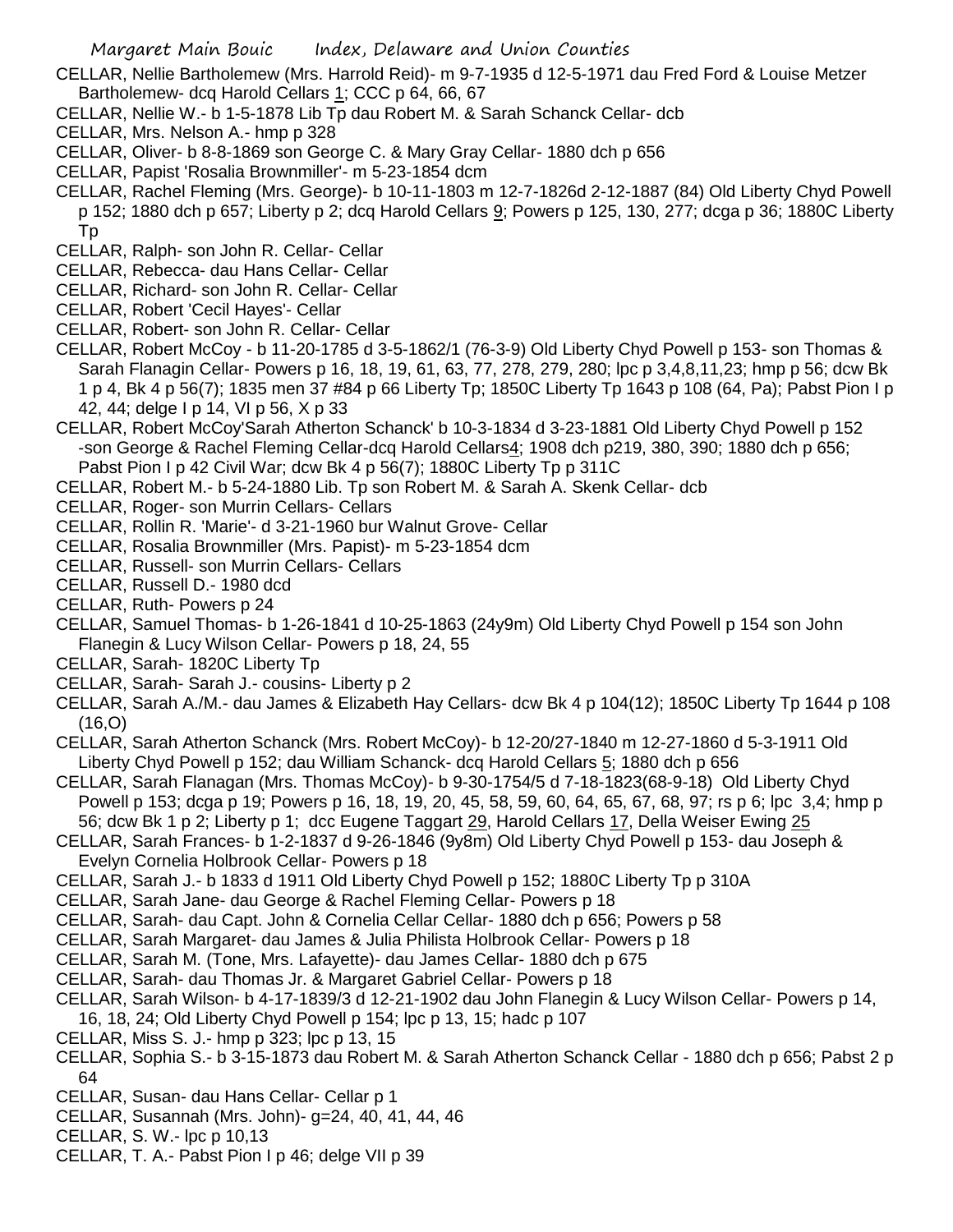CELLAR, Nellie Bartholemew (Mrs. Harrold Reid)- m 9-7-1935 d 12-5-1971 dau Fred Ford & Louise Metzer Bartholemew- dcq Harold Cellars 1; CCC p 64, 66, 67

CELLAR, Nellie W.- b 1-5-1878 Lib Tp dau Robert M. & Sarah Schanck Cellar- dcb

CELLAR, Mrs. Nelson A.- hmp p 328

CELLAR, Oliver- b 8-8-1869 son George C. & Mary Gray Cellar- 1880 dch p 656

CELLAR, Papist 'Rosalia Brownmiller'- m 5-23-1854 dcm

CELLAR, Rachel Fleming (Mrs. George)- b 10-11-1803 m 12-7-1826d 2-12-1887 (84) Old Liberty Chyd Powell p 152; 1880 dch p 657; Liberty p 2; dcq Harold Cellars 9; Powers p 125, 130, 277; dcga p 36; 1880C Liberty Tp

CELLAR, Ralph- son John R. Cellar- Cellar

CELLAR, Rebecca- dau Hans Cellar- Cellar

CELLAR, Richard- son John R. Cellar- Cellar

CELLAR, Robert 'Cecil Hayes'- Cellar

CELLAR, Robert- son John R. Cellar- Cellar

CELLAR, Robert McCoy - b 11-20-1785 d 3-5-1862/1 (76-3-9) Old Liberty Chyd Powell p 153- son Thomas & Sarah Flanagin Cellar- Powers p 16, 18, 19, 61, 63, 77, 278, 279, 280; lpc p 3,4,8,11,23; hmp p 56; dcw Bk 1 p 4, Bk 4 p 56(7); 1835 men 37 #84 p 66 Liberty Tp; 1850C Liberty Tp 1643 p 108 (64, Pa); Pabst Pion I p 42, 44; delge I p 14, VI p 56, X p 33

CELLAR, Robert McCoy'Sarah Atherton Schanck' b 10-3-1834 d 3-23-1881 Old Liberty Chyd Powell p 152 -son George & Rachel Fleming Cellar-dcq Harold Cellars4; 1908 dch p219, 380, 390; 1880 dch p 656; Pabst Pion I p 42 Civil War; dcw Bk 4 p 56(7); 1880C Liberty Tp p 311C

CELLAR, Robert M.- b 5-24-1880 Lib. Tp son Robert M. & Sarah A. Skenk Cellar- dcb

CELLAR, Roger- son Murrin Cellars- Cellars

CELLAR, Rollin R. 'Marie'- d 3-21-1960 bur Walnut Grove- Cellar

CELLAR, Rosalia Brownmiller (Mrs. Papist)- m 5-23-1854 dcm

CELLAR, Russell- son Murrin Cellars- Cellars

CELLAR, Russell D.- 1980 dcd

CELLAR, Ruth- Powers p 24

CELLAR, Samuel Thomas- b 1-26-1841 d 10-25-1863 (24y9m) Old Liberty Chyd Powell p 154 son John Flanegin & Lucy Wilson Cellar- Powers p 18, 24, 55

CELLAR, Sarah- 1820C Liberty Tp

CELLAR, Sarah- Sarah J.- cousins- Liberty p 2

CELLAR, Sarah A./M.- dau James & Elizabeth Hay Cellars- dcw Bk 4 p 104(12); 1850C Liberty Tp 1644 p 108 (16,O)

CELLAR, Sarah Atherton Schanck (Mrs. Robert McCoy)- b 12-20/27-1840 m 12-27-1860 d 5-3-1911 Old Liberty Chyd Powell p 152; dau William Schanck- dcq Harold Cellars 5; 1880 dch p 656

CELLAR, Sarah Flanagan (Mrs. Thomas McCoy)- b 9-30-1754/5 d 7-18-1823(68-9-18) Old Liberty Chyd Powell p 153; dcga p 19; Powers p 16, 18, 19, 20, 45, 58, 59, 60, 64, 65, 67, 68, 97; rs p 6; lpc 3,4; hmp p 56; dcw Bk 1 p 2; Liberty p 1; dcc Eugene Taggart 29, Harold Cellars 17, Della Weiser Ewing 25

CELLAR, Sarah Frances- b 1-2-1837 d 9-26-1846 (9y8m) Old Liberty Chyd Powell p 153- dau Joseph & Evelyn Cornelia Holbrook Cellar- Powers p 18

CELLAR, Sarah J.- b 1833 d 1911 Old Liberty Chyd Powell p 152; 1880C Liberty Tp p 310A

CELLAR, Sarah Jane- dau George & Rachel Fleming Cellar- Powers p 18

CELLAR, Sarah- dau Capt. John & Cornelia Cellar Cellar- 1880 dch p 656; Powers p 58

CELLAR, Sarah Margaret- dau James & Julia Philista Holbrook Cellar- Powers p 18

CELLAR, Sarah M. (Tone, Mrs. Lafayette)- dau James Cellar- 1880 dch p 675

CELLAR, Sarah- dau Thomas Jr. & Margaret Gabriel Cellar- Powers p 18

CELLAR, Sarah Wilson- b 4-17-1839/3 d 12-21-1902 dau John Flanegin & Lucy Wilson Cellar- Powers p 14, 16, 18, 24; Old Liberty Chyd Powell p 154; lpc p 13, 15; hadc p 107

CELLAR, Miss S. J.- hmp p 323; lpc p 13, 15

CELLAR, Sophia S.- b 3-15-1873 dau Robert M. & Sarah Atherton Schanck Cellar - 1880 dch p 656; Pabst 2 p 64

CELLAR, Susan- dau Hans Cellar- Cellar p 1

CELLAR, Susannah (Mrs. John)- g=24, 40, 41, 44, 46

CELLAR, S. W.- lpc p 10,13

CELLAR, T. A.- Pabst Pion I p 46; delge VII p 39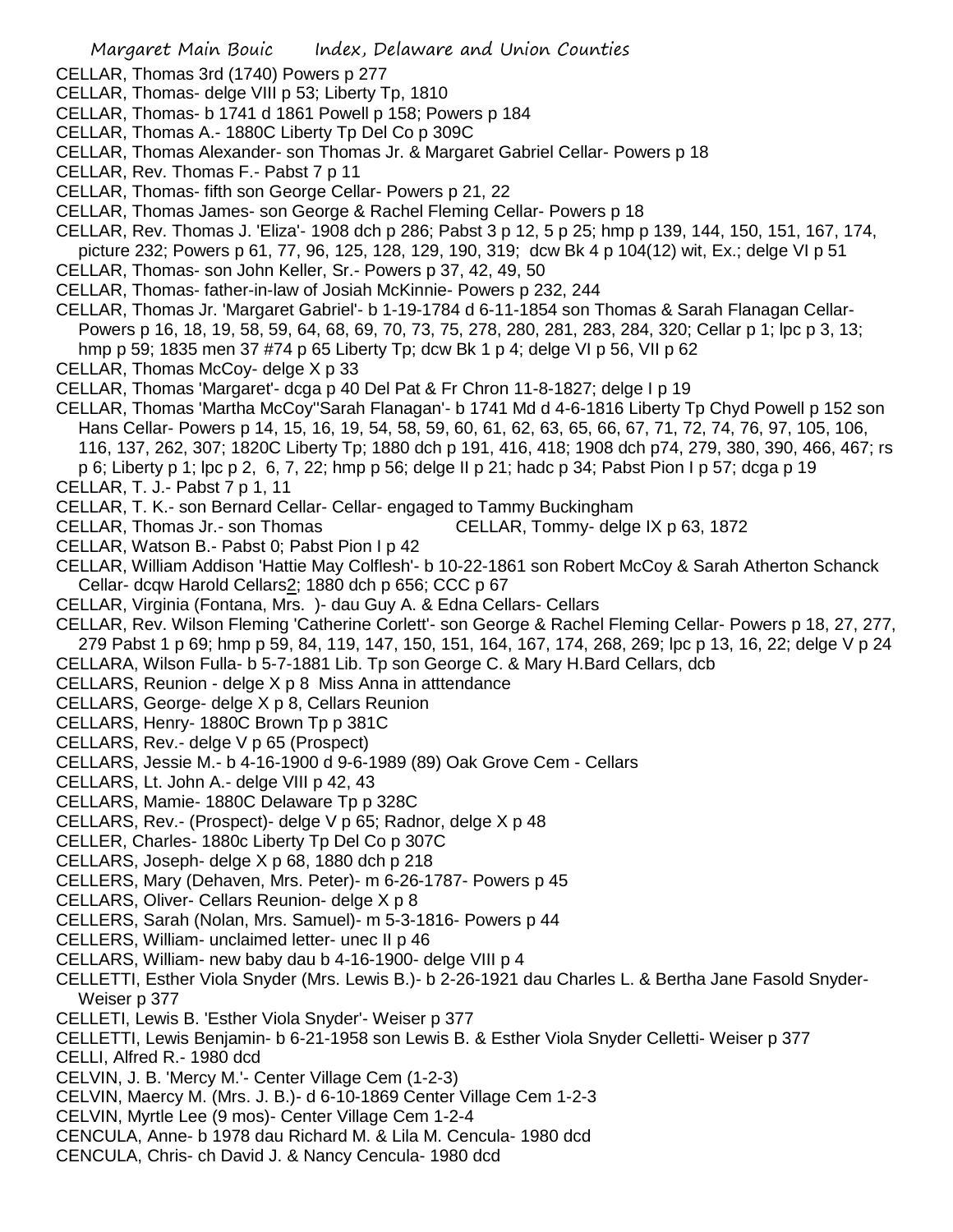CELLAR, Thomas 3rd (1740) Powers p 277
CELLAR, Thomas- delge VIII p 53; Liberty Tp, 1810
CELLAR, Thomas- b 1741 d 1861 Powell p 158; Powers p 184
CELLAR, Thomas A.- 1880C Liberty Tp Del Co p 309C
CELLAR, Thomas Alexander- son Thomas Jr. & Margaret Gabriel Cellar- Powers p 18
CELLAR, Rev. Thomas F.- Pabst 7 p 11
CELLAR, Thomas- fifth son George Cellar- Powers p 21, 22
CELLAR, Thomas James- son George & Rachel Fleming Cellar- Powers p 18
CELLAR, Rev. Thomas J. 'Eliza'- 1908 dch p 286; Pabst 3 p 12, 5 p 25; hmp p 139, 144, 150, 151, 167, 174, picture 232; Powers p 61, 77, 96, 125, 128, 129, 190, 319; dcw Bk 4 p 104(12) wit, Ex.; delge VI p 51
CELLAR, Thomas- son John Keller, Sr.- Powers p 37, 42, 49, 50
CELLAR, Thomas- father-in-law of Josiah McKinnie- Powers p 232, 244
CELLAR, Thomas Jr. 'Margaret Gabriel'- b 1-19-1784 d 6-11-1854 son Thomas & Sarah Flanagan Cellar- Powers p 16, 18, 19, 58, 59, 64, 68, 69, 70, 73, 75, 278, 280, 281, 283, 284, 320; Cellar p 1; lpc p 3, 13; hmp p 59; 1835 men 37 #74 p 65 Liberty Tp; dcw Bk 1 p 4; delge VI p 56, VII p 62
CELLAR, Thomas McCoy- delge X p 33
CELLAR, Thomas 'Margaret'- dcga p 40 Del Pat & Fr Chron 11-8-1827; delge I p 19
CELLAR, Thomas 'Martha McCoy''Sarah Flanagan'- b 1741 Md d 4-6-1816 Liberty Tp Chyd Powell p 152 son Hans Cellar- Powers p 14, 15, 16, 19, 54, 58, 59, 60, 61, 62, 63, 65, 66, 67, 71, 72, 74, 76, 97, 105, 106, 116, 137, 262, 307; 1820C Liberty Tp; 1880 dch p 191, 416, 418; 1908 dch p74, 279, 380, 390, 466, 467; rs p 6; Liberty p 1; lpc p 2, 6, 7, 22; hmp p 56; delge II p 21; hadc p 34; Pabst Pion I p 57; dcga p 19
CELLAR, T. J.- Pabst 7 p 1, 11
CELLAR, T. K.- son Bernard Cellar- Cellar- engaged to Tammy Buckingham
CELLAR, Thomas Jr.- son Thomas
CELLAR, Tommy- delge IX p 63, 1872
CELLAR, Watson B.- Pabst 0; Pabst Pion I p 42
CELLAR, William Addison 'Hattie May Colflesh'- b 10-22-1861 son Robert McCoy & Sarah Atherton Schanck Cellar- dcqw Harold Cellars2; 1880 dch p 656; CCC p 67
CELLAR, Virginia (Fontana, Mrs. )- dau Guy A. & Edna Cellars- Cellars
CELLAR, Rev. Wilson Fleming 'Catherine Corlett'- son George & Rachel Fleming Cellar- Powers p 18, 27, 277, 279 Pabst 1 p 69; hmp p 59, 84, 119, 147, 150, 151, 164, 167, 174, 268, 269; lpc p 13, 16, 22; delge V p 24
CELLARA, Wilson Fulla- b 5-7-1881 Lib. Tp son George C. & Mary H.Bard Cellars, dcb
CELLARS, Reunion - delge X p 8 Miss Anna in atttendance
CELLARS, George- delge X p 8, Cellars Reunion
CELLARS, Henry- 1880C Brown Tp p 381C
CELLARS, Rev.- delge V p 65 (Prospect)
CELLARS, Jessie M.- b 4-16-1900 d 9-6-1989 (89) Oak Grove Cem - Cellars
CELLARS, Lt. John A.- delge VIII p 42, 43
CELLARS, Mamie- 1880C Delaware Tp p 328C
CELLARS, Rev.- (Prospect)- delge V p 65; Radnor, delge X p 48
CELLER, Charles- 1880c Liberty Tp Del Co p 307C
CELLARS, Joseph- delge X p 68, 1880 dch p 218
CELLERS, Mary (Dehaven, Mrs. Peter)- m 6-26-1787- Powers p 45
CELLARS, Oliver- Cellars Reunion- delge X p 8
CELLERS, Sarah (Nolan, Mrs. Samuel)- m 5-3-1816- Powers p 44
CELLERS, William- unclaimed letter- unec II p 46
CELLARS, William- new baby dau b 4-16-1900- delge VIII p 4
CELLETTI, Esther Viola Snyder (Mrs. Lewis B.)- b 2-26-1921 dau Charles L. & Bertha Jane Fasold Snyder- Weiser p 377
CELLETI, Lewis B. 'Esther Viola Snyder'- Weiser p 377
CELLETTI, Lewis Benjamin- b 6-21-1958 son Lewis B. & Esther Viola Snyder Celletti- Weiser p 377
CELLI, Alfred R.- 1980 dcd
CELVIN, J. B. 'Mercy M.'- Center Village Cem (1-2-3)
CELVIN, Maercy M. (Mrs. J. B.)- d 6-10-1869 Center Village Cem 1-2-3
CELVIN, Myrtle Lee (9 mos)- Center Village Cem 1-2-4
CENCULA, Anne- b 1978 dau Richard M. & Lila M. Cencula- 1980 dcd
CENCULA, Chris- ch David J. & Nancy Cencula- 1980 dcd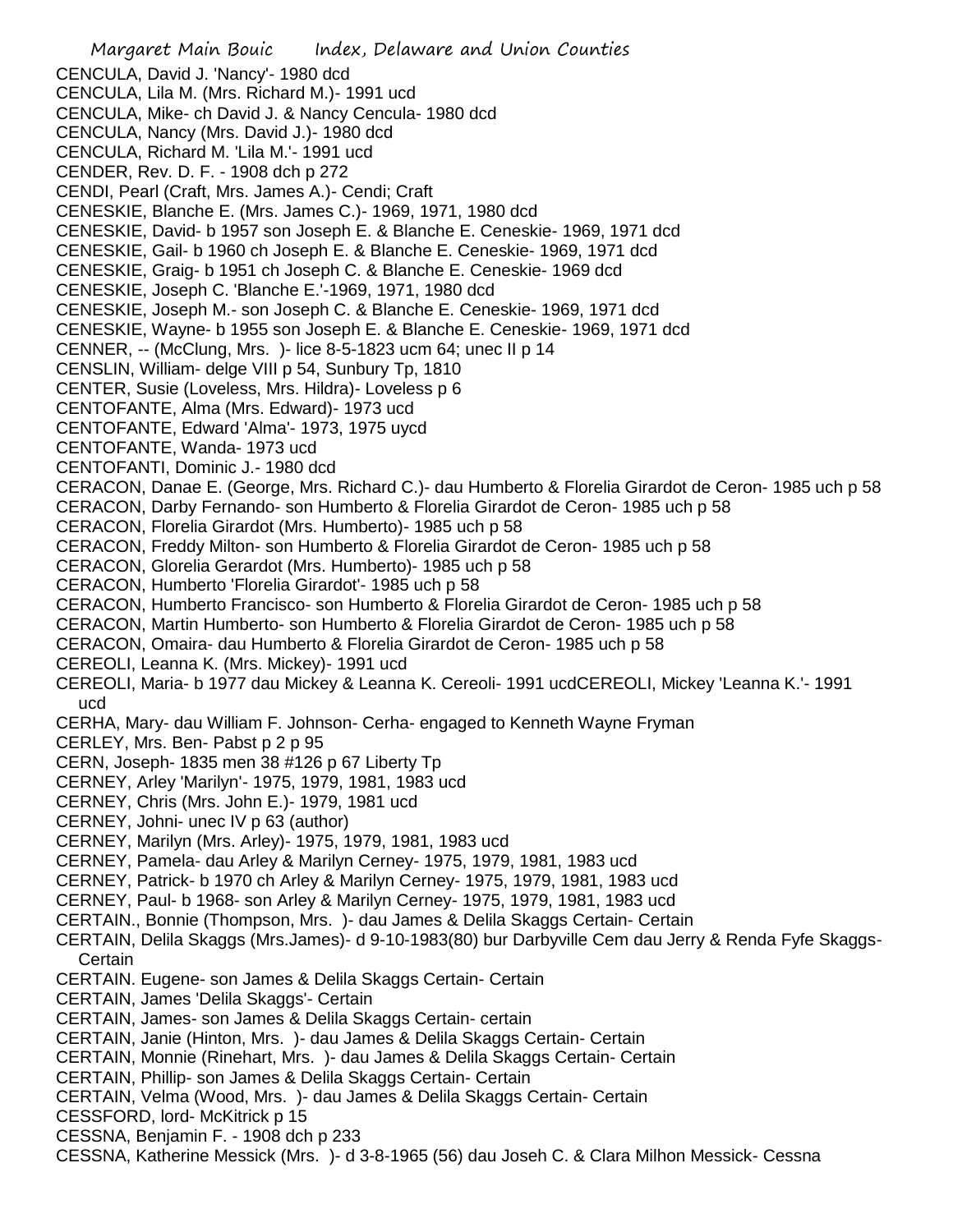CENCULA, David J. 'Nancy'- 1980 dcd
CENCULA, Lila M. (Mrs. Richard M.)- 1991 ucd
CENCULA, Mike- ch David J. & Nancy Cencula- 1980 dcd
CENCULA, Nancy (Mrs. David J.)- 1980 dcd
CENCULA, Richard M. 'Lila M.'- 1991 ucd
CENDER, Rev. D. F. - 1908 dch p 272
CENDI, Pearl (Craft, Mrs. James A.)- Cendi; Craft
CENESKIE, Blanche E. (Mrs. James C.)- 1969, 1971, 1980 dcd
CENESKIE, David- b 1957 son Joseph E. & Blanche E. Ceneskie- 1969, 1971 dcd
CENESKIE, Gail- b 1960 ch Joseph E. & Blanche E. Ceneskie- 1969, 1971 dcd
CENESKIE, Graig- b 1951 ch Joseph C. & Blanche E. Ceneskie- 1969 dcd
CENESKIE, Joseph C. 'Blanche E.'-1969, 1971, 1980 dcd
CENESKIE, Joseph M.- son Joseph C. & Blanche E. Ceneskie- 1969, 1971 dcd
CENESKIE, Wayne- b 1955 son Joseph E. & Blanche E. Ceneskie- 1969, 1971 dcd
CENNER, -- (McClung, Mrs. )- lice 8-5-1823 ucm 64; unec II p 14
CENSLIN, William- delge VIII p 54, Sunbury Tp, 1810
CENTER, Susie (Loveless, Mrs. Hildra)- Loveless p 6
CENTOFANTE, Alma (Mrs. Edward)- 1973 ucd
CENTOFANTE, Edward 'Alma'- 1973, 1975 uycd
CENTOFANTE, Wanda- 1973 ucd
CENTOFANTI, Dominic J.- 1980 dcd
CERACON, Danae E. (George, Mrs. Richard C.)- dau Humberto & Florelia Girardot de Ceron- 1985 uch p 58
CERACON, Darby Fernando- son Humberto & Florelia Girardot de Ceron- 1985 uch p 58
CERACON, Florelia Girardot (Mrs. Humberto)- 1985 uch p 58
CERACON, Freddy Milton- son Humberto & Florelia Girardot de Ceron- 1985 uch p 58
CERACON, Glorelia Gerardot (Mrs. Humberto)- 1985 uch p 58
CERACON, Humberto 'Florelia Girardot'- 1985 uch p 58
CERACON, Humberto Francisco- son Humberto & Florelia Girardot de Ceron- 1985 uch p 58
CERACON, Martin Humberto- son Humberto & Florelia Girardot de Ceron- 1985 uch p 58
CERACON, Omaira- dau Humberto & Florelia Girardot de Ceron- 1985 uch p 58
CEREOLI, Leanna K. (Mrs. Mickey)- 1991 ucd
CEREOLI, Maria- b 1977 dau Mickey & Leanna K. Cereoli- 1991 ucdCEREOLI, Mickey 'Leanna K.'- 1991 ucd
CERHA, Mary- dau William F. Johnson- Cerha- engaged to Kenneth Wayne Fryman
CERLEY, Mrs. Ben- Pabst p 2 p 95
CERN, Joseph- 1835 men 38 #126 p 67 Liberty Tp
CERNEY, Arley 'Marilyn'- 1975, 1979, 1981, 1983 ucd
CERNEY, Chris (Mrs. John E.)- 1979, 1981 ucd
CERNEY, Johni- unec IV p 63 (author)
CERNEY, Marilyn (Mrs. Arley)- 1975, 1979, 1981, 1983 ucd
CERNEY, Pamela- dau Arley & Marilyn Cerney- 1975, 1979, 1981, 1983 ucd
CERNEY, Patrick- b 1970 ch Arley & Marilyn Cerney- 1975, 1979, 1981, 1983 ucd
CERNEY, Paul- b 1968- son Arley & Marilyn Cerney- 1975, 1979, 1981, 1983 ucd
CERTAIN., Bonnie (Thompson, Mrs. )- dau James & Delila Skaggs Certain- Certain
CERTAIN, Delila Skaggs (Mrs.James)- d 9-10-1983(80) bur Darbyville Cem dau Jerry & Renda Fyfe Skaggs- Certain
CERTAIN. Eugene- son James & Delila Skaggs Certain- Certain
CERTAIN, James 'Delila Skaggs'- Certain
CERTAIN, James- son James & Delila Skaggs Certain- certain
CERTAIN, Janie (Hinton, Mrs. )- dau James & Delila Skaggs Certain- Certain
CERTAIN, Monnie (Rinehart, Mrs. )- dau James & Delila Skaggs Certain- Certain
CERTAIN, Phillip- son James & Delila Skaggs Certain- Certain
CERTAIN, Velma (Wood, Mrs. )- dau James & Delila Skaggs Certain- Certain
CESSFORD, lord- McKitrick p 15
CESSNA, Benjamin F. - 1908 dch p 233
CESSNA, Katherine Messick (Mrs. )- d 3-8-1965 (56) dau Joseh C. & Clara Milhon Messick- Cessna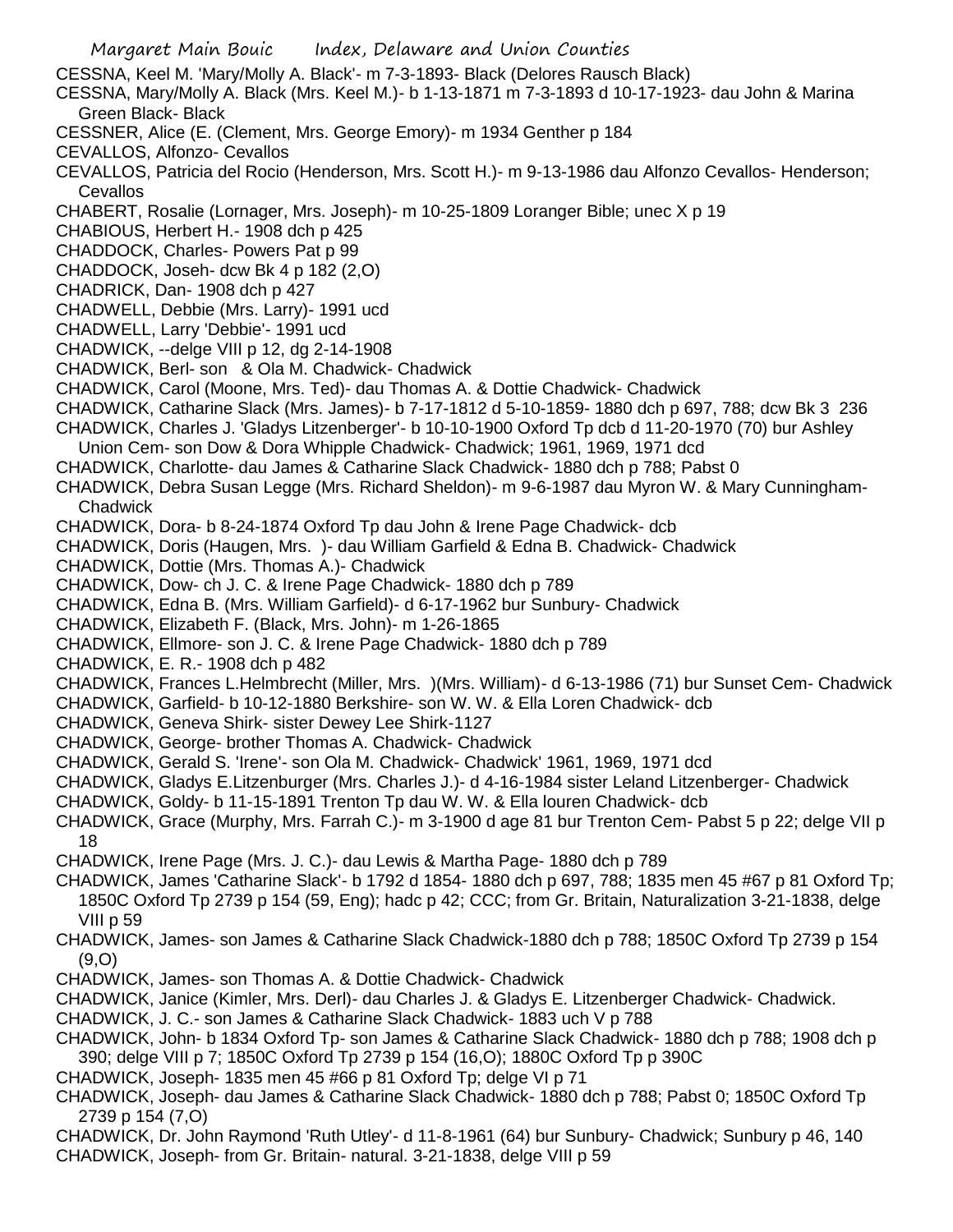CESSNA, Keel M. 'Mary/Molly A. Black'- m 7-3-1893- Black (Delores Rausch Black)

CESSNA, Mary/Molly A. Black (Mrs. Keel M.)- b 1-13-1871 m 7-3-1893 d 10-17-1923- dau John & Marina Green Black- Black

CESSNER, Alice (E. (Clement, Mrs. George Emory)- m 1934 Genther p 184

CEVALLOS, Alfonzo- Cevallos

CEVALLOS, Patricia del Rocio (Henderson, Mrs. Scott H.)- m 9-13-1986 dau Alfonzo Cevallos- Henderson; Cevallos

CHABERT, Rosalie (Lornager, Mrs. Joseph)- m 10-25-1809 Loranger Bible; unec X p 19

CHABIOUS, Herbert H.- 1908 dch p 425

CHADDOCK, Charles- Powers Pat p 99

CHADDOCK, Joseh- dcw Bk 4 p 182 (2,O)

CHADRICK, Dan- 1908 dch p 427

CHADWELL, Debbie (Mrs. Larry)- 1991 ucd

CHADWELL, Larry 'Debbie'- 1991 ucd

CHADWICK, --delge VIII p 12, dg 2-14-1908

CHADWICK, Berl- son & Ola M. Chadwick- Chadwick

CHADWICK, Carol (Moone, Mrs. Ted)- dau Thomas A. & Dottie Chadwick- Chadwick

CHADWICK, Catharine Slack (Mrs. James)- b 7-17-1812 d 5-10-1859- 1880 dch p 697, 788; dcw Bk 3 236

CHADWICK, Charles J. 'Gladys Litzenberger'- b 10-10-1900 Oxford Tp dcb d 11-20-1970 (70) bur Ashley Union Cem- son Dow & Dora Whipple Chadwick- Chadwick; 1961, 1969, 1971 dcd

CHADWICK, Charlotte- dau James & Catharine Slack Chadwick- 1880 dch p 788; Pabst 0

CHADWICK, Debra Susan Legge (Mrs. Richard Sheldon)- m 9-6-1987 dau Myron W. & Mary Cunningham- Chadwick

CHADWICK, Dora- b 8-24-1874 Oxford Tp dau John & Irene Page Chadwick- dcb

CHADWICK, Doris (Haugen, Mrs. )- dau William Garfield & Edna B. Chadwick- Chadwick

CHADWICK, Dottie (Mrs. Thomas A.)- Chadwick

CHADWICK, Dow- ch J. C. & Irene Page Chadwick- 1880 dch p 789

CHADWICK, Edna B. (Mrs. William Garfield)- d 6-17-1962 bur Sunbury- Chadwick

CHADWICK, Elizabeth F. (Black, Mrs. John)- m 1-26-1865

CHADWICK, Ellmore- son J. C. & Irene Page Chadwick- 1880 dch p 789

CHADWICK, E. R.- 1908 dch p 482

CHADWICK, Frances L.Helmbrecht (Miller, Mrs. )(Mrs. William)- d 6-13-1986 (71) bur Sunset Cem- Chadwick

CHADWICK, Garfield- b 10-12-1880 Berkshire- son W. W. & Ella Loren Chadwick- dcb

CHADWICK, Geneva Shirk- sister Dewey Lee Shirk-1127

CHADWICK, George- brother Thomas A. Chadwick- Chadwick

CHADWICK, Gerald S. 'Irene'- son Ola M. Chadwick- Chadwick' 1961, 1969, 1971 dcd

CHADWICK, Gladys E.Litzenburger (Mrs. Charles J.)- d 4-16-1984 sister Leland Litzenberger- Chadwick

CHADWICK, Goldy- b 11-15-1891 Trenton Tp dau W. W. & Ella louren Chadwick- dcb

CHADWICK, Grace (Murphy, Mrs. Farrah C.)- m 3-1900 d age 81 bur Trenton Cem- Pabst 5 p 22; delge VII p 18

CHADWICK, Irene Page (Mrs. J. C.)- dau Lewis & Martha Page- 1880 dch p 789

CHADWICK, James 'Catharine Slack'- b 1792 d 1854- 1880 dch p 697, 788; 1835 men 45 #67 p 81 Oxford Tp; 1850C Oxford Tp 2739 p 154 (59, Eng); hadc p 42; CCC; from Gr. Britain, Naturalization 3-21-1838, delge VIII p 59

CHADWICK, James- son James & Catharine Slack Chadwick-1880 dch p 788; 1850C Oxford Tp 2739 p 154 (9,O)

CHADWICK, James- son Thomas A. & Dottie Chadwick- Chadwick

CHADWICK, Janice (Kimler, Mrs. Derl)- dau Charles J. & Gladys E. Litzenberger Chadwick- Chadwick.

CHADWICK, J. C.- son James & Catharine Slack Chadwick- 1883 uch V p 788

CHADWICK, John- b 1834 Oxford Tp- son James & Catharine Slack Chadwick- 1880 dch p 788; 1908 dch p 390; delge VIII p 7; 1850C Oxford Tp 2739 p 154 (16,O); 1880C Oxford Tp p 390C

CHADWICK, Joseph- 1835 men 45 #66 p 81 Oxford Tp; delge VI p 71

CHADWICK, Joseph- dau James & Catharine Slack Chadwick- 1880 dch p 788; Pabst 0; 1850C Oxford Tp 2739 p 154 (7,O)

CHADWICK, Dr. John Raymond 'Ruth Utley'- d 11-8-1961 (64) bur Sunbury- Chadwick; Sunbury p 46, 140

CHADWICK, Joseph- from Gr. Britain- natural. 3-21-1838, delge VIII p 59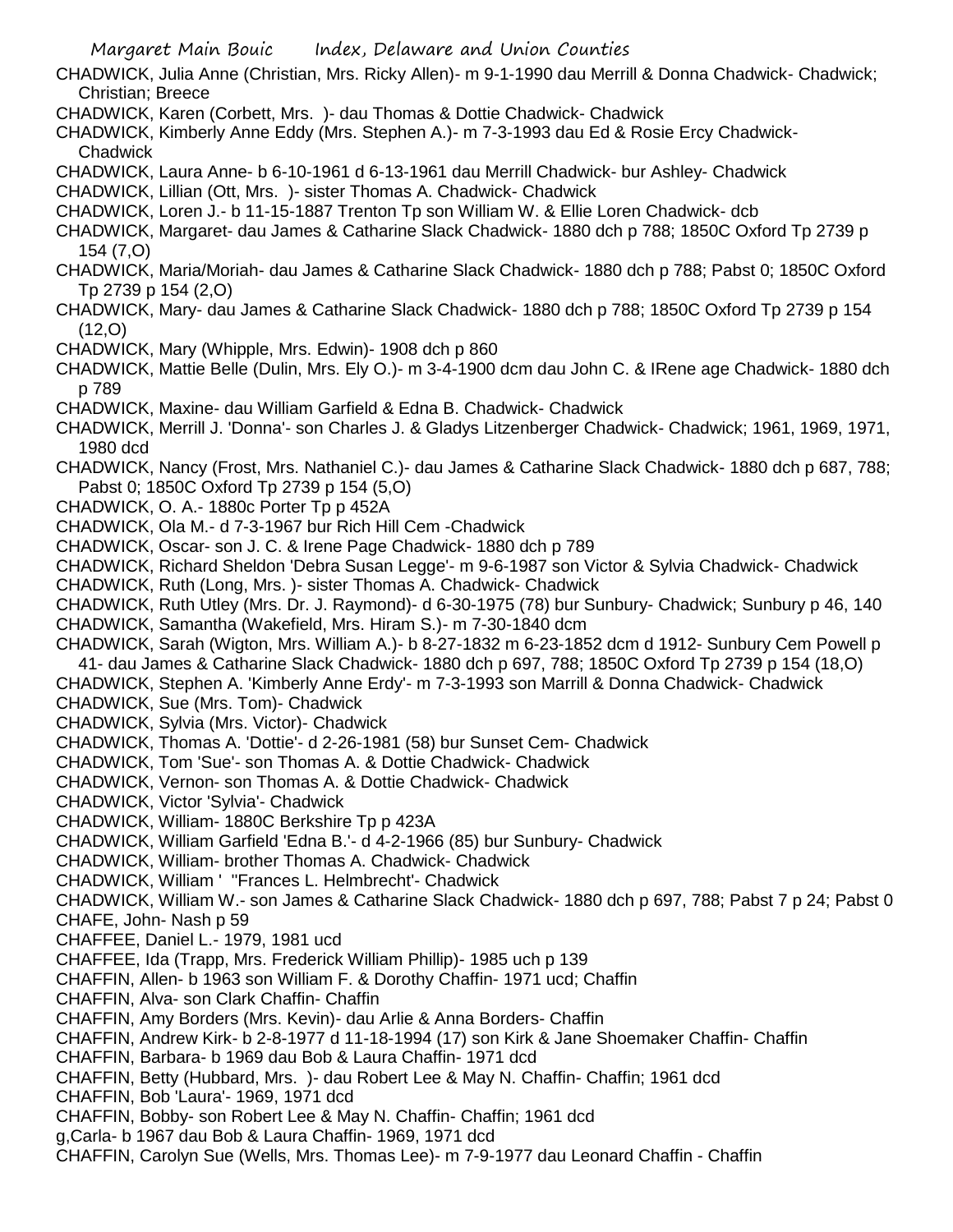CHADWICK, Julia Anne (Christian, Mrs. Ricky Allen)- m 9-1-1990 dau Merrill & Donna Chadwick- Chadwick; Christian; Breece

CHADWICK, Karen (Corbett, Mrs. )- dau Thomas & Dottie Chadwick- Chadwick

CHADWICK, Kimberly Anne Eddy (Mrs. Stephen A.)- m 7-3-1993 dau Ed & Rosie Ercy Chadwick- Chadwick

CHADWICK, Laura Anne- b 6-10-1961 d 6-13-1961 dau Merrill Chadwick- bur Ashley- Chadwick

CHADWICK, Lillian (Ott, Mrs. )- sister Thomas A. Chadwick- Chadwick

CHADWICK, Loren J.- b 11-15-1887 Trenton Tp son William W. & Ellie Loren Chadwick- dcb

CHADWICK, Margaret- dau James & Catharine Slack Chadwick- 1880 dch p 788; 1850C Oxford Tp 2739 p 154 (7,O)

CHADWICK, Maria/Moriah- dau James & Catharine Slack Chadwick- 1880 dch p 788; Pabst 0; 1850C Oxford Tp 2739 p 154 (2,O)

CHADWICK, Mary- dau James & Catharine Slack Chadwick- 1880 dch p 788; 1850C Oxford Tp 2739 p 154 (12,O)

CHADWICK, Mary (Whipple, Mrs. Edwin)- 1908 dch p 860

CHADWICK, Mattie Belle (Dulin, Mrs. Ely O.)- m 3-4-1900 dcm dau John C. & IRene age Chadwick- 1880 dch p 789

CHADWICK, Maxine- dau William Garfield & Edna B. Chadwick- Chadwick

CHADWICK, Merrill J. 'Donna'- son Charles J. & Gladys Litzenberger Chadwick- Chadwick; 1961, 1969, 1971, 1980 dcd

CHADWICK, Nancy (Frost, Mrs. Nathaniel C.)- dau James & Catharine Slack Chadwick- 1880 dch p 687, 788; Pabst 0; 1850C Oxford Tp 2739 p 154 (5,O)

CHADWICK, O. A.- 1880c Porter Tp p 452A

CHADWICK, Ola M.- d 7-3-1967 bur Rich Hill Cem -Chadwick

CHADWICK, Oscar- son J. C. & Irene Page Chadwick- 1880 dch p 789

CHADWICK, Richard Sheldon 'Debra Susan Legge'- m 9-6-1987 son Victor & Sylvia Chadwick- Chadwick

CHADWICK, Ruth (Long, Mrs. )- sister Thomas A. Chadwick- Chadwick

CHADWICK, Ruth Utley (Mrs. Dr. J. Raymond)- d 6-30-1975 (78) bur Sunbury- Chadwick; Sunbury p 46, 140

CHADWICK, Samantha (Wakefield, Mrs. Hiram S.)- m 7-30-1840 dcm

CHADWICK, Sarah (Wigton, Mrs. William A.)- b 8-27-1832 m 6-23-1852 dcm d 1912- Sunbury Cem Powell p 41- dau James & Catharine Slack Chadwick- 1880 dch p 697, 788; 1850C Oxford Tp 2739 p 154 (18,O)

CHADWICK, Stephen A. 'Kimberly Anne Erdy'- m 7-3-1993 son Marrill & Donna Chadwick- Chadwick

CHADWICK, Sue (Mrs. Tom)- Chadwick

CHADWICK, Sylvia (Mrs. Victor)- Chadwick

CHADWICK, Thomas A. 'Dottie'- d 2-26-1981 (58) bur Sunset Cem- Chadwick

CHADWICK, Tom 'Sue'- son Thomas A. & Dottie Chadwick- Chadwick

CHADWICK, Vernon- son Thomas A. & Dottie Chadwick- Chadwick

CHADWICK, Victor 'Sylvia'- Chadwick

CHADWICK, William- 1880C Berkshire Tp p 423A

CHADWICK, William Garfield 'Edna B.'- d 4-2-1966 (85) bur Sunbury- Chadwick

CHADWICK, William- brother Thomas A. Chadwick- Chadwick

CHADWICK, William ' "Frances L. Helmbrecht'- Chadwick

CHADWICK, William W.- son James & Catharine Slack Chadwick- 1880 dch p 697, 788; Pabst 7 p 24; Pabst 0

CHAFE, John- Nash p 59

CHAFFEE, Daniel L.- 1979, 1981 ucd

CHAFFEE, Ida (Trapp, Mrs. Frederick William Phillip)- 1985 uch p 139

CHAFFIN, Allen- b 1963 son William F. & Dorothy Chaffin- 1971 ucd; Chaffin

CHAFFIN, Alva- son Clark Chaffin- Chaffin

CHAFFIN, Amy Borders (Mrs. Kevin)- dau Arlie & Anna Borders- Chaffin

CHAFFIN, Andrew Kirk- b 2-8-1977 d 11-18-1994 (17) son Kirk & Jane Shoemaker Chaffin- Chaffin

CHAFFIN, Barbara- b 1969 dau Bob & Laura Chaffin- 1971 dcd

CHAFFIN, Betty (Hubbard, Mrs. )- dau Robert Lee & May N. Chaffin- Chaffin; 1961 dcd

CHAFFIN, Bob 'Laura'- 1969, 1971 dcd

CHAFFIN, Bobby- son Robert Lee & May N. Chaffin- Chaffin; 1961 dcd

g,Carla- b 1967 dau Bob & Laura Chaffin- 1969, 1971 dcd

CHAFFIN, Carolyn Sue (Wells, Mrs. Thomas Lee)- m 7-9-1977 dau Leonard Chaffin - Chaffin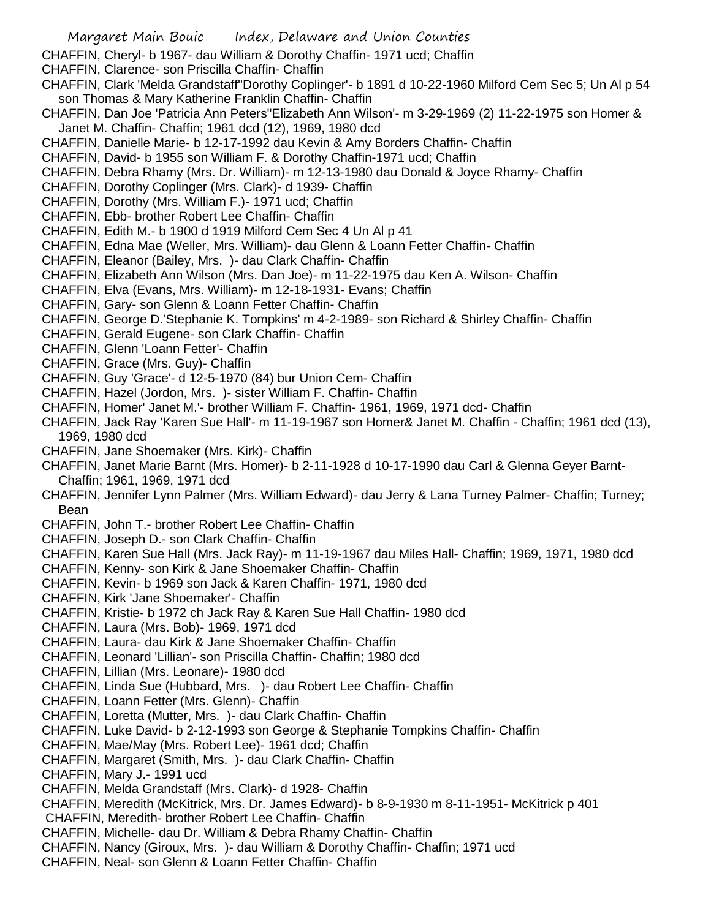CHAFFIN, Cheryl- b 1967- dau William & Dorothy Chaffin- 1971 ucd; Chaffin

CHAFFIN, Clarence- son Priscilla Chaffin- Chaffin

CHAFFIN, Clark 'Melda Grandstaff''Dorothy Coplinger'- b 1891 d 10-22-1960 Milford Cem Sec 5; Un Al p 54 son Thomas & Mary Katherine Franklin Chaffin- Chaffin

CHAFFIN, Dan Joe 'Patricia Ann Peters''Elizabeth Ann Wilson'- m 3-29-1969 (2) 11-22-1975 son Homer & Janet M. Chaffin- Chaffin; 1961 dcd (12), 1969, 1980 dcd

CHAFFIN, Danielle Marie- b 12-17-1992 dau Kevin & Amy Borders Chaffin- Chaffin

CHAFFIN, David- b 1955 son William F. & Dorothy Chaffin-1971 ucd; Chaffin

CHAFFIN, Debra Rhamy (Mrs. Dr. William)- m 12-13-1980 dau Donald & Joyce Rhamy- Chaffin

CHAFFIN, Dorothy Coplinger (Mrs. Clark)- d 1939- Chaffin

CHAFFIN, Dorothy (Mrs. William F.)- 1971 ucd; Chaffin

CHAFFIN, Ebb- brother Robert Lee Chaffin- Chaffin

CHAFFIN, Edith M.- b 1900 d 1919 Milford Cem Sec 4 Un Al p 41

CHAFFIN, Edna Mae (Weller, Mrs. William)- dau Glenn & Loann Fetter Chaffin- Chaffin

CHAFFIN, Eleanor (Bailey, Mrs. )- dau Clark Chaffin- Chaffin

CHAFFIN, Elizabeth Ann Wilson (Mrs. Dan Joe)- m 11-22-1975 dau Ken A. Wilson- Chaffin

CHAFFIN, Elva (Evans, Mrs. William)- m 12-18-1931- Evans; Chaffin

CHAFFIN, Gary- son Glenn & Loann Fetter Chaffin- Chaffin

CHAFFIN, George D.'Stephanie K. Tompkins' m 4-2-1989- son Richard & Shirley Chaffin- Chaffin

CHAFFIN, Gerald Eugene- son Clark Chaffin- Chaffin

CHAFFIN, Glenn 'Loann Fetter'- Chaffin

CHAFFIN, Grace (Mrs. Guy)- Chaffin

CHAFFIN, Guy 'Grace'- d 12-5-1970 (84) bur Union Cem- Chaffin

CHAFFIN, Hazel (Jordon, Mrs. )- sister William F. Chaffin- Chaffin

CHAFFIN, Homer' Janet M.'- brother William F. Chaffin- 1961, 1969, 1971 dcd- Chaffin

CHAFFIN, Jack Ray 'Karen Sue Hall'- m 11-19-1967 son Homer& Janet M. Chaffin - Chaffin; 1961 dcd (13), 1969, 1980 dcd

CHAFFIN, Jane Shoemaker (Mrs. Kirk)- Chaffin

CHAFFIN, Janet Marie Barnt (Mrs. Homer)- b 2-11-1928 d 10-17-1990 dau Carl & Glenna Geyer Barnt- Chaffin; 1961, 1969, 1971 dcd

CHAFFIN, Jennifer Lynn Palmer (Mrs. William Edward)- dau Jerry & Lana Turney Palmer- Chaffin; Turney; Bean

CHAFFIN, John T.- brother Robert Lee Chaffin- Chaffin

CHAFFIN, Joseph D.- son Clark Chaffin- Chaffin

CHAFFIN, Karen Sue Hall (Mrs. Jack Ray)- m 11-19-1967 dau Miles Hall- Chaffin; 1969, 1971, 1980 dcd

CHAFFIN, Kenny- son Kirk & Jane Shoemaker Chaffin- Chaffin

CHAFFIN, Kevin- b 1969 son Jack & Karen Chaffin- 1971, 1980 dcd

CHAFFIN, Kirk 'Jane Shoemaker'- Chaffin

CHAFFIN, Kristie- b 1972 ch Jack Ray & Karen Sue Hall Chaffin- 1980 dcd

CHAFFIN, Laura (Mrs. Bob)- 1969, 1971 dcd

CHAFFIN, Laura- dau Kirk & Jane Shoemaker Chaffin- Chaffin

CHAFFIN, Leonard 'Lillian'- son Priscilla Chaffin- Chaffin; 1980 dcd

CHAFFIN, Lillian (Mrs. Leonare)- 1980 dcd

CHAFFIN, Linda Sue (Hubbard, Mrs. )- dau Robert Lee Chaffin- Chaffin

CHAFFIN, Loann Fetter (Mrs. Glenn)- Chaffin

CHAFFIN, Loretta (Mutter, Mrs. )- dau Clark Chaffin- Chaffin

CHAFFIN, Luke David- b 2-12-1993 son George & Stephanie Tompkins Chaffin- Chaffin

CHAFFIN, Mae/May (Mrs. Robert Lee)- 1961 dcd; Chaffin

CHAFFIN, Margaret (Smith, Mrs. )- dau Clark Chaffin- Chaffin

CHAFFIN, Mary J.- 1991 ucd

CHAFFIN, Melda Grandstaff (Mrs. Clark)- d 1928- Chaffin

CHAFFIN, Meredith (McKitrick, Mrs. Dr. James Edward)- b 8-9-1930 m 8-11-1951- McKitrick p 401

CHAFFIN, Meredith- brother Robert Lee Chaffin- Chaffin

CHAFFIN, Michelle- dau Dr. William & Debra Rhamy Chaffin- Chaffin

CHAFFIN, Nancy (Giroux, Mrs. )- dau William & Dorothy Chaffin- Chaffin; 1971 ucd

CHAFFIN, Neal- son Glenn & Loann Fetter Chaffin- Chaffin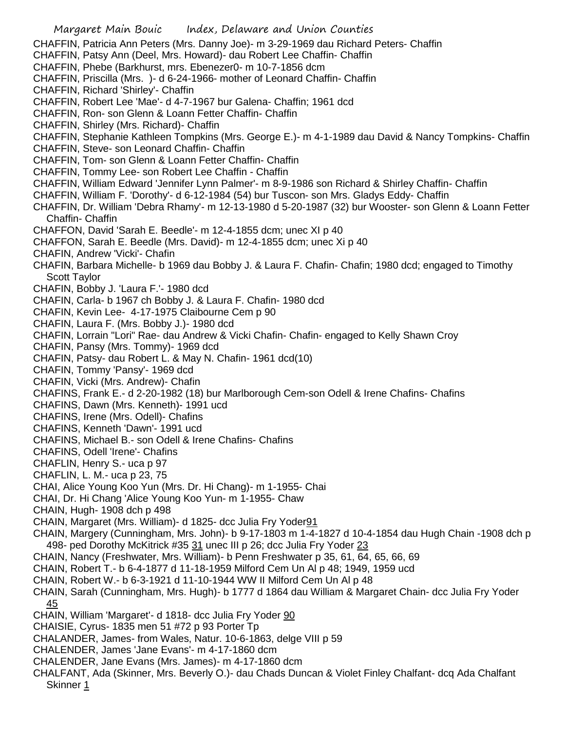CHAFFIN, Patricia Ann Peters (Mrs. Danny Joe)- m 3-29-1969 dau Richard Peters- Chaffin
CHAFFIN, Patsy Ann (Deel, Mrs. Howard)- dau Robert Lee Chaffin- Chaffin
CHAFFIN, Phebe (Barkhurst, mrs. Ebenezer0- m 10-7-1856 dcm
CHAFFIN, Priscilla (Mrs. )- d 6-24-1966- mother of Leonard Chaffin- Chaffin
CHAFFIN, Richard 'Shirley'- Chaffin
CHAFFIN, Robert Lee 'Mae'- d 4-7-1967 bur Galena- Chaffin; 1961 dcd
CHAFFIN, Ron- son Glenn & Loann Fetter Chaffin- Chaffin
CHAFFIN, Shirley (Mrs. Richard)- Chaffin
CHAFFIN, Stephanie Kathleen Tompkins (Mrs. George E.)- m 4-1-1989 dau David & Nancy Tompkins- Chaffin
CHAFFIN, Steve- son Leonard Chaffin- Chaffin
CHAFFIN, Tom- son Glenn & Loann Fetter Chaffin- Chaffin
CHAFFIN, Tommy Lee- son Robert Lee Chaffin - Chaffin
CHAFFIN, William Edward 'Jennifer Lynn Palmer'- m 8-9-1986 son Richard & Shirley Chaffin- Chaffin
CHAFFIN, William F. 'Dorothy'- d 6-12-1984 (54) bur Tuscon- son Mrs. Gladys Eddy- Chaffin
CHAFFIN, Dr. William 'Debra Rhamy'- m 12-13-1980 d 5-20-1987 (32) bur Wooster- son Glenn & Loann Fetter Chaffin- Chaffin
CHAFFON, David 'Sarah E. Beedle'- m 12-4-1855 dcm; unec XI p 40
CHAFFON, Sarah E. Beedle (Mrs. David)- m 12-4-1855 dcm; unec Xi p 40
CHAFIN, Andrew 'Vicki'- Chafin
CHAFIN, Barbara Michelle- b 1969 dau Bobby J. & Laura F. Chafin- Chafin; 1980 dcd; engaged to Timothy Scott Taylor
CHAFIN, Bobby J. 'Laura F.'- 1980 dcd
CHAFIN, Carla- b 1967 ch Bobby J. & Laura F. Chafin- 1980 dcd
CHAFIN, Kevin Lee- 4-17-1975 Claibourne Cem p 90
CHAFIN, Laura F. (Mrs. Bobby J.)- 1980 dcd
CHAFIN, Lorrain "Lori" Rae- dau Andrew & Vicki Chafin- Chafin- engaged to Kelly Shawn Croy
CHAFIN, Pansy (Mrs. Tommy)- 1969 dcd
CHAFIN, Patsy- dau Robert L. & May N. Chafin- 1961 dcd(10)
CHAFIN, Tommy 'Pansy'- 1969 dcd
CHAFIN, Vicki (Mrs. Andrew)- Chafin
CHAFINS, Frank E.- d 2-20-1982 (18) bur Marlborough Cem-son Odell & Irene Chafins- Chafins
CHAFINS, Dawn (Mrs. Kenneth)- 1991 ucd
CHAFINS, Irene (Mrs. Odell)- Chafins
CHAFINS, Kenneth 'Dawn'- 1991 ucd
CHAFINS, Michael B.- son Odell & Irene Chafins- Chafins
CHAFINS, Odell 'Irene'- Chafins
CHAFLIN, Henry S.- uca p 97
CHAFLIN, L. M.- uca p 23, 75
CHAI, Alice Young Koo Yun (Mrs. Dr. Hi Chang)- m 1-1955- Chai
CHAI, Dr. Hi Chang 'Alice Young Koo Yun- m 1-1955- Chaw
CHAIN, Hugh- 1908 dch p 498
CHAIN, Margaret (Mrs. William)- d 1825- dcc Julia Fry Yoder91
CHAIN, Margery (Cunningham, Mrs. John)- b 9-17-1803 m 1-4-1827 d 10-4-1854 dau Hugh Chain -1908 dch p 498- ped Dorothy McKitrick #35 31 unec III p 26; dcc Julia Fry Yoder 23
CHAIN, Nancy (Freshwater, Mrs. William)- b Penn Freshwater p 35, 61, 64, 65, 66, 69
CHAIN, Robert T.- b 6-4-1877 d 11-18-1959 Milford Cem Un Al p 48; 1949, 1959 ucd
CHAIN, Robert W.- b 6-3-1921 d 11-10-1944 WW II Milford Cem Un Al p 48
CHAIN, Sarah (Cunningham, Mrs. Hugh)- b 1777 d 1864 dau William & Margaret Chain- dcc Julia Fry Yoder 45
CHAIN, William 'Margaret'- d 1818- dcc Julia Fry Yoder 90
CHAISIE, Cyrus- 1835 men 51 #72 p 93 Porter Tp
CHALANDER, James- from Wales, Natur. 10-6-1863, delge VIII p 59
CHALENDER, James 'Jane Evans'- m 4-17-1860 dcm
CHALENDER, Jane Evans (Mrs. James)- m 4-17-1860 dcm
CHALFANT, Ada (Skinner, Mrs. Beverly O.)- dau Chads Duncan & Violet Finley Chalfant- dcq Ada Chalfant Skinner 1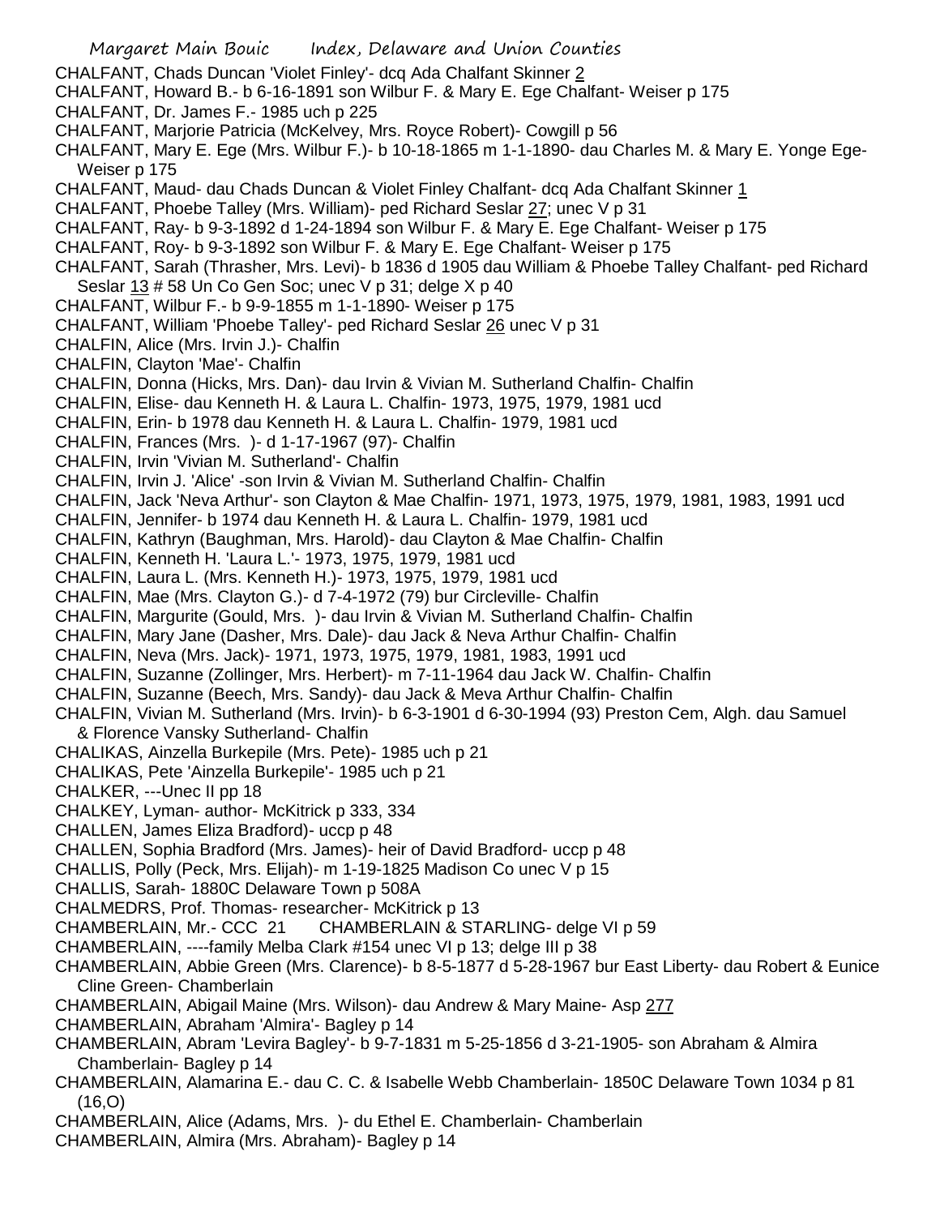CHALFANT, Chads Duncan 'Violet Finley'- dcq Ada Chalfant Skinner 2

CHALFANT, Howard B.- b 6-16-1891 son Wilbur F. & Mary E. Ege Chalfant- Weiser p 175

CHALFANT, Dr. James F.- 1985 uch p 225

CHALFANT, Marjorie Patricia (McKelvey, Mrs. Royce Robert)- Cowgill p 56

CHALFANT, Mary E. Ege (Mrs. Wilbur F.)- b 10-18-1865 m 1-1-1890- dau Charles M. & Mary E. Yonge Ege- Weiser p 175

CHALFANT, Maud- dau Chads Duncan & Violet Finley Chalfant- dcq Ada Chalfant Skinner 1

CHALFANT, Phoebe Talley (Mrs. William)- ped Richard Seslar 27; unec V p 31

CHALFANT, Ray- b 9-3-1892 d 1-24-1894 son Wilbur F. & Mary E. Ege Chalfant- Weiser p 175

CHALFANT, Roy- b 9-3-1892 son Wilbur F. & Mary E. Ege Chalfant- Weiser p 175

CHALFANT, Sarah (Thrasher, Mrs. Levi)- b 1836 d 1905 dau William & Phoebe Talley Chalfant- ped Richard Seslar 13 # 58 Un Co Gen Soc; unec V p 31; delge X p 40

CHALFANT, Wilbur F.- b 9-9-1855 m 1-1-1890- Weiser p 175

CHALFANT, William 'Phoebe Talley'- ped Richard Seslar 26 unec V p 31

CHALFIN, Alice (Mrs. Irvin J.)- Chalfin

CHALFIN, Clayton 'Mae'- Chalfin

CHALFIN, Donna (Hicks, Mrs. Dan)- dau Irvin & Vivian M. Sutherland Chalfin- Chalfin

CHALFIN, Elise- dau Kenneth H. & Laura L. Chalfin- 1973, 1975, 1979, 1981 ucd

CHALFIN, Erin- b 1978 dau Kenneth H. & Laura L. Chalfin- 1979, 1981 ucd

CHALFIN, Frances (Mrs. )- d 1-17-1967 (97)- Chalfin

CHALFIN, Irvin 'Vivian M. Sutherland'- Chalfin

CHALFIN, Irvin J. 'Alice' -son Irvin & Vivian M. Sutherland Chalfin- Chalfin

CHALFIN, Jack 'Neva Arthur'- son Clayton & Mae Chalfin- 1971, 1973, 1975, 1979, 1981, 1983, 1991 ucd

CHALFIN, Jennifer- b 1974 dau Kenneth H. & Laura L. Chalfin- 1979, 1981 ucd

CHALFIN, Kathryn (Baughman, Mrs. Harold)- dau Clayton & Mae Chalfin- Chalfin

CHALFIN, Kenneth H. 'Laura L.'- 1973, 1975, 1979, 1981 ucd

CHALFIN, Laura L. (Mrs. Kenneth H.)- 1973, 1975, 1979, 1981 ucd

CHALFIN, Mae (Mrs. Clayton G.)- d 7-4-1972 (79) bur Circleville- Chalfin

CHALFIN, Margurite (Gould, Mrs. )- dau Irvin & Vivian M. Sutherland Chalfin- Chalfin

CHALFIN, Mary Jane (Dasher, Mrs. Dale)- dau Jack & Neva Arthur Chalfin- Chalfin

CHALFIN, Neva (Mrs. Jack)- 1971, 1973, 1975, 1979, 1981, 1983, 1991 ucd

CHALFIN, Suzanne (Zollinger, Mrs. Herbert)- m 7-11-1964 dau Jack W. Chalfin- Chalfin

CHALFIN, Suzanne (Beech, Mrs. Sandy)- dau Jack & Meva Arthur Chalfin- Chalfin

CHALFIN, Vivian M. Sutherland (Mrs. Irvin)- b 6-3-1901 d 6-30-1994 (93) Preston Cem, Algh. dau Samuel & Florence Vansky Sutherland- Chalfin

CHALIKAS, Ainzella Burkepile (Mrs. Pete)- 1985 uch p 21

CHALIKAS, Pete 'Ainzella Burkepile'- 1985 uch p 21

CHALKER, ---Unec II pp 18

CHALKEY, Lyman- author- McKitrick p 333, 334

CHALLEN, James Eliza Bradford)- uccp p 48

CHALLEN, Sophia Bradford (Mrs. James)- heir of David Bradford- uccp p 48

CHALLIS, Polly (Peck, Mrs. Elijah)- m 1-19-1825 Madison Co unec V p 15

CHALLIS, Sarah- 1880C Delaware Town p 508A

CHALMEDRS, Prof. Thomas- researcher- McKitrick p 13

CHAMBERLAIN, Mr.- CCC 21 CHAMBERLAIN & STARLING- delge VI p 59

CHAMBERLAIN, ----family Melba Clark #154 unec VI p 13; delge III p 38

CHAMBERLAIN, Abbie Green (Mrs. Clarence)- b 8-5-1877 d 5-28-1967 bur East Liberty- dau Robert & Eunice Cline Green- Chamberlain

CHAMBERLAIN, Abigail Maine (Mrs. Wilson)- dau Andrew & Mary Maine- Asp 277

CHAMBERLAIN, Abraham 'Almira'- Bagley p 14

CHAMBERLAIN, Abram 'Levira Bagley'- b 9-7-1831 m 5-25-1856 d 3-21-1905- son Abraham & Almira Chamberlain- Bagley p 14

CHAMBERLAIN, Alamarina E.- dau C. C. & Isabelle Webb Chamberlain- 1850C Delaware Town 1034 p 81 (16,O)

CHAMBERLAIN, Alice (Adams, Mrs. )- du Ethel E. Chamberlain- Chamberlain

CHAMBERLAIN, Almira (Mrs. Abraham)- Bagley p 14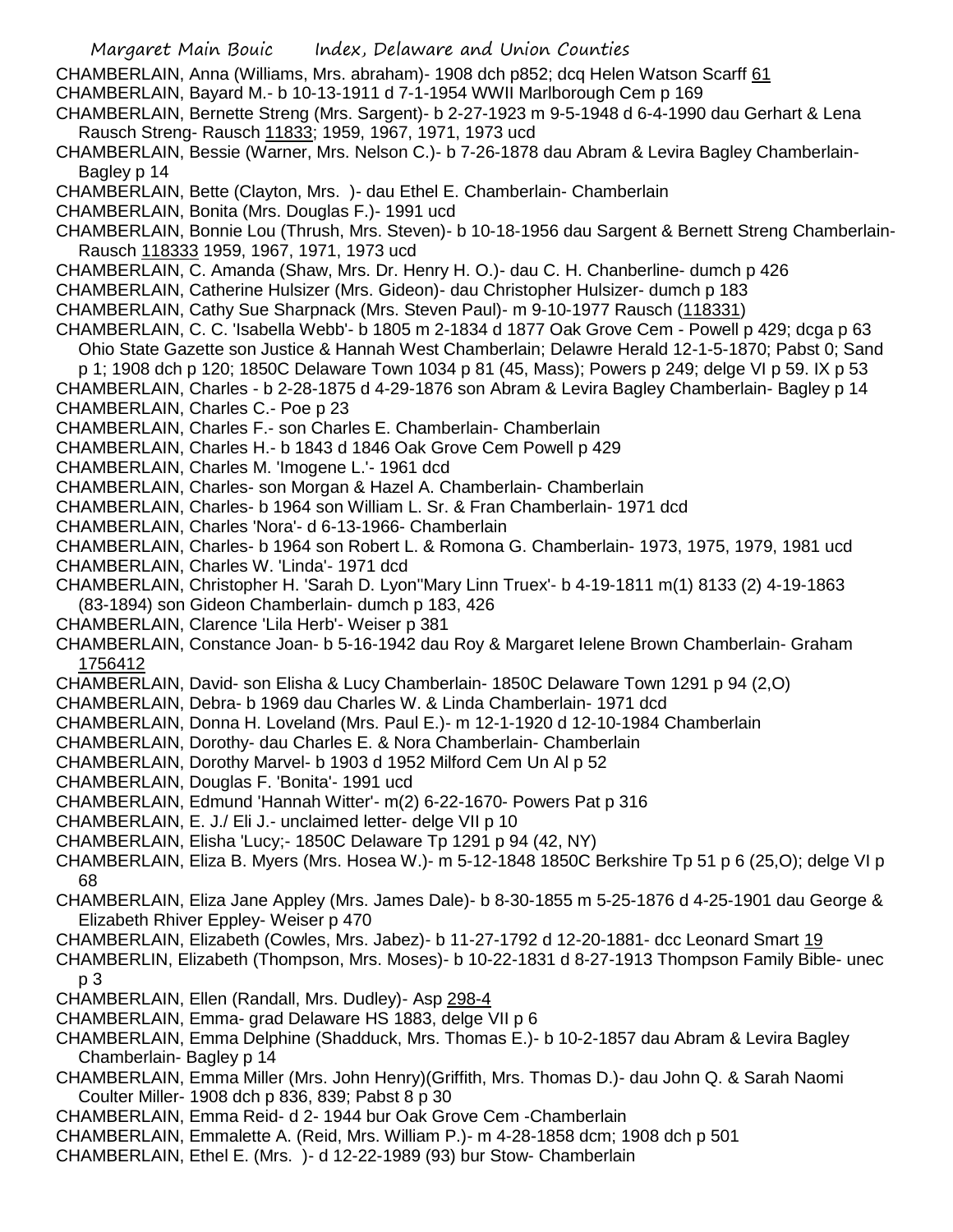CHAMBERLAIN, Anna (Williams, Mrs. abraham)- 1908 dch p852; dcq Helen Watson Scarff 61
CHAMBERLAIN, Bayard M.- b 10-13-1911 d 7-1-1954 WWII Marlborough Cem p 169
CHAMBERLAIN, Bernette Streng (Mrs. Sargent)- b 2-27-1923 m 9-5-1948 d 6-4-1990 dau Gerhart & Lena Rausch Streng- Rausch 11833; 1959, 1967, 1971, 1973 ucd
CHAMBERLAIN, Bessie (Warner, Mrs. Nelson C.)- b 7-26-1878 dau Abram & Levira Bagley Chamberlain- Bagley p 14
CHAMBERLAIN, Bette (Clayton, Mrs. )- dau Ethel E. Chamberlain- Chamberlain
CHAMBERLAIN, Bonita (Mrs. Douglas F.)- 1991 ucd
CHAMBERLAIN, Bonnie Lou (Thrush, Mrs. Steven)- b 10-18-1956 dau Sargent & Bernett Streng Chamberlain- Rausch 118333 1959, 1967, 1971, 1973 ucd
CHAMBERLAIN, C. Amanda (Shaw, Mrs. Dr. Henry H. O.)- dau C. H. Chanberline- dumch p 426
CHAMBERLAIN, Catherine Hulsizer (Mrs. Gideon)- dau Christopher Hulsizer- dumch p 183
CHAMBERLAIN, Cathy Sue Sharpnack (Mrs. Steven Paul)- m 9-10-1977 Rausch (118331)
CHAMBERLAIN, C. C. 'Isabella Webb'- b 1805 m 2-1834 d 1877 Oak Grove Cem - Powell p 429; dcga p 63 Ohio State Gazette son Justice & Hannah West Chamberlain; Delawre Herald 12-1-5-1870; Pabst 0; Sand p 1; 1908 dch p 120; 1850C Delaware Town 1034 p 81 (45, Mass); Powers p 249; delge VI p 59. IX p 53
CHAMBERLAIN, Charles - b 2-28-1875 d 4-29-1876 son Abram & Levira Bagley Chamberlain- Bagley p 14
CHAMBERLAIN, Charles C.- Poe p 23
CHAMBERLAIN, Charles F.- son Charles E. Chamberlain- Chamberlain
CHAMBERLAIN, Charles H.- b 1843 d 1846 Oak Grove Cem Powell p 429
CHAMBERLAIN, Charles M. 'Imogene L.'- 1961 dcd
CHAMBERLAIN, Charles- son Morgan & Hazel A. Chamberlain- Chamberlain
CHAMBERLAIN, Charles- b 1964 son William L. Sr. & Fran Chamberlain- 1971 dcd
CHAMBERLAIN, Charles 'Nora'- d 6-13-1966- Chamberlain
CHAMBERLAIN, Charles- b 1964 son Robert L. & Romona G. Chamberlain- 1973, 1975, 1979, 1981 ucd
CHAMBERLAIN, Charles W. 'Linda'- 1971 dcd
CHAMBERLAIN, Christopher H. 'Sarah D. Lyon''Mary Linn Truex'- b 4-19-1811 m(1) 8133 (2) 4-19-1863 (83-1894) son Gideon Chamberlain- dumch p 183, 426
CHAMBERLAIN, Clarence 'Lila Herb'- Weiser p 381
CHAMBERLAIN, Constance Joan- b 5-16-1942 dau Roy & Margaret Ielene Brown Chamberlain- Graham 1756412
CHAMBERLAIN, David- son Elisha & Lucy Chamberlain- 1850C Delaware Town 1291 p 94 (2,O)
CHAMBERLAIN, Debra- b 1969 dau Charles W. & Linda Chamberlain- 1971 dcd
CHAMBERLAIN, Donna H. Loveland (Mrs. Paul E.)- m 12-1-1920 d 12-10-1984 Chamberlain
CHAMBERLAIN, Dorothy- dau Charles E. & Nora Chamberlain- Chamberlain
CHAMBERLAIN, Dorothy Marvel- b 1903 d 1952 Milford Cem Un Al p 52
CHAMBERLAIN, Douglas F. 'Bonita'- 1991 ucd
CHAMBERLAIN, Edmund 'Hannah Witter'- m(2) 6-22-1670- Powers Pat p 316
CHAMBERLAIN, E. J./ Eli J.- unclaimed letter- delge VII p 10
CHAMBERLAIN, Elisha 'Lucy;- 1850C Delaware Tp 1291 p 94 (42, NY)
CHAMBERLAIN, Eliza B. Myers (Mrs. Hosea W.)- m 5-12-1848 1850C Berkshire Tp 51 p 6 (25,O); delge VI p 68
CHAMBERLAIN, Eliza Jane Appley (Mrs. James Dale)- b 8-30-1855 m 5-25-1876 d 4-25-1901 dau George & Elizabeth Rhiver Eppley- Weiser p 470
CHAMBERLAIN, Elizabeth (Cowles, Mrs. Jabez)- b 11-27-1792 d 12-20-1881- dcc Leonard Smart 19
CHAMBERLIN, Elizabeth (Thompson, Mrs. Moses)- b 10-22-1831 d 8-27-1913 Thompson Family Bible- unec p 3
CHAMBERLAIN, Ellen (Randall, Mrs. Dudley)- Asp 298-4
CHAMBERLAIN, Emma- grad Delaware HS 1883, delge VII p 6
CHAMBERLAIN, Emma Delphine (Shadduck, Mrs. Thomas E.)- b 10-2-1857 dau Abram & Levira Bagley Chamberlain- Bagley p 14
CHAMBERLAIN, Emma Miller (Mrs. John Henry)(Griffith, Mrs. Thomas D.)- dau John Q. & Sarah Naomi Coulter Miller- 1908 dch p 836, 839; Pabst 8 p 30
CHAMBERLAIN, Emma Reid- d 2- 1944 bur Oak Grove Cem -Chamberlain
CHAMBERLAIN, Emmalette A. (Reid, Mrs. William P.)- m 4-28-1858 dcm; 1908 dch p 501
CHAMBERLAIN, Ethel E. (Mrs. )- d 12-22-1989 (93) bur Stow- Chamberlain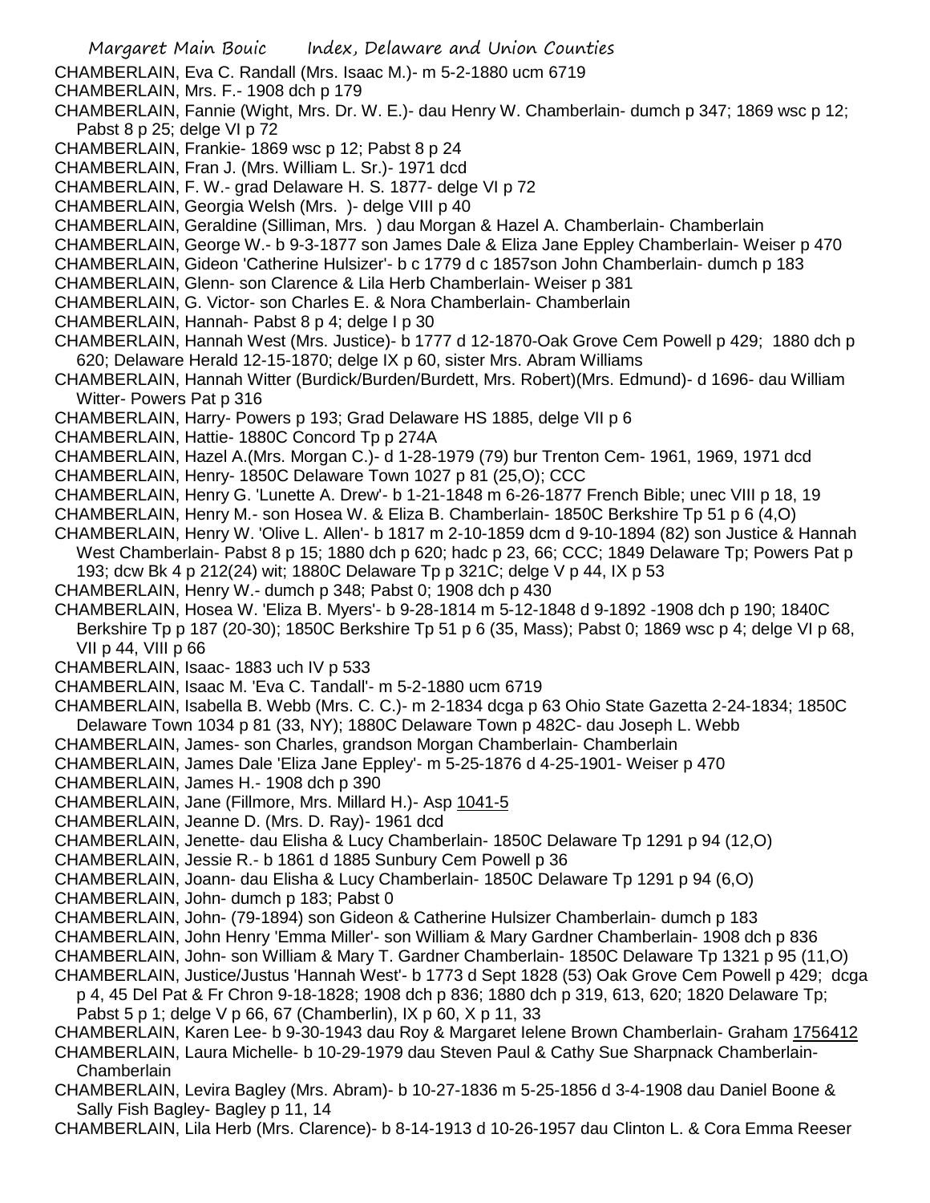CHAMBERLAIN, Eva C. Randall (Mrs. Isaac M.)- m 5-2-1880 ucm 6719

CHAMBERLAIN, Mrs. F.- 1908 dch p 179

CHAMBERLAIN, Fannie (Wight, Mrs. Dr. W. E.)- dau Henry W. Chamberlain- dumch p 347; 1869 wsc p 12; Pabst 8 p 25; delge VI p 72

CHAMBERLAIN, Frankie- 1869 wsc p 12; Pabst 8 p 24

CHAMBERLAIN, Fran J. (Mrs. William L. Sr.)- 1971 dcd

CHAMBERLAIN, F. W.- grad Delaware H. S. 1877- delge VI p 72

CHAMBERLAIN, Georgia Welsh (Mrs. )- delge VIII p 40

CHAMBERLAIN, Geraldine (Silliman, Mrs. ) dau Morgan & Hazel A. Chamberlain- Chamberlain

CHAMBERLAIN, George W.- b 9-3-1877 son James Dale & Eliza Jane Eppley Chamberlain- Weiser p 470

CHAMBERLAIN, Gideon 'Catherine Hulsizer'- b c 1779 d c 1857son John Chamberlain- dumch p 183

CHAMBERLAIN, Glenn- son Clarence & Lila Herb Chamberlain- Weiser p 381

CHAMBERLAIN, G. Victor- son Charles E. & Nora Chamberlain- Chamberlain

CHAMBERLAIN, Hannah- Pabst 8 p 4; delge I p 30

CHAMBERLAIN, Hannah West (Mrs. Justice)- b 1777 d 12-1870-Oak Grove Cem Powell p 429; 1880 dch p 620; Delaware Herald 12-15-1870; delge IX p 60, sister Mrs. Abram Williams

CHAMBERLAIN, Hannah Witter (Burdick/Burden/Burdett, Mrs. Robert)(Mrs. Edmund)- d 1696- dau William Witter- Powers Pat p 316

CHAMBERLAIN, Harry- Powers p 193; Grad Delaware HS 1885, delge VII p 6

CHAMBERLAIN, Hattie- 1880C Concord Tp p 274A

CHAMBERLAIN, Hazel A.(Mrs. Morgan C.)- d 1-28-1979 (79) bur Trenton Cem- 1961, 1969, 1971 dcd

CHAMBERLAIN, Henry- 1850C Delaware Town 1027 p 81 (25,O); CCC

CHAMBERLAIN, Henry G. 'Lunette A. Drew'- b 1-21-1848 m 6-26-1877 French Bible; unec VIII p 18, 19

CHAMBERLAIN, Henry M.- son Hosea W. & Eliza B. Chamberlain- 1850C Berkshire Tp 51 p 6 (4,O)

CHAMBERLAIN, Henry W. 'Olive L. Allen'- b 1817 m 2-10-1859 dcm d 9-10-1894 (82) son Justice & Hannah West Chamberlain- Pabst 8 p 15; 1880 dch p 620; hadc p 23, 66; CCC; 1849 Delaware Tp; Powers Pat p 193; dcw Bk 4 p 212(24) wit; 1880C Delaware Tp p 321C; delge V p 44, IX p 53

CHAMBERLAIN, Henry W.- dumch p 348; Pabst 0; 1908 dch p 430

CHAMBERLAIN, Hosea W. 'Eliza B. Myers'- b 9-28-1814 m 5-12-1848 d 9-1892 -1908 dch p 190; 1840C Berkshire Tp p 187 (20-30); 1850C Berkshire Tp 51 p 6 (35, Mass); Pabst 0; 1869 wsc p 4; delge VI p 68, VII p 44, VIII p 66

CHAMBERLAIN, Isaac- 1883 uch IV p 533

CHAMBERLAIN, Isaac M. 'Eva C. Tandall'- m 5-2-1880 ucm 6719

CHAMBERLAIN, Isabella B. Webb (Mrs. C. C.)- m 2-1834 dcga p 63 Ohio State Gazetta 2-24-1834; 1850C Delaware Town 1034 p 81 (33, NY); 1880C Delaware Town p 482C- dau Joseph L. Webb

CHAMBERLAIN, James- son Charles, grandson Morgan Chamberlain- Chamberlain

CHAMBERLAIN, James Dale 'Eliza Jane Eppley'- m 5-25-1876 d 4-25-1901- Weiser p 470

CHAMBERLAIN, James H.- 1908 dch p 390

CHAMBERLAIN, Jane (Fillmore, Mrs. Millard H.)- Asp 1041-5

CHAMBERLAIN, Jeanne D. (Mrs. D. Ray)- 1961 dcd

CHAMBERLAIN, Jenette- dau Elisha & Lucy Chamberlain- 1850C Delaware Tp 1291 p 94 (12,O)

CHAMBERLAIN, Jessie R.- b 1861 d 1885 Sunbury Cem Powell p 36

CHAMBERLAIN, Joann- dau Elisha & Lucy Chamberlain- 1850C Delaware Tp 1291 p 94 (6,O)

CHAMBERLAIN, John- dumch p 183; Pabst 0

CHAMBERLAIN, John- (79-1894) son Gideon & Catherine Hulsizer Chamberlain- dumch p 183

CHAMBERLAIN, John Henry 'Emma Miller'- son William & Mary Gardner Chamberlain- 1908 dch p 836

CHAMBERLAIN, John- son William & Mary T. Gardner Chamberlain- 1850C Delaware Tp 1321 p 95 (11,O)

CHAMBERLAIN, Justice/Justus 'Hannah West'- b 1773 d Sept 1828 (53) Oak Grove Cem Powell p 429; dcga p 4, 45 Del Pat & Fr Chron 9-18-1828; 1908 dch p 836; 1880 dch p 319, 613, 620; 1820 Delaware Tp; Pabst 5 p 1; delge V p 66, 67 (Chamberlin), IX p 60, X p 11, 33

CHAMBERLAIN, Karen Lee- b 9-30-1943 dau Roy & Margaret Ielene Brown Chamberlain- Graham 1756412

CHAMBERLAIN, Laura Michelle- b 10-29-1979 dau Steven Paul & Cathy Sue Sharpnack Chamberlain- Chamberlain

CHAMBERLAIN, Levira Bagley (Mrs. Abram)- b 10-27-1836 m 5-25-1856 d 3-4-1908 dau Daniel Boone & Sally Fish Bagley- Bagley p 11, 14

CHAMBERLAIN, Lila Herb (Mrs. Clarence)- b 8-14-1913 d 10-26-1957 dau Clinton L. & Cora Emma Reeser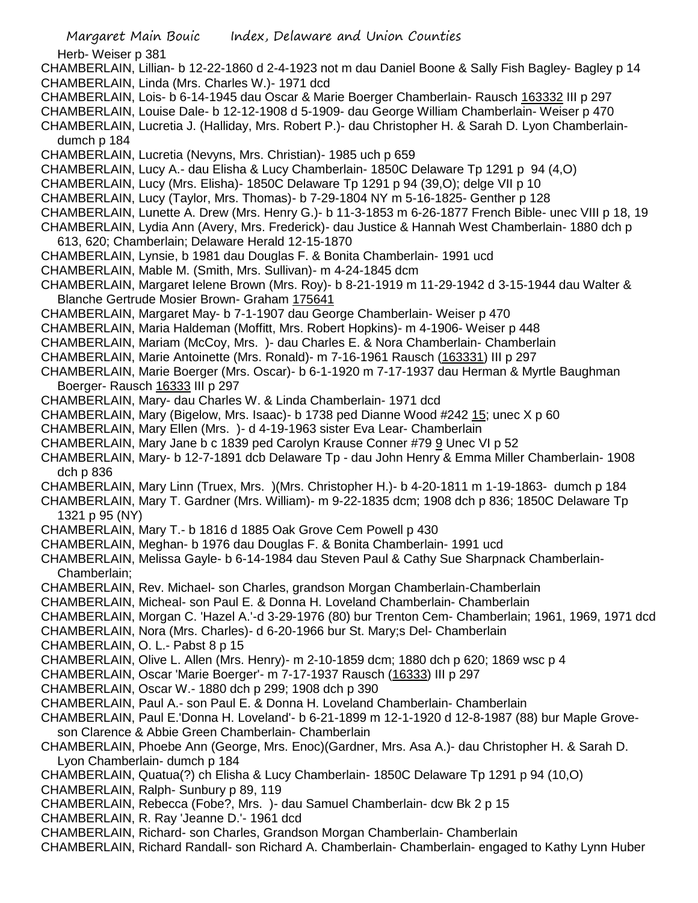Herb- Weiser p 381

CHAMBERLAIN, Lillian- b 12-22-1860 d 2-4-1923 not m dau Daniel Boone & Sally Fish Bagley- Bagley p 14

CHAMBERLAIN, Linda (Mrs. Charles W.)- 1971 dcd

CHAMBERLAIN, Lois- b 6-14-1945 dau Oscar & Marie Boerger Chamberlain- Rausch 163332 III p 297

CHAMBERLAIN, Louise Dale- b 12-12-1908 d 5-1909- dau George William Chamberlain- Weiser p 470

CHAMBERLAIN, Lucretia J. (Halliday, Mrs. Robert P.)- dau Christopher H. & Sarah D. Lyon Chamberlain- dumch p 184

CHAMBERLAIN, Lucretia (Nevyns, Mrs. Christian)- 1985 uch p 659

CHAMBERLAIN, Lucy A.- dau Elisha & Lucy Chamberlain- 1850C Delaware Tp 1291 p 94 (4,O)

CHAMBERLAIN, Lucy (Mrs. Elisha)- 1850C Delaware Tp 1291 p 94 (39,O); delge VII p 10

CHAMBERLAIN, Lucy (Taylor, Mrs. Thomas)- b 7-29-1804 NY m 5-16-1825- Genther p 128

CHAMBERLAIN, Lunette A. Drew (Mrs. Henry G.)- b 11-3-1853 m 6-26-1877 French Bible- unec VIII p 18, 19

CHAMBERLAIN, Lydia Ann (Avery, Mrs. Frederick)- dau Justice & Hannah West Chamberlain- 1880 dch p 613, 620; Chamberlain; Delaware Herald 12-15-1870

CHAMBERLAIN, Lynsie, b 1981 dau Douglas F. & Bonita Chamberlain- 1991 ucd

CHAMBERLAIN, Mable M. (Smith, Mrs. Sullivan)- m 4-24-1845 dcm

CHAMBERLAIN, Margaret Ielene Brown (Mrs. Roy)- b 8-21-1919 m 11-29-1942 d 3-15-1944 dau Walter & Blanche Gertrude Mosier Brown- Graham 175641

CHAMBERLAIN, Margaret May- b 7-1-1907 dau George Chamberlain- Weiser p 470

CHAMBERLAIN, Maria Haldeman (Moffitt, Mrs. Robert Hopkins)- m 4-1906- Weiser p 448

CHAMBERLAIN, Mariam (McCoy, Mrs. )- dau Charles E. & Nora Chamberlain- Chamberlain

CHAMBERLAIN, Marie Antoinette (Mrs. Ronald)- m 7-16-1961 Rausch (163331) III p 297

CHAMBERLAIN, Marie Boerger (Mrs. Oscar)- b 6-1-1920 m 7-17-1937 dau Herman & Myrtle Baughman Boerger- Rausch 16333 III p 297

CHAMBERLAIN, Mary- dau Charles W. & Linda Chamberlain- 1971 dcd

CHAMBERLAIN, Mary (Bigelow, Mrs. Isaac)- b 1738 ped Dianne Wood #242 15; unec X p 60

CHAMBERLAIN, Mary Ellen (Mrs. )- d 4-19-1963 sister Eva Lear- Chamberlain

CHAMBERLAIN, Mary Jane b c 1839 ped Carolyn Krause Conner #79 9 Unec VI p 52

CHAMBERLAIN, Mary- b 12-7-1891 dcb Delaware Tp - dau John Henry & Emma Miller Chamberlain- 1908 dch p 836

CHAMBERLAIN, Mary Linn (Truex, Mrs. )(Mrs. Christopher H.)- b 4-20-1811 m 1-19-1863- dumch p 184

CHAMBERLAIN, Mary T. Gardner (Mrs. William)- m 9-22-1835 dcm; 1908 dch p 836; 1850C Delaware Tp 1321 p 95 (NY)

CHAMBERLAIN, Mary T.- b 1816 d 1885 Oak Grove Cem Powell p 430

CHAMBERLAIN, Meghan- b 1976 dau Douglas F. & Bonita Chamberlain- 1991 ucd

CHAMBERLAIN, Melissa Gayle- b 6-14-1984 dau Steven Paul & Cathy Sue Sharpnack Chamberlain- Chamberlain;

CHAMBERLAIN, Rev. Michael- son Charles, grandson Morgan Chamberlain-Chamberlain

CHAMBERLAIN, Micheal- son Paul E. & Donna H. Loveland Chamberlain- Chamberlain

CHAMBERLAIN, Morgan C. 'Hazel A.'-d 3-29-1976 (80) bur Trenton Cem- Chamberlain; 1961, 1969, 1971 dcd

CHAMBERLAIN, Nora (Mrs. Charles)- d 6-20-1966 bur St. Mary;s Del- Chamberlain

CHAMBERLAIN, O. L.- Pabst 8 p 15

CHAMBERLAIN, Olive L. Allen (Mrs. Henry)- m 2-10-1859 dcm; 1880 dch p 620; 1869 wsc p 4

CHAMBERLAIN, Oscar 'Marie Boerger'- m 7-17-1937 Rausch (16333) III p 297

CHAMBERLAIN, Oscar W.- 1880 dch p 299; 1908 dch p 390

CHAMBERLAIN, Paul A.- son Paul E. & Donna H. Loveland Chamberlain- Chamberlain

CHAMBERLAIN, Paul E.'Donna H. Loveland'- b 6-21-1899 m 12-1-1920 d 12-8-1987 (88) bur Maple Grove- son Clarence & Abbie Green Chamberlain- Chamberlain

CHAMBERLAIN, Phoebe Ann (George, Mrs. Enoc)(Gardner, Mrs. Asa A.)- dau Christopher H. & Sarah D. Lyon Chamberlain- dumch p 184

CHAMBERLAIN, Quatua(?) ch Elisha & Lucy Chamberlain- 1850C Delaware Tp 1291 p 94 (10,O)

CHAMBERLAIN, Ralph- Sunbury p 89, 119

CHAMBERLAIN, Rebecca (Fobe?, Mrs. )- dau Samuel Chamberlain- dcw Bk 2 p 15

CHAMBERLAIN, R. Ray 'Jeanne D.'- 1961 dcd

CHAMBERLAIN, Richard- son Charles, Grandson Morgan Chamberlain- Chamberlain

CHAMBERLAIN, Richard Randall- son Richard A. Chamberlain- Chamberlain- engaged to Kathy Lynn Huber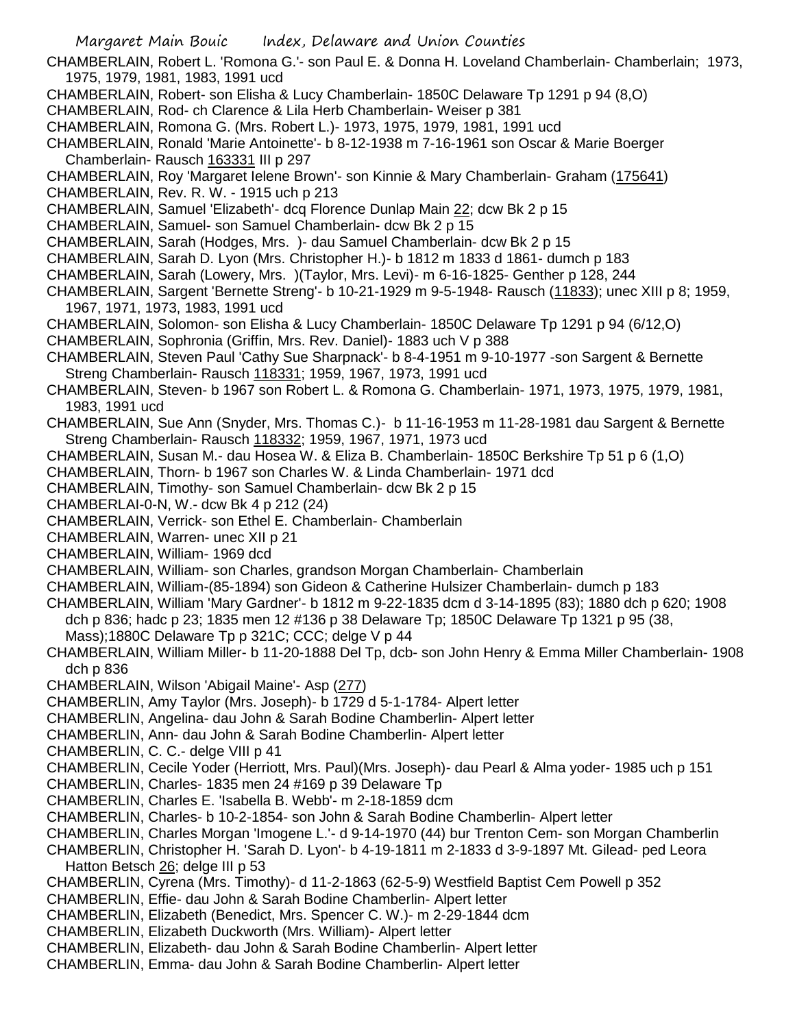CHAMBERLAIN, Robert L. 'Romona G.'- son Paul E. & Donna H. Loveland Chamberlain- Chamberlain; 1973, 1975, 1979, 1981, 1983, 1991 ucd

CHAMBERLAIN, Robert- son Elisha & Lucy Chamberlain- 1850C Delaware Tp 1291 p 94 (8,O)

CHAMBERLAIN, Rod- ch Clarence & Lila Herb Chamberlain- Weiser p 381

CHAMBERLAIN, Romona G. (Mrs. Robert L.)- 1973, 1975, 1979, 1981, 1991 ucd

CHAMBERLAIN, Ronald 'Marie Antoinette'- b 8-12-1938 m 7-16-1961 son Oscar & Marie Boerger Chamberlain- Rausch 163331 III p 297

CHAMBERLAIN, Roy 'Margaret Ielene Brown'- son Kinnie & Mary Chamberlain- Graham (175641)

CHAMBERLAIN, Rev. R. W. - 1915 uch p 213

CHAMBERLAIN, Samuel 'Elizabeth'- dcq Florence Dunlap Main 22; dcw Bk 2 p 15

CHAMBERLAIN, Samuel- son Samuel Chamberlain- dcw Bk 2 p 15

CHAMBERLAIN, Sarah (Hodges, Mrs. )- dau Samuel Chamberlain- dcw Bk 2 p 15

CHAMBERLAIN, Sarah D. Lyon (Mrs. Christopher H.)- b 1812 m 1833 d 1861- dumch p 183

CHAMBERLAIN, Sarah (Lowery, Mrs. )(Taylor, Mrs. Levi)- m 6-16-1825- Genther p 128, 244

CHAMBERLAIN, Sargent 'Bernette Streng'- b 10-21-1929 m 9-5-1948- Rausch (11833); unec XIII p 8; 1959, 1967, 1971, 1973, 1983, 1991 ucd

CHAMBERLAIN, Solomon- son Elisha & Lucy Chamberlain- 1850C Delaware Tp 1291 p 94 (6/12,O)

CHAMBERLAIN, Sophronia (Griffin, Mrs. Rev. Daniel)- 1883 uch V p 388

CHAMBERLAIN, Steven Paul 'Cathy Sue Sharpnack'- b 8-4-1951 m 9-10-1977 -son Sargent & Bernette Streng Chamberlain- Rausch 118331; 1959, 1967, 1973, 1991 ucd

CHAMBERLAIN, Steven- b 1967 son Robert L. & Romona G. Chamberlain- 1971, 1973, 1975, 1979, 1981, 1983, 1991 ucd

CHAMBERLAIN, Sue Ann (Snyder, Mrs. Thomas C.)- b 11-16-1953 m 11-28-1981 dau Sargent & Bernette Streng Chamberlain- Rausch 118332; 1959, 1967, 1971, 1973 ucd

CHAMBERLAIN, Susan M.- dau Hosea W. & Eliza B. Chamberlain- 1850C Berkshire Tp 51 p 6 (1,O)

CHAMBERLAIN, Thorn- b 1967 son Charles W. & Linda Chamberlain- 1971 dcd

CHAMBERLAIN, Timothy- son Samuel Chamberlain- dcw Bk 2 p 15

CHAMBERLAI-0-N, W.- dcw Bk 4 p 212 (24)

CHAMBERLAIN, Verrick- son Ethel E. Chamberlain- Chamberlain

CHAMBERLAIN, Warren- unec XII p 21

CHAMBERLAIN, William- 1969 dcd

CHAMBERLAIN, William- son Charles, grandson Morgan Chamberlain- Chamberlain

CHAMBERLAIN, William-(85-1894) son Gideon & Catherine Hulsizer Chamberlain- dumch p 183

CHAMBERLAIN, William 'Mary Gardner'- b 1812 m 9-22-1835 dcm d 3-14-1895 (83); 1880 dch p 620; 1908 dch p 836; hadc p 23; 1835 men 12 #136 p 38 Delaware Tp; 1850C Delaware Tp 1321 p 95 (38, Mass);1880C Delaware Tp p 321C; CCC; delge V p 44

CHAMBERLAIN, William Miller- b 11-20-1888 Del Tp, dcb- son John Henry & Emma Miller Chamberlain- 1908 dch p 836

CHAMBERLAIN, Wilson 'Abigail Maine'- Asp (277)

CHAMBERLIN, Amy Taylor (Mrs. Joseph)- b 1729 d 5-1-1784- Alpert letter

CHAMBERLIN, Angelina- dau John & Sarah Bodine Chamberlin- Alpert letter

CHAMBERLIN, Ann- dau John & Sarah Bodine Chamberlin- Alpert letter

CHAMBERLIN, C. C.- delge VIII p 41

CHAMBERLIN, Cecile Yoder (Herriott, Mrs. Paul)(Mrs. Joseph)- dau Pearl & Alma yoder- 1985 uch p 151

CHAMBERLIN, Charles- 1835 men 24 #169 p 39 Delaware Tp

CHAMBERLIN, Charles E. 'Isabella B. Webb'- m 2-18-1859 dcm

CHAMBERLIN, Charles- b 10-2-1854- son John & Sarah Bodine Chamberlin- Alpert letter

CHAMBERLIN, Charles Morgan 'Imogene L.'- d 9-14-1970 (44) bur Trenton Cem- son Morgan Chamberlin

CHAMBERLIN, Christopher H. 'Sarah D. Lyon'- b 4-19-1811 m 2-1833 d 3-9-1897 Mt. Gilead- ped Leora Hatton Betsch 26; delge III p 53

CHAMBERLIN, Cyrena (Mrs. Timothy)- d 11-2-1863 (62-5-9) Westfield Baptist Cem Powell p 352

CHAMBERLIN, Effie- dau John & Sarah Bodine Chamberlin- Alpert letter

CHAMBERLIN, Elizabeth (Benedict, Mrs. Spencer C. W.)- m 2-29-1844 dcm

CHAMBERLIN, Elizabeth Duckworth (Mrs. William)- Alpert letter

CHAMBERLIN, Elizabeth- dau John & Sarah Bodine Chamberlin- Alpert letter

CHAMBERLIN, Emma- dau John & Sarah Bodine Chamberlin- Alpert letter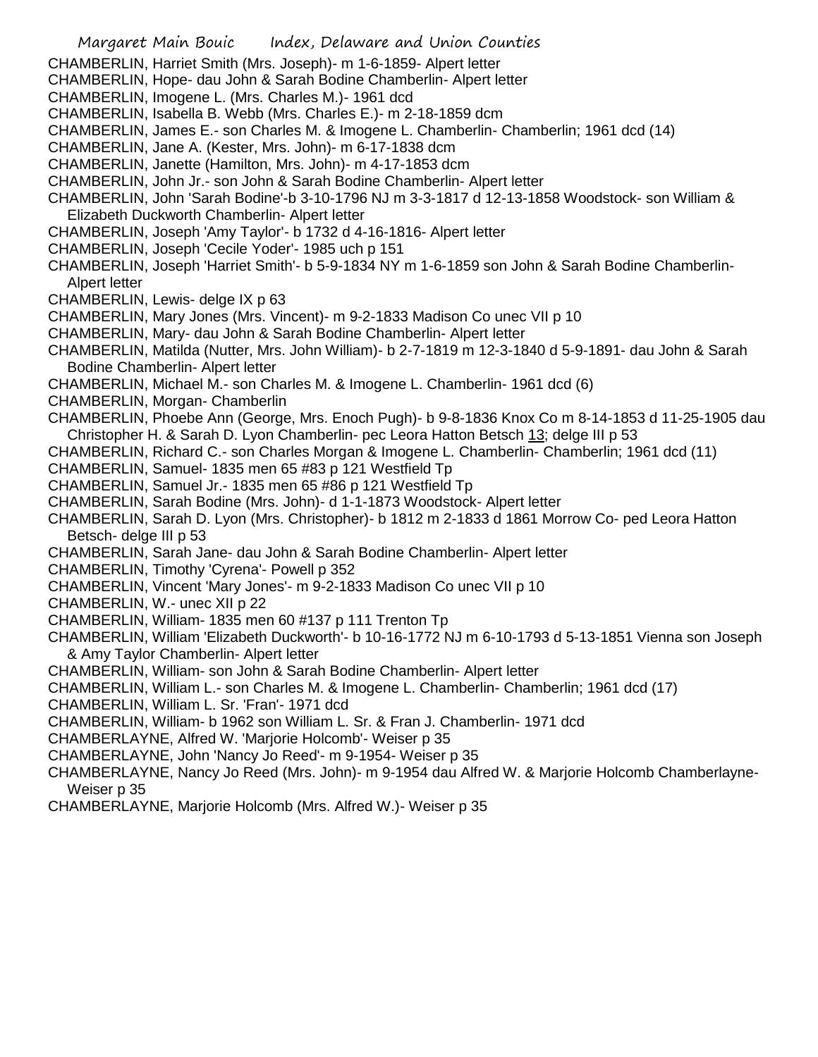CHAMBERLIN, Harriet Smith (Mrs. Joseph)- m 1-6-1859- Alpert letter

CHAMBERLIN, Hope- dau John & Sarah Bodine Chamberlin- Alpert letter

CHAMBERLIN, Imogene L. (Mrs. Charles M.)- 1961 dcd

CHAMBERLIN, Isabella B. Webb (Mrs. Charles E.)- m 2-18-1859 dcm

CHAMBERLIN, James E.- son Charles M. & Imogene L. Chamberlin- Chamberlin; 1961 dcd (14)

CHAMBERLIN, Jane A. (Kester, Mrs. John)- m 6-17-1838 dcm

CHAMBERLIN, Janette (Hamilton, Mrs. John)- m 4-17-1853 dcm

CHAMBERLIN, John Jr.- son John & Sarah Bodine Chamberlin- Alpert letter

CHAMBERLIN, John 'Sarah Bodine'-b 3-10-1796 NJ m 3-3-1817 d 12-13-1858 Woodstock- son William & Elizabeth Duckworth Chamberlin- Alpert letter

CHAMBERLIN, Joseph 'Amy Taylor'- b 1732 d 4-16-1816- Alpert letter

CHAMBERLIN, Joseph 'Cecile Yoder'- 1985 uch p 151

CHAMBERLIN, Joseph 'Harriet Smith'- b 5-9-1834 NY m 1-6-1859 son John & Sarah Bodine Chamberlin- Alpert letter

CHAMBERLIN, Lewis- delge IX p 63

CHAMBERLIN, Mary Jones (Mrs. Vincent)- m 9-2-1833 Madison Co unec VII p 10

CHAMBERLIN, Mary- dau John & Sarah Bodine Chamberlin- Alpert letter

CHAMBERLIN, Matilda (Nutter, Mrs. John William)- b 2-7-1819 m 12-3-1840 d 5-9-1891- dau John & Sarah Bodine Chamberlin- Alpert letter

CHAMBERLIN, Michael M.- son Charles M. & Imogene L. Chamberlin- 1961 dcd (6)

CHAMBERLIN, Morgan- Chamberlin

CHAMBERLIN, Phoebe Ann (George, Mrs. Enoch Pugh)- b 9-8-1836 Knox Co m 8-14-1853 d 11-25-1905 dau Christopher H. & Sarah D. Lyon Chamberlin- pec Leora Hatton Betsch 13; delge III p 53

CHAMBERLIN, Richard C.- son Charles Morgan & Imogene L. Chamberlin- Chamberlin; 1961 dcd (11)

CHAMBERLIN, Samuel- 1835 men 65 #83 p 121 Westfield Tp

CHAMBERLIN, Samuel Jr.- 1835 men 65 #86 p 121 Westfield Tp

CHAMBERLIN, Sarah Bodine (Mrs. John)- d 1-1-1873 Woodstock- Alpert letter

CHAMBERLIN, Sarah D. Lyon (Mrs. Christopher)- b 1812 m 2-1833 d 1861 Morrow Co- ped Leora Hatton Betsch- delge III p 53

CHAMBERLIN, Sarah Jane- dau John & Sarah Bodine Chamberlin- Alpert letter

CHAMBERLIN, Timothy 'Cyrena'- Powell p 352

CHAMBERLIN, Vincent 'Mary Jones'- m 9-2-1833 Madison Co unec VII p 10

CHAMBERLIN, W.- unec XII p 22

CHAMBERLIN, William- 1835 men 60 #137 p 111 Trenton Tp

CHAMBERLIN, William 'Elizabeth Duckworth'- b 10-16-1772 NJ m 6-10-1793 d 5-13-1851 Vienna son Joseph & Amy Taylor Chamberlin- Alpert letter

CHAMBERLIN, William- son John & Sarah Bodine Chamberlin- Alpert letter

CHAMBERLIN, William L.- son Charles M. & Imogene L. Chamberlin- Chamberlin; 1961 dcd (17)

CHAMBERLIN, William L. Sr. 'Fran'- 1971 dcd

CHAMBERLIN, William- b 1962 son William L. Sr. & Fran J. Chamberlin- 1971 dcd

CHAMBERLAYNE, Alfred W. 'Marjorie Holcomb'- Weiser p 35

CHAMBERLAYNE, John 'Nancy Jo Reed'- m 9-1954- Weiser p 35

CHAMBERLAYNE, Nancy Jo Reed (Mrs. John)- m 9-1954 dau Alfred W. & Marjorie Holcomb Chamberlayne- Weiser p 35

CHAMBERLAYNE, Marjorie Holcomb (Mrs. Alfred W.)- Weiser p 35